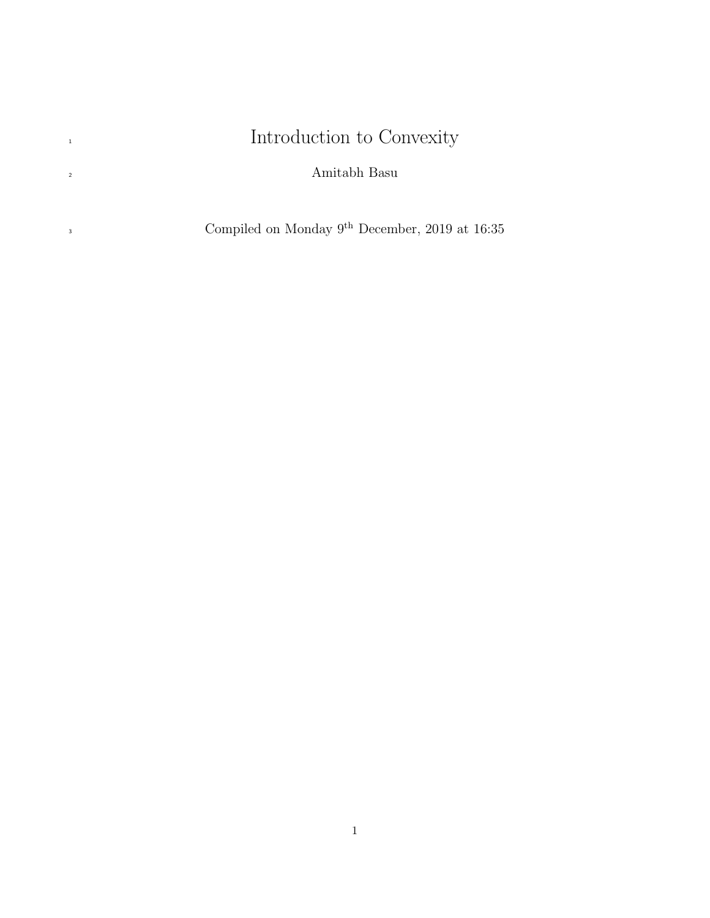# Introduction to Convexity

Amitabh Basu

Compiled on Monday 9th December, 2019 at 16:35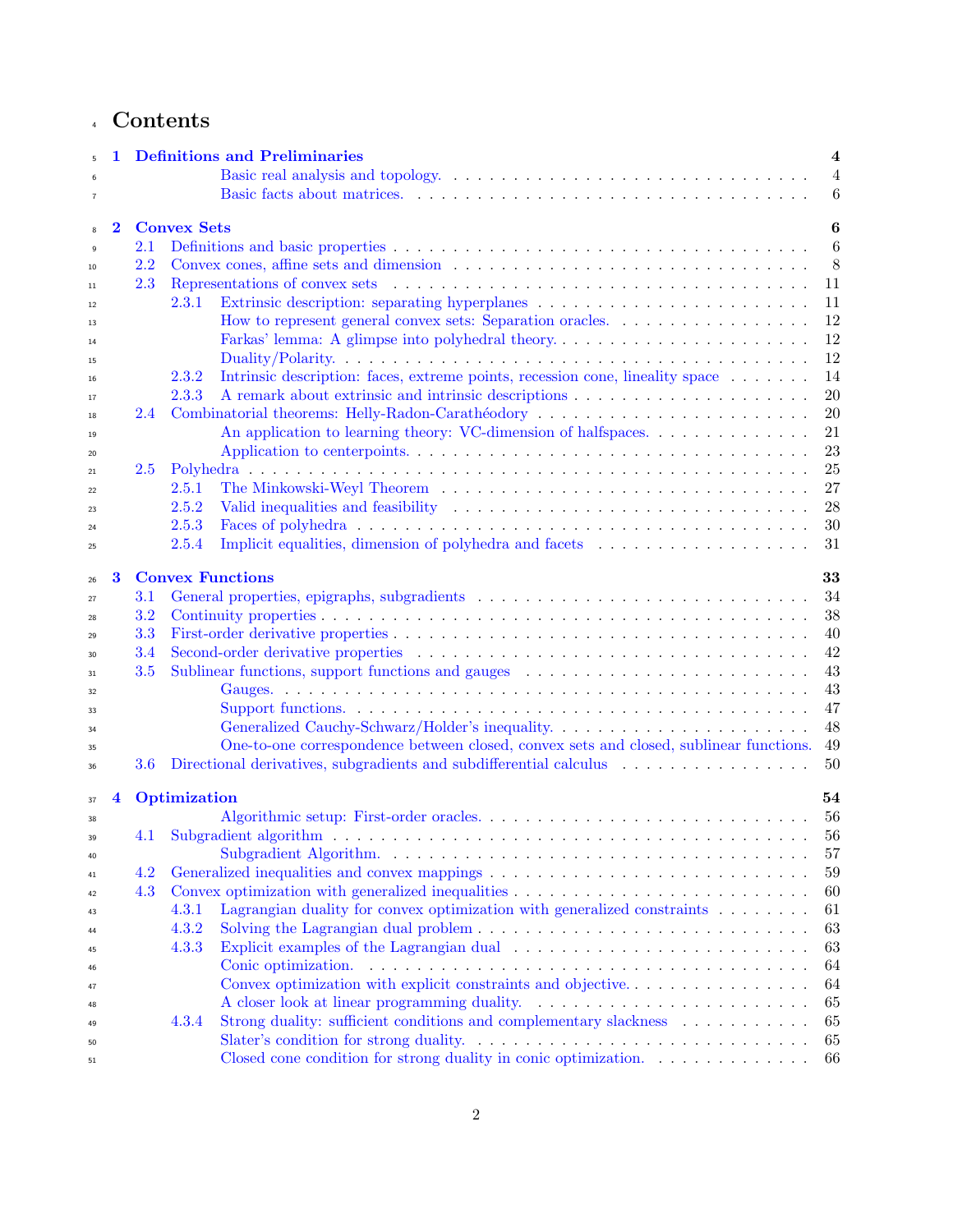# Contents

- **1 Definitions and Preliminaries** — 4
  - Basic real analysis and topology. — 4
  - Basic facts about matrices. — 6
- **2 Convex Sets** — 6
  - 2.1 Definitions and basic properties — 6
  - 2.2 Convex cones, affine sets and dimension — 8
  - 2.3 Representations of convex sets — 11
    - 2.3.1 Extrinsic description: separating hyperplanes — 11
      - How to represent general convex sets: Separation oracles. — 12
      - Farkas' lemma: A glimpse into polyhedral theory. — 12
      - Duality/Polarity. — 12
    - 2.3.2 Intrinsic description: faces, extreme points, recession cone, lineality space — 14
    - 2.3.3 A remark about extrinsic and intrinsic descriptions — 20
  - 2.4 Combinatorial theorems: Helly-Radon-Carathéodory — 20
    - An application to learning theory: VC-dimension of halfspaces. — 21
    - Application to centerpoints. — 23
  - 2.5 Polyhedra — 25
    - 2.5.1 The Minkowski-Weyl Theorem — 27
    - 2.5.2 Valid inequalities and feasibility — 28
    - 2.5.3 Faces of polyhedra — 30
    - 2.5.4 Implicit equalities, dimension of polyhedra and facets — 31
- **3 Convex Functions** — 33
  - 3.1 General properties, epigraphs, subgradients — 34
  - 3.2 Continuity properties — 38
  - 3.3 First-order derivative properties — 40
  - 3.4 Second-order derivative properties — 42
  - 3.5 Sublinear functions, support functions and gauges — 43
    - Gauges. — 43
    - Support functions. — 47
    - Generalized Cauchy-Schwarz/Holder's inequality. — 48
    - One-to-one correspondence between closed, convex sets and closed, sublinear functions. — 49
  - 3.6 Directional derivatives, subgradients and subdifferential calculus — 50
- **4 Optimization** — 54
  - Algorithmic setup: First-order oracles. — 56
  - 4.1 Subgradient algorithm — 56
    - Subgradient Algorithm. — 57
  - 4.2 Generalized inequalities and convex mappings — 59
  - 4.3 Convex optimization with generalized inequalities — 60
    - 4.3.1 Lagrangian duality for convex optimization with generalized constraints — 61
    - 4.3.2 Solving the Lagrangian dual problem — 63
    - 4.3.3 Explicit examples of the Lagrangian dual — 63
      - Conic optimization. — 64
      - Convex optimization with explicit constraints and objective. — 64
      - A closer look at linear programming duality. — 65
    - 4.3.4 Strong duality: sufficient conditions and complementary slackness — 65
      - Slater's condition for strong duality. — 65
      - Closed cone condition for strong duality in conic optimization. — 66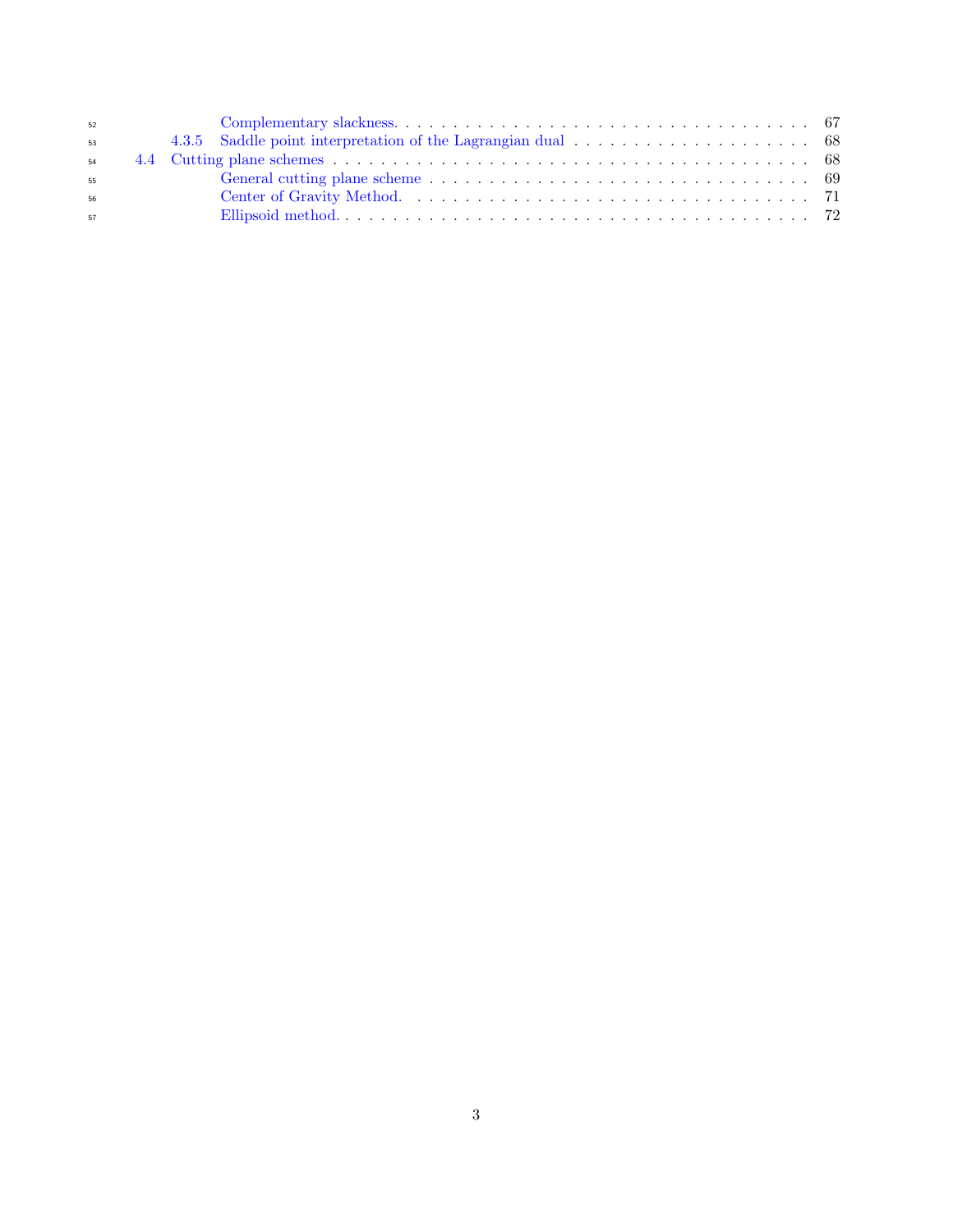Complementary slackness. . . . . . . . . . . . . . . . . . . . . . . . . . . . . . . . . . . . . . . 67
4.3.5 Saddle point interpretation of the Lagrangian dual . . . . . . . . . . . . . . . . . . . . . 68
4.4 Cutting plane schemes . . . . . . . . . . . . . . . . . . . . . . . . . . . . . . . . . . . . . . . . . 68
General cutting plane scheme . . . . . . . . . . . . . . . . . . . . . . . . . . . . . . . . . . . . 69
Center of Gravity Method. . . . . . . . . . . . . . . . . . . . . . . . . . . . . . . . . . . . . . 71
Ellipsoid method. . . . . . . . . . . . . . . . . . . . . . . . . . . . . . . . . . . . . . . . . . . 72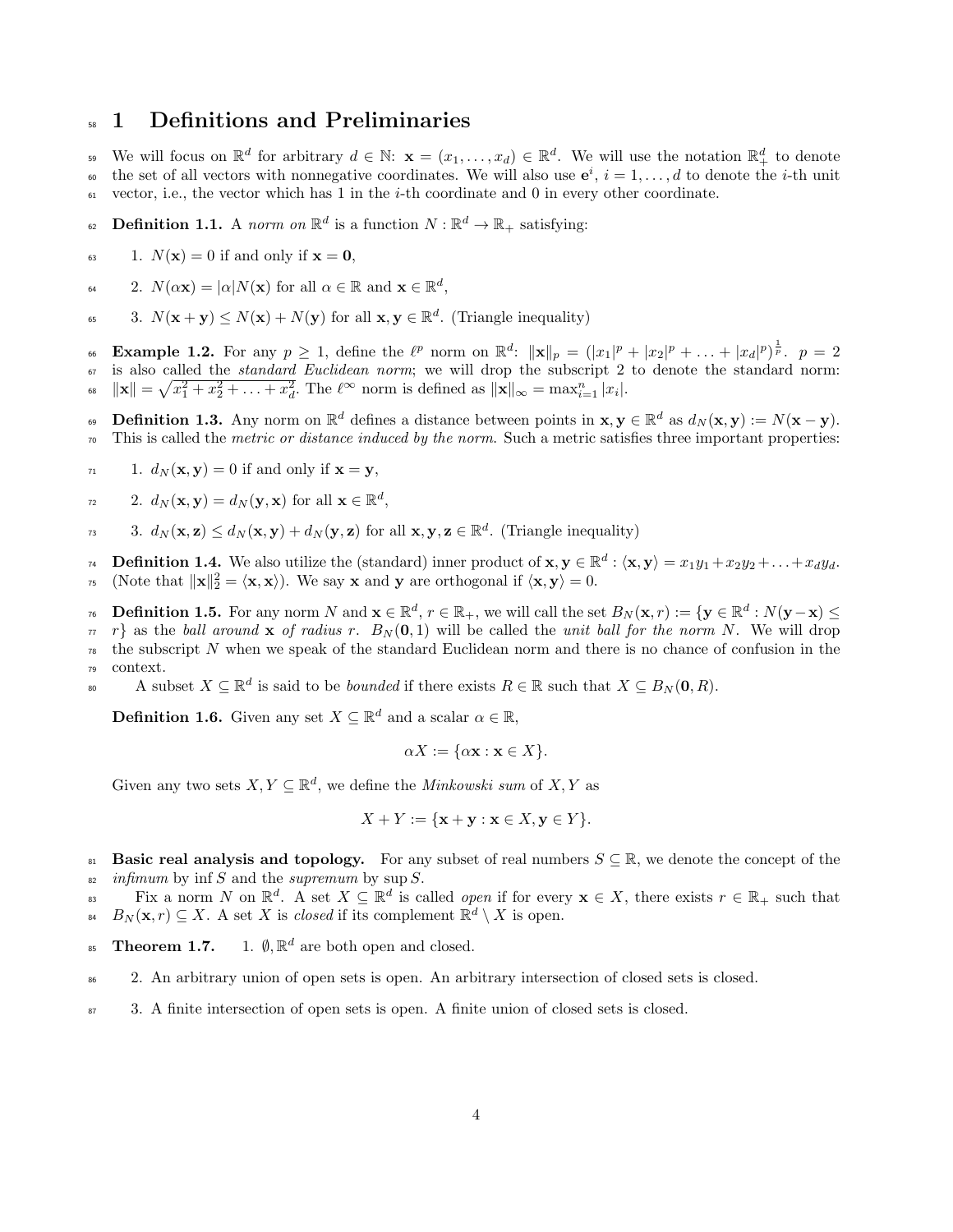# 1 Definitions and Preliminaries

We will focus on $\mathbb{R}^d$ for arbitrary $d \in \mathbb{N}$: $\mathbf{x} = (x_1, \ldots, x_d) \in \mathbb{R}^d$. We will use the notation $\mathbb{R}^d_+$ to denote the set of all vectors with nonnegative coordinates. We will also use $\mathbf{e}^i$, $i = 1, \ldots, d$ to denote the $i$-th unit vector, i.e., the vector which has 1 in the $i$-th coordinate and 0 in every other coordinate.

**Definition 1.1.** A *norm on* $\mathbb{R}^d$ is a function $N : \mathbb{R}^d \to \mathbb{R}_+$ satisfying:

1. $N(\mathbf{x}) = 0$ if and only if $\mathbf{x} = \mathbf{0}$,
2. $N(\alpha\mathbf{x}) = |\alpha| N(\mathbf{x})$ for all $\alpha \in \mathbb{R}$ and $\mathbf{x} \in \mathbb{R}^d$,
3. $N(\mathbf{x} + \mathbf{y}) \leq N(\mathbf{x}) + N(\mathbf{y})$ for all $\mathbf{x}, \mathbf{y} \in \mathbb{R}^d$. (Triangle inequality)

**Example 1.2.** For any $p \geq 1$, define the $\ell^p$ norm on $\mathbb{R}^d$: $\|\mathbf{x}\|_p = (|x_1|^p + |x_2|^p + \ldots + |x_d|^p)^{\frac{1}{p}}$. $p = 2$ is also called the *standard Euclidean norm*; we will drop the subscript 2 to denote the standard norm: $\|\mathbf{x}\| = \sqrt{x_1^2 + x_2^2 + \ldots + x_d^2}$. The $\ell^\infty$ norm is defined as $\|\mathbf{x}\|_\infty = \max_{i=1}^n |x_i|$.

**Definition 1.3.** Any norm on $\mathbb{R}^d$ defines a distance between points in $\mathbf{x}, \mathbf{y} \in \mathbb{R}^d$ as $d_N(\mathbf{x}, \mathbf{y}) := N(\mathbf{x} - \mathbf{y})$. This is called the *metric or distance induced by the norm.* Such a metric satisfies three important properties:

1. $d_N(\mathbf{x}, \mathbf{y}) = 0$ if and only if $\mathbf{x} = \mathbf{y}$,
2. $d_N(\mathbf{x}, \mathbf{y}) = d_N(\mathbf{y}, \mathbf{x})$ for all $\mathbf{x} \in \mathbb{R}^d$,
3. $d_N(\mathbf{x}, \mathbf{z}) \leq d_N(\mathbf{x}, \mathbf{y}) + d_N(\mathbf{y}, \mathbf{z})$ for all $\mathbf{x}, \mathbf{y}, \mathbf{z} \in \mathbb{R}^d$. (Triangle inequality)

**Definition 1.4.** We also utilize the (standard) inner product of $\mathbf{x}, \mathbf{y} \in \mathbb{R}^d : \langle \mathbf{x}, \mathbf{y} \rangle = x_1y_1 + x_2y_2 + \ldots + x_dy_d$. (Note that $\|\mathbf{x}\|_2^2 = \langle \mathbf{x}, \mathbf{x} \rangle$). We say $\mathbf{x}$ and $\mathbf{y}$ are orthogonal if $\langle \mathbf{x}, \mathbf{y} \rangle = 0$.

**Definition 1.5.** For any norm $N$ and $\mathbf{x} \in \mathbb{R}^d$, $r \in \mathbb{R}_+$, we will call the set $B_N(\mathbf{x}, r) := \{\mathbf{y} \in \mathbb{R}^d : N(\mathbf{y} - \mathbf{x}) \leq r\}$ as the *ball around* $\mathbf{x}$ *of radius* $r$. $B_N(\mathbf{0}, 1)$ will be called the *unit ball for the norm* $N$. We will drop the subscript $N$ when we speak of the standard Euclidean norm and there is no chance of confusion in the context.

A subset $X \subseteq \mathbb{R}^d$ is said to be *bounded* if there exists $R \in \mathbb{R}$ such that $X \subseteq B_N(\mathbf{0}, R)$.

**Definition 1.6.** Given any set $X \subseteq \mathbb{R}^d$ and a scalar $\alpha \in \mathbb{R}$,

$$\alpha X := \{\alpha\mathbf{x} : \mathbf{x} \in X\}.$$

Given any two sets $X, Y \subseteq \mathbb{R}^d$, we define the *Minkowski sum* of $X, Y$ as

$$X + Y := \{\mathbf{x} + \mathbf{y} : \mathbf{x} \in X, \mathbf{y} \in Y\}.$$

**Basic real analysis and topology.** For any subset of real numbers $S \subseteq \mathbb{R}$, we denote the concept of the *infimum* by $\inf S$ and the *supremum* by $\sup S$.

Fix a norm $N$ on $\mathbb{R}^d$. A set $X \subseteq \mathbb{R}^d$ is called *open* if for every $\mathbf{x} \in X$, there exists $r \in \mathbb{R}_+$ such that $B_N(\mathbf{x}, r) \subseteq X$. A set $X$ is *closed* if its complement $\mathbb{R}^d \setminus X$ is open.

**Theorem 1.7.**

1. $\emptyset, \mathbb{R}^d$ are both open and closed.
2. An arbitrary union of open sets is open. An arbitrary intersection of closed sets is closed.
3. A finite intersection of open sets is open. A finite union of closed sets is closed.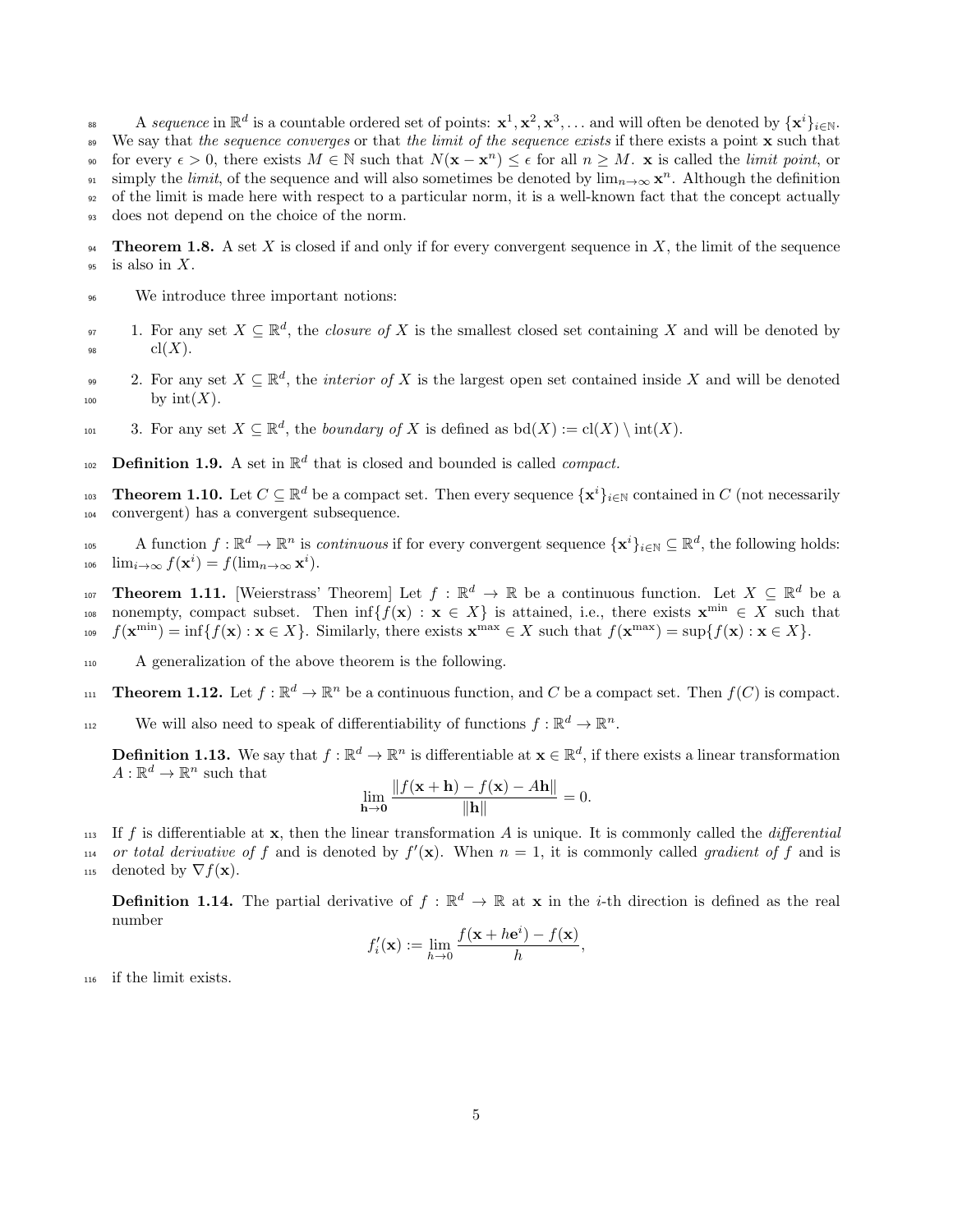A *sequence* in $\mathbb{R}^d$ is a countable ordered set of points: $\mathbf{x}^1, \mathbf{x}^2, \mathbf{x}^3, \ldots$ and will often be denoted by $\{\mathbf{x}^i\}_{i\in\mathbb{N}}$. We say that *the sequence converges* or that *the limit of the sequence exists* if there exists a point $\mathbf{x}$ such that for every $\epsilon > 0$, there exists $M \in \mathbb{N}$ such that $N(\mathbf{x} - \mathbf{x}^n) \leq \epsilon$ for all $n \geq M$. $\mathbf{x}$ is called the *limit point*, or simply the *limit*, of the sequence and will also sometimes be denoted by $\lim_{n\to\infty} \mathbf{x}^n$. Although the definition of the limit is made here with respect to a particular norm, it is a well-known fact that the concept actually does not depend on the choice of the norm.

**Theorem 1.8.** A set $X$ is closed if and only if for every convergent sequence in $X$, the limit of the sequence is also in $X$.

We introduce three important notions:

1. For any set $X \subseteq \mathbb{R}^d$, the *closure of* $X$ is the smallest closed set containing $X$ and will be denoted by $\text{cl}(X)$.
2. For any set $X \subseteq \mathbb{R}^d$, the *interior of* $X$ is the largest open set contained inside $X$ and will be denoted by $\text{int}(X)$.
3. For any set $X \subseteq \mathbb{R}^d$, the *boundary of* $X$ is defined as $\text{bd}(X) := \text{cl}(X) \setminus \text{int}(X)$.

**Definition 1.9.** A set in $\mathbb{R}^d$ that is closed and bounded is called *compact.*

**Theorem 1.10.** Let $C \subseteq \mathbb{R}^d$ be a compact set. Then every sequence $\{\mathbf{x}^i\}_{i\in\mathbb{N}}$ contained in $C$ (not necessarily convergent) has a convergent subsequence.

A function $f : \mathbb{R}^d \to \mathbb{R}^n$ is *continuous* if for every convergent sequence $\{\mathbf{x}^i\}_{i\in\mathbb{N}} \subseteq \mathbb{R}^d$, the following holds: $\lim_{i\to\infty} f(\mathbf{x}^i) = f(\lim_{n\to\infty} \mathbf{x}^i)$.

**Theorem 1.11.** [Weierstrass' Theorem] Let $f : \mathbb{R}^d \to \mathbb{R}$ be a continuous function. Let $X \subseteq \mathbb{R}^d$ be a nonempty, compact subset. Then $\inf\{f(\mathbf{x}) : \mathbf{x} \in X\}$ is attained, i.e., there exists $\mathbf{x}^{\min} \in X$ such that $f(\mathbf{x}^{\min}) = \inf\{f(\mathbf{x}) : \mathbf{x} \in X\}$. Similarly, there exists $\mathbf{x}^{\max} \in X$ such that $f(\mathbf{x}^{\max}) = \sup\{f(\mathbf{x}) : \mathbf{x} \in X\}$.

A generalization of the above theorem is the following.

**Theorem 1.12.** Let $f : \mathbb{R}^d \to \mathbb{R}^n$ be a continuous function, and $C$ be a compact set. Then $f(C)$ is compact.

We will also need to speak of differentiability of functions $f : \mathbb{R}^d \to \mathbb{R}^n$.

**Definition 1.13.** We say that $f : \mathbb{R}^d \to \mathbb{R}^n$ is differentiable at $\mathbf{x} \in \mathbb{R}^d$, if there exists a linear transformation $A : \mathbb{R}^d \to \mathbb{R}^n$ such that

$$\lim_{\mathbf{h}\to\mathbf{0}} \frac{\|f(\mathbf{x}+\mathbf{h}) - f(\mathbf{x}) - A\mathbf{h}\|}{\|\mathbf{h}\|} = 0.$$

If $f$ is differentiable at $\mathbf{x}$, then the linear transformation $A$ is unique. It is commonly called the *differential or total derivative of* $f$ and is denoted by $f'(\mathbf{x})$. When $n = 1$, it is commonly called *gradient of* $f$ and is denoted by $\nabla f(\mathbf{x})$.

**Definition 1.14.** The partial derivative of $f : \mathbb{R}^d \to \mathbb{R}$ at $\mathbf{x}$ in the $i$-th direction is defined as the real number

$$f'_i(\mathbf{x}) := \lim_{h\to 0} \frac{f(\mathbf{x} + h\mathbf{e}^i) - f(\mathbf{x})}{h},$$

if the limit exists.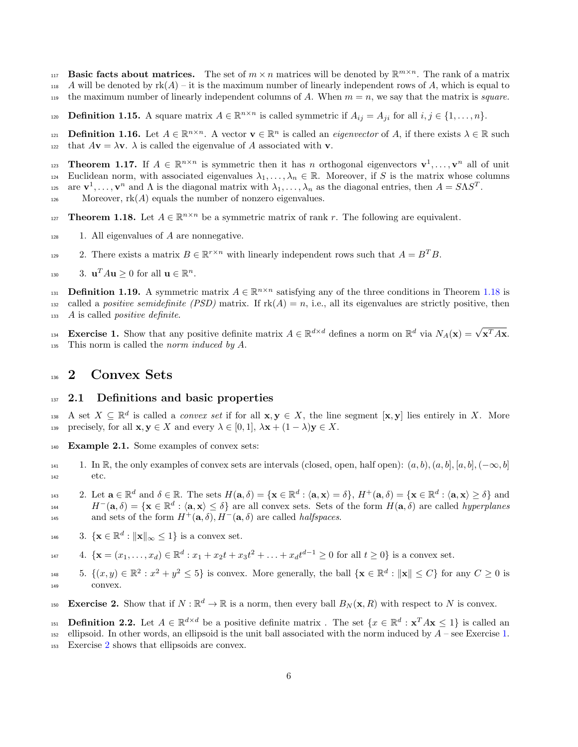**Basic facts about matrices.** The set of $m \times n$ matrices will be denoted by $\mathbb{R}^{m\times n}$. The rank of a matrix $A$ will be denoted by $\mathrm{rk}(A)$ – it is the maximum number of linearly independent rows of $A$, which is equal to the maximum number of linearly independent columns of $A$. When $m = n$, we say that the matrix is *square*.

**Definition 1.15.** A square matrix $A \in \mathbb{R}^{n\times n}$ is called symmetric if $A_{ij} = A_{ji}$ for all $i, j \in \{1, \ldots, n\}$.

**Definition 1.16.** Let $A \in \mathbb{R}^{n\times n}$. A vector $\mathbf{v} \in \mathbb{R}^n$ is called an *eigenvector* of $A$, if there exists $\lambda \in \mathbb{R}$ such that $A\mathbf{v} = \lambda\mathbf{v}$. $\lambda$ is called the eigenvalue of $A$ associated with $\mathbf{v}$.

**Theorem 1.17.** If $A \in \mathbb{R}^{n\times n}$ is symmetric then it has $n$ orthogonal eigenvectors $\mathbf{v}^1, \ldots, \mathbf{v}^n$ all of unit Euclidean norm, with associated eigenvalues $\lambda_1, \ldots, \lambda_n \in \mathbb{R}$. Moreover, if $S$ is the matrix whose columns are $\mathbf{v}^1, \ldots, \mathbf{v}^n$ and $\Lambda$ is the diagonal matrix with $\lambda_1, \ldots, \lambda_n$ as the diagonal entries, then $A = S\Lambda S^T$.

Moreover, $\mathrm{rk}(A)$ equals the number of nonzero eigenvalues.

**Theorem 1.18.** Let $A \in \mathbb{R}^{n\times n}$ be a symmetric matrix of rank $r$. The following are equivalent.

1. All eigenvalues of $A$ are nonnegative.
2. There exists a matrix $B \in \mathbb{R}^{r\times n}$ with linearly independent rows such that $A = B^T B$.
3. $\mathbf{u}^T A\mathbf{u} \geq 0$ for all $\mathbf{u} \in \mathbb{R}^n$.

**Definition 1.19.** A symmetric matrix $A \in \mathbb{R}^{n\times n}$ satisfying any of the three conditions in Theorem 1.18 is called a *positive semidefinite (PSD)* matrix. If $\mathrm{rk}(A) = n$, i.e., all its eigenvalues are strictly positive, then $A$ is called *positive definite*.

**Exercise 1.** Show that any positive definite matrix $A \in \mathbb{R}^{d\times d}$ defines a norm on $\mathbb{R}^d$ via $N_A(\mathbf{x}) = \sqrt{\mathbf{x}^T A\mathbf{x}}$. This norm is called the *norm induced by* $A$.

# 2 Convex Sets

## 2.1 Definitions and basic properties

A set $X \subseteq \mathbb{R}^d$ is called a *convex set* if for all $\mathbf{x}, \mathbf{y} \in X$, the line segment $[\mathbf{x}, \mathbf{y}]$ lies entirely in $X$. More precisely, for all $\mathbf{x}, \mathbf{y} \in X$ and every $\lambda \in [0, 1]$, $\lambda\mathbf{x} + (1 - \lambda)\mathbf{y} \in X$.

**Example 2.1.** Some examples of convex sets:

1. In $\mathbb{R}$, the only examples of convex sets are intervals (closed, open, half open): $(a, b), (a, b], [a, b], (-\infty, b]$ etc.
2. Let $\mathbf{a} \in \mathbb{R}^d$ and $\delta \in \mathbb{R}$. The sets $H(\mathbf{a}, \delta) = \{\mathbf{x} \in \mathbb{R}^d : \langle \mathbf{a}, \mathbf{x}\rangle = \delta\}$, $H^+(\mathbf{a}, \delta) = \{\mathbf{x} \in \mathbb{R}^d : \langle \mathbf{a}, \mathbf{x}\rangle \geq \delta\}$ and $H^-(\mathbf{a}, \delta) = \{\mathbf{x} \in \mathbb{R}^d : \langle \mathbf{a}, \mathbf{x}\rangle \leq \delta\}$ are all convex sets. Sets of the form $H(\mathbf{a}, \delta)$ are called *hyperplanes* and sets of the form $H^+(\mathbf{a}, \delta), H^-(\mathbf{a}, \delta)$ are called *halfspaces*.
3. $\{\mathbf{x} \in \mathbb{R}^d : \|\mathbf{x}\|_\infty \leq 1\}$ is a convex set.
4. $\{\mathbf{x} = (x_1, \ldots, x_d) \in \mathbb{R}^d : x_1 + x_2 t + x_3 t^2 + \ldots + x_d t^{d-1} \geq 0 \text{ for all } t \geq 0\}$ is a convex set.
5. $\{(x, y) \in \mathbb{R}^2 : x^2 + y^2 \leq 5\}$ is convex. More generally, the ball $\{\mathbf{x} \in \mathbb{R}^d : \|\mathbf{x}\| \leq C\}$ for any $C \geq 0$ is convex.

**Exercise 2.** Show that if $N : \mathbb{R}^d \to \mathbb{R}$ is a norm, then every ball $B_N(\mathbf{x}, R)$ with respect to $N$ is convex.

**Definition 2.2.** Let $A \in \mathbb{R}^{d\times d}$ be a positive definite matrix . The set $\{x \in \mathbb{R}^d : \mathbf{x}^T A\mathbf{x} \leq 1\}$ is called an ellipsoid. In other words, an ellipsoid is the unit ball associated with the norm induced by $A$ – see Exercise 1. Exercise 2 shows that ellipsoids are convex.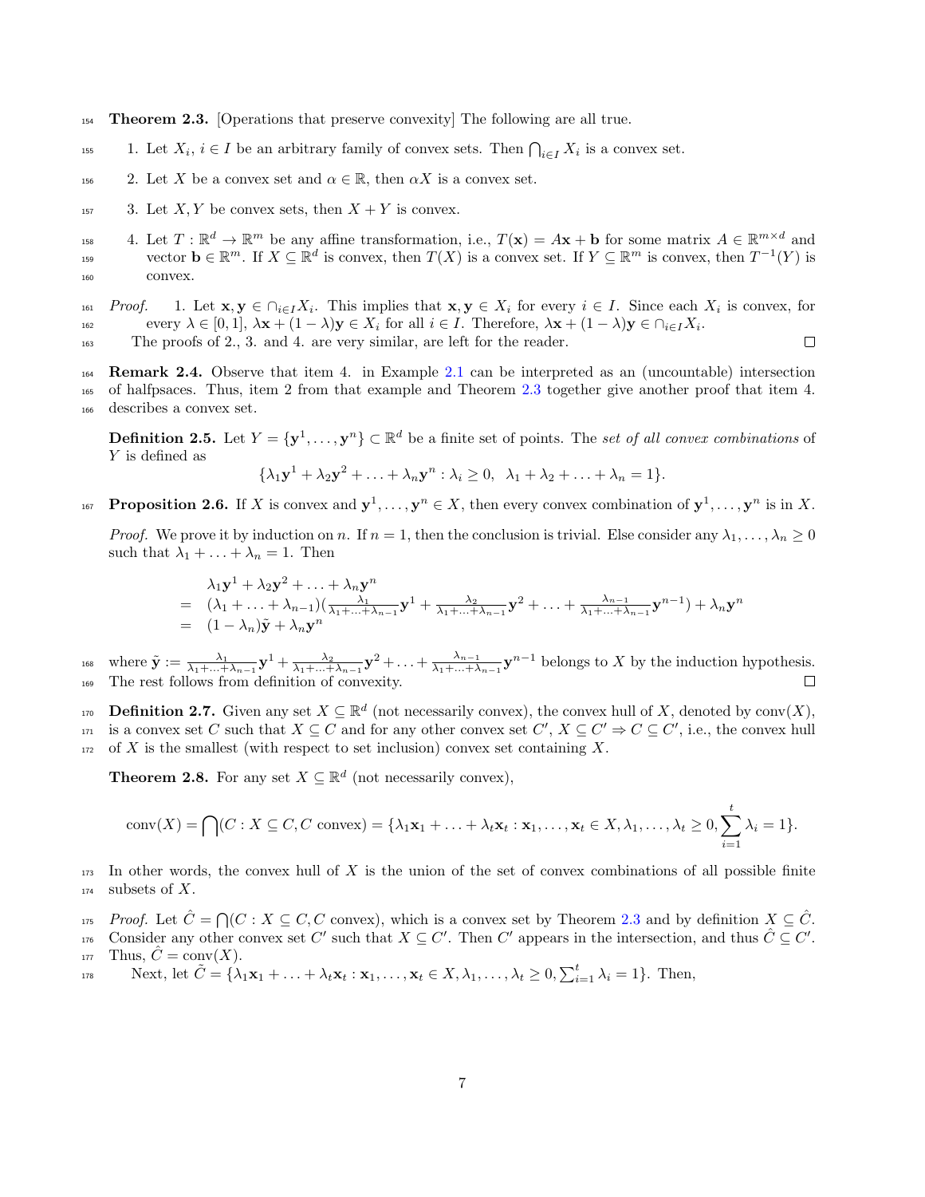**Theorem 2.3.** [Operations that preserve convexity] The following are all true.

1. Let $X_i$, $i \in I$ be an arbitrary family of convex sets. Then $\bigcap_{i \in I} X_i$ is a convex set.
2. Let $X$ be a convex set and $\alpha \in \mathbb{R}$, then $\alpha X$ is a convex set.
3. Let $X, Y$ be convex sets, then $X + Y$ is convex.
4. Let $T : \mathbb{R}^d \to \mathbb{R}^m$ be any affine transformation, i.e., $T(\mathbf{x}) = A\mathbf{x} + \mathbf{b}$ for some matrix $A \in \mathbb{R}^{m \times d}$ and vector $\mathbf{b} \in \mathbb{R}^m$. If $X \subseteq \mathbb{R}^d$ is convex, then $T(X)$ is a convex set. If $Y \subseteq \mathbb{R}^m$ is convex, then $T^{-1}(Y)$ is convex.

*Proof.* 1. Let $\mathbf{x}, \mathbf{y} \in \cap_{i \in I} X_i$. This implies that $\mathbf{x}, \mathbf{y} \in X_i$ for every $i \in I$. Since each $X_i$ is convex, for every $\lambda \in [0, 1]$, $\lambda\mathbf{x} + (1 - \lambda)\mathbf{y} \in X_i$ for all $i \in I$. Therefore, $\lambda\mathbf{x} + (1 - \lambda)\mathbf{y} \in \cap_{i \in I} X_i$.

The proofs of 2., 3. and 4. are very similar, are left for the reader. □

**Remark 2.4.** Observe that item 4. in Example 2.1 can be interpreted as an (uncountable) intersection of halfpsaces. Thus, item 2 from that example and Theorem 2.3 together give another proof that item 4. describes a convex set.

**Definition 2.5.** Let $Y = \{\mathbf{y}^1, \ldots, \mathbf{y}^n\} \subset \mathbb{R}^d$ be a finite set of points. The *set of all convex combinations* of $Y$ is defined as

$$\{\lambda_1\mathbf{y}^1 + \lambda_2\mathbf{y}^2 + \ldots + \lambda_n\mathbf{y}^n : \lambda_i \geq 0, \;\; \lambda_1 + \lambda_2 + \ldots + \lambda_n = 1\}.$$

**Proposition 2.6.** If $X$ is convex and $\mathbf{y}^1, \ldots, \mathbf{y}^n \in X$, then every convex combination of $\mathbf{y}^1, \ldots, \mathbf{y}^n$ is in $X$.

*Proof.* We prove it by induction on $n$. If $n = 1$, then the conclusion is trivial. Else consider any $\lambda_1, \ldots, \lambda_n \geq 0$ such that $\lambda_1 + \ldots + \lambda_n = 1$. Then

$$\begin{array}{rl} & \lambda_1\mathbf{y}^1 + \lambda_2\mathbf{y}^2 + \ldots + \lambda_n\mathbf{y}^n \\ = & (\lambda_1 + \ldots + \lambda_{n-1})(\frac{\lambda_1}{\lambda_1 + \ldots + \lambda_{n-1}}\mathbf{y}^1 + \frac{\lambda_2}{\lambda_1 + \ldots + \lambda_{n-1}}\mathbf{y}^2 + \ldots + \frac{\lambda_{n-1}}{\lambda_1 + \ldots + \lambda_{n-1}}\mathbf{y}^{n-1}) + \lambda_n\mathbf{y}^n \\ = & (1 - \lambda_n)\tilde{\mathbf{y}} + \lambda_n\mathbf{y}^n \end{array}$$

where $\tilde{\mathbf{y}} := \frac{\lambda_1}{\lambda_1 + \ldots + \lambda_{n-1}}\mathbf{y}^1 + \frac{\lambda_2}{\lambda_1 + \ldots + \lambda_{n-1}}\mathbf{y}^2 + \ldots + \frac{\lambda_{n-1}}{\lambda_1 + \ldots + \lambda_{n-1}}\mathbf{y}^{n-1}$ belongs to $X$ by the induction hypothesis. The rest follows from definition of convexity. □

**Definition 2.7.** Given any set $X \subseteq \mathbb{R}^d$ (not necessarily convex), the convex hull of $X$, denoted by $\text{conv}(X)$, is a convex set $C$ such that $X \subseteq C$ and for any other convex set $C'$, $X \subseteq C' \Rightarrow C \subseteq C'$, i.e., the convex hull of $X$ is the smallest (with respect to set inclusion) convex set containing $X$.

**Theorem 2.8.** For any set $X \subseteq \mathbb{R}^d$ (not necessarily convex),

$$\text{conv}(X) = \bigcap(C : X \subseteq C, C \text{ convex}) = \{\lambda_1\mathbf{x}_1 + \ldots + \lambda_t\mathbf{x}_t : \mathbf{x}_1, \ldots, \mathbf{x}_t \in X, \lambda_1, \ldots, \lambda_t \geq 0, \sum_{i=1}^{t} \lambda_i = 1\}.$$

In other words, the convex hull of $X$ is the union of the set of convex combinations of all possible finite subsets of $X$.

*Proof.* Let $\hat{C} = \bigcap(C : X \subseteq C, C \text{ convex})$, which is a convex set by Theorem 2.3 and by definition $X \subseteq \hat{C}$. Consider any other convex set $C'$ such that $X \subseteq C'$. Then $C'$ appears in the intersection, and thus $\hat{C} \subseteq C'$. Thus, $\hat{C} = \text{conv}(X)$.

Next, let $\tilde{C} = \{\lambda_1\mathbf{x}_1 + \ldots + \lambda_t\mathbf{x}_t : \mathbf{x}_1, \ldots, \mathbf{x}_t \in X, \lambda_1, \ldots, \lambda_t \geq 0, \sum_{i=1}^{t} \lambda_i = 1\}$. Then,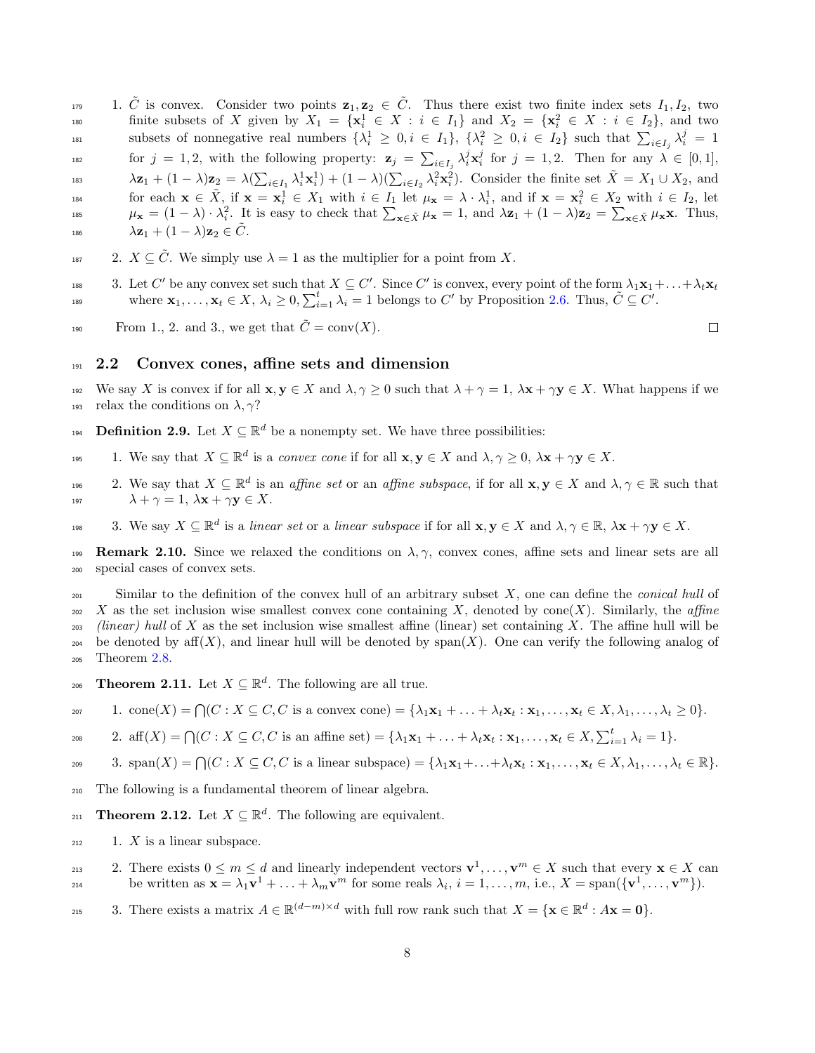1. $\tilde{C}$ is convex. Consider two points $\mathbf{z}_1, \mathbf{z}_2 \in \tilde{C}$. Thus there exist two finite index sets $I_1, I_2$, two finite subsets of $X$ given by $X_1 = \{\mathbf{x}_i^1 \in X : i \in I_1\}$ and $X_2 = \{\mathbf{x}_i^2 \in X : i \in I_2\}$, and two subsets of nonnegative real numbers $\{\lambda_i^1 \geq 0, i \in I_1\}$, $\{\lambda_i^2 \geq 0, i \in I_2\}$ such that $\sum_{i \in I_j} \lambda_i^j = 1$ for $j = 1, 2$, with the following property: $\mathbf{z}_j = \sum_{i \in I_j} \lambda_i^j \mathbf{x}_i^j$ for $j = 1, 2$. Then for any $\lambda \in [0, 1]$, $\lambda \mathbf{z}_1 + (1 - \lambda)\mathbf{z}_2 = \lambda(\sum_{i \in I_1} \lambda_i^1 \mathbf{x}_i^1) + (1 - \lambda)(\sum_{i \in I_2} \lambda_i^2 \mathbf{x}_i^2)$. Consider the finite set $\tilde{X} = X_1 \cup X_2$, and for each $\mathbf{x} \in \tilde{X}$, if $\mathbf{x} = \mathbf{x}_i^1 \in X_1$ with $i \in I_1$ let $\mu_{\mathbf{x}} = \lambda \cdot \lambda_i^1$, and if $\mathbf{x} = \mathbf{x}_i^2 \in X_2$ with $i \in I_2$, let $\mu_{\mathbf{x}} = (1 - \lambda) \cdot \lambda_i^2$. It is easy to check that $\sum_{\mathbf{x} \in \tilde{X}} \mu_{\mathbf{x}} = 1$, and $\lambda \mathbf{z}_1 + (1 - \lambda)\mathbf{z}_2 = \sum_{\mathbf{x} \in \tilde{X}} \mu_{\mathbf{x}} \mathbf{x}$. Thus, $\lambda \mathbf{z}_1 + (1 - \lambda)\mathbf{z}_2 \in \tilde{C}$.

2. $X \subseteq \tilde{C}$. We simply use $\lambda = 1$ as the multiplier for a point from $X$.

3. Let $C'$ be any convex set such that $X \subseteq C'$. Since $C'$ is convex, every point of the form $\lambda_1 \mathbf{x}_1 + \ldots + \lambda_t \mathbf{x}_t$ where $\mathbf{x}_1, \ldots, \mathbf{x}_t \in X$, $\lambda_i \geq 0$, $\sum_{i=1}^t \lambda_i = 1$ belongs to $C'$ by Proposition 2.6. Thus, $\tilde{C} \subseteq C'$.

From 1., 2. and 3., we get that $\tilde{C} = \operatorname{conv}(X)$. □

## 2.2 Convex cones, affine sets and dimension

We say $X$ is convex if for all $\mathbf{x}, \mathbf{y} \in X$ and $\lambda, \gamma \geq 0$ such that $\lambda + \gamma = 1$, $\lambda \mathbf{x} + \gamma \mathbf{y} \in X$. What happens if we relax the conditions on $\lambda, \gamma$?

**Definition 2.9.** Let $X \subseteq \mathbb{R}^d$ be a nonempty set. We have three possibilities:

1. We say that $X \subseteq \mathbb{R}^d$ is a *convex cone* if for all $\mathbf{x}, \mathbf{y} \in X$ and $\lambda, \gamma \geq 0$, $\lambda \mathbf{x} + \gamma \mathbf{y} \in X$.

2. We say that $X \subseteq \mathbb{R}^d$ is an *affine set* or an *affine subspace*, if for all $\mathbf{x}, \mathbf{y} \in X$ and $\lambda, \gamma \in \mathbb{R}$ such that $\lambda + \gamma = 1$, $\lambda \mathbf{x} + \gamma \mathbf{y} \in X$.

3. We say $X \subseteq \mathbb{R}^d$ is a *linear set* or a *linear subspace* if for all $\mathbf{x}, \mathbf{y} \in X$ and $\lambda, \gamma \in \mathbb{R}$, $\lambda \mathbf{x} + \gamma \mathbf{y} \in X$.

**Remark 2.10.** Since we relaxed the conditions on $\lambda, \gamma$, convex cones, affine sets and linear sets are all special cases of convex sets.

Similar to the definition of the convex hull of an arbitrary subset $X$, one can define the *conical hull* of $X$ as the set inclusion wise smallest convex cone containing $X$, denoted by $\operatorname{cone}(X)$. Similarly, the *affine (linear) hull* of $X$ as the set inclusion wise smallest affine (linear) set containing $X$. The affine hull will be be denoted by $\operatorname{aff}(X)$, and linear hull will be denoted by $\operatorname{span}(X)$. One can verify the following analog of Theorem 2.8.

**Theorem 2.11.** Let $X \subseteq \mathbb{R}^d$. The following are all true.

1. $\operatorname{cone}(X) = \bigcap(C : X \subseteq C, C \text{ is a convex cone}) = \{\lambda_1 \mathbf{x}_1 + \ldots + \lambda_t \mathbf{x}_t : \mathbf{x}_1, \ldots, \mathbf{x}_t \in X, \lambda_1, \ldots, \lambda_t \geq 0\}$.

2. $\operatorname{aff}(X) = \bigcap(C : X \subseteq C, C \text{ is an affine set}) = \{\lambda_1 \mathbf{x}_1 + \ldots + \lambda_t \mathbf{x}_t : \mathbf{x}_1, \ldots, \mathbf{x}_t \in X, \sum_{i=1}^t \lambda_i = 1\}$.

3. $\operatorname{span}(X) = \bigcap(C : X \subseteq C, C \text{ is a linear subspace}) = \{\lambda_1 \mathbf{x}_1 + \ldots + \lambda_t \mathbf{x}_t : \mathbf{x}_1, \ldots, \mathbf{x}_t \in X, \lambda_1, \ldots, \lambda_t \in \mathbb{R}\}$.

The following is a fundamental theorem of linear algebra.

**Theorem 2.12.** Let $X \subseteq \mathbb{R}^d$. The following are equivalent.

1. $X$ is a linear subspace.

2. There exists $0 \leq m \leq d$ and linearly independent vectors $\mathbf{v}^1, \ldots, \mathbf{v}^m \in X$ such that every $\mathbf{x} \in X$ can be written as $\mathbf{x} = \lambda_1 \mathbf{v}^1 + \ldots + \lambda_m \mathbf{v}^m$ for some reals $\lambda_i$, $i = 1, \ldots, m$, i.e., $X = \operatorname{span}(\{\mathbf{v}^1, \ldots, \mathbf{v}^m\})$.

3. There exists a matrix $A \in \mathbb{R}^{(d-m) \times d}$ with full row rank such that $X = \{\mathbf{x} \in \mathbb{R}^d : A\mathbf{x} = \mathbf{0}\}$.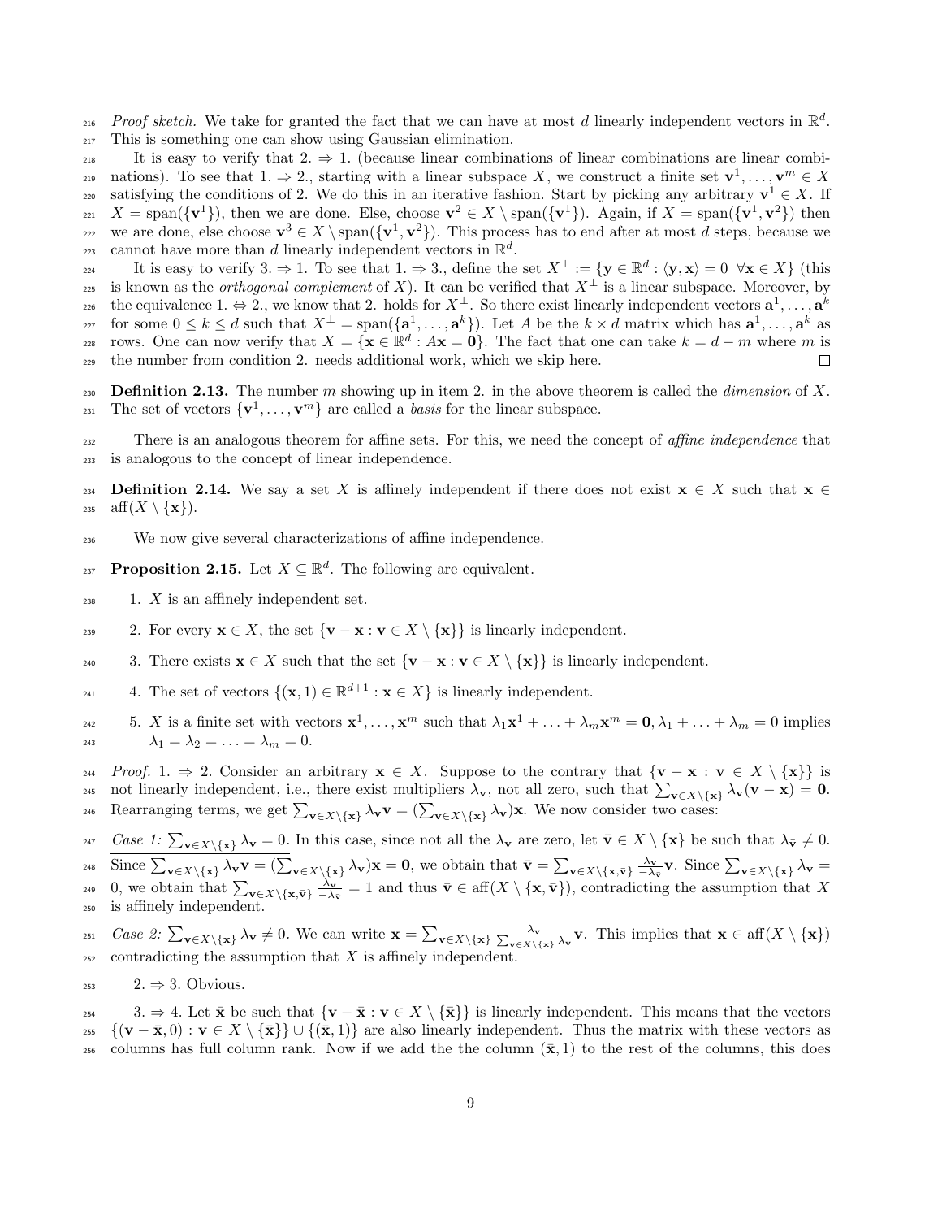*Proof sketch.* We take for granted the fact that we can have at most $d$ linearly independent vectors in $\mathbb{R}^d$. This is something one can show using Gaussian elimination.

It is easy to verify that 2. $\Rightarrow$ 1. (because linear combinations of linear combinations are linear combinations). To see that 1. $\Rightarrow$ 2., starting with a linear subspace $X$, we construct a finite set $\mathbf{v}^1, \ldots, \mathbf{v}^m \in X$ satisfying the conditions of 2. We do this in an iterative fashion. Start by picking any arbitrary $\mathbf{v}^1 \in X$. If $X = \text{span}(\{\mathbf{v}^1\})$, then we are done. Else, choose $\mathbf{v}^2 \in X \setminus \text{span}(\{\mathbf{v}^1\})$. Again, if $X = \text{span}(\{\mathbf{v}^1, \mathbf{v}^2\})$ then we are done, else choose $\mathbf{v}^3 \in X \setminus \text{span}(\{\mathbf{v}^1, \mathbf{v}^2\})$. This process has to end after at most $d$ steps, because we cannot have more than $d$ linearly independent vectors in $\mathbb{R}^d$.

It is easy to verify 3. $\Rightarrow$ 1. To see that 1. $\Rightarrow$ 3., define the set $X^\perp := \{\mathbf{y} \in \mathbb{R}^d : \langle \mathbf{y}, \mathbf{x} \rangle = 0 \;\; \forall \mathbf{x} \in X\}$ (this is known as the *orthogonal complement* of $X$). It can be verified that $X^\perp$ is a linear subspace. Moreover, by the equivalence 1. $\Leftrightarrow$ 2., we know that 2. holds for $X^\perp$. So there exist linearly independent vectors $\mathbf{a}^1, \ldots, \mathbf{a}^k$ for some $0 \leq k \leq d$ such that $X^\perp = \text{span}(\{\mathbf{a}^1, \ldots, \mathbf{a}^k\})$. Let $A$ be the $k \times d$ matrix which has $\mathbf{a}^1, \ldots, \mathbf{a}^k$ as rows. One can now verify that $X = \{\mathbf{x} \in \mathbb{R}^d : A\mathbf{x} = \mathbf{0}\}$. The fact that one can take $k = d - m$ where $m$ is the number from condition 2. needs additional work, which we skip here. $\square$

**Definition 2.13.** The number $m$ showing up in item 2. in the above theorem is called the *dimension* of $X$. The set of vectors $\{\mathbf{v}^1, \ldots, \mathbf{v}^m\}$ are called a *basis* for the linear subspace.

There is an analogous theorem for affine sets. For this, we need the concept of *affine independence* that is analogous to the concept of linear independence.

**Definition 2.14.** We say a set $X$ is affinely independent if there does not exist $\mathbf{x} \in X$ such that $\mathbf{x} \in \text{aff}(X \setminus \{\mathbf{x}\})$.

We now give several characterizations of affine independence.

**Proposition 2.15.** Let $X \subseteq \mathbb{R}^d$. The following are equivalent.

1. $X$ is an affinely independent set.
2. For every $\mathbf{x} \in X$, the set $\{\mathbf{v} - \mathbf{x} : \mathbf{v} \in X \setminus \{\mathbf{x}\}\}$ is linearly independent.
3. There exists $\mathbf{x} \in X$ such that the set $\{\mathbf{v} - \mathbf{x} : \mathbf{v} \in X \setminus \{\mathbf{x}\}\}$ is linearly independent.
4. The set of vectors $\{(\mathbf{x}, 1) \in \mathbb{R}^{d+1} : \mathbf{x} \in X\}$ is linearly independent.
5. $X$ is a finite set with vectors $\mathbf{x}^1, \ldots, \mathbf{x}^m$ such that $\lambda_1 \mathbf{x}^1 + \ldots + \lambda_m \mathbf{x}^m = \mathbf{0}, \lambda_1 + \ldots + \lambda_m = 0$ implies $\lambda_1 = \lambda_2 = \ldots = \lambda_m = 0$.

*Proof.* 1. $\Rightarrow$ 2. Consider an arbitrary $\mathbf{x} \in X$. Suppose to the contrary that $\{\mathbf{v} - \mathbf{x} : \mathbf{v} \in X \setminus \{\mathbf{x}\}\}$ is not linearly independent, i.e., there exist multipliers $\lambda_\mathbf{v}$, not all zero, such that $\sum_{\mathbf{v} \in X \setminus \{\mathbf{x}\}} \lambda_\mathbf{v}(\mathbf{v} - \mathbf{x}) = \mathbf{0}$. Rearranging terms, we get $\sum_{\mathbf{v} \in X \setminus \{\mathbf{x}\}} \lambda_\mathbf{v} \mathbf{v} = (\sum_{\mathbf{v} \in X \setminus \{\mathbf{x}\}} \lambda_\mathbf{v})\mathbf{x}$. We now consider two cases:

Case 1: $\sum_{\mathbf{v} \in X \setminus \{\mathbf{x}\}} \lambda_\mathbf{v} = 0$. In this case, since not all the $\lambda_\mathbf{v}$ are zero, let $\bar{\mathbf{v}} \in X \setminus \{\mathbf{x}\}$ be such that $\lambda_{\bar{\mathbf{v}}} \neq 0$. Since $\sum_{\mathbf{v} \in X \setminus \{\mathbf{x}\}} \lambda_\mathbf{v} \mathbf{v} = (\sum_{\mathbf{v} \in X \setminus \{\mathbf{x}\}} \lambda_\mathbf{v})\mathbf{x} = \mathbf{0}$, we obtain that $\bar{\mathbf{v}} = \sum_{\mathbf{v} \in X \setminus \{\mathbf{x}, \bar{\mathbf{v}}\}} \frac{\lambda_\mathbf{v}}{-\lambda_{\bar{\mathbf{v}}}} \mathbf{v}$. Since $\sum_{\mathbf{v} \in X \setminus \{\mathbf{x}\}} \lambda_\mathbf{v} = 0$, we obtain that $\sum_{\mathbf{v} \in X \setminus \{\mathbf{x}, \bar{\mathbf{v}}\}} \frac{\lambda_\mathbf{v}}{-\lambda_{\bar{\mathbf{v}}}} = 1$ and thus $\bar{\mathbf{v}} \in \text{aff}(X \setminus \{\mathbf{x}, \bar{\mathbf{v}}\})$, contradicting the assumption that $X$ is affinely independent.

Case 2: $\sum_{\mathbf{v} \in X \setminus \{\mathbf{x}\}} \lambda_\mathbf{v} \neq 0$. We can write $\mathbf{x} = \sum_{\mathbf{v} \in X \setminus \{\mathbf{x}\}} \frac{\lambda_\mathbf{v}}{\sum_{\mathbf{v} \in X \setminus \{\mathbf{x}\}} \lambda_\mathbf{v}} \mathbf{v}$. This implies that $\mathbf{x} \in \text{aff}(X \setminus \{\mathbf{x}\})$ contradicting the assumption that $X$ is affinely independent.

2. $\Rightarrow$ 3. Obvious.

3. $\Rightarrow$ 4. Let $\bar{\mathbf{x}}$ be such that $\{\mathbf{v} - \bar{\mathbf{x}} : \mathbf{v} \in X \setminus \{\bar{\mathbf{x}}\}\}$ is linearly independent. This means that the vectors $\{(\mathbf{v} - \bar{\mathbf{x}}, 0) : \mathbf{v} \in X \setminus \{\bar{\mathbf{x}}\}\} \cup \{(\bar{\mathbf{x}}, 1)\}$ are also linearly independent. Thus the matrix with these vectors as columns has full column rank. Now if we add the the column $(\bar{\mathbf{x}}, 1)$ to the rest of the columns, this does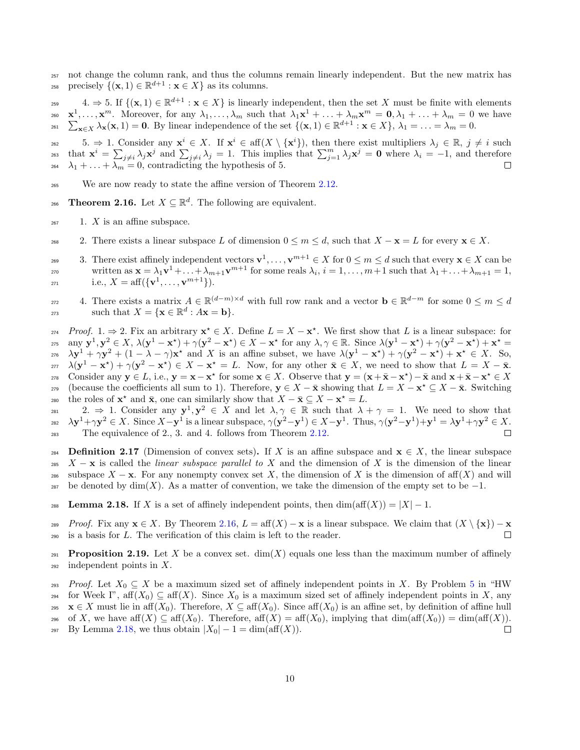not change the column rank, and thus the columns remain linearly independent. But the new matrix has precisely $\{(\mathbf{x}, 1) \in \mathbb{R}^{d+1} : \mathbf{x} \in X\}$ as its columns.

4. $\Rightarrow$ 5. If $\{(\mathbf{x}, 1) \in \mathbb{R}^{d+1} : \mathbf{x} \in X\}$ is linearly independent, then the set $X$ must be finite with elements $\mathbf{x}^1, \ldots, \mathbf{x}^m$. Moreover, for any $\lambda_1, \ldots, \lambda_m$ such that $\lambda_1\mathbf{x}^1 + \ldots + \lambda_m\mathbf{x}^m = \mathbf{0}, \lambda_1 + \ldots + \lambda_m = 0$ we have $\sum_{\mathbf{x}\in X} \lambda_{\mathbf{x}}(\mathbf{x}, 1) = \mathbf{0}$. By linear independence of the set $\{(\mathbf{x}, 1) \in \mathbb{R}^{d+1} : \mathbf{x} \in X\}$, $\lambda_1 = \ldots = \lambda_m = 0$.

5. $\Rightarrow$ 1. Consider any $\mathbf{x}^i \in X$. If $\mathbf{x}^i \in \text{aff}(X \setminus \{\mathbf{x}^i\})$, then there exist multipliers $\lambda_j \in \mathbb{R}$, $j \neq i$ such that $\mathbf{x}^i = \sum_{j\neq i} \lambda_j \mathbf{x}^j$ and $\sum_{j\neq i} \lambda_j = 1$. This implies that $\sum_{j=1}^m \lambda_j \mathbf{x}^j = \mathbf{0}$ where $\lambda_i = -1$, and therefore $\lambda_1 + \ldots + \lambda_m = 0$, contradicting the hypothesis of 5. $\square$

We are now ready to state the affine version of Theorem 2.12.

**Theorem 2.16.** Let $X \subseteq \mathbb{R}^d$. The following are equivalent.

1. $X$ is an affine subspace.
2. There exists a linear subspace $L$ of dimension $0 \leq m \leq d$, such that $X - \mathbf{x} = L$ for every $\mathbf{x} \in X$.
3. There exist affinely independent vectors $\mathbf{v}^1, \ldots, \mathbf{v}^{m+1} \in X$ for $0 \leq m \leq d$ such that every $\mathbf{x} \in X$ can be written as $\mathbf{x} = \lambda_1\mathbf{v}^1 + \ldots + \lambda_{m+1}\mathbf{v}^{m+1}$ for some reals $\lambda_i$, $i = 1, \ldots, m+1$ such that $\lambda_1 + \ldots + \lambda_{m+1} = 1$, i.e., $X = \text{aff}(\{\mathbf{v}^1, \ldots, \mathbf{v}^{m+1}\})$.
4. There exists a matrix $A \in \mathbb{R}^{(d-m)\times d}$ with full row rank and a vector $\mathbf{b} \in \mathbb{R}^{d-m}$ for some $0 \leq m \leq d$ such that $X = \{\mathbf{x} \in \mathbb{R}^d : A\mathbf{x} = \mathbf{b}\}$.

*Proof.* 1. $\Rightarrow$ 2. Fix an arbitrary $\mathbf{x}^\star \in X$. Define $L = X - \mathbf{x}^\star$. We first show that $L$ is a linear subspace: for any $\mathbf{y}^1, \mathbf{y}^2 \in X$, $\lambda(\mathbf{y}^1 - \mathbf{x}^\star) + \gamma(\mathbf{y}^2 - \mathbf{x}^\star) \in X - \mathbf{x}^\star$ for any $\lambda, \gamma \in \mathbb{R}$. Since $\lambda(\mathbf{y}^1 - \mathbf{x}^\star) + \gamma(\mathbf{y}^2 - \mathbf{x}^\star) + \mathbf{x}^\star = \lambda\mathbf{y}^1 + \gamma\mathbf{y}^2 + (1 - \lambda - \gamma)\mathbf{x}^\star$ and $X$ is an affine subset, we have $\lambda(\mathbf{y}^1 - \mathbf{x}^\star) + \gamma(\mathbf{y}^2 - \mathbf{x}^\star) + \mathbf{x}^\star \in X$. So, $\lambda(\mathbf{y}^1 - \mathbf{x}^\star) + \gamma(\mathbf{y}^2 - \mathbf{x}^\star) \in X - \mathbf{x}^\star = L$. Now, for any other $\bar{\mathbf{x}} \in X$, we need to show that $L = X - \bar{\mathbf{x}}$. Consider any $\mathbf{y} \in L$, i.e., $\mathbf{y} = \mathbf{x} - \mathbf{x}^\star$ for some $\mathbf{x} \in X$. Observe that $\mathbf{y} = (\mathbf{x} + \bar{\mathbf{x}} - \mathbf{x}^\star) - \bar{\mathbf{x}}$ and $\mathbf{x} + \bar{\mathbf{x}} - \mathbf{x}^\star \in X$ (because the coefficients all sum to 1). Therefore, $\mathbf{y} \in X - \bar{\mathbf{x}}$ showing that $L = X - \mathbf{x}^\star \subseteq X - \bar{\mathbf{x}}$. Switching the roles of $\mathbf{x}^\star$ and $\bar{\mathbf{x}}$, one can similarly show that $X - \bar{\mathbf{x}} \subseteq X - \mathbf{x}^\star = L$.

2. $\Rightarrow$ 1. Consider any $\mathbf{y}^1, \mathbf{y}^2 \in X$ and let $\lambda, \gamma \in \mathbb{R}$ such that $\lambda + \gamma = 1$. We need to show that $\lambda\mathbf{y}^1 + \gamma\mathbf{y}^2 \in X$. Since $X - \mathbf{y}^1$ is a linear subspace, $\gamma(\mathbf{y}^2 - \mathbf{y}^1) \in X - \mathbf{y}^1$. Thus, $\gamma(\mathbf{y}^2 - \mathbf{y}^1) + \mathbf{y}^1 = \lambda\mathbf{y}^1 + \gamma\mathbf{y}^2 \in X$.

The equivalence of 2., 3. and 4. follows from Theorem 2.12. $\square$

**Definition 2.17** (Dimension of convex sets)**.** If $X$ is an affine subspace and $\mathbf{x} \in X$, the linear subspace $X - \mathbf{x}$ is called the *linear subspace parallel to* $X$ and the dimension of $X$ is the dimension of the linear subspace $X - \mathbf{x}$. For any nonempty convex set $X$, the dimension of $X$ is the dimension of $\text{aff}(X)$ and will be denoted by $\dim(X)$. As a matter of convention, we take the dimension of the empty set to be $-1$.

**Lemma 2.18.** If $X$ is a set of affinely independent points, then $\dim(\text{aff}(X)) = |X| - 1$.

*Proof.* Fix any $\mathbf{x} \in X$. By Theorem 2.16, $L = \text{aff}(X) - \mathbf{x}$ is a linear subspace. We claim that $(X \setminus \{\mathbf{x}\}) - \mathbf{x}$ is a basis for $L$. The verification of this claim is left to the reader. $\square$

**Proposition 2.19.** Let $X$ be a convex set. $\dim(X)$ equals one less than the maximum number of affinely independent points in $X$.

*Proof.* Let $X_0 \subseteq X$ be a maximum sized set of affinely independent points in $X$. By Problem 5 in "HW for Week I", $\text{aff}(X_0) \subseteq \text{aff}(X)$. Since $X_0$ is a maximum sized set of affinely independent points in $X$, any $\mathbf{x} \in X$ must lie in $\text{aff}(X_0)$. Therefore, $X \subseteq \text{aff}(X_0)$. Since $\text{aff}(X_0)$ is an affine set, by definition of affine hull of $X$, we have $\text{aff}(X) \subseteq \text{aff}(X_0)$. Therefore, $\text{aff}(X) = \text{aff}(X_0)$, implying that $\dim(\text{aff}(X_0)) = \dim(\text{aff}(X))$. By Lemma 2.18, we thus obtain $|X_0| - 1 = \dim(\text{aff}(X))$. $\square$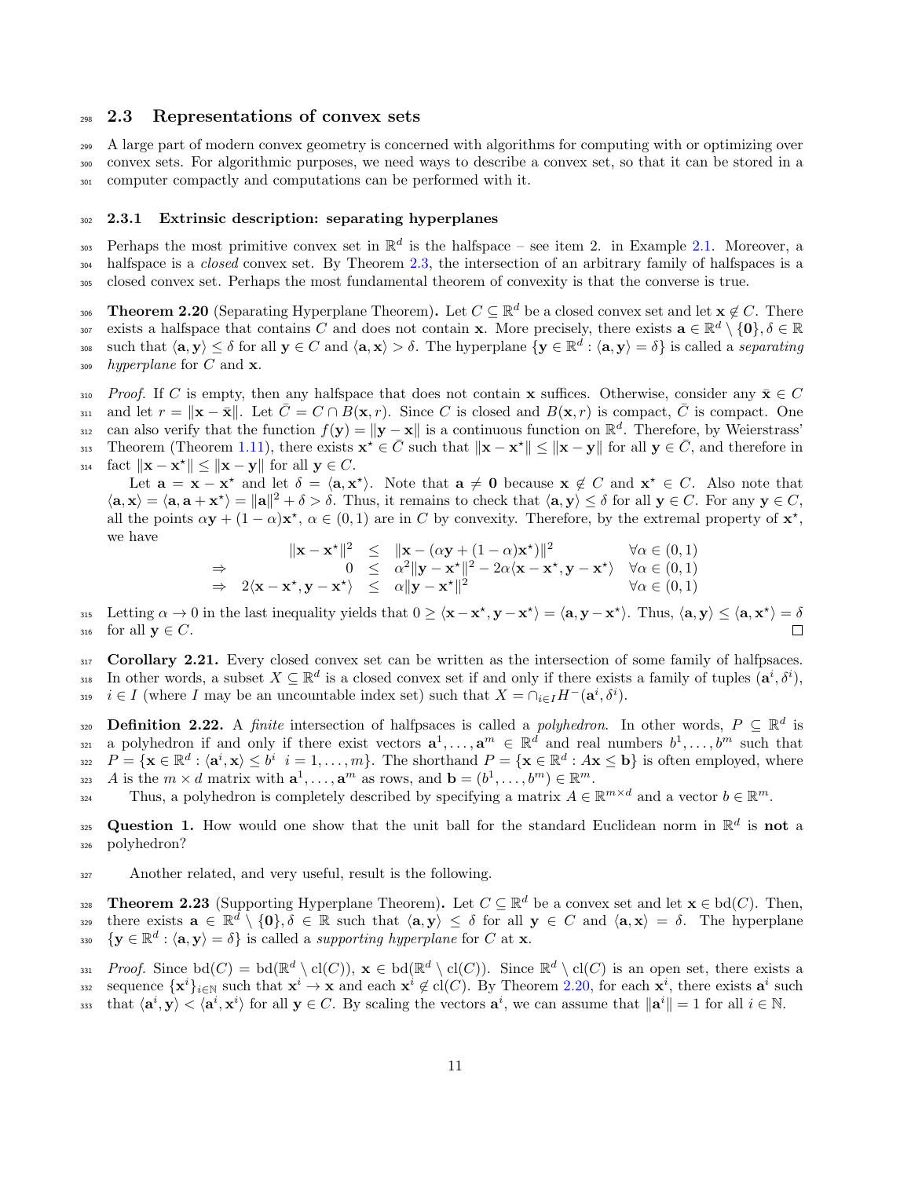## 2.3 Representations of convex sets

A large part of modern convex geometry is concerned with algorithms for computing with or optimizing over convex sets. For algorithmic purposes, we need ways to describe a convex set, so that it can be stored in a computer compactly and computations can be performed with it.

### 2.3.1 Extrinsic description: separating hyperplanes

Perhaps the most primitive convex set in $\mathbb{R}^d$ is the halfspace – see item 2. in Example 2.1. Moreover, a halfspace is a *closed* convex set. By Theorem 2.3, the intersection of an arbitrary family of halfspaces is a closed convex set. Perhaps the most fundamental theorem of convexity is that the converse is true.

**Theorem 2.20** (Separating Hyperplane Theorem)**.** *Let $C \subseteq \mathbb{R}^d$ be a closed convex set and let $\mathbf{x} \notin C$. There exists a halfspace that contains $C$ and does not contain $\mathbf{x}$. More precisely, there exists $\mathbf{a} \in \mathbb{R}^d \setminus \{\mathbf{0}\}, \delta \in \mathbb{R}$ such that $\langle \mathbf{a}, \mathbf{y}\rangle \leq \delta$ for all $\mathbf{y} \in C$ and $\langle \mathbf{a}, \mathbf{x}\rangle > \delta$. The hyperplane $\{\mathbf{y} \in \mathbb{R}^d : \langle \mathbf{a}, \mathbf{y}\rangle = \delta\}$ is called a separating hyperplane for $C$ and $\mathbf{x}$.*

*Proof.* If $C$ is empty, then any halfspace that does not contain $\mathbf{x}$ suffices. Otherwise, consider any $\bar{\mathbf{x}} \in C$ and let $r = \|\mathbf{x} - \bar{\mathbf{x}}\|$. Let $\bar{C} = C \cap B(\mathbf{x}, r)$. Since $C$ is closed and $B(\mathbf{x}, r)$ is compact, $\bar{C}$ is compact. One can also verify that the function $f(\mathbf{y}) = \|\mathbf{y} - \mathbf{x}\|$ is a continuous function on $\mathbb{R}^d$. Therefore, by Weierstrass' Theorem (Theorem 1.11), there exists $\mathbf{x}^\star \in \bar{C}$ such that $\|\mathbf{x} - \mathbf{x}^\star\| \leq \|\mathbf{x} - \mathbf{y}\|$ for all $\mathbf{y} \in \bar{C}$, and therefore in fact $\|\mathbf{x} - \mathbf{x}^\star\| \leq \|\mathbf{x} - \mathbf{y}\|$ for all $\mathbf{y} \in C$.

Let $\mathbf{a} = \mathbf{x} - \mathbf{x}^\star$ and let $\delta = \langle \mathbf{a}, \mathbf{x}^\star\rangle$. Note that $\mathbf{a} \neq \mathbf{0}$ because $\mathbf{x} \notin C$ and $\mathbf{x}^\star \in C$. Also note that $\langle \mathbf{a}, \mathbf{x}\rangle = \langle \mathbf{a}, \mathbf{a} + \mathbf{x}^\star\rangle = \|\mathbf{a}\|^2 + \delta > \delta$. Thus, it remains to check that $\langle \mathbf{a}, \mathbf{y}\rangle \leq \delta$ for all $\mathbf{y} \in C$. For any $\mathbf{y} \in C$, all the points $\alpha\mathbf{y} + (1-\alpha)\mathbf{x}^\star$, $\alpha \in (0,1)$ are in $C$ by convexity. Therefore, by the extremal property of $\mathbf{x}^\star$, we have

$$
\begin{array}{rrcll}
 & \|\mathbf{x} - \mathbf{x}^\star\|^2 & \leq & \|\mathbf{x} - (\alpha\mathbf{y} + (1-\alpha)\mathbf{x}^\star)\|^2 & \forall \alpha \in (0,1) \\
\Rightarrow & 0 & \leq & \alpha^2\|\mathbf{y} - \mathbf{x}^\star\|^2 - 2\alpha\langle \mathbf{x} - \mathbf{x}^\star, \mathbf{y} - \mathbf{x}^\star\rangle & \forall \alpha \in (0,1) \\
\Rightarrow & 2\langle \mathbf{x} - \mathbf{x}^\star, \mathbf{y} - \mathbf{x}^\star\rangle & \leq & \alpha\|\mathbf{y} - \mathbf{x}^\star\|^2 & \forall \alpha \in (0,1)
\end{array}
$$

Letting $\alpha \to 0$ in the last inequality yields that $0 \geq \langle \mathbf{x} - \mathbf{x}^\star, \mathbf{y} - \mathbf{x}^\star\rangle = \langle \mathbf{a}, \mathbf{y} - \mathbf{x}^\star\rangle$. Thus, $\langle \mathbf{a}, \mathbf{y}\rangle \leq \langle \mathbf{a}, \mathbf{x}^\star\rangle = \delta$ for all $\mathbf{y} \in C$. ∎

**Corollary 2.21.** *Every closed convex set can be written as the intersection of some family of halfpsaces. In other words, a subset $X \subseteq \mathbb{R}^d$ is a closed convex set if and only if there exists a family of tuples $(\mathbf{a}^i, \delta^i)$, $i \in I$ (where $I$ may be an uncountable index set) such that $X = \cap_{i \in I} H^-(\mathbf{a}^i, \delta^i)$.*

**Definition 2.22.** A *finite* intersection of halfpsaces is called a *polyhedron*. In other words, $P \subseteq \mathbb{R}^d$ is a polyhedron if and only if there exist vectors $\mathbf{a}^1, \ldots, \mathbf{a}^m \in \mathbb{R}^d$ and real numbers $b^1, \ldots, b^m$ such that $P = \{\mathbf{x} \in \mathbb{R}^d : \langle \mathbf{a}^i, \mathbf{x}\rangle \leq b^i \;\; i = 1, \ldots, m\}$. The shorthand $P = \{\mathbf{x} \in \mathbb{R}^d : A\mathbf{x} \leq \mathbf{b}\}$ is often employed, where $A$ is the $m \times d$ matrix with $\mathbf{a}^1, \ldots, \mathbf{a}^m$ as rows, and $\mathbf{b} = (b^1, \ldots, b^m) \in \mathbb{R}^m$.

Thus, a polyhedron is completely described by specifying a matrix $A \in \mathbb{R}^{m \times d}$ and a vector $b \in \mathbb{R}^m$.

**Question 1.** How would one show that the unit ball for the standard Euclidean norm in $\mathbb{R}^d$ is **not** a polyhedron?

Another related, and very useful, result is the following.

**Theorem 2.23** (Supporting Hyperplane Theorem)**.** *Let $C \subseteq \mathbb{R}^d$ be a convex set and let $\mathbf{x} \in \mathrm{bd}(C)$. Then, there exists $\mathbf{a} \in \mathbb{R}^d \setminus \{\mathbf{0}\}, \delta \in \mathbb{R}$ such that $\langle \mathbf{a}, \mathbf{y}\rangle \leq \delta$ for all $\mathbf{y} \in C$ and $\langle \mathbf{a}, \mathbf{x}\rangle = \delta$. The hyperplane $\{\mathbf{y} \in \mathbb{R}^d : \langle \mathbf{a}, \mathbf{y}\rangle = \delta\}$ is called a supporting hyperplane for $C$ at $\mathbf{x}$.*

*Proof.* Since $\mathrm{bd}(C) = \mathrm{bd}(\mathbb{R}^d \setminus \mathrm{cl}(C))$, $\mathbf{x} \in \mathrm{bd}(\mathbb{R}^d \setminus \mathrm{cl}(C))$. Since $\mathbb{R}^d \setminus \mathrm{cl}(C)$ is an open set, there exists a sequence $\{\mathbf{x}^i\}_{i \in \mathbb{N}}$ such that $\mathbf{x}^i \to \mathbf{x}$ and each $\mathbf{x}^i \notin \mathrm{cl}(C)$. By Theorem 2.20, for each $\mathbf{x}^i$, there exists $\mathbf{a}^i$ such that $\langle \mathbf{a}^i, \mathbf{y}\rangle < \langle \mathbf{a}^i, \mathbf{x}^i\rangle$ for all $\mathbf{y} \in C$. By scaling the vectors $\mathbf{a}^i$, we can assume that $\|\mathbf{a}^i\| = 1$ for all $i \in \mathbb{N}$.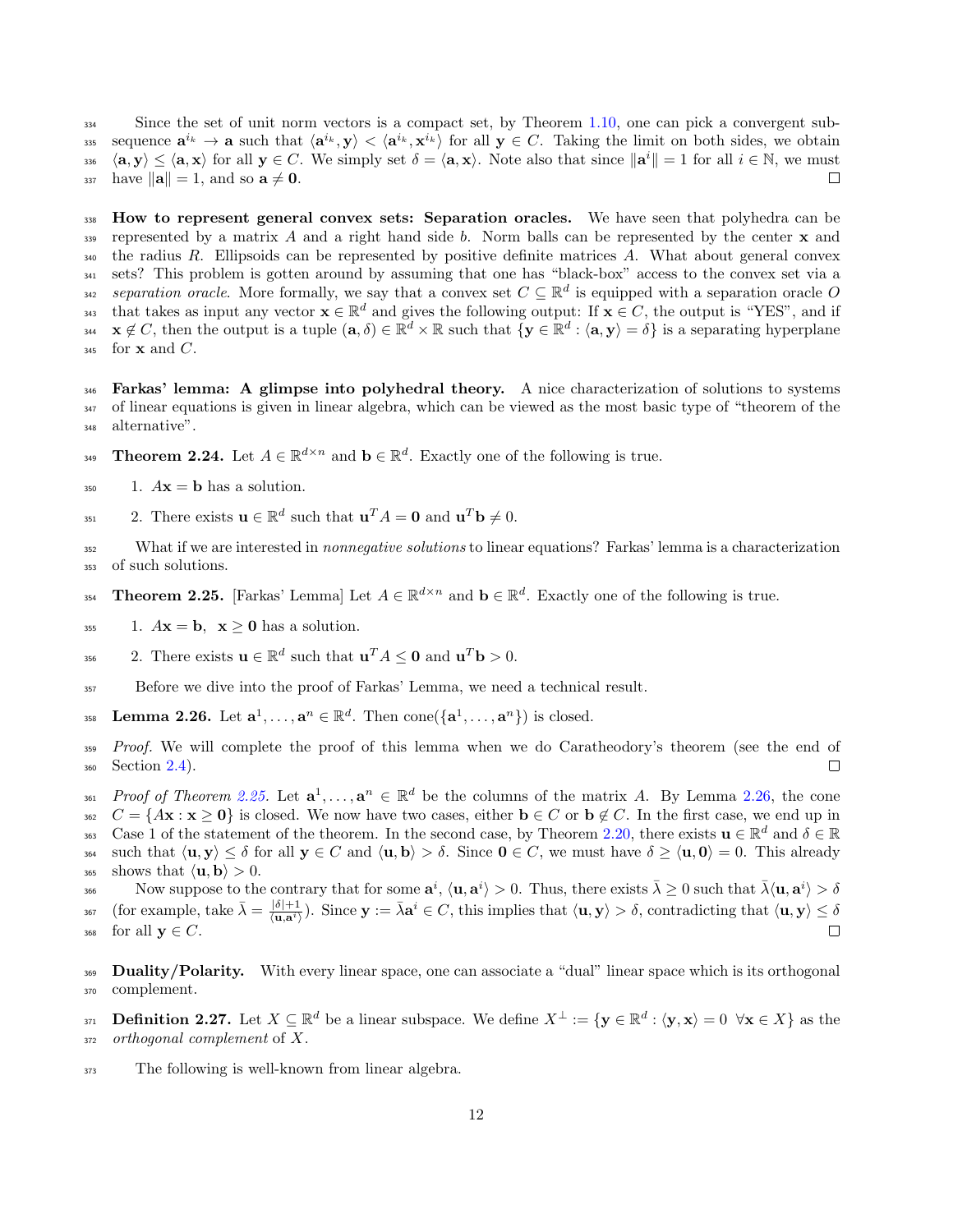Since the set of unit norm vectors is a compact set, by Theorem 1.10, one can pick a convergent subsequence $\mathbf{a}^{i_k} \to \mathbf{a}$ such that $\langle \mathbf{a}^{i_k}, \mathbf{y} \rangle < \langle \mathbf{a}^{i_k}, \mathbf{x}^{i_k} \rangle$ for all $\mathbf{y} \in C$. Taking the limit on both sides, we obtain $\langle \mathbf{a}, \mathbf{y} \rangle \leq \langle \mathbf{a}, \mathbf{x} \rangle$ for all $\mathbf{y} \in C$. We simply set $\delta = \langle \mathbf{a}, \mathbf{x} \rangle$. Note also that since $\|\mathbf{a}^i\| = 1$ for all $i \in \mathbb{N}$, we must have $\|\mathbf{a}\| = 1$, and so $\mathbf{a} \neq \mathbf{0}$. ☐

**How to represent general convex sets: Separation oracles.** We have seen that polyhedra can be represented by a matrix $A$ and a right hand side $b$. Norm balls can be represented by the center $\mathbf{x}$ and the radius $R$. Ellipsoids can be represented by positive definite matrices $A$. What about general convex sets? This problem is gotten around by assuming that one has "black-box" access to the convex set via a *separation oracle*. More formally, we say that a convex set $C \subseteq \mathbb{R}^d$ is equipped with a separation oracle $O$ that takes as input any vector $\mathbf{x} \in \mathbb{R}^d$ and gives the following output: If $\mathbf{x} \in C$, the output is "YES", and if $\mathbf{x} \notin C$, then the output is a tuple $(\mathbf{a}, \delta) \in \mathbb{R}^d \times \mathbb{R}$ such that $\{\mathbf{y} \in \mathbb{R}^d : \langle \mathbf{a}, \mathbf{y} \rangle = \delta\}$ is a separating hyperplane for $\mathbf{x}$ and $C$.

**Farkas' lemma: A glimpse into polyhedral theory.** A nice characterization of solutions to systems of linear equations is given in linear algebra, which can be viewed as the most basic type of "theorem of the alternative".

**Theorem 2.24.** Let $A \in \mathbb{R}^{d \times n}$ and $\mathbf{b} \in \mathbb{R}^d$. Exactly one of the following is true.

1. $A\mathbf{x} = \mathbf{b}$ has a solution.
2. There exists $\mathbf{u} \in \mathbb{R}^d$ such that $\mathbf{u}^T A = \mathbf{0}$ and $\mathbf{u}^T \mathbf{b} \neq 0$.

What if we are interested in *nonnegative solutions* to linear equations? Farkas' lemma is a characterization of such solutions.

**Theorem 2.25.** [Farkas' Lemma] Let $A \in \mathbb{R}^{d \times n}$ and $\mathbf{b} \in \mathbb{R}^d$. Exactly one of the following is true.

1. $A\mathbf{x} = \mathbf{b}, \;\; \mathbf{x} \geq \mathbf{0}$ has a solution.
2. There exists $\mathbf{u} \in \mathbb{R}^d$ such that $\mathbf{u}^T A \leq \mathbf{0}$ and $\mathbf{u}^T \mathbf{b} > 0$.

Before we dive into the proof of Farkas' Lemma, we need a technical result.

**Lemma 2.26.** Let $\mathbf{a}^1, \ldots, \mathbf{a}^n \in \mathbb{R}^d$. Then $\text{cone}(\{\mathbf{a}^1, \ldots, \mathbf{a}^n\})$ is closed.

*Proof.* We will complete the proof of this lemma when we do Caratheodory's theorem (see the end of Section 2.4). ☐

*Proof of Theorem 2.25.* Let $\mathbf{a}^1, \ldots, \mathbf{a}^n \in \mathbb{R}^d$ be the columns of the matrix $A$. By Lemma 2.26, the cone $C = \{A\mathbf{x} : \mathbf{x} \geq \mathbf{0}\}$ is closed. We now have two cases, either $\mathbf{b} \in C$ or $\mathbf{b} \notin C$. In the first case, we end up in Case 1 of the statement of the theorem. In the second case, by Theorem 2.20, there exists $\mathbf{u} \in \mathbb{R}^d$ and $\delta \in \mathbb{R}$ such that $\langle \mathbf{u}, \mathbf{y} \rangle \leq \delta$ for all $\mathbf{y} \in C$ and $\langle \mathbf{u}, \mathbf{b} \rangle > \delta$. Since $\mathbf{0} \in C$, we must have $\delta \geq \langle \mathbf{u}, \mathbf{0} \rangle = 0$. This already shows that $\langle \mathbf{u}, \mathbf{b} \rangle > 0$.

Now suppose to the contrary that for some $\mathbf{a}^i$, $\langle \mathbf{u}, \mathbf{a}^i \rangle > 0$. Thus, there exists $\bar{\lambda} \geq 0$ such that $\bar{\lambda}\langle \mathbf{u}, \mathbf{a}^i \rangle > \delta$ (for example, take $\bar{\lambda} = \frac{|\delta|+1}{\langle \mathbf{u}, \mathbf{a}^i \rangle}$). Since $\mathbf{y} := \bar{\lambda}\mathbf{a}^i \in C$, this implies that $\langle \mathbf{u}, \mathbf{y} \rangle > \delta$, contradicting that $\langle \mathbf{u}, \mathbf{y} \rangle \leq \delta$ for all $\mathbf{y} \in C$. ☐

**Duality/Polarity.** With every linear space, one can associate a "dual" linear space which is its orthogonal complement.

**Definition 2.27.** Let $X \subseteq \mathbb{R}^d$ be a linear subspace. We define $X^\perp := \{\mathbf{y} \in \mathbb{R}^d : \langle \mathbf{y}, \mathbf{x} \rangle = 0 \;\; \forall \mathbf{x} \in X\}$ as the *orthogonal complement* of $X$.

The following is well-known from linear algebra.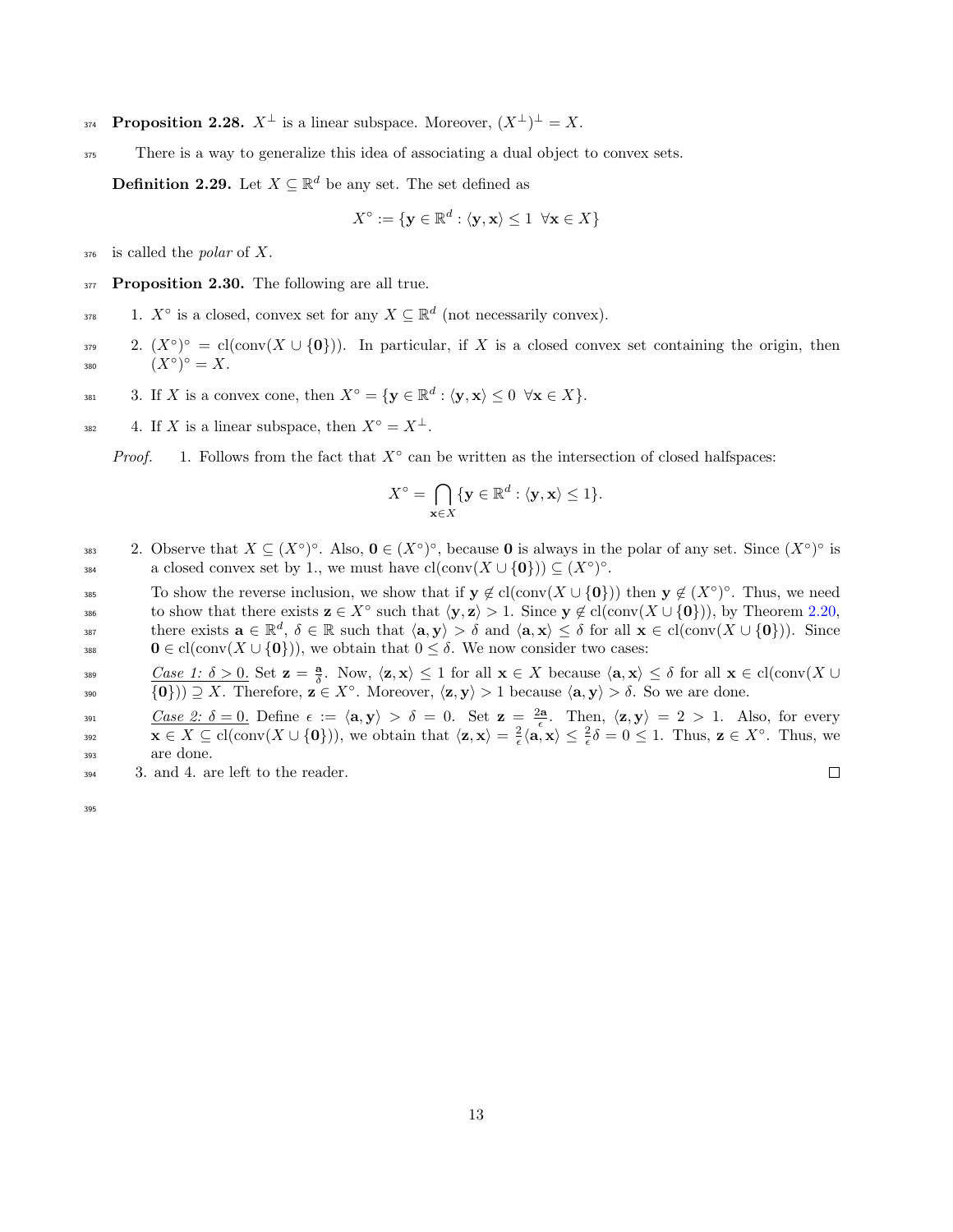**Proposition 2.28.** $X^\perp$ is a linear subspace. Moreover, $(X^\perp)^\perp = X$.

There is a way to generalize this idea of associating a dual object to convex sets.

**Definition 2.29.** Let $X \subseteq \mathbb{R}^d$ be any set. The set defined as

$$X^\circ := \{\mathbf{y} \in \mathbb{R}^d : \langle \mathbf{y}, \mathbf{x} \rangle \leq 1 \;\; \forall \mathbf{x} \in X\}$$

is called the *polar* of $X$.

**Proposition 2.30.** The following are all true.

1. $X^\circ$ is a closed, convex set for any $X \subseteq \mathbb{R}^d$ (not necessarily convex).
2. $(X^\circ)^\circ = \text{cl}(\text{conv}(X \cup \{\mathbf{0}\}))$. In particular, if $X$ is a closed convex set containing the origin, then $(X^\circ)^\circ = X$.
3. If $X$ is a convex cone, then $X^\circ = \{\mathbf{y} \in \mathbb{R}^d : \langle \mathbf{y}, \mathbf{x} \rangle \leq 0 \;\; \forall \mathbf{x} \in X\}$.
4. If $X$ is a linear subspace, then $X^\circ = X^\perp$.

*Proof.* 1. Follows from the fact that $X^\circ$ can be written as the intersection of closed halfspaces:

$$X^\circ = \bigcap_{\mathbf{x} \in X} \{\mathbf{y} \in \mathbb{R}^d : \langle \mathbf{y}, \mathbf{x} \rangle \leq 1\}.$$

2. Observe that $X \subseteq (X^\circ)^\circ$. Also, $\mathbf{0} \in (X^\circ)^\circ$, because $\mathbf{0}$ is always in the polar of any set. Since $(X^\circ)^\circ$ is a closed convex set by 1., we must have $\text{cl}(\text{conv}(X \cup \{\mathbf{0}\})) \subseteq (X^\circ)^\circ$.

To show the reverse inclusion, we show that if $\mathbf{y} \notin \text{cl}(\text{conv}(X \cup \{\mathbf{0}\}))$ then $\mathbf{y} \notin (X^\circ)^\circ$. Thus, we need to show that there exists $\mathbf{z} \in X^\circ$ such that $\langle \mathbf{y}, \mathbf{z} \rangle > 1$. Since $\mathbf{y} \notin \text{cl}(\text{conv}(X \cup \{\mathbf{0}\}))$, by Theorem 2.20, there exists $\mathbf{a} \in \mathbb{R}^d$, $\delta \in \mathbb{R}$ such that $\langle \mathbf{a}, \mathbf{y} \rangle > \delta$ and $\langle \mathbf{a}, \mathbf{x} \rangle \leq \delta$ for all $\mathbf{x} \in \text{cl}(\text{conv}(X \cup \{\mathbf{0}\}))$. Since $\mathbf{0} \in \text{cl}(\text{conv}(X \cup \{\mathbf{0}\}))$, we obtain that $0 \leq \delta$. We now consider two cases:

<u>*Case 1: $\delta > 0$.*</u> Set $\mathbf{z} = \frac{\mathbf{a}}{\delta}$. Now, $\langle \mathbf{z}, \mathbf{x} \rangle \leq 1$ for all $\mathbf{x} \in X$ because $\langle \mathbf{a}, \mathbf{x} \rangle \leq \delta$ for all $\mathbf{x} \in \text{cl}(\text{conv}(X \cup \{\mathbf{0}\})) \supseteq X$. Therefore, $\mathbf{z} \in X^\circ$. Moreover, $\langle \mathbf{z}, \mathbf{y} \rangle > 1$ because $\langle \mathbf{a}, \mathbf{y} \rangle > \delta$. So we are done.

<u>*Case 2: $\delta = 0$.*</u> Define $\epsilon := \langle \mathbf{a}, \mathbf{y} \rangle > \delta = 0$. Set $\mathbf{z} = \frac{2\mathbf{a}}{\epsilon}$. Then, $\langle \mathbf{z}, \mathbf{y} \rangle = 2 > 1$. Also, for every $\mathbf{x} \in X \subseteq \text{cl}(\text{conv}(X \cup \{\mathbf{0}\}))$, we obtain that $\langle \mathbf{z}, \mathbf{x} \rangle = \frac{2}{\epsilon}\langle \mathbf{a}, \mathbf{x} \rangle \leq \frac{2}{\epsilon}\delta = 0 \leq 1$. Thus, $\mathbf{z} \in X^\circ$. Thus, we are done.

3. and 4. are left to the reader. $\square$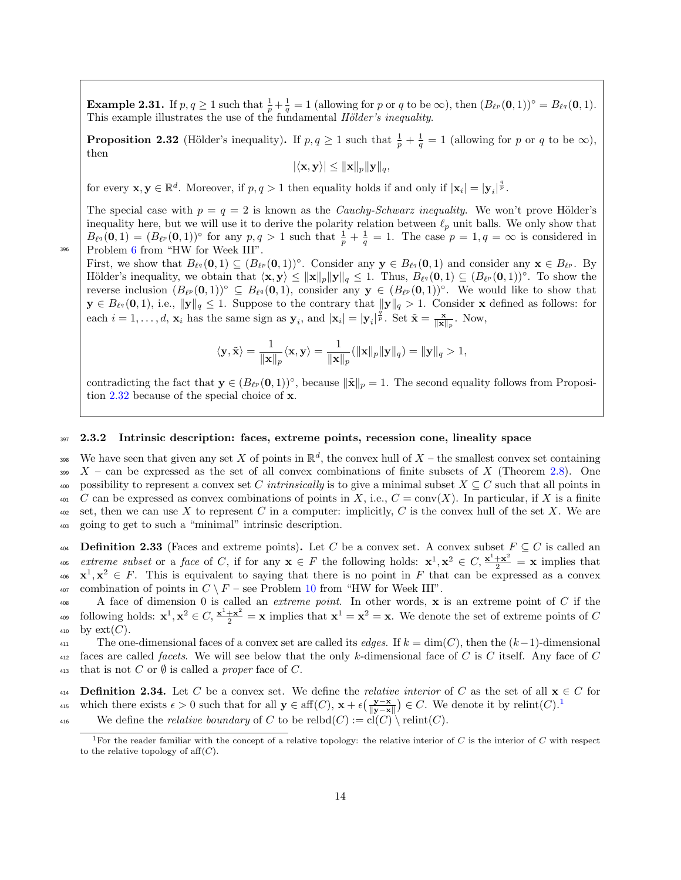**Example 2.31.** If $p, q \geq 1$ such that $\frac{1}{p} + \frac{1}{q} = 1$ (allowing for $p$ or $q$ to be $\infty$), then $(B_{\ell^p}(\mathbf{0}, 1))^\circ = B_{\ell^q}(\mathbf{0}, 1)$. This example illustrates the use of the fundamental *Hölder's inequality*.

**Proposition 2.32** (Hölder's inequality)**.** If $p, q \geq 1$ such that $\frac{1}{p} + \frac{1}{q} = 1$ (allowing for $p$ or $q$ to be $\infty$), then

$$|\langle \mathbf{x}, \mathbf{y} \rangle| \leq \|\mathbf{x}\|_p \|\mathbf{y}\|_q,$$

for every $\mathbf{x}, \mathbf{y} \in \mathbb{R}^d$. Moreover, if $p, q > 1$ then equality holds if and only if $|\mathbf{x}_i| = |\mathbf{y}_i|^{\frac{q}{p}}$.

The special case with $p = q = 2$ is known as the *Cauchy-Schwarz inequality*. We won't prove Hölder's inequality here, but we will use it to derive the polarity relation between $\ell_p$ unit balls. We only show that $B_{\ell^q}(\mathbf{0}, 1) = (B_{\ell^p}(\mathbf{0}, 1))^\circ$ for any $p, q > 1$ such that $\frac{1}{p} + \frac{1}{q} = 1$. The case $p = 1, q = \infty$ is considered in Problem 6 from "HW for Week III".

First, we show that $B_{\ell^q}(\mathbf{0}, 1) \subseteq (B_{\ell^p}(\mathbf{0}, 1))^\circ$. Consider any $\mathbf{y} \in B_{\ell^q}(\mathbf{0}, 1)$ and consider any $\mathbf{x} \in B_{\ell^p}$. By Hölder's inequality, we obtain that $\langle \mathbf{x}, \mathbf{y} \rangle \leq \|\mathbf{x}\|_p \|\mathbf{y}\|_q \leq 1$. Thus, $B_{\ell^q}(\mathbf{0}, 1) \subseteq (B_{\ell^p}(\mathbf{0}, 1))^\circ$. To show the reverse inclusion $(B_{\ell^p}(\mathbf{0}, 1))^\circ \subseteq B_{\ell^q}(\mathbf{0}, 1)$, consider any $\mathbf{y} \in (B_{\ell^p}(\mathbf{0}, 1))^\circ$. We would like to show that $\mathbf{y} \in B_{\ell^q}(\mathbf{0}, 1)$, i.e., $\|\mathbf{y}\|_q \leq 1$. Suppose to the contrary that $\|\mathbf{y}\|_q > 1$. Consider $\mathbf{x}$ defined as follows: for each $i = 1, \ldots, d$, $\mathbf{x}_i$ has the same sign as $\mathbf{y}_i$, and $|\mathbf{x}_i| = |\mathbf{y}_i|^{\frac{q}{p}}$. Set $\tilde{\mathbf{x}} = \frac{\mathbf{x}}{\|\mathbf{x}\|_p}$. Now,

$$\langle \mathbf{y}, \tilde{\mathbf{x}} \rangle = \frac{1}{\|\mathbf{x}\|_p} \langle \mathbf{x}, \mathbf{y} \rangle = \frac{1}{\|\mathbf{x}\|_p} (\|\mathbf{x}\|_p \|\mathbf{y}\|_q) = \|\mathbf{y}\|_q > 1,$$

contradicting the fact that $\mathbf{y} \in (B_{\ell^p}(\mathbf{0}, 1))^\circ$, because $\|\tilde{\mathbf{x}}\|_p = 1$. The second equality follows from Proposition 2.32 because of the special choice of $\mathbf{x}$.

### 2.3.2 Intrinsic description: faces, extreme points, recession cone, lineality space

We have seen that given any set $X$ of points in $\mathbb{R}^d$, the convex hull of $X$ – the smallest convex set containing $X$ – can be expressed as the set of all convex combinations of finite subsets of $X$ (Theorem 2.8). One possibility to represent a convex set $C$ *intrinsically* is to give a minimal subset $X \subseteq C$ such that all points in $C$ can be expressed as convex combinations of points in $X$, i.e., $C = \operatorname{conv}(X)$. In particular, if $X$ is a finite set, then we can use $X$ to represent $C$ in a computer: implicitly, $C$ is the convex hull of the set $X$. We are going to get to such a "minimal" intrinsic description.

**Definition 2.33** (Faces and extreme points)**.** Let $C$ be a convex set. A convex subset $F \subseteq C$ is called an *extreme subset* or a *face* of $C$, if for any $\mathbf{x} \in F$ the following holds: $\mathbf{x}^1, \mathbf{x}^2 \in C$, $\frac{\mathbf{x}^1 + \mathbf{x}^2}{2} = \mathbf{x}$ implies that $\mathbf{x}^1, \mathbf{x}^2 \in F$. This is equivalent to saying that there is no point in $F$ that can be expressed as a convex combination of points in $C \setminus F$ – see Problem 10 from "HW for Week III".

A face of dimension 0 is called an *extreme point*. In other words, $\mathbf{x}$ is an extreme point of $C$ if the following holds: $\mathbf{x}^1, \mathbf{x}^2 \in C$, $\frac{\mathbf{x}^1 + \mathbf{x}^2}{2} = \mathbf{x}$ implies that $\mathbf{x}^1 = \mathbf{x}^2 = \mathbf{x}$. We denote the set of extreme points of $C$ by $\operatorname{ext}(C)$.

The one-dimensional faces of a convex set are called its *edges*. If $k = \dim(C)$, then the $(k-1)$-dimensional faces are called *facets*. We will see below that the only $k$-dimensional face of $C$ is $C$ itself. Any face of $C$ that is not $C$ or $\emptyset$ is called a *proper* face of $C$.

**Definition 2.34.** Let $C$ be a convex set. We define the *relative interior* of $C$ as the set of all $\mathbf{x} \in C$ for which there exists $\epsilon > 0$ such that for all $\mathbf{y} \in \operatorname{aff}(C)$, $\mathbf{x} + \epsilon\left(\frac{\mathbf{y} - \mathbf{x}}{\|\mathbf{y} - \mathbf{x}\|}\right) \in C$. We denote it by $\operatorname{relint}(C)$.[1]

We define the *relative boundary* of $C$ to be $\operatorname{relbd}(C) := \operatorname{cl}(C) \setminus \operatorname{relint}(C)$.

[1] For the reader familiar with the concept of a relative topology: the relative interior of $C$ is the interior of $C$ with respect to the relative topology of $\operatorname{aff}(C)$.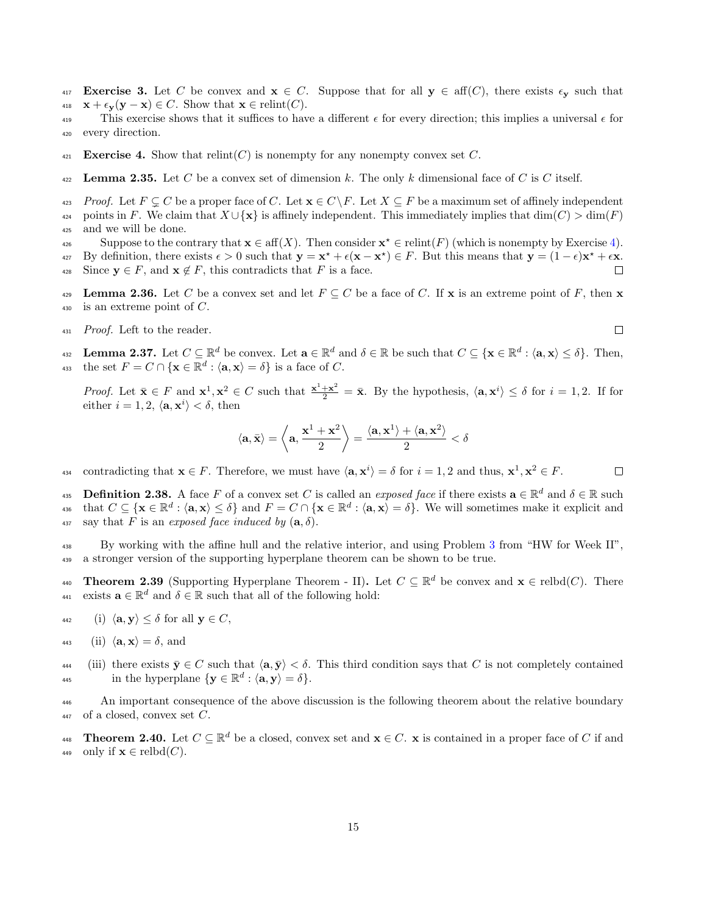**Exercise 3.** Let $C$ be convex and $\mathbf{x} \in C$. Suppose that for all $\mathbf{y} \in \text{aff}(C)$, there exists $\epsilon_{\mathbf{y}}$ such that $\mathbf{x} + \epsilon_{\mathbf{y}}(\mathbf{y} - \mathbf{x}) \in C$. Show that $\mathbf{x} \in \text{relint}(C)$.

This exercise shows that it suffices to have a different $\epsilon$ for every direction; this implies a universal $\epsilon$ for every direction.

**Exercise 4.** Show that $\text{relint}(C)$ is nonempty for any nonempty convex set $C$.

**Lemma 2.35.** Let $C$ be a convex set of dimension $k$. The only $k$ dimensional face of $C$ is $C$ itself.

*Proof.* Let $F \subsetneq C$ be a proper face of $C$. Let $\mathbf{x} \in C \setminus F$. Let $X \subseteq F$ be a maximum set of affinely independent points in $F$. We claim that $X \cup \{\mathbf{x}\}$ is affinely independent. This immediately implies that $\dim(C) > \dim(F)$ and we will be done.

Suppose to the contrary that $\mathbf{x} \in \text{aff}(X)$. Then consider $\mathbf{x}^\star \in \text{relint}(F)$ (which is nonempty by Exercise 4). By definition, there exists $\epsilon > 0$ such that $\mathbf{y} = \mathbf{x}^\star + \epsilon(\mathbf{x} - \mathbf{x}^\star) \in F$. But this means that $\mathbf{y} = (1-\epsilon)\mathbf{x}^\star + \epsilon\mathbf{x}$. Since $\mathbf{y} \in F$, and $\mathbf{x} \notin F$, this contradicts that $F$ is a face. $\square$

**Lemma 2.36.** Let $C$ be a convex set and let $F \subseteq C$ be a face of $C$. If $\mathbf{x}$ is an extreme point of $F$, then $\mathbf{x}$ is an extreme point of $C$.

*Proof.* Left to the reader. $\square$

**Lemma 2.37.** Let $C \subseteq \mathbb{R}^d$ be convex. Let $\mathbf{a} \in \mathbb{R}^d$ and $\delta \in \mathbb{R}$ be such that $C \subseteq \{\mathbf{x} \in \mathbb{R}^d : \langle \mathbf{a}, \mathbf{x} \rangle \leq \delta\}$. Then, the set $F = C \cap \{\mathbf{x} \in \mathbb{R}^d : \langle \mathbf{a}, \mathbf{x} \rangle = \delta\}$ is a face of $C$.

*Proof.* Let $\bar{\mathbf{x}} \in F$ and $\mathbf{x}^1, \mathbf{x}^2 \in C$ such that $\frac{\mathbf{x}^1 + \mathbf{x}^2}{2} = \bar{\mathbf{x}}$. By the hypothesis, $\langle \mathbf{a}, \mathbf{x}^i \rangle \leq \delta$ for $i = 1, 2$. If for either $i = 1, 2$, $\langle \mathbf{a}, \mathbf{x}^i \rangle < \delta$, then

$$\langle \mathbf{a}, \bar{\mathbf{x}} \rangle = \left\langle \mathbf{a}, \frac{\mathbf{x}^1 + \mathbf{x}^2}{2} \right\rangle = \frac{\langle \mathbf{a}, \mathbf{x}^1 \rangle + \langle \mathbf{a}, \mathbf{x}^2 \rangle}{2} < \delta$$

contradicting that $\mathbf{x} \in F$. Therefore, we must have $\langle \mathbf{a}, \mathbf{x}^i \rangle = \delta$ for $i = 1, 2$ and thus, $\mathbf{x}^1, \mathbf{x}^2 \in F$. $\square$

**Definition 2.38.** A face $F$ of a convex set $C$ is called an *exposed face* if there exists $\mathbf{a} \in \mathbb{R}^d$ and $\delta \in \mathbb{R}$ such that $C \subseteq \{\mathbf{x} \in \mathbb{R}^d : \langle \mathbf{a}, \mathbf{x} \rangle \leq \delta\}$ and $F = C \cap \{\mathbf{x} \in \mathbb{R}^d : \langle \mathbf{a}, \mathbf{x} \rangle = \delta\}$. We will sometimes make it explicit and say that $F$ is an *exposed face induced by* $(\mathbf{a}, \delta)$.

By working with the affine hull and the relative interior, and using Problem 3 from "HW for Week II", a stronger version of the supporting hyperplane theorem can be shown to be true.

**Theorem 2.39** (Supporting Hyperplane Theorem - II)**.** Let $C \subseteq \mathbb{R}^d$ be convex and $\mathbf{x} \in \text{relbd}(C)$. There exists $\mathbf{a} \in \mathbb{R}^d$ and $\delta \in \mathbb{R}$ such that all of the following hold:

(i) $\langle \mathbf{a}, \mathbf{y} \rangle \leq \delta$ for all $\mathbf{y} \in C$,

(ii) $\langle \mathbf{a}, \mathbf{x} \rangle = \delta$, and

(iii) there exists $\bar{\mathbf{y}} \in C$ such that $\langle \mathbf{a}, \bar{\mathbf{y}} \rangle < \delta$. This third condition says that $C$ is not completely contained in the hyperplane $\{\mathbf{y} \in \mathbb{R}^d : \langle \mathbf{a}, \mathbf{y} \rangle = \delta\}$.

An important consequence of the above discussion is the following theorem about the relative boundary of a closed, convex set $C$.

**Theorem 2.40.** Let $C \subseteq \mathbb{R}^d$ be a closed, convex set and $\mathbf{x} \in C$. $\mathbf{x}$ is contained in a proper face of $C$ if and only if $\mathbf{x} \in \text{relbd}(C)$.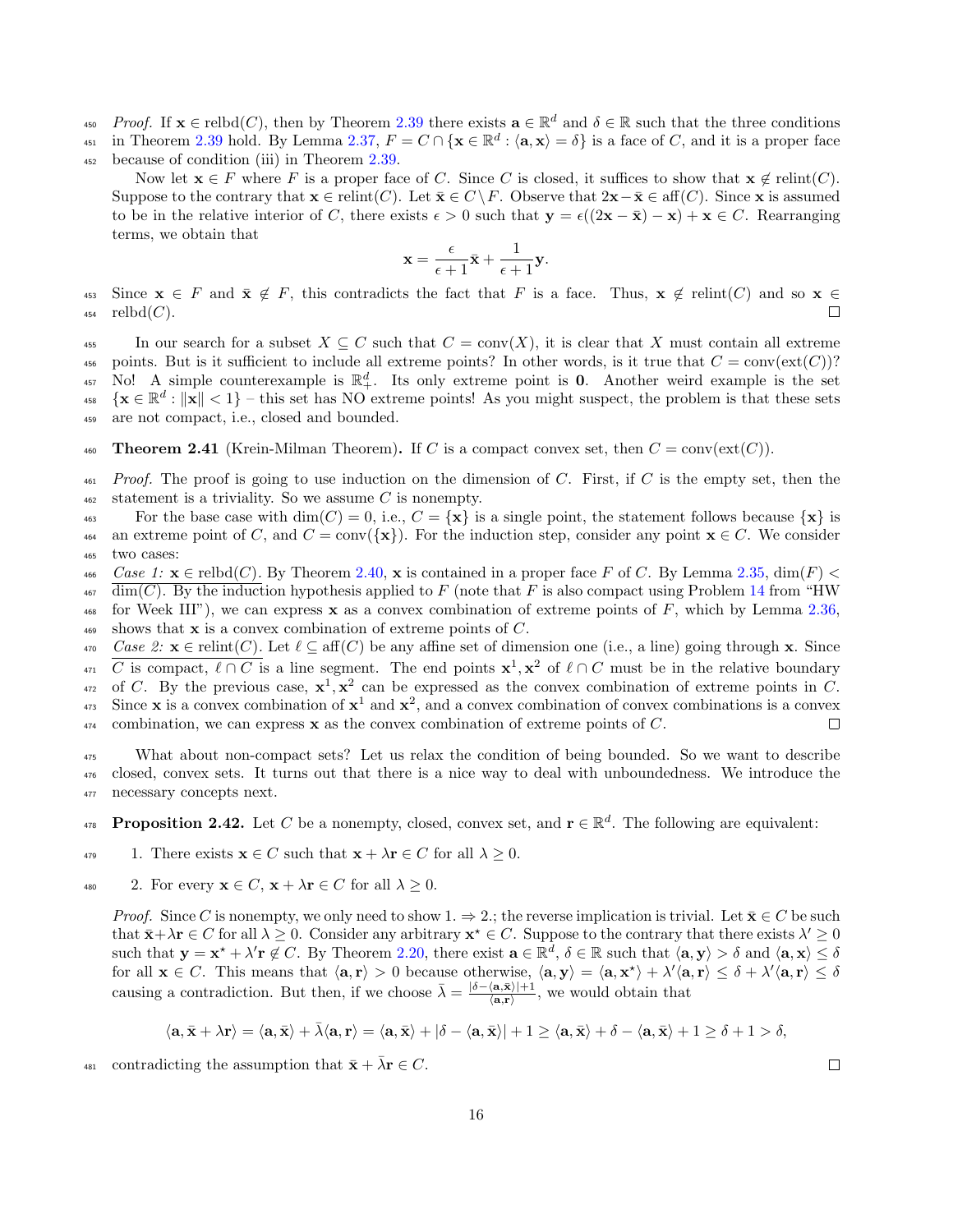*Proof.* If $\mathbf{x} \in \text{relbd}(C)$, then by Theorem 2.39 there exists $\mathbf{a} \in \mathbb{R}^d$ and $\delta \in \mathbb{R}$ such that the three conditions in Theorem 2.39 hold. By Lemma 2.37, $F = C \cap \{\mathbf{x} \in \mathbb{R}^d : \langle \mathbf{a}, \mathbf{x} \rangle = \delta\}$ is a face of $C$, and it is a proper face because of condition (iii) in Theorem 2.39.

Now let $\mathbf{x} \in F$ where $F$ is a proper face of $C$. Since $C$ is closed, it suffices to show that $\mathbf{x} \notin \text{relint}(C)$. Suppose to the contrary that $\mathbf{x} \in \text{relint}(C)$. Let $\bar{\mathbf{x}} \in C \setminus F$. Observe that $2\mathbf{x} - \bar{\mathbf{x}} \in \text{aff}(C)$. Since $\mathbf{x}$ is assumed to be in the relative interior of $C$, there exists $\epsilon > 0$ such that $\mathbf{y} = \epsilon((2\mathbf{x} - \bar{\mathbf{x}}) - \mathbf{x}) + \mathbf{x} \in C$. Rearranging terms, we obtain that

$$\mathbf{x} = \frac{\epsilon}{\epsilon + 1}\bar{\mathbf{x}} + \frac{1}{\epsilon + 1}\mathbf{y}.$$

Since $\mathbf{x} \in F$ and $\bar{\mathbf{x}} \notin F$, this contradicts the fact that $F$ is a face. Thus, $\mathbf{x} \notin \text{relint}(C)$ and so $\mathbf{x} \in \text{relbd}(C)$. □

In our search for a subset $X \subseteq C$ such that $C = \text{conv}(X)$, it is clear that $X$ must contain all extreme points. But is it sufficient to include all extreme points? In other words, is it true that $C = \text{conv}(\text{ext}(C))$? No! A simple counterexample is $\mathbb{R}^d_+$. Its only extreme point is $\mathbf{0}$. Another weird example is the set $\{\mathbf{x} \in \mathbb{R}^d : \|\mathbf{x}\| < 1\}$ – this set has NO extreme points! As you might suspect, the problem is that these sets are not compact, i.e., closed and bounded.

**Theorem 2.41** (Krein-Milman Theorem)**.** If $C$ is a compact convex set, then $C = \text{conv}(\text{ext}(C))$.

*Proof.* The proof is going to use induction on the dimension of $C$. First, if $C$ is the empty set, then the statement is a triviality. So we assume $C$ is nonempty.

For the base case with $\dim(C) = 0$, i.e., $C = \{\mathbf{x}\}$ is a single point, the statement follows because $\{\mathbf{x}\}$ is an extreme point of $C$, and $C = \text{conv}(\{\mathbf{x}\})$. For the induction step, consider any point $\mathbf{x} \in C$. We consider two cases:

*Case 1:* $\mathbf{x} \in \text{relbd}(C)$. By Theorem 2.40, $\mathbf{x}$ is contained in a proper face $F$ of $C$. By Lemma 2.35, $\dim(F) < \dim(C)$. By the induction hypothesis applied to $F$ (note that $F$ is also compact using Problem 14 from "HW for Week III"), we can express $\mathbf{x}$ as a convex combination of extreme points of $F$, which by Lemma 2.36, shows that $\mathbf{x}$ is a convex combination of extreme points of $C$.

*Case 2:* $\mathbf{x} \in \text{relint}(C)$. Let $\ell \subseteq \text{aff}(C)$ be any affine set of dimension one (i.e., a line) going through $\mathbf{x}$. Since $C$ is compact, $\ell \cap C$ is a line segment. The end points $\mathbf{x}^1, \mathbf{x}^2$ of $\ell \cap C$ must be in the relative boundary of $C$. By the previous case, $\mathbf{x}^1, \mathbf{x}^2$ can be expressed as the convex combination of extreme points in $C$. Since $\mathbf{x}$ is a convex combination of $\mathbf{x}^1$ and $\mathbf{x}^2$, and a convex combination of convex combinations is a convex combination, we can express $\mathbf{x}$ as the convex combination of extreme points of $C$. □

What about non-compact sets? Let us relax the condition of being bounded. So we want to describe closed, convex sets. It turns out that there is a nice way to deal with unboundedness. We introduce the necessary concepts next.

**Proposition 2.42.** Let $C$ be a nonempty, closed, convex set, and $\mathbf{r} \in \mathbb{R}^d$. The following are equivalent:

1. There exists $\mathbf{x} \in C$ such that $\mathbf{x} + \lambda\mathbf{r} \in C$ for all $\lambda \geq 0$.

2. For every $\mathbf{x} \in C$, $\mathbf{x} + \lambda\mathbf{r} \in C$ for all $\lambda \geq 0$.

*Proof.* Since $C$ is nonempty, we only need to show 1. ⇒ 2.; the reverse implication is trivial. Let $\bar{\mathbf{x}} \in C$ be such that $\bar{\mathbf{x}} + \lambda\mathbf{r} \in C$ for all $\lambda \geq 0$. Consider any arbitrary $\mathbf{x}^\star \in C$. Suppose to the contrary that there exists $\lambda' \geq 0$ such that $\mathbf{y} = \mathbf{x}^\star + \lambda'\mathbf{r} \notin C$. By Theorem 2.20, there exist $\mathbf{a} \in \mathbb{R}^d$, $\delta \in \mathbb{R}$ such that $\langle \mathbf{a}, \mathbf{y} \rangle > \delta$ and $\langle \mathbf{a}, \mathbf{x} \rangle \leq \delta$ for all $\mathbf{x} \in C$. This means that $\langle \mathbf{a}, \mathbf{r} \rangle > 0$ because otherwise, $\langle \mathbf{a}, \mathbf{y} \rangle = \langle \mathbf{a}, \mathbf{x}^\star \rangle + \lambda'\langle \mathbf{a}, \mathbf{r} \rangle \leq \delta + \lambda'\langle \mathbf{a}, \mathbf{r} \rangle \leq \delta$ causing a contradiction. But then, if we choose $\bar{\lambda} = \frac{|\delta - \langle \mathbf{a}, \bar{\mathbf{x}} \rangle| + 1}{\langle \mathbf{a}, \mathbf{r} \rangle}$, we would obtain that

$$\langle \mathbf{a}, \bar{\mathbf{x}} + \lambda\mathbf{r} \rangle = \langle \mathbf{a}, \bar{\mathbf{x}} \rangle + \bar{\lambda}\langle \mathbf{a}, \mathbf{r} \rangle = \langle \mathbf{a}, \bar{\mathbf{x}} \rangle + |\delta - \langle \mathbf{a}, \bar{\mathbf{x}} \rangle| + 1 \geq \langle \mathbf{a}, \bar{\mathbf{x}} \rangle + \delta - \langle \mathbf{a}, \bar{\mathbf{x}} \rangle + 1 \geq \delta + 1 > \delta,$$

contradicting the assumption that $\bar{\mathbf{x}} + \bar{\lambda}\mathbf{r} \in C$. □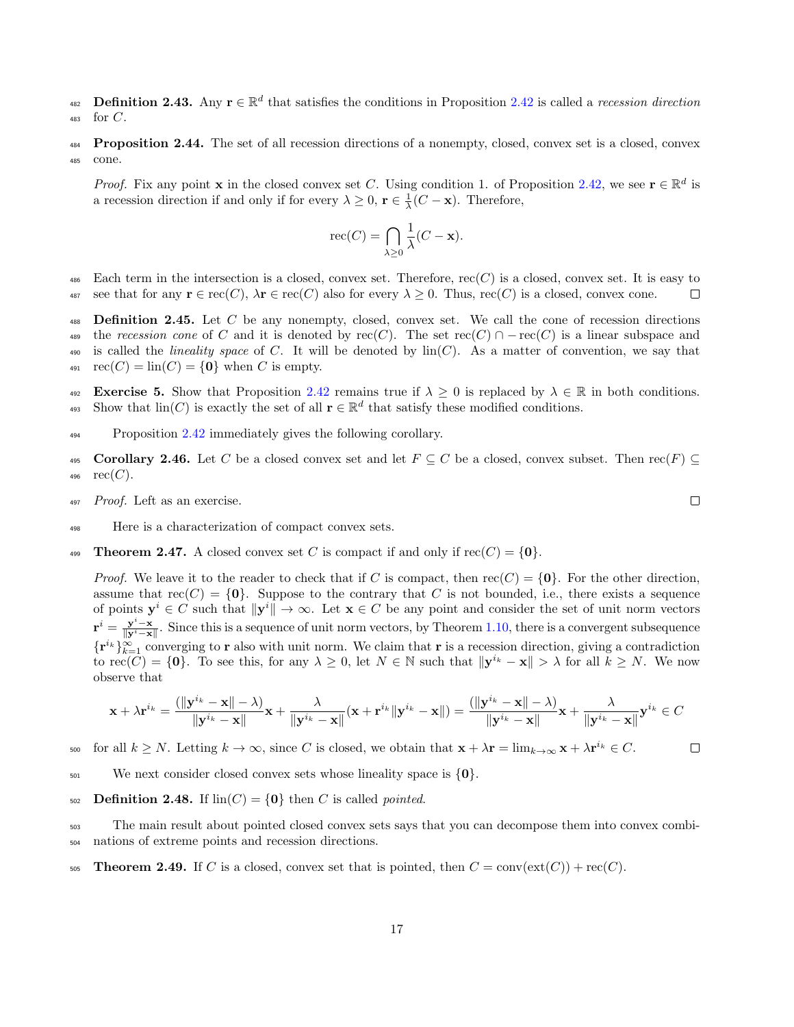**Definition 2.43.** Any $\mathbf{r} \in \mathbb{R}^d$ that satisfies the conditions in Proposition 2.42 is called a *recession direction* for $C$.

**Proposition 2.44.** The set of all recession directions of a nonempty, closed, convex set is a closed, convex cone.

*Proof.* Fix any point $\mathbf{x}$ in the closed convex set $C$. Using condition 1. of Proposition 2.42, we see $\mathbf{r} \in \mathbb{R}^d$ is a recession direction if and only if for every $\lambda \geq 0$, $\mathbf{r} \in \frac{1}{\lambda}(C - \mathbf{x})$. Therefore,

$$\text{rec}(C) = \bigcap_{\lambda \geq 0} \frac{1}{\lambda}(C - \mathbf{x}).$$

Each term in the intersection is a closed, convex set. Therefore, $\text{rec}(C)$ is a closed, convex set. It is easy to see that for any $\mathbf{r} \in \text{rec}(C)$, $\lambda \mathbf{r} \in \text{rec}(C)$ also for every $\lambda \geq 0$. Thus, $\text{rec}(C)$ is a closed, convex cone. $\square$

**Definition 2.45.** Let $C$ be any nonempty, closed, convex set. We call the cone of recession directions the *recession cone* of $C$ and it is denoted by $\text{rec}(C)$. The set $\text{rec}(C) \cap -\text{rec}(C)$ is a linear subspace and is called the *lineality space* of $C$. It will be denoted by $\text{lin}(C)$. As a matter of convention, we say that $\text{rec}(C) = \text{lin}(C) = \{\mathbf{0}\}$ when $C$ is empty.

**Exercise 5.** Show that Proposition 2.42 remains true if $\lambda \geq 0$ is replaced by $\lambda \in \mathbb{R}$ in both conditions. Show that $\text{lin}(C)$ is exactly the set of all $\mathbf{r} \in \mathbb{R}^d$ that satisfy these modified conditions.

Proposition 2.42 immediately gives the following corollary.

**Corollary 2.46.** Let $C$ be a closed convex set and let $F \subseteq C$ be a closed, convex subset. Then $\text{rec}(F) \subseteq \text{rec}(C)$.

*Proof.* Left as an exercise. $\square$

Here is a characterization of compact convex sets.

**Theorem 2.47.** A closed convex set $C$ is compact if and only if $\text{rec}(C) = \{\mathbf{0}\}$.

*Proof.* We leave it to the reader to check that if $C$ is compact, then $\text{rec}(C) = \{\mathbf{0}\}$. For the other direction, assume that $\text{rec}(C) = \{\mathbf{0}\}$. Suppose to the contrary that $C$ is not bounded, i.e., there exists a sequence of points $\mathbf{y}^i \in C$ such that $\|\mathbf{y}^i\| \to \infty$. Let $\mathbf{x} \in C$ be any point and consider the set of unit norm vectors $\mathbf{r}^i = \frac{\mathbf{y}^i - \mathbf{x}}{\|\mathbf{y}^i - \mathbf{x}\|}$. Since this is a sequence of unit norm vectors, by Theorem 1.10, there is a convergent subsequence $\{\mathbf{r}^{i_k}\}_{k=1}^{\infty}$ converging to $\mathbf{r}$ also with unit norm. We claim that $\mathbf{r}$ is a recession direction, giving a contradiction to $\text{rec}(C) = \{\mathbf{0}\}$. To see this, for any $\lambda \geq 0$, let $N \in \mathbb{N}$ such that $\|\mathbf{y}^{i_k} - \mathbf{x}\| > \lambda$ for all $k \geq N$. We now observe that

$$\mathbf{x} + \lambda \mathbf{r}^{i_k} = \frac{(\|\mathbf{y}^{i_k} - \mathbf{x}\| - \lambda)}{\|\mathbf{y}^{i_k} - \mathbf{x}\|}\mathbf{x} + \frac{\lambda}{\|\mathbf{y}^{i_k} - \mathbf{x}\|}(\mathbf{x} + \mathbf{r}^{i_k}\|\mathbf{y}^{i_k} - \mathbf{x}\|) = \frac{(\|\mathbf{y}^{i_k} - \mathbf{x}\| - \lambda)}{\|\mathbf{y}^{i_k} - \mathbf{x}\|}\mathbf{x} + \frac{\lambda}{\|\mathbf{y}^{i_k} - \mathbf{x}\|}\mathbf{y}^{i_k} \in C$$

for all $k \geq N$. Letting $k \to \infty$, since $C$ is closed, we obtain that $\mathbf{x} + \lambda \mathbf{r} = \lim_{k \to \infty} \mathbf{x} + \lambda \mathbf{r}^{i_k} \in C$. $\square$

We next consider closed convex sets whose lineality space is $\{\mathbf{0}\}$.

**Definition 2.48.** If $\text{lin}(C) = \{\mathbf{0}\}$ then $C$ is called *pointed*.

The main result about pointed closed convex sets says that you can decompose them into convex combinations of extreme points and recession directions.

**Theorem 2.49.** If $C$ is a closed, convex set that is pointed, then $C = \text{conv}(\text{ext}(C)) + \text{rec}(C)$.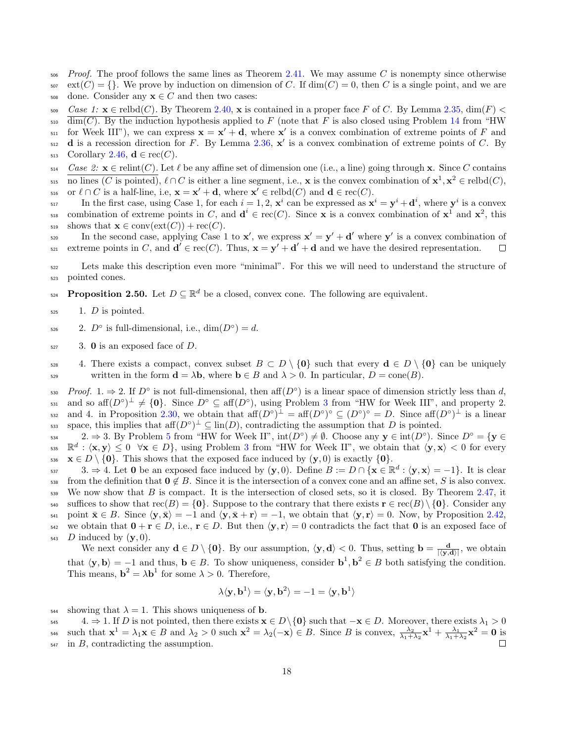*Proof.* The proof follows the same lines as Theorem 2.41. We may assume $C$ is nonempty since otherwise $\text{ext}(C) = \{\}$. We prove by induction on dimension of $C$. If $\dim(C) = 0$, then $C$ is a single point, and we are done. Consider any $\mathbf{x} \in C$ and then two cases:

<u>*Case 1:* $\mathbf{x} \in \text{relbd}(C)$</u>. By Theorem 2.40, $\mathbf{x}$ is contained in a proper face $F$ of $C$. By Lemma 2.35, $\dim(F) < \dim(C)$. By the induction hypothesis applied to $F$ (note that $F$ is also closed using Problem 14 from "HW for Week III"), we can express $\mathbf{x} = \mathbf{x}' + \mathbf{d}$, where $\mathbf{x}'$ is a convex combination of extreme points of $F$ and $\mathbf{d}$ is a recession direction for $F$. By Lemma 2.36, $\mathbf{x}'$ is a convex combination of extreme points of $C$. By Corollary 2.46, $\mathbf{d} \in \text{rec}(C)$.

<u>*Case 2:* $\mathbf{x} \in \text{relint}(C)$</u>. Let $\ell$ be any affine set of dimension one (i.e., a line) going through $\mathbf{x}$. Since <u>$C$ contains no lines ($C$ is pointed)</u>, $\ell \cap C$ is either a line segment, i.e., $\mathbf{x}$ is the convex combination of $\mathbf{x}^1, \mathbf{x}^2 \in \text{relbd}(C)$, or $\ell \cap C$ is a half-line, i.e, $\mathbf{x} = \mathbf{x}' + \mathbf{d}$, where $\mathbf{x}' \in \text{relbd}(C)$ and $\mathbf{d} \in \text{rec}(C)$.

In the first case, using Case 1, for each $i = 1, 2$, $\mathbf{x}^i$ can be expressed as $\mathbf{x}^i = \mathbf{y}^i + \mathbf{d}^i$, where $\mathbf{y}^i$ is a convex combination of extreme points in $C$, and $\mathbf{d}^i \in \text{rec}(C)$. Since $\mathbf{x}$ is a convex combination of $\mathbf{x}^1$ and $\mathbf{x}^2$, this shows that $\mathbf{x} \in \text{conv}(\text{ext}(C)) + \text{rec}(C)$.

In the second case, applying Case 1 to $\mathbf{x}'$, we express $\mathbf{x}' = \mathbf{y}' + \mathbf{d}'$ where $\mathbf{y}'$ is a convex combination of extreme points in $C$, and $\mathbf{d}' \in \text{rec}(C)$. Thus, $\mathbf{x} = \mathbf{y}' + \mathbf{d}' + \mathbf{d}$ and we have the desired representation. $\square$

Lets make this description even more "minimal". For this we will need to understand the structure of pointed cones.

**Proposition 2.50.** Let $D \subseteq \mathbb{R}^d$ be a closed, convex cone. The following are equivalent.

1. $D$ is pointed.
2. $D^\circ$ is full-dimensional, i.e., $\dim(D^\circ) = d$.
3. $\mathbf{0}$ is an exposed face of $D$.
4. There exists a compact, convex subset $B \subset D \setminus \{\mathbf{0}\}$ such that every $\mathbf{d} \in D \setminus \{\mathbf{0}\}$ can be uniquely written in the form $\mathbf{d} = \lambda \mathbf{b}$, where $\mathbf{b} \in B$ and $\lambda > 0$. In particular, $D = \text{cone}(B)$.

*Proof.* 1. $\Rightarrow$ 2. If $D^\circ$ is not full-dimensional, then $\text{aff}(D^\circ)$ is a linear space of dimension strictly less than $d$, and so $\text{aff}(D^\circ)^\perp \neq \{\mathbf{0}\}$. Since $D^\circ \subseteq \text{aff}(D^\circ)$, using Problem 3 from "HW for Week III", and property 2. and 4. in Proposition 2.30, we obtain that $\text{aff}(D^\circ)^\perp = \text{aff}(D^\circ)^\circ \subseteq (D^\circ)^\circ = D$. Since $\text{aff}(D^\circ)^\perp$ is a linear space, this implies that $\text{aff}(D^\circ)^\perp \subseteq \text{lin}(D)$, contradicting the assumption that $D$ is pointed.

2. $\Rightarrow$ 3. By Problem 5 from "HW for Week II", $\text{int}(D^\circ) \neq \emptyset$. Choose any $\mathbf{y} \in \text{int}(D^\circ)$. Since $D^\circ = \{\mathbf{y} \in \mathbb{R}^d : \langle \mathbf{x}, \mathbf{y} \rangle \leq 0 \;\; \forall \mathbf{x} \in D\}$, using Problem 3 from "HW for Week II", we obtain that $\langle \mathbf{y}, \mathbf{x} \rangle < 0$ for every $\mathbf{x} \in D \setminus \{\mathbf{0}\}$. This shows that the exposed face induced by $(\mathbf{y}, 0)$ is exactly $\{\mathbf{0}\}$.

3. $\Rightarrow$ 4. Let $\mathbf{0}$ be an exposed face induced by $(\mathbf{y}, 0)$. Define $B := D \cap \{\mathbf{x} \in \mathbb{R}^d : \langle \mathbf{y}, \mathbf{x} \rangle = -1\}$. It is clear from the definition that $\mathbf{0} \notin B$. Since it is the intersection of a convex cone and an affine set, $S$ is also convex. We now show that $B$ is compact. It is the intersection of closed sets, so it is closed. By Theorem 2.47, it suffices to show that $\text{rec}(B) = \{\mathbf{0}\}$. Suppose to the contrary that there exists $\mathbf{r} \in \text{rec}(B) \setminus \{\mathbf{0}\}$. Consider any point $\bar{\mathbf{x}} \in B$. Since $\langle \mathbf{y}, \bar{\mathbf{x}} \rangle = -1$ and $\langle \mathbf{y}, \bar{\mathbf{x}} + \mathbf{r} \rangle = -1$, we obtain that $\langle \mathbf{y}, \mathbf{r} \rangle = 0$. Now, by Proposition 2.42, we obtain that $\mathbf{0} + \mathbf{r} \in D$, i.e., $\mathbf{r} \in D$. But then $\langle \mathbf{y}, \mathbf{r} \rangle = 0$ contradicts the fact that $\mathbf{0}$ is an exposed face of $D$ induced by $(\mathbf{y}, 0)$.

We next consider any $\mathbf{d} \in D \setminus \{\mathbf{0}\}$. By our assumption, $\langle \mathbf{y}, \mathbf{d} \rangle < 0$. Thus, setting $\mathbf{b} = \frac{\mathbf{d}}{|\langle \mathbf{y}, \mathbf{d} \rangle|}$, we obtain that $\langle \mathbf{y}, \mathbf{b} \rangle = -1$ and thus, $\mathbf{b} \in B$. To show uniqueness, consider $\mathbf{b}^1, \mathbf{b}^2 \in B$ both satisfying the condition. This means, $\mathbf{b}^2 = \lambda \mathbf{b}^1$ for some $\lambda > 0$. Therefore,

$$\lambda \langle \mathbf{y}, \mathbf{b}^1 \rangle = \langle \mathbf{y}, \mathbf{b}^2 \rangle = -1 = \langle \mathbf{y}, \mathbf{b}^1 \rangle$$

showing that $\lambda = 1$. This shows uniqueness of $\mathbf{b}$.

4. $\Rightarrow$ 1. If $D$ is not pointed, then there exists $\mathbf{x} \in D \setminus \{\mathbf{0}\}$ such that $-\mathbf{x} \in D$. Moreover, there exists $\lambda_1 > 0$ such that $\mathbf{x}^1 = \lambda_1 \mathbf{x} \in B$ and $\lambda_2 > 0$ such $\mathbf{x}^2 = \lambda_2(-\mathbf{x}) \in B$. Since $B$ is convex, $\frac{\lambda_2}{\lambda_1 + \lambda_2}\mathbf{x}^1 + \frac{\lambda_1}{\lambda_1 + \lambda_2}\mathbf{x}^2 = \mathbf{0}$ is in $B$, contradicting the assumption. $\square$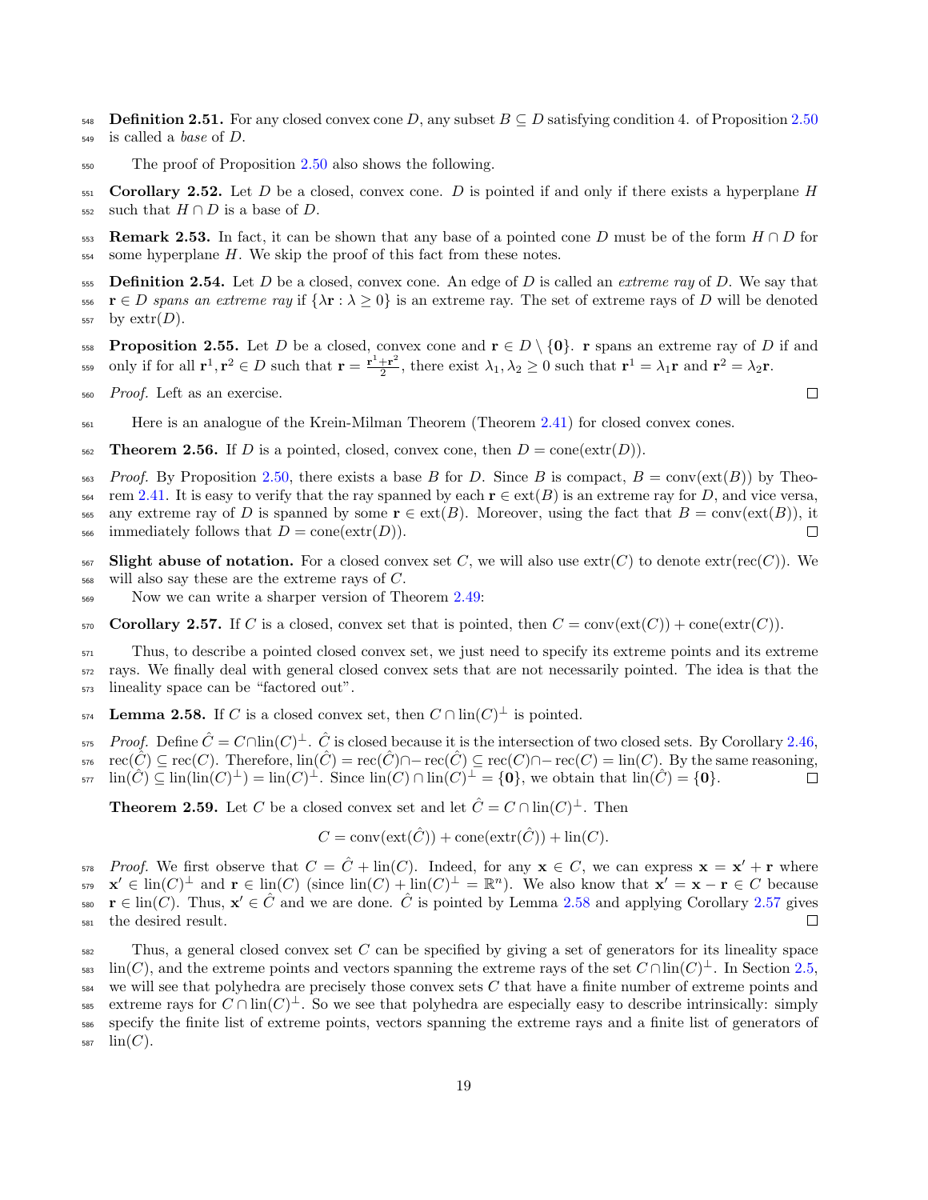**Definition 2.51.** For any closed convex cone $D$, any subset $B \subseteq D$ satisfying condition 4. of Proposition 2.50 is called a *base* of $D$.

The proof of Proposition 2.50 also shows the following.

**Corollary 2.52.** Let $D$ be a closed, convex cone. $D$ is pointed if and only if there exists a hyperplane $H$ such that $H \cap D$ is a base of $D$.

**Remark 2.53.** In fact, it can be shown that any base of a pointed cone $D$ must be of the form $H \cap D$ for some hyperplane $H$. We skip the proof of this fact from these notes.

**Definition 2.54.** Let $D$ be a closed, convex cone. An edge of $D$ is called an *extreme ray* of $D$. We say that $\mathbf{r} \in D$ *spans an extreme ray* if $\{\lambda \mathbf{r} : \lambda \geq 0\}$ is an extreme ray. The set of extreme rays of $D$ will be denoted by $\text{extr}(D)$.

**Proposition 2.55.** Let $D$ be a closed, convex cone and $\mathbf{r} \in D \setminus \{\mathbf{0}\}$. $\mathbf{r}$ spans an extreme ray of $D$ if and only if for all $\mathbf{r}^1, \mathbf{r}^2 \in D$ such that $\mathbf{r} = \frac{\mathbf{r}^1 + \mathbf{r}^2}{2}$, there exist $\lambda_1, \lambda_2 \geq 0$ such that $\mathbf{r}^1 = \lambda_1 \mathbf{r}$ and $\mathbf{r}^2 = \lambda_2 \mathbf{r}$.

*Proof.* Left as an exercise. □

Here is an analogue of the Krein-Milman Theorem (Theorem 2.41) for closed convex cones.

**Theorem 2.56.** If $D$ is a pointed, closed, convex cone, then $D = \text{cone}(\text{extr}(D))$.

*Proof.* By Proposition 2.50, there exists a base $B$ for $D$. Since $B$ is compact, $B = \text{conv}(\text{ext}(B))$ by Theorem 2.41. It is easy to verify that the ray spanned by each $\mathbf{r} \in \text{ext}(B)$ is an extreme ray for $D$, and vice versa, any extreme ray of $D$ is spanned by some $\mathbf{r} \in \text{ext}(B)$. Moreover, using the fact that $B = \text{conv}(\text{ext}(B))$, it immediately follows that $D = \text{cone}(\text{extr}(D))$. □

**Slight abuse of notation.** For a closed convex set $C$, we will also use $\text{extr}(C)$ to denote $\text{extr}(\text{rec}(C))$. We will also say these are the extreme rays of $C$.

Now we can write a sharper version of Theorem 2.49:

**Corollary 2.57.** If $C$ is a closed, convex set that is pointed, then $C = \text{conv}(\text{ext}(C)) + \text{cone}(\text{extr}(C))$.

Thus, to describe a pointed closed convex set, we just need to specify its extreme points and its extreme rays. We finally deal with general closed convex sets that are not necessarily pointed. The idea is that the lineality space can be "factored out".

**Lemma 2.58.** If $C$ is a closed convex set, then $C \cap \text{lin}(C)^\perp$ is pointed.

*Proof.* Define $\hat{C} = C \cap \text{lin}(C)^\perp$. $\hat{C}$ is closed because it is the intersection of two closed sets. By Corollary 2.46, $\text{rec}(\hat{C}) \subseteq \text{rec}(C)$. Therefore, $\text{lin}(\hat{C}) = \text{rec}(\hat{C}) \cap - \text{rec}(\hat{C}) \subseteq \text{rec}(C) \cap - \text{rec}(C) = \text{lin}(C)$. By the same reasoning, $\text{lin}(\hat{C}) \subseteq \text{lin}(\text{lin}(C)^\perp) = \text{lin}(C)^\perp$. Since $\text{lin}(C) \cap \text{lin}(C)^\perp = \{\mathbf{0}\}$, we obtain that $\text{lin}(\hat{C}) = \{\mathbf{0}\}$. □

**Theorem 2.59.** Let $C$ be a closed convex set and let $\hat{C} = C \cap \text{lin}(C)^\perp$. Then

$$C = \text{conv}(\text{ext}(\hat{C})) + \text{cone}(\text{extr}(\hat{C})) + \text{lin}(C).$$

*Proof.* We first observe that $C = \hat{C} + \text{lin}(C)$. Indeed, for any $\mathbf{x} \in C$, we can express $\mathbf{x} = \mathbf{x}' + \mathbf{r}$ where $\mathbf{x}' \in \text{lin}(C)^\perp$ and $\mathbf{r} \in \text{lin}(C)$ (since $\text{lin}(C) + \text{lin}(C)^\perp = \mathbb{R}^n$). We also know that $\mathbf{x}' = \mathbf{x} - \mathbf{r} \in C$ because $\mathbf{r} \in \text{lin}(C)$. Thus, $\mathbf{x}' \in \hat{C}$ and we are done. $\hat{C}$ is pointed by Lemma 2.58 and applying Corollary 2.57 gives the desired result. □

Thus, a general closed convex set $C$ can be specified by giving a set of generators for its lineality space $\text{lin}(C)$, and the extreme points and vectors spanning the extreme rays of the set $C \cap \text{lin}(C)^\perp$. In Section 2.5, we will see that polyhedra are precisely those convex sets $C$ that have a finite number of extreme points and extreme rays for $C \cap \text{lin}(C)^\perp$. So we see that polyhedra are especially easy to describe intrinsically: simply specify the finite list of extreme points, vectors spanning the extreme rays and a finite list of generators of $\text{lin}(C)$.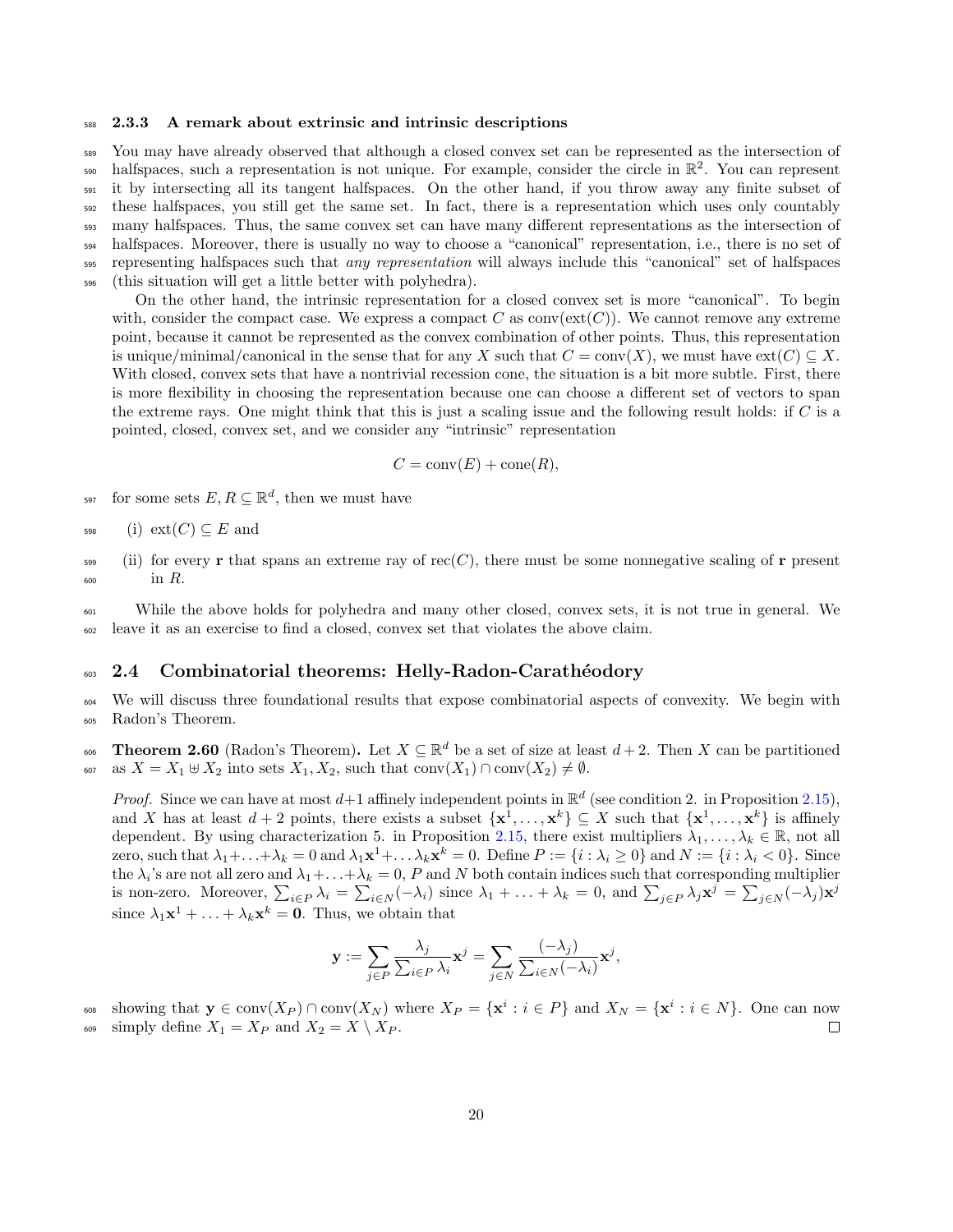### 2.3.3 A remark about extrinsic and intrinsic descriptions

You may have already observed that although a closed convex set can be represented as the intersection of halfspaces, such a representation is not unique. For example, consider the circle in $\mathbb{R}^2$. You can represent it by intersecting all its tangent halfspaces. On the other hand, if you throw away any finite subset of these halfspaces, you still get the same set. In fact, there is a representation which uses only countably many halfspaces. Thus, the same convex set can have many different representations as the intersection of halfspaces. Moreover, there is usually no way to choose a "canonical" representation, i.e., there is no set of representing halfspaces such that *any representation* will always include this "canonical" set of halfspaces (this situation will get a little better with polyhedra).

On the other hand, the intrinsic representation for a closed convex set is more "canonical". To begin with, consider the compact case. We express a compact $C$ as $\text{conv}(\text{ext}(C))$. We cannot remove any extreme point, because it cannot be represented as the convex combination of other points. Thus, this representation is unique/minimal/canonical in the sense that for any $X$ such that $C = \text{conv}(X)$, we must have $\text{ext}(C) \subseteq X$. With closed, convex sets that have a nontrivial recession cone, the situation is a bit more subtle. First, there is more flexibility in choosing the representation because one can choose a different set of vectors to span the extreme rays. One might think that this is just a scaling issue and the following result holds: if $C$ is a pointed, closed, convex set, and we consider any "intrinsic" representation

$$C = \text{conv}(E) + \text{cone}(R),$$

for some sets $E, R \subseteq \mathbb{R}^d$, then we must have

(i) $\text{ext}(C) \subseteq E$ and

(ii) for every $\mathbf{r}$ that spans an extreme ray of $\text{rec}(C)$, there must be some nonnegative scaling of $\mathbf{r}$ present in $R$.

While the above holds for polyhedra and many other closed, convex sets, it is not true in general. We leave it as an exercise to find a closed, convex set that violates the above claim.

## 2.4 Combinatorial theorems: Helly-Radon-Carathéodory

We will discuss three foundational results that expose combinatorial aspects of convexity. We begin with Radon's Theorem.

**Theorem 2.60** (Radon's Theorem)**.** Let $X \subseteq \mathbb{R}^d$ be a set of size at least $d+2$. Then $X$ can be partitioned as $X = X_1 \uplus X_2$ into sets $X_1, X_2$, such that $\text{conv}(X_1) \cap \text{conv}(X_2) \neq \emptyset$.

*Proof.* Since we can have at most $d+1$ affinely independent points in $\mathbb{R}^d$ (see condition 2. in Proposition 2.15), and $X$ has at least $d+2$ points, there exists a subset $\{\mathbf{x}^1, \ldots, \mathbf{x}^k\} \subseteq X$ such that $\{\mathbf{x}^1, \ldots, \mathbf{x}^k\}$ is affinely dependent. By using characterization 5. in Proposition 2.15, there exist multipliers $\lambda_1, \ldots, \lambda_k \in \mathbb{R}$, not all zero, such that $\lambda_1 + \ldots + \lambda_k = 0$ and $\lambda_1\mathbf{x}^1 + \ldots \lambda_k\mathbf{x}^k = 0$. Define $P := \{i : \lambda_i \geq 0\}$ and $N := \{i : \lambda_i < 0\}$. Since the $\lambda_i$'s are not all zero and $\lambda_1 + \ldots + \lambda_k = 0$, $P$ and $N$ both contain indices such that corresponding multiplier is non-zero. Moreover, $\sum_{i\in P}\lambda_i = \sum_{i\in N}(-\lambda_i)$ since $\lambda_1 + \ldots + \lambda_k = 0$, and $\sum_{j\in P}\lambda_j\mathbf{x}^j = \sum_{j\in N}(-\lambda_j)\mathbf{x}^j$ since $\lambda_1\mathbf{x}^1 + \ldots + \lambda_k\mathbf{x}^k = \mathbf{0}$. Thus, we obtain that

$$\mathbf{y} := \sum_{j\in P}\frac{\lambda_j}{\sum_{i\in P}\lambda_i}\mathbf{x}^j = \sum_{j\in N}\frac{(-\lambda_j)}{\sum_{i\in N}(-\lambda_i)}\mathbf{x}^j,$$

showing that $\mathbf{y} \in \text{conv}(X_P) \cap \text{conv}(X_N)$ where $X_P = \{\mathbf{x}^i : i \in P\}$ and $X_N = \{\mathbf{x}^i : i \in N\}$. One can now simply define $X_1 = X_P$ and $X_2 = X \setminus X_P$. $\square$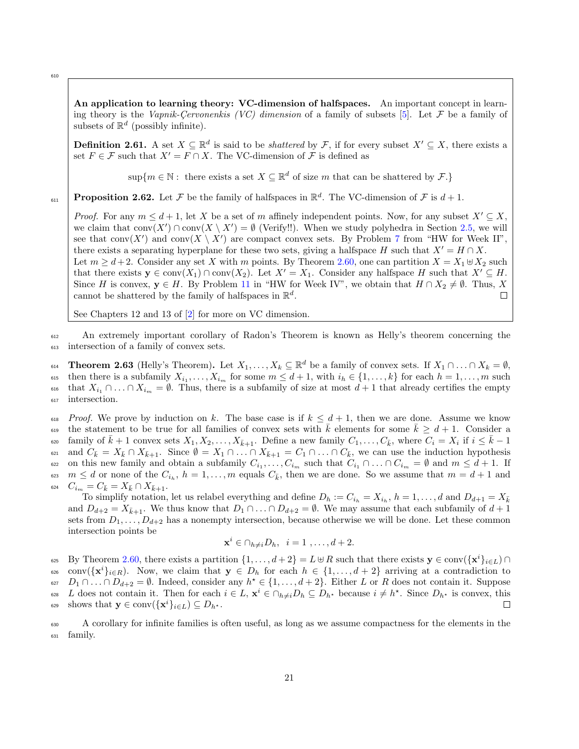**An application to learning theory: VC-dimension of halfspaces.** An important concept in learning theory is the *Vapnik-Çervonenkis (VC) dimension* of a family of subsets [5]. Let $\mathcal{F}$ be a family of subsets of $\mathbb{R}^d$ (possibly infinite).

**Definition 2.61.** A set $X \subseteq \mathbb{R}^d$ is said to be *shattered* by $\mathcal{F}$, if for every subset $X' \subseteq X$, there exists a set $F \in \mathcal{F}$ such that $X' = F \cap X$. The VC-dimension of $\mathcal{F}$ is defined as

$$\sup\{m \in \mathbb{N} : \text{ there exists a set } X \subseteq \mathbb{R}^d \text{ of size } m \text{ that can be shattered by } \mathcal{F}.\}$$

**Proposition 2.62.** Let $\mathcal{F}$ be the family of halfspaces in $\mathbb{R}^d$. The VC-dimension of $\mathcal{F}$ is $d+1$.

*Proof.* For any $m \leq d+1$, let $X$ be a set of $m$ affinely independent points. Now, for any subset $X' \subseteq X$, we claim that $\text{conv}(X') \cap \text{conv}(X \setminus X') = \emptyset$ (Verify!!). When we study polyhedra in Section 2.5, we will see that $\text{conv}(X')$ and $\text{conv}(X \setminus X')$ are compact convex sets. By Problem 7 from "HW for Week II", there exists a separating hyperplane for these two sets, giving a halfspace $H$ such that $X' = H \cap X$.
Let $m \geq d+2$. Consider any set $X$ with $m$ points. By Theorem 2.60, one can partition $X = X_1 \uplus X_2$ such that there exists $\mathbf{y} \in \text{conv}(X_1) \cap \text{conv}(X_2)$. Let $X' = X_1$. Consider any halfspace $H$ such that $X' \subseteq H$. Since $H$ is convex, $\mathbf{y} \in H$. By Problem 11 in "HW for Week IV", we obtain that $H \cap X_2 \neq \emptyset$. Thus, $X$ cannot be shattered by the family of halfspaces in $\mathbb{R}^d$. $\square$

See Chapters 12 and 13 of [2] for more on VC dimension.

An extremely important corollary of Radon's Theorem is known as Helly's theorem concerning the intersection of a family of convex sets.

**Theorem 2.63** (Helly's Theorem)**.** Let $X_1, \ldots, X_k \subseteq \mathbb{R}^d$ be a family of convex sets. If $X_1 \cap \ldots \cap X_k = \emptyset$, then there is a subfamily $X_{i_1}, \ldots, X_{i_m}$ for some $m \leq d+1$, with $i_h \in \{1, \ldots, k\}$ for each $h = 1, \ldots, m$ such that $X_{i_1} \cap \ldots \cap X_{i_m} = \emptyset$. Thus, there is a subfamily of size at most $d+1$ that already certifies the empty intersection.

*Proof.* We prove by induction on $k$. The base case is if $k \leq d+1$, then we are done. Assume we know the statement to be true for all families of convex sets with $\bar{k}$ elements for some $\bar{k} \geq d+1$. Consider a family of $\bar{k}+1$ convex sets $X_1, X_2, \ldots, X_{\bar{k}+1}$. Define a new family $C_1, \ldots, C_{\bar{k}}$, where $C_i = X_i$ if $i \leq \bar{k}-1$ and $C_{\bar{k}} = X_{\bar{k}} \cap X_{\bar{k}+1}$. Since $\emptyset = X_1 \cap \ldots \cap X_{\bar{k}+1} = C_1 \cap \ldots \cap C_{\bar{k}}$, we can use the induction hypothesis on this new family and obtain a subfamily $C_{i_1}, \ldots, C_{i_m}$ such that $C_{i_1} \cap \ldots \cap C_{i_m} = \emptyset$ and $m \leq d+1$. If $m \leq d$ or none of the $C_{i_h}$, $h = 1, \ldots, m$ equals $C_{\bar{k}}$, then we are done. So we assume that $m = d+1$ and $C_{i_m} = C_{\bar{k}} = X_{\bar{k}} \cap X_{\bar{k}+1}$.

To simplify notation, let us relabel everything and define $D_h := C_{i_h} = X_{i_h}$, $h = 1, \ldots, d$ and $D_{d+1} = X_{\bar{k}}$ and $D_{d+2} = X_{\bar{k}+1}$. We thus know that $D_1 \cap \ldots \cap D_{d+2} = \emptyset$. We may assume that each subfamily of $d+1$ sets from $D_1, \ldots, D_{d+2}$ has a nonempty intersection, because otherwise we will be done. Let these common intersection points be

$$\mathbf{x}^i \in \cap_{h \neq i} D_h, \quad i = 1, \ldots, d+2.$$

By Theorem 2.60, there exists a partition $\{1, \ldots, d+2\} = L \uplus R$ such that there exists $\mathbf{y} \in \text{conv}(\{\mathbf{x}^i\}_{i \in L}) \cap \text{conv}(\{\mathbf{x}^i\}_{i \in R})$. Now, we claim that $\mathbf{y} \in D_h$ for each $h \in \{1, \ldots, d+2\}$ arriving at a contradiction to $D_1 \cap \ldots \cap D_{d+2} = \emptyset$. Indeed, consider any $h^\star \in \{1, \ldots, d+2\}$. Either $L$ or $R$ does not contain it. Suppose $L$ does not contain it. Then for each $i \in L$, $\mathbf{x}^i \in \cap_{h \neq i} D_h \subseteq D_{h^\star}$ because $i \neq h^\star$. Since $D_{h^\star}$ is convex, this shows that $\mathbf{y} \in \text{conv}(\{\mathbf{x}^i\}_{i \in L}) \subseteq D_{h^\star}$. $\square$

A corollary for infinite families is often useful, as long as we assume compactness for the elements in the family.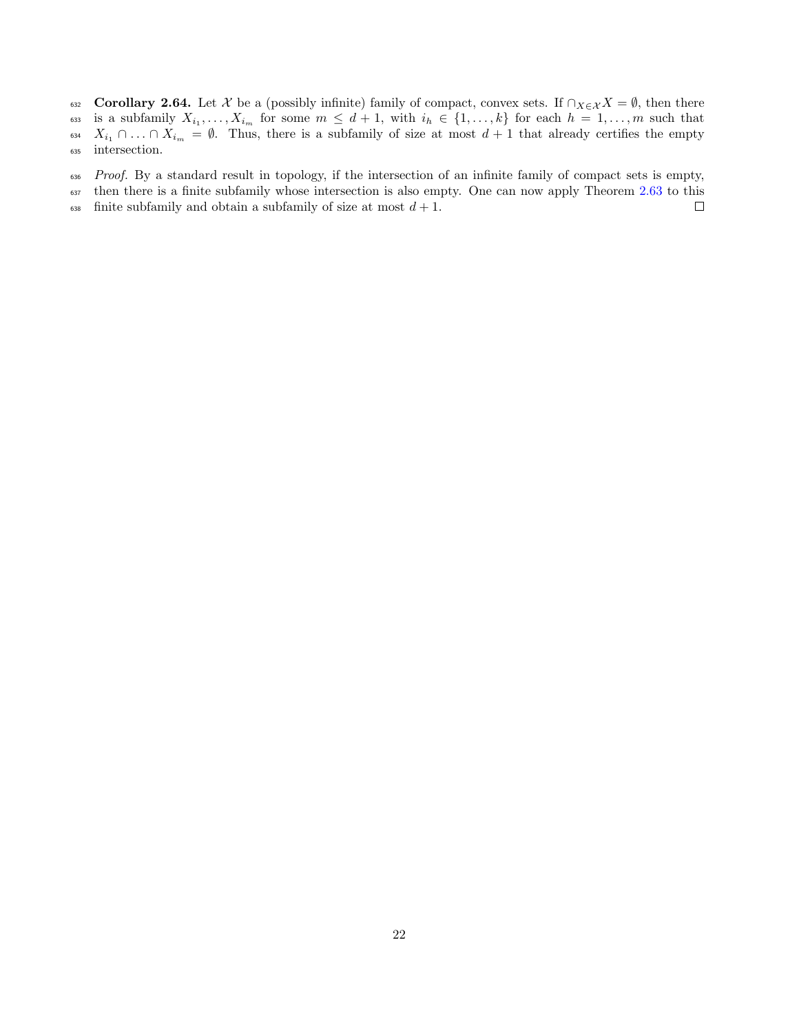**Corollary 2.64.** Let $\mathcal{X}$ be a (possibly infinite) family of compact, convex sets. If $\cap_{X \in \mathcal{X}} X = \emptyset$, then there is a subfamily $X_{i_1}, \ldots, X_{i_m}$ for some $m \leq d+1$, with $i_h \in \{1, \ldots, k\}$ for each $h = 1, \ldots, m$ such that $X_{i_1} \cap \ldots \cap X_{i_m} = \emptyset$. Thus, there is a subfamily of size at most $d+1$ that already certifies the empty intersection.

*Proof.* By a standard result in topology, if the intersection of an infinite family of compact sets is empty, then there is a finite subfamily whose intersection is also empty. One can now apply Theorem 2.63 to this finite subfamily and obtain a subfamily of size at most $d+1$. $\square$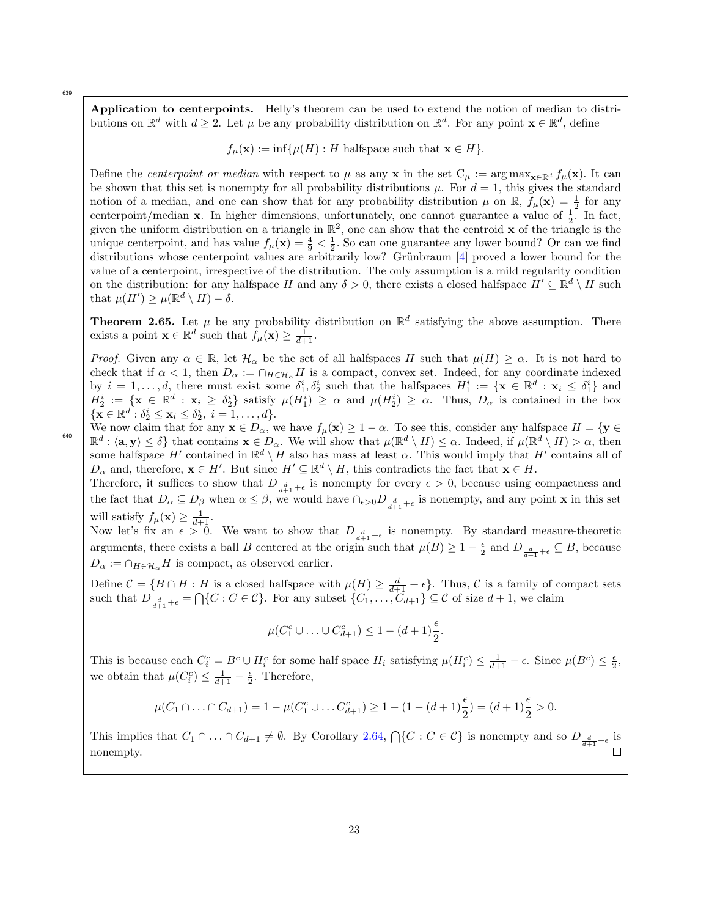**Application to centerpoints.** Helly's theorem can be used to extend the notion of median to distributions on $\mathbb{R}^d$ with $d \geq 2$. Let $\mu$ be any probability distribution on $\mathbb{R}^d$. For any point $\mathbf{x} \in \mathbb{R}^d$, define

$$f_\mu(\mathbf{x}) := \inf\{\mu(H) : H \text{ halfspace such that } \mathbf{x} \in H\}.$$

Define the *centerpoint or median* with respect to $\mu$ as any $\mathbf{x}$ in the set $\mathrm{C}_\mu := \arg\max_{\mathbf{x} \in \mathbb{R}^d} f_\mu(\mathbf{x})$. It can be shown that this set is nonempty for all probability distributions $\mu$. For $d = 1$, this gives the standard notion of a median, and one can show that for any probability distribution $\mu$ on $\mathbb{R}$, $f_\mu(\mathbf{x}) = \frac{1}{2}$ for any centerpoint/median $\mathbf{x}$. In higher dimensions, unfortunately, one cannot guarantee a value of $\frac{1}{2}$. In fact, given the uniform distribution on a triangle in $\mathbb{R}^2$, one can show that the centroid $\mathbf{x}$ of the triangle is the unique centerpoint, and has value $f_\mu(\mathbf{x}) = \frac{4}{9} < \frac{1}{2}$. So can one guarantee any lower bound? Or can we find distributions whose centerpoint values are arbitrarily low? Grünbraum [4] proved a lower bound for the value of a centerpoint, irrespective of the distribution. The only assumption is a mild regularity condition on the distribution: for any halfspace $H$ and any $\delta > 0$, there exists a closed halfspace $H' \subseteq \mathbb{R}^d \setminus H$ such that $\mu(H') \geq \mu(\mathbb{R}^d \setminus H) - \delta$.

**Theorem 2.65.** Let $\mu$ be any probability distribution on $\mathbb{R}^d$ satisfying the above assumption. There exists a point $\mathbf{x} \in \mathbb{R}^d$ such that $f_\mu(\mathbf{x}) \geq \frac{1}{d+1}$.

*Proof.* Given any $\alpha \in \mathbb{R}$, let $\mathcal{H}_\alpha$ be the set of all halfspaces $H$ such that $\mu(H) \geq \alpha$. It is not hard to check that if $\alpha < 1$, then $D_\alpha := \cap_{H \in \mathcal{H}_\alpha} H$ is a compact, convex set. Indeed, for any coordinate indexed by $i = 1, \ldots, d$, there must exist some $\delta_1^i, \delta_2^i$ such that the halfspaces $H_1^i := \{\mathbf{x} \in \mathbb{R}^d : \mathbf{x}_i \leq \delta_1^i\}$ and $H_2^i := \{\mathbf{x} \in \mathbb{R}^d : \mathbf{x}_i \geq \delta_2^i\}$ satisfy $\mu(H_1^i) \geq \alpha$ and $\mu(H_2^i) \geq \alpha$. Thus, $D_\alpha$ is contained in the box $\{\mathbf{x} \in \mathbb{R}^d : \delta_2^i \leq \mathbf{x}_i \leq \delta_2^i,\ i = 1, \ldots, d\}$.

We now claim that for any $\mathbf{x} \in D_\alpha$, we have $f_\mu(\mathbf{x}) \geq 1 - \alpha$. To see this, consider any halfspace $H = \{\mathbf{y} \in \mathbb{R}^d : \langle \mathbf{a}, \mathbf{y} \rangle \leq \delta\}$ that contains $\mathbf{x} \in D_\alpha$. We will show that $\mu(\mathbb{R}^d \setminus H) \leq \alpha$. Indeed, if $\mu(\mathbb{R}^d \setminus H) > \alpha$, then some halfspace $H'$ contained in $\mathbb{R}^d \setminus H$ also has mass at least $\alpha$. This would imply that $H'$ contains all of $D_\alpha$ and, therefore, $\mathbf{x} \in H'$. But since $H' \subseteq \mathbb{R}^d \setminus H$, this contradicts the fact that $\mathbf{x} \in H$.

Therefore, it suffices to show that $D_{\frac{d}{d+1}+\epsilon}$ is nonempty for every $\epsilon > 0$, because using compactness and the fact that $D_\alpha \subseteq D_\beta$ when $\alpha \leq \beta$, we would have $\cap_{\epsilon > 0} D_{\frac{d}{d+1}+\epsilon}$ is nonempty, and any point $\mathbf{x}$ in this set will satisfy $f_\mu(\mathbf{x}) \geq \frac{1}{d+1}$.

Now let's fix an $\epsilon > 0$. We want to show that $D_{\frac{d}{d+1}+\epsilon}$ is nonempty. By standard measure-theoretic arguments, there exists a ball $B$ centered at the origin such that $\mu(B) \geq 1 - \frac{\epsilon}{2}$ and $D_{\frac{d}{d+1}+\epsilon} \subseteq B$, because $D_\alpha := \cap_{H \in \mathcal{H}_\alpha} H$ is compact, as observed earlier.

Define $\mathcal{C} = \{B \cap H : H \text{ is a closed halfspace with } \mu(H) \geq \frac{d}{d+1} + \epsilon\}$. Thus, $\mathcal{C}$ is a family of compact sets such that $D_{\frac{d}{d+1}+\epsilon} = \bigcap\{C : C \in \mathcal{C}\}$. For any subset $\{C_1, \ldots, C_{d+1}\} \subseteq \mathcal{C}$ of size $d+1$, we claim

$$\mu(C_1^c \cup \ldots \cup C_{d+1}^c) \leq 1 - (d+1)\frac{\epsilon}{2}.$$

This is because each $C_i^c = B^c \cup H_i^c$ for some half space $H_i$ satisfying $\mu(H_i^c) \leq \frac{1}{d+1} - \epsilon$. Since $\mu(B^c) \leq \frac{\epsilon}{2}$, we obtain that $\mu(C_i^c) \leq \frac{1}{d+1} - \frac{\epsilon}{2}$. Therefore,

$$\mu(C_1 \cap \ldots \cap C_{d+1}) = 1 - \mu(C_1^c \cup \ldots C_{d+1}^c) \geq 1 - (1 - (d+1)\frac{\epsilon}{2}) = (d+1)\frac{\epsilon}{2} > 0.$$

This implies that $C_1 \cap \ldots \cap C_{d+1} \neq \emptyset$. By Corollary 2.64, $\bigcap\{C : C \in \mathcal{C}\}$ is nonempty and so $D_{\frac{d}{d+1}+\epsilon}$ is nonempty. $\square$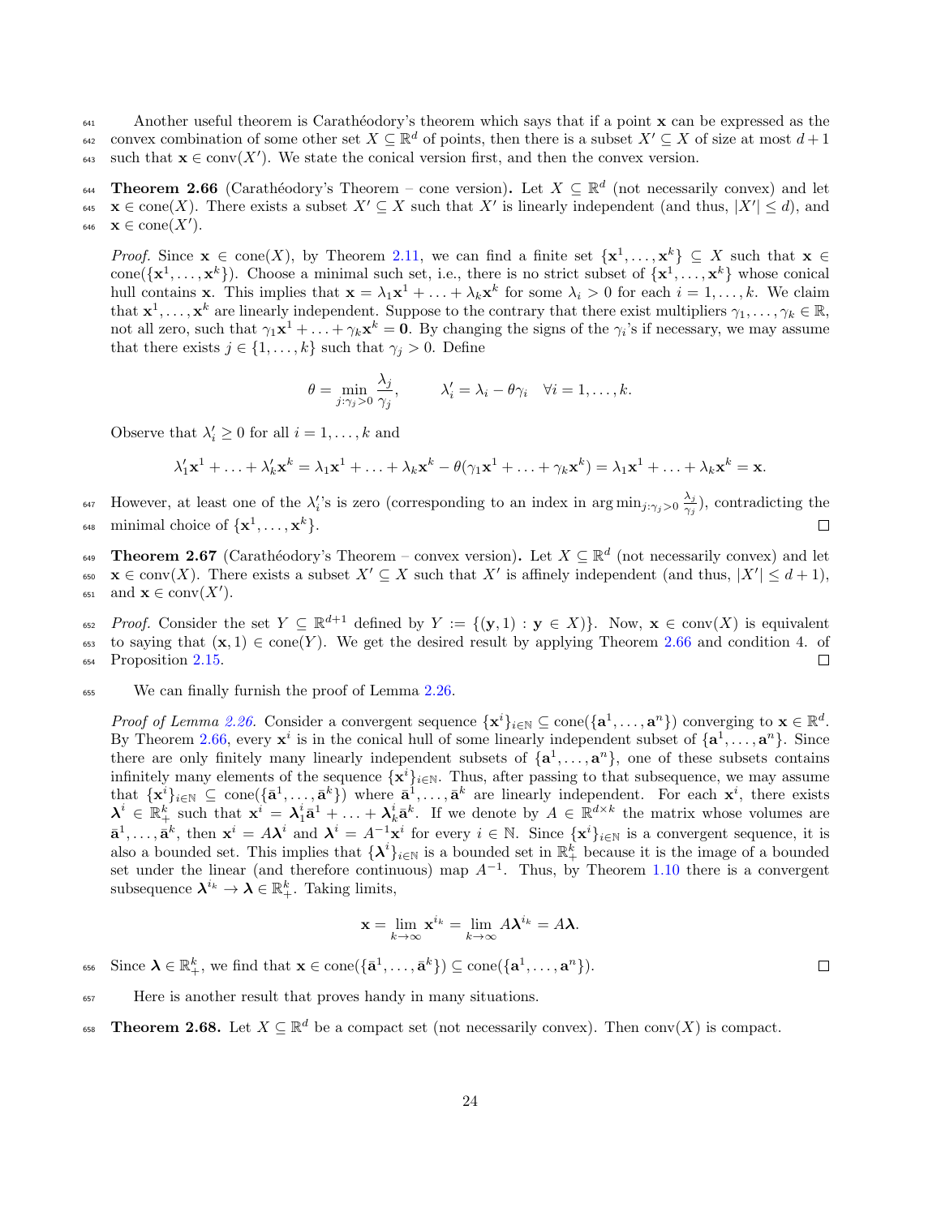Another useful theorem is Carathéodory's theorem which says that if a point $\mathbf{x}$ can be expressed as the convex combination of some other set $X \subseteq \mathbb{R}^d$ of points, then there is a subset $X' \subseteq X$ of size at most $d+1$ such that $\mathbf{x} \in \text{conv}(X')$. We state the conical version first, and then the convex version.

**Theorem 2.66** (Carathéodory's Theorem – cone version)**.** Let $X \subseteq \mathbb{R}^d$ (not necessarily convex) and let $\mathbf{x} \in \text{cone}(X)$. There exists a subset $X' \subseteq X$ such that $X'$ is linearly independent (and thus, $|X'| \leq d$), and $\mathbf{x} \in \text{cone}(X')$.

*Proof.* Since $\mathbf{x} \in \text{cone}(X)$, by Theorem 2.11, we can find a finite set $\{\mathbf{x}^1, \ldots, \mathbf{x}^k\} \subseteq X$ such that $\mathbf{x} \in \text{cone}(\{\mathbf{x}^1, \ldots, \mathbf{x}^k\})$. Choose a minimal such set, i.e., there is no strict subset of $\{\mathbf{x}^1, \ldots, \mathbf{x}^k\}$ whose conical hull contains $\mathbf{x}$. This implies that $\mathbf{x} = \lambda_1 \mathbf{x}^1 + \ldots + \lambda_k \mathbf{x}^k$ for some $\lambda_i > 0$ for each $i = 1, \ldots, k$. We claim that $\mathbf{x}^1, \ldots, \mathbf{x}^k$ are linearly independent. Suppose to the contrary that there exist multipliers $\gamma_1, \ldots, \gamma_k \in \mathbb{R}$, not all zero, such that $\gamma_1 \mathbf{x}^1 + \ldots + \gamma_k \mathbf{x}^k = \mathbf{0}$. By changing the signs of the $\gamma_i$'s if necessary, we may assume that there exists $j \in \{1, \ldots, k\}$ such that $\gamma_j > 0$. Define

$$\theta = \min_{j:\gamma_j > 0} \frac{\lambda_j}{\gamma_j}, \qquad \lambda'_i = \lambda_i - \theta\gamma_i \quad \forall i = 1, \ldots, k.$$

Observe that $\lambda'_i \geq 0$ for all $i = 1, \ldots, k$ and

$$\lambda'_1 \mathbf{x}^1 + \ldots + \lambda'_k \mathbf{x}^k = \lambda_1 \mathbf{x}^1 + \ldots + \lambda_k \mathbf{x}^k - \theta(\gamma_1 \mathbf{x}^1 + \ldots + \gamma_k \mathbf{x}^k) = \lambda_1 \mathbf{x}^1 + \ldots + \lambda_k \mathbf{x}^k = \mathbf{x}.$$

However, at least one of the $\lambda'_i$'s is zero (corresponding to an index in $\arg\min_{j:\gamma_j > 0} \frac{\lambda_j}{\gamma_j}$), contradicting the minimal choice of $\{\mathbf{x}^1, \ldots, \mathbf{x}^k\}$. $\square$

**Theorem 2.67** (Carathéodory's Theorem – convex version)**.** Let $X \subseteq \mathbb{R}^d$ (not necessarily convex) and let $\mathbf{x} \in \text{conv}(X)$. There exists a subset $X' \subseteq X$ such that $X'$ is affinely independent (and thus, $|X'| \leq d+1$), and $\mathbf{x} \in \text{conv}(X')$.

*Proof.* Consider the set $Y \subseteq \mathbb{R}^{d+1}$ defined by $Y := \{(\mathbf{y}, 1) : \mathbf{y} \in X)\}$. Now, $\mathbf{x} \in \text{conv}(X)$ is equivalent to saying that $(\mathbf{x}, 1) \in \text{cone}(Y)$. We get the desired result by applying Theorem 2.66 and condition 4. of Proposition 2.15. $\square$

We can finally furnish the proof of Lemma 2.26.

*Proof of Lemma 2.26.* Consider a convergent sequence $\{\mathbf{x}^i\}_{i\in\mathbb{N}} \subseteq \text{cone}(\{\mathbf{a}^1, \ldots, \mathbf{a}^n\})$ converging to $\mathbf{x} \in \mathbb{R}^d$. By Theorem 2.66, every $\mathbf{x}^i$ is in the conical hull of some linearly independent subset of $\{\mathbf{a}^1, \ldots, \mathbf{a}^n\}$. Since there are only finitely many linearly independent subsets of $\{\mathbf{a}^1, \ldots, \mathbf{a}^n\}$, one of these subsets contains infinitely many elements of the sequence $\{\mathbf{x}^i\}_{i\in\mathbb{N}}$. Thus, after passing to that subsequence, we may assume that $\{\mathbf{x}^i\}_{i\in\mathbb{N}} \subseteq \text{cone}(\{\bar{\mathbf{a}}^1, \ldots, \bar{\mathbf{a}}^k\})$ where $\bar{\mathbf{a}}^1, \ldots, \bar{\mathbf{a}}^k$ are linearly independent. For each $\mathbf{x}^i$, there exists $\boldsymbol{\lambda}^i \in \mathbb{R}^k_+$ such that $\mathbf{x}^i = \boldsymbol{\lambda}^i_1 \bar{\mathbf{a}}^1 + \ldots + \boldsymbol{\lambda}^i_k \bar{\mathbf{a}}^k$. If we denote by $A \in \mathbb{R}^{d\times k}$ the matrix whose volumes are $\bar{\mathbf{a}}^1, \ldots, \bar{\mathbf{a}}^k$, then $\mathbf{x}^i = A\boldsymbol{\lambda}^i$ and $\boldsymbol{\lambda}^i = A^{-1}\mathbf{x}^i$ for every $i \in \mathbb{N}$. Since $\{\mathbf{x}^i\}_{i\in\mathbb{N}}$ is a convergent sequence, it is also a bounded set. This implies that $\{\boldsymbol{\lambda}^i\}_{i\in\mathbb{N}}$ is a bounded set in $\mathbb{R}^k_+$ because it is the image of a bounded set under the linear (and therefore continuous) map $A^{-1}$. Thus, by Theorem 1.10 there is a convergent subsequence $\boldsymbol{\lambda}^{i_k} \to \boldsymbol{\lambda} \in \mathbb{R}^k_+$. Taking limits,

$$\mathbf{x} = \lim_{k\to\infty} \mathbf{x}^{i_k} = \lim_{k\to\infty} A\boldsymbol{\lambda}^{i_k} = A\boldsymbol{\lambda}.$$

Since $\boldsymbol{\lambda} \in \mathbb{R}^k_+$, we find that $\mathbf{x} \in \text{cone}(\{\bar{\mathbf{a}}^1, \ldots, \bar{\mathbf{a}}^k\}) \subseteq \text{cone}(\{\mathbf{a}^1, \ldots, \mathbf{a}^n\})$. $\square$

Here is another result that proves handy in many situations.

**Theorem 2.68.** Let $X \subseteq \mathbb{R}^d$ be a compact set (not necessarily convex). Then $\text{conv}(X)$ is compact.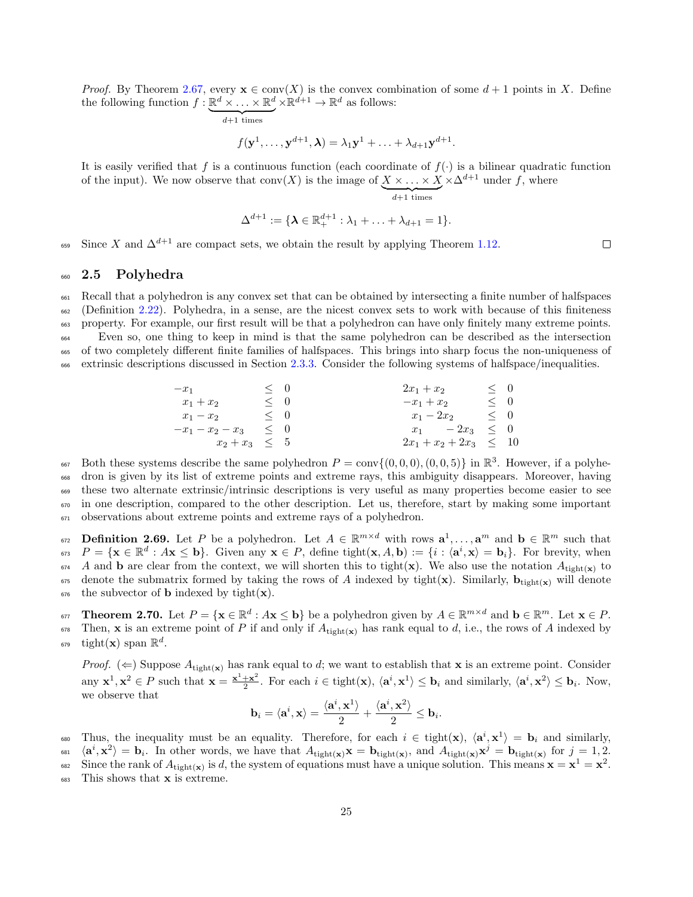*Proof.* By Theorem 2.67, every $\mathbf{x} \in \text{conv}(X)$ is the convex combination of some $d+1$ points in $X$. Define the following function $f : \underbrace{\mathbb{R}^d \times \ldots \times \mathbb{R}^d}_{d+1 \text{ times}} \times \mathbb{R}^{d+1} \to \mathbb{R}^d$ as follows:

$$f(\mathbf{y}^1, \ldots, \mathbf{y}^{d+1}, \boldsymbol{\lambda}) = \lambda_1 \mathbf{y}^1 + \ldots + \lambda_{d+1} \mathbf{y}^{d+1}.$$

It is easily verified that $f$ is a continuous function (each coordinate of $f(\cdot)$ is a bilinear quadratic function of the input). We now observe that $\text{conv}(X)$ is the image of $\underbrace{X \times \ldots \times X}_{d+1 \text{ times}} \times \Delta^{d+1}$ under $f$, where

$$\Delta^{d+1} := \{\boldsymbol{\lambda} \in \mathbb{R}^{d+1}_+ : \lambda_1 + \ldots + \lambda_{d+1} = 1\}.$$

Since $X$ and $\Delta^{d+1}$ are compact sets, we obtain the result by applying Theorem 1.12. $\square$

## 2.5 Polyhedra

Recall that a polyhedron is any convex set that can be obtained by intersecting a finite number of halfspaces (Definition 2.22). Polyhedra, in a sense, are the nicest convex sets to work with because of this finiteness property. For example, our first result will be that a polyhedron can have only finitely many extreme points.

Even so, one thing to keep in mind is that the same polyhedron can be described as the intersection of two completely different finite families of halfspaces. This brings into sharp focus the non-uniqueness of extrinsic descriptions discussed in Section 2.3.3. Consider the following systems of halfspace/inequalities.

$$\begin{array}{rcl} -x_1 & \leq & 0 \\ x_1 + x_2 & \leq & 0 \\ x_1 - x_2 & \leq & 0 \\ -x_1 - x_2 - x_3 & \leq & 0 \\ x_2 + x_3 & \leq & 5 \end{array} \qquad\qquad \begin{array}{rcl} 2x_1 + x_2 & \leq & 0 \\ -x_1 + x_2 & \leq & 0 \\ x_1 - 2x_2 & \leq & 0 \\ x_1 \quad - 2x_3 & \leq & 0 \\ 2x_1 + x_2 + 2x_3 & \leq & 10 \end{array}$$

Both these systems describe the same polyhedron $P = \text{conv}\{(0,0,0), (0,0,5)\}$ in $\mathbb{R}^3$. However, if a polyhedron is given by its list of extreme points and extreme rays, this ambiguity disappears. Moreover, having these two alternate extrinsic/intrinsic descriptions is very useful as many properties become easier to see in one description, compared to the other description. Let us, therefore, start by making some important observations about extreme points and extreme rays of a polyhedron.

**Definition 2.69.** Let $P$ be a polyhedron. Let $A \in \mathbb{R}^{m \times d}$ with rows $\mathbf{a}^1, \ldots, \mathbf{a}^m$ and $\mathbf{b} \in \mathbb{R}^m$ such that $P = \{\mathbf{x} \in \mathbb{R}^d : A\mathbf{x} \leq \mathbf{b}\}$. Given any $\mathbf{x} \in P$, define $\text{tight}(\mathbf{x}, A, \mathbf{b}) := \{i : \langle \mathbf{a}^i, \mathbf{x} \rangle = \mathbf{b}_i\}$. For brevity, when $A$ and $\mathbf{b}$ are clear from the context, we will shorten this to $\text{tight}(\mathbf{x})$. We also use the notation $A_{\text{tight}(\mathbf{x})}$ to denote the submatrix formed by taking the rows of $A$ indexed by $\text{tight}(\mathbf{x})$. Similarly, $\mathbf{b}_{\text{tight}(\mathbf{x})}$ will denote the subvector of $\mathbf{b}$ indexed by $\text{tight}(\mathbf{x})$.

**Theorem 2.70.** Let $P = \{\mathbf{x} \in \mathbb{R}^d : A\mathbf{x} \leq \mathbf{b}\}$ be a polyhedron given by $A \in \mathbb{R}^{m \times d}$ and $\mathbf{b} \in \mathbb{R}^m$. Let $\mathbf{x} \in P$. Then, $\mathbf{x}$ is an extreme point of $P$ if and only if $A_{\text{tight}(\mathbf{x})}$ has rank equal to $d$, i.e., the rows of $A$ indexed by $\text{tight}(\mathbf{x})$ span $\mathbb{R}^d$.

*Proof.* ($\Leftarrow$) Suppose $A_{\text{tight}(\mathbf{x})}$ has rank equal to $d$; we want to establish that $\mathbf{x}$ is an extreme point. Consider any $\mathbf{x}^1, \mathbf{x}^2 \in P$ such that $\mathbf{x} = \frac{\mathbf{x}^1 + \mathbf{x}^2}{2}$. For each $i \in \text{tight}(\mathbf{x})$, $\langle \mathbf{a}^i, \mathbf{x}^1 \rangle \leq \mathbf{b}_i$ and similarly, $\langle \mathbf{a}^i, \mathbf{x}^2 \rangle \leq \mathbf{b}_i$. Now, we observe that

$$\mathbf{b}_i = \langle \mathbf{a}^i, \mathbf{x} \rangle = \frac{\langle \mathbf{a}^i, \mathbf{x}^1 \rangle}{2} + \frac{\langle \mathbf{a}^i, \mathbf{x}^2 \rangle}{2} \leq \mathbf{b}_i.$$

Thus, the inequality must be an equality. Therefore, for each $i \in \text{tight}(\mathbf{x})$, $\langle \mathbf{a}^i, \mathbf{x}^1 \rangle = \mathbf{b}_i$ and similarly, $\langle \mathbf{a}^i, \mathbf{x}^2 \rangle = \mathbf{b}_i$. In other words, we have that $A_{\text{tight}(\mathbf{x})}\mathbf{x} = \mathbf{b}_{\text{tight}(\mathbf{x})}$, and $A_{\text{tight}(\mathbf{x})}\mathbf{x}^j = \mathbf{b}_{\text{tight}(\mathbf{x})}$ for $j = 1, 2$. Since the rank of $A_{\text{tight}(\mathbf{x})}$ is $d$, the system of equations must have a unique solution. This means $\mathbf{x} = \mathbf{x}^1 = \mathbf{x}^2$. This shows that $\mathbf{x}$ is extreme.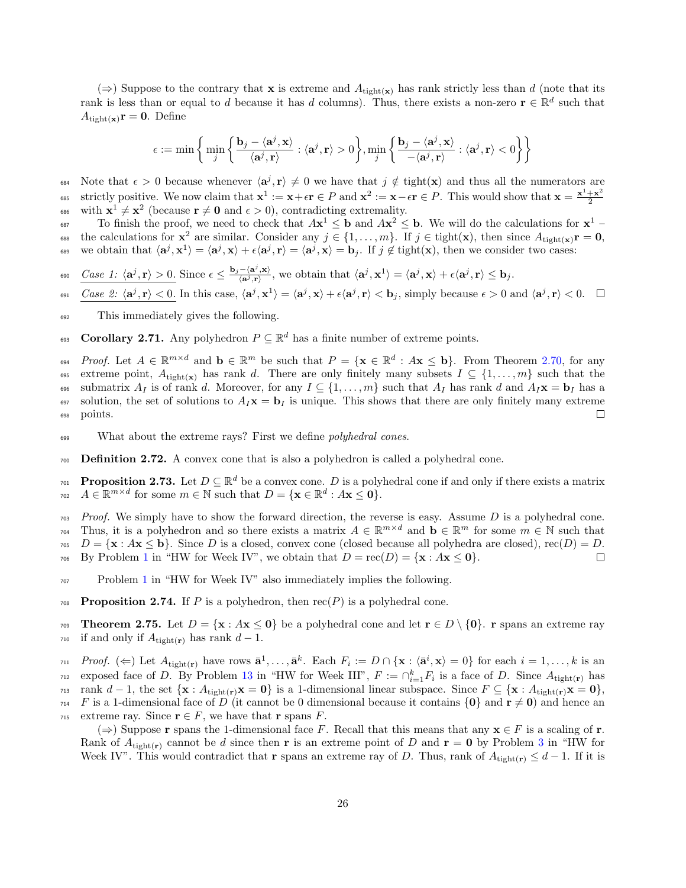($\Rightarrow$) Suppose to the contrary that $\mathbf{x}$ is extreme and $A_{\text{tight}(\mathbf{x})}$ has rank strictly less than $d$ (note that its rank is less than or equal to $d$ because it has $d$ columns). Thus, there exists a non-zero $\mathbf{r} \in \mathbb{R}^d$ such that $A_{\text{tight}(\mathbf{x})}\mathbf{r} = \mathbf{0}$. Define

$$\epsilon := \min\left\{ \min_j \left\{ \frac{\mathbf{b}_j - \langle \mathbf{a}^j, \mathbf{x}\rangle}{\langle \mathbf{a}^j, \mathbf{r}\rangle} : \langle \mathbf{a}^j, \mathbf{r}\rangle > 0 \right\}, \min_j \left\{ \frac{\mathbf{b}_j - \langle \mathbf{a}^j, \mathbf{x}\rangle}{-\langle \mathbf{a}^j, \mathbf{r}\rangle} : \langle \mathbf{a}^j, \mathbf{r}\rangle < 0 \right\}\right\}$$

Note that $\epsilon > 0$ because whenever $\langle \mathbf{a}^j, \mathbf{r}\rangle \neq 0$ we have that $j \notin \text{tight}(\mathbf{x})$ and thus all the numerators are strictly positive. We now claim that $\mathbf{x}^1 := \mathbf{x} + \epsilon\mathbf{r} \in P$ and $\mathbf{x}^2 := \mathbf{x} - \epsilon\mathbf{r} \in P$. This would show that $\mathbf{x} = \frac{\mathbf{x}^1 + \mathbf{x}^2}{2}$ with $\mathbf{x}^1 \neq \mathbf{x}^2$ (because $\mathbf{r} \neq \mathbf{0}$ and $\epsilon > 0$), contradicting extremality.

To finish the proof, we need to check that $A\mathbf{x}^1 \leq \mathbf{b}$ and $A\mathbf{x}^2 \leq \mathbf{b}$. We will do the calculations for $\mathbf{x}^1$ – the calculations for $\mathbf{x}^2$ are similar. Consider any $j \in \{1, \ldots, m\}$. If $j \in \text{tight}(\mathbf{x})$, then since $A_{\text{tight}(\mathbf{x})}\mathbf{r} = \mathbf{0}$, we obtain that $\langle \mathbf{a}^j, \mathbf{x}^1\rangle = \langle \mathbf{a}^j, \mathbf{x}\rangle + \epsilon\langle \mathbf{a}^j, \mathbf{r}\rangle = \langle \mathbf{a}^j, \mathbf{x}\rangle = \mathbf{b}_j$. If $j \notin \text{tight}(\mathbf{x})$, then we consider two cases:

*Case 1: $\langle \mathbf{a}^j, \mathbf{r}\rangle > 0$.* Since $\epsilon \leq \frac{\mathbf{b}_j - \langle \mathbf{a}^j, \mathbf{x}\rangle}{\langle \mathbf{a}^j, \mathbf{r}\rangle}$, we obtain that $\langle \mathbf{a}^j, \mathbf{x}^1\rangle = \langle \mathbf{a}^j, \mathbf{x}\rangle + \epsilon\langle \mathbf{a}^j, \mathbf{r}\rangle \leq \mathbf{b}_j$.

*Case 2: $\langle \mathbf{a}^j, \mathbf{r}\rangle < 0$.* In this case, $\langle \mathbf{a}^j, \mathbf{x}^1\rangle = \langle \mathbf{a}^j, \mathbf{x}\rangle + \epsilon\langle \mathbf{a}^j, \mathbf{r}\rangle < \mathbf{b}_j$, simply because $\epsilon > 0$ and $\langle \mathbf{a}^j, \mathbf{r}\rangle < 0$. □

This immediately gives the following.

**Corollary 2.71.** Any polyhedron $P \subseteq \mathbb{R}^d$ has a finite number of extreme points.

*Proof.* Let $A \in \mathbb{R}^{m\times d}$ and $\mathbf{b} \in \mathbb{R}^m$ be such that $P = \{\mathbf{x} \in \mathbb{R}^d : A\mathbf{x} \leq \mathbf{b}\}$. From Theorem 2.70, for any extreme point, $A_{\text{tight}(\mathbf{x})}$ has rank $d$. There are only finitely many subsets $I \subseteq \{1, \ldots, m\}$ such that the submatrix $A_I$ is of rank $d$. Moreover, for any $I \subseteq \{1, \ldots, m\}$ such that $A_I$ has rank $d$ and $A_I\mathbf{x} = \mathbf{b}_I$ has a solution, the set of solutions to $A_I\mathbf{x} = \mathbf{b}_I$ is unique. This shows that there are only finitely many extreme points. □

What about the extreme rays? First we define *polyhedral cones*.

**Definition 2.72.** A convex cone that is also a polyhedron is called a polyhedral cone.

**Proposition 2.73.** Let $D \subseteq \mathbb{R}^d$ be a convex cone. $D$ is a polyhedral cone if and only if there exists a matrix $A \in \mathbb{R}^{m\times d}$ for some $m \in \mathbb{N}$ such that $D = \{\mathbf{x} \in \mathbb{R}^d : A\mathbf{x} \leq \mathbf{0}\}$.

*Proof.* We simply have to show the forward direction, the reverse is easy. Assume $D$ is a polyhedral cone. Thus, it is a polyhedron and so there exists a matrix $A \in \mathbb{R}^{m\times d}$ and $\mathbf{b} \in \mathbb{R}^m$ for some $m \in \mathbb{N}$ such that $D = \{\mathbf{x} : A\mathbf{x} \leq \mathbf{b}\}$. Since $D$ is a closed, convex cone (closed because all polyhedra are closed), $\text{rec}(D) = D$. By Problem 1 in "HW for Week IV", we obtain that $D = \text{rec}(D) = \{\mathbf{x} : A\mathbf{x} \leq \mathbf{0}\}$. □

Problem 1 in "HW for Week IV" also immediately implies the following.

**Proposition 2.74.** If $P$ is a polyhedron, then $\text{rec}(P)$ is a polyhedral cone.

**Theorem 2.75.** Let $D = \{\mathbf{x} : A\mathbf{x} \leq \mathbf{0}\}$ be a polyhedral cone and let $\mathbf{r} \in D \setminus \{\mathbf{0}\}$. $\mathbf{r}$ spans an extreme ray if and only if $A_{\text{tight}(\mathbf{r})}$ has rank $d - 1$.

*Proof.* ($\Leftarrow$) Let $A_{\text{tight}(\mathbf{r})}$ have rows $\bar{\mathbf{a}}^1, \ldots, \bar{\mathbf{a}}^k$. Each $F_i := D \cap \{\mathbf{x} : \langle \bar{\mathbf{a}}^i, \mathbf{x}\rangle = 0\}$ for each $i = 1, \ldots, k$ is an exposed face of $D$. By Problem 13 in "HW for Week III", $F := \cap_{i=1}^k F_i$ is a face of $D$. Since $A_{\text{tight}(\mathbf{r})}$ has rank $d-1$, the set $\{\mathbf{x} : A_{\text{tight}(\mathbf{r})}\mathbf{x} = \mathbf{0}\}$ is a 1-dimensional linear subspace. Since $F \subseteq \{\mathbf{x} : A_{\text{tight}(\mathbf{r})}\mathbf{x} = \mathbf{0}\}$, $F$ is a 1-dimensional face of $D$ (it cannot be 0 dimensional because it contains $\{\mathbf{0}\}$ and $\mathbf{r} \neq \mathbf{0}$) and hence an extreme ray. Since $\mathbf{r} \in F$, we have that $\mathbf{r}$ spans $F$.

($\Rightarrow$) Suppose $\mathbf{r}$ spans the 1-dimensional face $F$. Recall that this means that any $\mathbf{x} \in F$ is a scaling of $\mathbf{r}$. Rank of $A_{\text{tight}(\mathbf{r})}$ cannot be $d$ since then $\mathbf{r}$ is an extreme point of $D$ and $\mathbf{r} = \mathbf{0}$ by Problem 3 in "HW for Week IV". This would contradict that $\mathbf{r}$ spans an extreme ray of $D$. Thus, rank of $A_{\text{tight}(\mathbf{r})} \leq d - 1$. If it is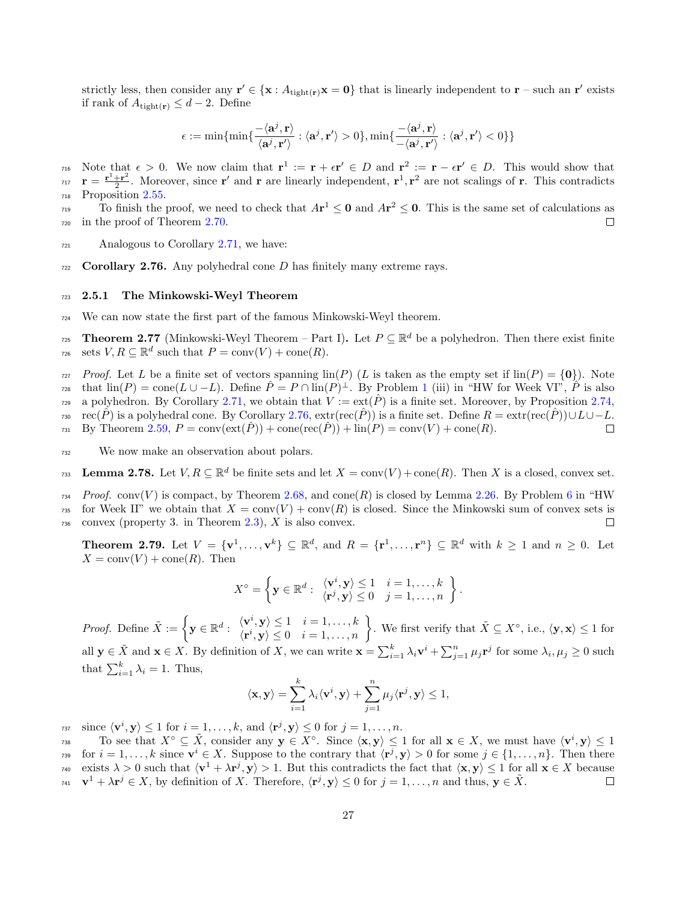strictly less, then consider any $\mathbf{r}' \in \{\mathbf{x} : A_{\text{tight}(\mathbf{r})}\mathbf{x} = \mathbf{0}\}$ that is linearly independent to $\mathbf{r}$ – such an $\mathbf{r}'$ exists if rank of $A_{\text{tight}(\mathbf{r})} \leq d-2$. Define

$$\epsilon := \min\{\min\{\frac{-\langle \mathbf{a}^j, \mathbf{r}\rangle}{\langle \mathbf{a}^j, \mathbf{r}'\rangle} : \langle \mathbf{a}^j, \mathbf{r}'\rangle > 0\}, \min\{\frac{-\langle \mathbf{a}^j, \mathbf{r}\rangle}{-\langle \mathbf{a}^j, \mathbf{r}'\rangle} : \langle \mathbf{a}^j, \mathbf{r}'\rangle < 0\}\}$$

Note that $\epsilon > 0$. We now claim that $\mathbf{r}^1 := \mathbf{r} + \epsilon\mathbf{r}' \in D$ and $\mathbf{r}^2 := \mathbf{r} - \epsilon\mathbf{r}' \in D$. This would show that $\mathbf{r} = \frac{\mathbf{r}^1+\mathbf{r}^2}{2}$. Moreover, since $\mathbf{r}'$ and $\mathbf{r}$ are linearly independent, $\mathbf{r}^1, \mathbf{r}^2$ are not scalings of $\mathbf{r}$. This contradicts Proposition 2.55.

To finish the proof, we need to check that $A\mathbf{r}^1 \leq \mathbf{0}$ and $A\mathbf{r}^2 \leq \mathbf{0}$. This is the same set of calculations as in the proof of Theorem 2.70. □

Analogous to Corollary 2.71, we have:

**Corollary 2.76.** Any polyhedral cone $D$ has finitely many extreme rays.

### 2.5.1 The Minkowski-Weyl Theorem

We can now state the first part of the famous Minkowski-Weyl theorem.

**Theorem 2.77** (Minkowski-Weyl Theorem – Part I)**.** Let $P \subseteq \mathbb{R}^d$ be a polyhedron. Then there exist finite sets $V, R \subseteq \mathbb{R}^d$ such that $P = \text{conv}(V) + \text{cone}(R)$.

*Proof.* Let $L$ be a finite set of vectors spanning $\text{lin}(P)$ ($L$ is taken as the empty set if $\text{lin}(P) = \{\mathbf{0}\}$). Note that $\text{lin}(P) = \text{cone}(L \cup -L)$. Define $\hat{P} = P \cap \text{lin}(P)^\perp$. By Problem 1 (iii) in "HW for Week VI", $\hat{P}$ is also a polyhedron. By Corollary 2.71, we obtain that $V := \text{ext}(\hat{P})$ is a finite set. Moreover, by Proposition 2.74, $\text{rec}(\hat{P})$ is a polyhedral cone. By Corollary 2.76, $\text{extr}(\text{rec}(\hat{P}))$ is a finite set. Define $R = \text{extr}(\text{rec}(\hat{P})) \cup L \cup -L$. By Theorem 2.59, $P = \text{conv}(\text{ext}(\hat{P})) + \text{cone}(\text{rec}(\hat{P})) + \text{lin}(P) = \text{conv}(V) + \text{cone}(R)$. □

We now make an observation about polars.

**Lemma 2.78.** Let $V, R \subseteq \mathbb{R}^d$ be finite sets and let $X = \text{conv}(V) + \text{cone}(R)$. Then $X$ is a closed, convex set.

*Proof.* $\text{conv}(V)$ is compact, by Theorem 2.68, and $\text{cone}(R)$ is closed by Lemma 2.26. By Problem 6 in "HW for Week II" we obtain that $X = \text{conv}(V) + \text{conv}(R)$ is closed. Since the Minkowski sum of convex sets is convex (property 3. in Theorem 2.3), $X$ is also convex. □

**Theorem 2.79.** Let $V = \{\mathbf{v}^1, \ldots, \mathbf{v}^k\} \subseteq \mathbb{R}^d$, and $R = \{\mathbf{r}^1, \ldots, \mathbf{r}^n\} \subseteq \mathbb{R}^d$ with $k \geq 1$ and $n \geq 0$. Let $X = \text{conv}(V) + \text{cone}(R)$. Then

$$X^\circ = \left\{\mathbf{y} \in \mathbb{R}^d : \begin{array}{ll} \langle \mathbf{v}^i, \mathbf{y}\rangle \leq 1 & i = 1, \ldots, k \\ \langle \mathbf{r}^j, \mathbf{y}\rangle \leq 0 & j = 1, \ldots, n \end{array}\right\}.$$

*Proof.* Define $\tilde{X} := \left\{\mathbf{y} \in \mathbb{R}^d : \begin{array}{ll} \langle \mathbf{v}^i, \mathbf{y}\rangle \leq 1 & i = 1, \ldots, k \\ \langle \mathbf{r}^i, \mathbf{y}\rangle \leq 0 & i = 1, \ldots, n \end{array}\right\}$. We first verify that $\tilde{X} \subseteq X^\circ$, i.e., $\langle \mathbf{y}, \mathbf{x}\rangle \leq 1$ for all $\mathbf{y} \in \tilde{X}$ and $\mathbf{x} \in X$. By definition of $X$, we can write $\mathbf{x} = \sum_{i=1}^k \lambda_i \mathbf{v}^i + \sum_{j=1}^n \mu_j \mathbf{r}^j$ for some $\lambda_i, \mu_j \geq 0$ such that $\sum_{i=1}^k \lambda_i = 1$. Thus,

$$\langle \mathbf{x}, \mathbf{y}\rangle = \sum_{i=1}^k \lambda_i \langle \mathbf{v}^i, \mathbf{y}\rangle + \sum_{j=1}^n \mu_j \langle \mathbf{r}^j, \mathbf{y}\rangle \leq 1,$$

since $\langle \mathbf{v}^i, \mathbf{y}\rangle \leq 1$ for $i = 1, \ldots, k$, and $\langle \mathbf{r}^j, \mathbf{y}\rangle \leq 0$ for $j = 1, \ldots, n$.

To see that $X^\circ \subseteq \tilde{X}$, consider any $\mathbf{y} \in X^\circ$. Since $\langle \mathbf{x}, \mathbf{y}\rangle \leq 1$ for all $\mathbf{x} \in X$, we must have $\langle \mathbf{v}^i, \mathbf{y}\rangle \leq 1$ for $i = 1, \ldots, k$ since $\mathbf{v}^i \in X$. Suppose to the contrary that $\langle \mathbf{r}^j, \mathbf{y}\rangle > 0$ for some $j \in \{1, \ldots, n\}$. Then there exists $\lambda > 0$ such that $\langle \mathbf{v}^1 + \lambda\mathbf{r}^j, \mathbf{y}\rangle > 1$. But this contradicts the fact that $\langle \mathbf{x}, \mathbf{y}\rangle \leq 1$ for all $\mathbf{x} \in X$ because $\mathbf{v}^1 + \lambda\mathbf{r}^j \in X$, by definition of $X$. Therefore, $\langle \mathbf{r}^j, \mathbf{y}\rangle \leq 0$ for $j = 1, \ldots, n$ and thus, $\mathbf{y} \in \tilde{X}$. □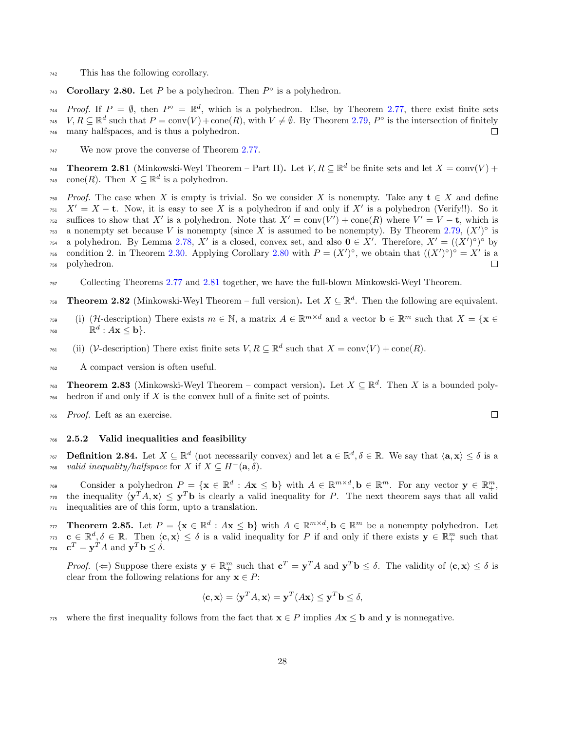This has the following corollary.

**Corollary 2.80.** Let $P$ be a polyhedron. Then $P^\circ$ is a polyhedron.

*Proof.* If $P = \emptyset$, then $P^\circ = \mathbb{R}^d$, which is a polyhedron. Else, by Theorem 2.77, there exist finite sets $V, R \subseteq \mathbb{R}^d$ such that $P = \text{conv}(V) + \text{cone}(R)$, with $V \neq \emptyset$. By Theorem 2.79, $P^\circ$ is the intersection of finitely many halfspaces, and is thus a polyhedron. $\square$

We now prove the converse of Theorem 2.77.

**Theorem 2.81** (Minkowski-Weyl Theorem – Part II)**.** Let $V, R \subseteq \mathbb{R}^d$ be finite sets and let $X = \text{conv}(V) + \text{cone}(R)$. Then $X \subseteq \mathbb{R}^d$ is a polyhedron.

*Proof.* The case when $X$ is empty is trivial. So we consider $X$ is nonempty. Take any $\mathbf{t} \in X$ and define $X' = X - \mathbf{t}$. Now, it is easy to see $X$ is a polyhedron if and only if $X'$ is a polyhedron (Verify!!). So it suffices to show that $X'$ is a polyhedron. Note that $X' = \text{conv}(V') + \text{cone}(R)$ where $V' = V - \mathbf{t}$, which is a nonempty set because $V$ is nonempty (since $X$ is assumed to be nonempty). By Theorem 2.79, $(X')^\circ$ is a polyhedron. By Lemma 2.78, $X'$ is a closed, convex set, and also $\mathbf{0} \in X'$. Therefore, $X' = ((X')^\circ)^\circ$ by condition 2. in Theorem 2.30. Applying Corollary 2.80 with $P = (X')^\circ$, we obtain that $((X')^\circ)^\circ = X'$ is a polyhedron. $\square$

Collecting Theorems 2.77 and 2.81 together, we have the full-blown Minkowski-Weyl Theorem.

**Theorem 2.82** (Minkowski-Weyl Theorem – full version)**.** Let $X \subseteq \mathbb{R}^d$. Then the following are equivalent.

(i) ($\mathcal{H}$-description) There exists $m \in \mathbb{N}$, a matrix $A \in \mathbb{R}^{m \times d}$ and a vector $\mathbf{b} \in \mathbb{R}^m$ such that $X = \{\mathbf{x} \in \mathbb{R}^d : A\mathbf{x} \leq \mathbf{b}\}$.

(ii) ($\mathcal{V}$-description) There exist finite sets $V, R \subseteq \mathbb{R}^d$ such that $X = \text{conv}(V) + \text{cone}(R)$.

A compact version is often useful.

**Theorem 2.83** (Minkowski-Weyl Theorem – compact version)**.** Let $X \subseteq \mathbb{R}^d$. Then $X$ is a bounded polyhedron if and only if $X$ is the convex hull of a finite set of points.

*Proof.* Left as an exercise. $\square$

### 2.5.2 Valid inequalities and feasibility

**Definition 2.84.** Let $X \subseteq \mathbb{R}^d$ (not necessarily convex) and let $\mathbf{a} \in \mathbb{R}^d, \delta \in \mathbb{R}$. We say that $\langle \mathbf{a}, \mathbf{x} \rangle \leq \delta$ is a *valid inequality/halfspace* for $X$ if $X \subseteq H^-(\mathbf{a}, \delta)$.

Consider a polyhedron $P = \{\mathbf{x} \in \mathbb{R}^d : A\mathbf{x} \leq \mathbf{b}\}$ with $A \in \mathbb{R}^{m \times d}, \mathbf{b} \in \mathbb{R}^m$. For any vector $\mathbf{y} \in \mathbb{R}^m_+$, the inequality $\langle \mathbf{y}^T A, \mathbf{x} \rangle \leq \mathbf{y}^T \mathbf{b}$ is clearly a valid inequality for $P$. The next theorem says that all valid inequalities are of this form, upto a translation.

**Theorem 2.85.** Let $P = \{\mathbf{x} \in \mathbb{R}^d : A\mathbf{x} \leq \mathbf{b}\}$ with $A \in \mathbb{R}^{m \times d}, \mathbf{b} \in \mathbb{R}^m$ be a nonempty polyhedron. Let $\mathbf{c} \in \mathbb{R}^d, \delta \in \mathbb{R}$. Then $\langle \mathbf{c}, \mathbf{x} \rangle \leq \delta$ is a valid inequality for $P$ if and only if there exists $\mathbf{y} \in \mathbb{R}^m_+$ such that $\mathbf{c}^T = \mathbf{y}^T A$ and $\mathbf{y}^T \mathbf{b} \leq \delta$.

*Proof.* ($\Leftarrow$) Suppose there exists $\mathbf{y} \in \mathbb{R}^m_+$ such that $\mathbf{c}^T = \mathbf{y}^T A$ and $\mathbf{y}^T \mathbf{b} \leq \delta$. The validity of $\langle \mathbf{c}, \mathbf{x} \rangle \leq \delta$ is clear from the following relations for any $\mathbf{x} \in P$:

$$\langle \mathbf{c}, \mathbf{x} \rangle = \langle \mathbf{y}^T A, \mathbf{x} \rangle = \mathbf{y}^T (A\mathbf{x}) \leq \mathbf{y}^T \mathbf{b} \leq \delta,$$

where the first inequality follows from the fact that $\mathbf{x} \in P$ implies $A\mathbf{x} \leq \mathbf{b}$ and $\mathbf{y}$ is nonnegative.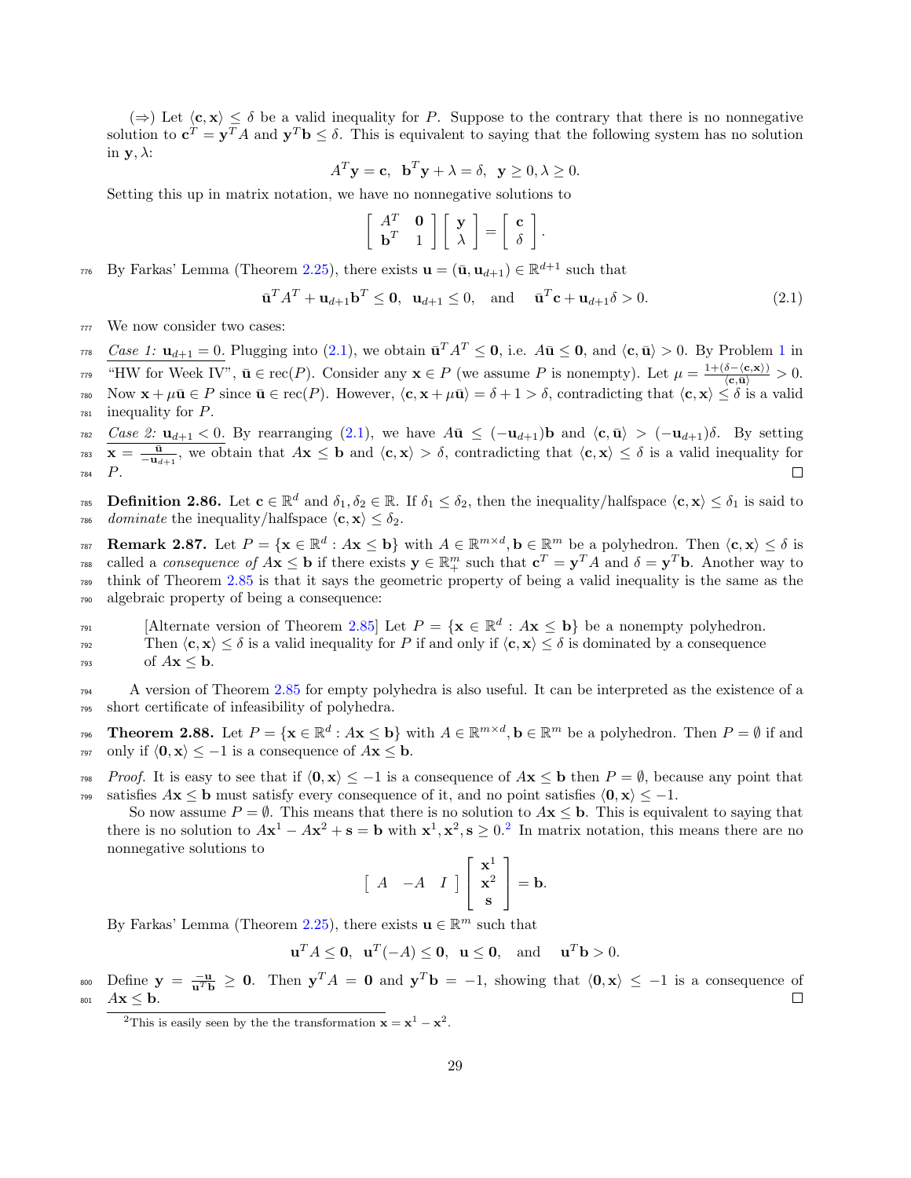(⇒) Let $\langle \mathbf{c}, \mathbf{x} \rangle \le \delta$ be a valid inequality for $P$. Suppose to the contrary that there is no nonnegative solution to $\mathbf{c}^T = \mathbf{y}^T A$ and $\mathbf{y}^T \mathbf{b} \le \delta$. This is equivalent to saying that the following system has no solution in $\mathbf{y}, \lambda$:

$$A^T \mathbf{y} = \mathbf{c}, \;\; \mathbf{b}^T \mathbf{y} + \lambda = \delta, \;\; \mathbf{y} \ge 0, \lambda \ge 0.$$

Setting this up in matrix notation, we have no nonnegative solutions to

$$\begin{bmatrix} A^T & \mathbf{0} \\ \mathbf{b}^T & 1 \end{bmatrix} \begin{bmatrix} \mathbf{y} \\ \lambda \end{bmatrix} = \begin{bmatrix} \mathbf{c} \\ \delta \end{bmatrix}.$$

By Farkas' Lemma (Theorem 2.25), there exists $\mathbf{u} = (\bar{\mathbf{u}}, \mathbf{u}_{d+1}) \in \mathbb{R}^{d+1}$ such that

$$\bar{\mathbf{u}}^T A^T + \mathbf{u}_{d+1} \mathbf{b}^T \le \mathbf{0}, \;\; \mathbf{u}_{d+1} \le 0, \quad \text{and} \quad \bar{\mathbf{u}}^T \mathbf{c} + \mathbf{u}_{d+1} \delta > 0. \tag{2.1}$$

We now consider two cases:

<u>*Case 1:* $\mathbf{u}_{d+1} = 0$.</u> Plugging into (2.1), we obtain $\bar{\mathbf{u}}^T A^T \le \mathbf{0}$, i.e. $A\bar{\mathbf{u}} \le \mathbf{0}$, and $\langle \mathbf{c}, \bar{\mathbf{u}} \rangle > 0$. By Problem 1 in "HW for Week IV", $\bar{\mathbf{u}} \in \text{rec}(P)$. Consider any $\mathbf{x} \in P$ (we assume $P$ is nonempty). Let $\mu = \frac{1 + (\delta - \langle \mathbf{c}, \mathbf{x} \rangle)}{\langle \mathbf{c}, \bar{\mathbf{u}} \rangle} > 0$. Now $\mathbf{x} + \mu \bar{\mathbf{u}} \in P$ since $\bar{\mathbf{u}} \in \text{rec}(P)$. However, $\langle \mathbf{c}, \mathbf{x} + \mu \bar{\mathbf{u}} \rangle = \delta + 1 > \delta$, contradicting that $\langle \mathbf{c}, \mathbf{x} \rangle \le \delta$ is a valid inequality for $P$.

<u>*Case 2:* $\mathbf{u}_{d+1} < 0$.</u> By rearranging (2.1), we have $A\bar{\mathbf{u}} \le (-\mathbf{u}_{d+1})\mathbf{b}$ and $\langle \mathbf{c}, \bar{\mathbf{u}} \rangle > (-\mathbf{u}_{d+1})\delta$. By setting $\mathbf{x} = \frac{\bar{\mathbf{u}}}{-\mathbf{u}_{d+1}}$, we obtain that $A\mathbf{x} \le \mathbf{b}$ and $\langle \mathbf{c}, \mathbf{x} \rangle > \delta$, contradicting that $\langle \mathbf{c}, \mathbf{x} \rangle \le \delta$ is a valid inequality for $P$. □

**Definition 2.86.** Let $\mathbf{c} \in \mathbb{R}^d$ and $\delta_1, \delta_2 \in \mathbb{R}$. If $\delta_1 \le \delta_2$, then the inequality/halfspace $\langle \mathbf{c}, \mathbf{x} \rangle \le \delta_1$ is said to *dominate* the inequality/halfspace $\langle \mathbf{c}, \mathbf{x} \rangle \le \delta_2$.

**Remark 2.87.** Let $P = \{\mathbf{x} \in \mathbb{R}^d : A\mathbf{x} \le \mathbf{b}\}$ with $A \in \mathbb{R}^{m \times d}, \mathbf{b} \in \mathbb{R}^m$ be a polyhedron. Then $\langle \mathbf{c}, \mathbf{x} \rangle \le \delta$ is called a *consequence of* $A\mathbf{x} \le \mathbf{b}$ if there exists $\mathbf{y} \in \mathbb{R}^m_+$ such that $\mathbf{c}^T = \mathbf{y}^T A$ and $\delta = \mathbf{y}^T \mathbf{b}$. Another way to think of Theorem 2.85 is that it says the geometric property of being a valid inequality is the same as the algebraic property of being a consequence:

> [Alternate version of Theorem 2.85] Let $P = \{\mathbf{x} \in \mathbb{R}^d : A\mathbf{x} \le \mathbf{b}\}$ be a nonempty polyhedron. Then $\langle \mathbf{c}, \mathbf{x} \rangle \le \delta$ is a valid inequality for $P$ if and only if $\langle \mathbf{c}, \mathbf{x} \rangle \le \delta$ is dominated by a consequence of $A\mathbf{x} \le \mathbf{b}$.

A version of Theorem 2.85 for empty polyhedra is also useful. It can be interpreted as the existence of a short certificate of infeasibility of polyhedra.

**Theorem 2.88.** Let $P = \{\mathbf{x} \in \mathbb{R}^d : A\mathbf{x} \le \mathbf{b}\}$ with $A \in \mathbb{R}^{m \times d}, \mathbf{b} \in \mathbb{R}^m$ be a polyhedron. Then $P = \emptyset$ if and only if $\langle \mathbf{0}, \mathbf{x} \rangle \le -1$ is a consequence of $A\mathbf{x} \le \mathbf{b}$.

*Proof.* It is easy to see that if $\langle \mathbf{0}, \mathbf{x} \rangle \le -1$ is a consequence of $A\mathbf{x} \le \mathbf{b}$ then $P = \emptyset$, because any point that satisfies $A\mathbf{x} \le \mathbf{b}$ must satisfy every consequence of it, and no point satisfies $\langle \mathbf{0}, \mathbf{x} \rangle \le -1$.

So now assume $P = \emptyset$. This means that there is no solution to $A\mathbf{x} \le \mathbf{b}$. This is equivalent to saying that there is no solution to $A\mathbf{x}^1 - A\mathbf{x}^2 + \mathbf{s} = \mathbf{b}$ with $\mathbf{x}^1, \mathbf{x}^2, \mathbf{s} \ge 0$.[2] In matrix notation, this means there are no nonnegative solutions to

$$\begin{bmatrix} A & -A & I \end{bmatrix} \begin{bmatrix} \mathbf{x}^1 \\ \mathbf{x}^2 \\ \mathbf{s} \end{bmatrix} = \mathbf{b}.$$

By Farkas' Lemma (Theorem 2.25), there exists $\mathbf{u} \in \mathbb{R}^m$ such that

$$\mathbf{u}^T A \le \mathbf{0}, \;\; \mathbf{u}^T(-A) \le \mathbf{0}, \;\; \mathbf{u} \le \mathbf{0}, \quad \text{and} \quad \mathbf{u}^T \mathbf{b} > 0.$$

Define $\mathbf{y} = \frac{-\mathbf{u}}{\mathbf{u}^T \mathbf{b}} \ge \mathbf{0}$. Then $\mathbf{y}^T A = \mathbf{0}$ and $\mathbf{y}^T \mathbf{b} = -1$, showing that $\langle \mathbf{0}, \mathbf{x} \rangle \le -1$ is a consequence of $A\mathbf{x} \le \mathbf{b}$. □

[2] This is easily seen by the the transformation $\mathbf{x} = \mathbf{x}^1 - \mathbf{x}^2$.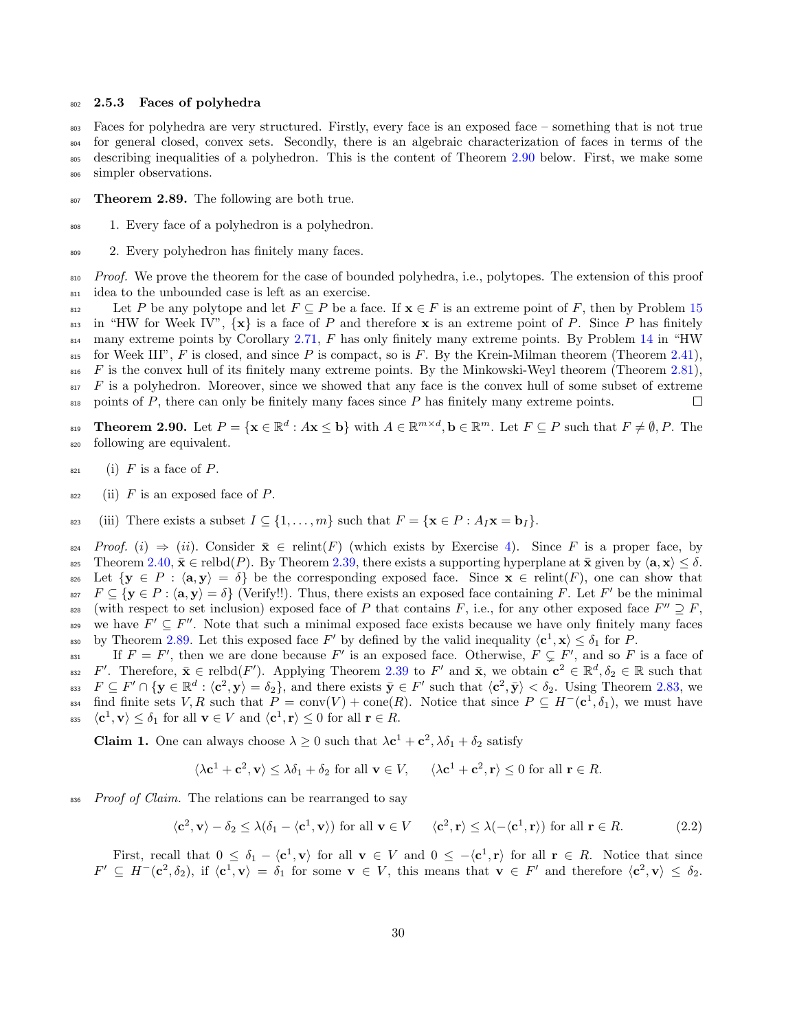### 2.5.3 Faces of polyhedra

Faces for polyhedra are very structured. Firstly, every face is an exposed face – something that is not true for general closed, convex sets. Secondly, there is an algebraic characterization of faces in terms of the describing inequalities of a polyhedron. This is the content of Theorem 2.90 below. First, we make some simpler observations.

**Theorem 2.89.** The following are both true.

1. Every face of a polyhedron is a polyhedron.
2. Every polyhedron has finitely many faces.

*Proof.* We prove the theorem for the case of bounded polyhedra, i.e., polytopes. The extension of this proof idea to the unbounded case is left as an exercise.

Let $P$ be any polytope and let $F \subseteq P$ be a face. If $\mathbf{x} \in F$ is an extreme point of $F$, then by Problem 15 in "HW for Week IV", $\{\mathbf{x}\}$ is a face of $P$ and therefore $\mathbf{x}$ is an extreme point of $P$. Since $P$ has finitely many extreme points by Corollary 2.71, $F$ has only finitely many extreme points. By Problem 14 in "HW for Week III", $F$ is closed, and since $P$ is compact, so is $F$. By the Krein-Milman theorem (Theorem 2.41), $F$ is the convex hull of its finitely many extreme points. By the Minkowski-Weyl theorem (Theorem 2.81), $F$ is a polyhedron. Moreover, since we showed that any face is the convex hull of some subset of extreme points of $P$, there can only be finitely many faces since $P$ has finitely many extreme points. $\square$

**Theorem 2.90.** Let $P = \{\mathbf{x} \in \mathbb{R}^d : A\mathbf{x} \leq \mathbf{b}\}$ with $A \in \mathbb{R}^{m\times d}, \mathbf{b} \in \mathbb{R}^m$. Let $F \subseteq P$ such that $F \neq \emptyset, P$. The following are equivalent.

(i) $F$ is a face of $P$.

(ii) $F$ is an exposed face of $P$.

(iii) There exists a subset $I \subseteq \{1, \ldots, m\}$ such that $F = \{\mathbf{x} \in P : A_I\mathbf{x} = \mathbf{b}_I\}$.

*Proof.* *(i)* $\Rightarrow$ *(ii)*. Consider $\bar{\mathbf{x}} \in \operatorname{relint}(F)$ (which exists by Exercise 4). Since $F$ is a proper face, by Theorem 2.40, $\bar{\mathbf{x}} \in \operatorname{relbd}(P)$. By Theorem 2.39, there exists a supporting hyperplane at $\bar{\mathbf{x}}$ given by $\langle \mathbf{a}, \mathbf{x}\rangle \leq \delta$. Let $\{\mathbf{y} \in P : \langle \mathbf{a}, \mathbf{y}\rangle = \delta\}$ be the corresponding exposed face. Since $\mathbf{x} \in \operatorname{relint}(F)$, one can show that $F \subseteq \{\mathbf{y} \in P : \langle \mathbf{a}, \mathbf{y}\rangle = \delta\}$ (Verify!!). Thus, there exists an exposed face containing $F$. Let $F'$ be the minimal (with respect to set inclusion) exposed face of $P$ that contains $F$, i.e., for any other exposed face $F'' \supseteq F$, we have $F' \subseteq F''$. Note that such a minimal exposed face exists because we have only finitely many faces by Theorem 2.89. Let this exposed face $F'$ by defined by the valid inequality $\langle \mathbf{c}^1, \mathbf{x}\rangle \leq \delta_1$ for $P$.

If $F = F'$, then we are done because $F'$ is an exposed face. Otherwise, $F \subsetneq F'$, and so $F$ is a face of $F'$. Therefore, $\bar{\mathbf{x}} \in \operatorname{relbd}(F')$. Applying Theorem 2.39 to $F'$ and $\bar{\mathbf{x}}$, we obtain $\mathbf{c}^2 \in \mathbb{R}^d, \delta_2 \in \mathbb{R}$ such that $F \subseteq F' \cap \{\mathbf{y} \in \mathbb{R}^d : \langle \mathbf{c}^2, \mathbf{y}\rangle = \delta_2\}$, and there exists $\bar{\mathbf{y}} \in F'$ such that $\langle \mathbf{c}^2, \bar{\mathbf{y}}\rangle < \delta_2$. Using Theorem 2.83, we find finite sets $V, R$ such that $P = \operatorname{conv}(V) + \operatorname{cone}(R)$. Notice that since $P \subseteq H^-(\mathbf{c}^1, \delta_1)$, we must have $\langle \mathbf{c}^1, \mathbf{v}\rangle \leq \delta_1$ for all $\mathbf{v} \in V$ and $\langle \mathbf{c}^1, \mathbf{r}\rangle \leq 0$ for all $\mathbf{r} \in R$.

**Claim 1.** One can always choose $\lambda \geq 0$ such that $\lambda\mathbf{c}^1 + \mathbf{c}^2, \lambda\delta_1 + \delta_2$ satisfy

$$\langle \lambda\mathbf{c}^1 + \mathbf{c}^2, \mathbf{v}\rangle \leq \lambda\delta_1 + \delta_2 \text{ for all } \mathbf{v} \in V, \quad \langle \lambda\mathbf{c}^1 + \mathbf{c}^2, \mathbf{r}\rangle \leq 0 \text{ for all } \mathbf{r} \in R.$$

*Proof of Claim.* The relations can be rearranged to say

$$\langle \mathbf{c}^2, \mathbf{v}\rangle - \delta_2 \leq \lambda(\delta_1 - \langle \mathbf{c}^1, \mathbf{v}\rangle) \text{ for all } \mathbf{v} \in V \quad \langle \mathbf{c}^2, \mathbf{r}\rangle \leq \lambda(-\langle \mathbf{c}^1, \mathbf{r}\rangle) \text{ for all } \mathbf{r} \in R. \tag{2.2}$$

First, recall that $0 \leq \delta_1 - \langle \mathbf{c}^1, \mathbf{v}\rangle$ for all $\mathbf{v} \in V$ and $0 \leq -\langle \mathbf{c}^1, \mathbf{r}\rangle$ for all $\mathbf{r} \in R$. Notice that since $F' \subseteq H^-(\mathbf{c}^2, \delta_2)$, if $\langle \mathbf{c}^1, \mathbf{v}\rangle = \delta_1$ for some $\mathbf{v} \in V$, this means that $\mathbf{v} \in F'$ and therefore $\langle \mathbf{c}^2, \mathbf{v}\rangle \leq \delta_2$.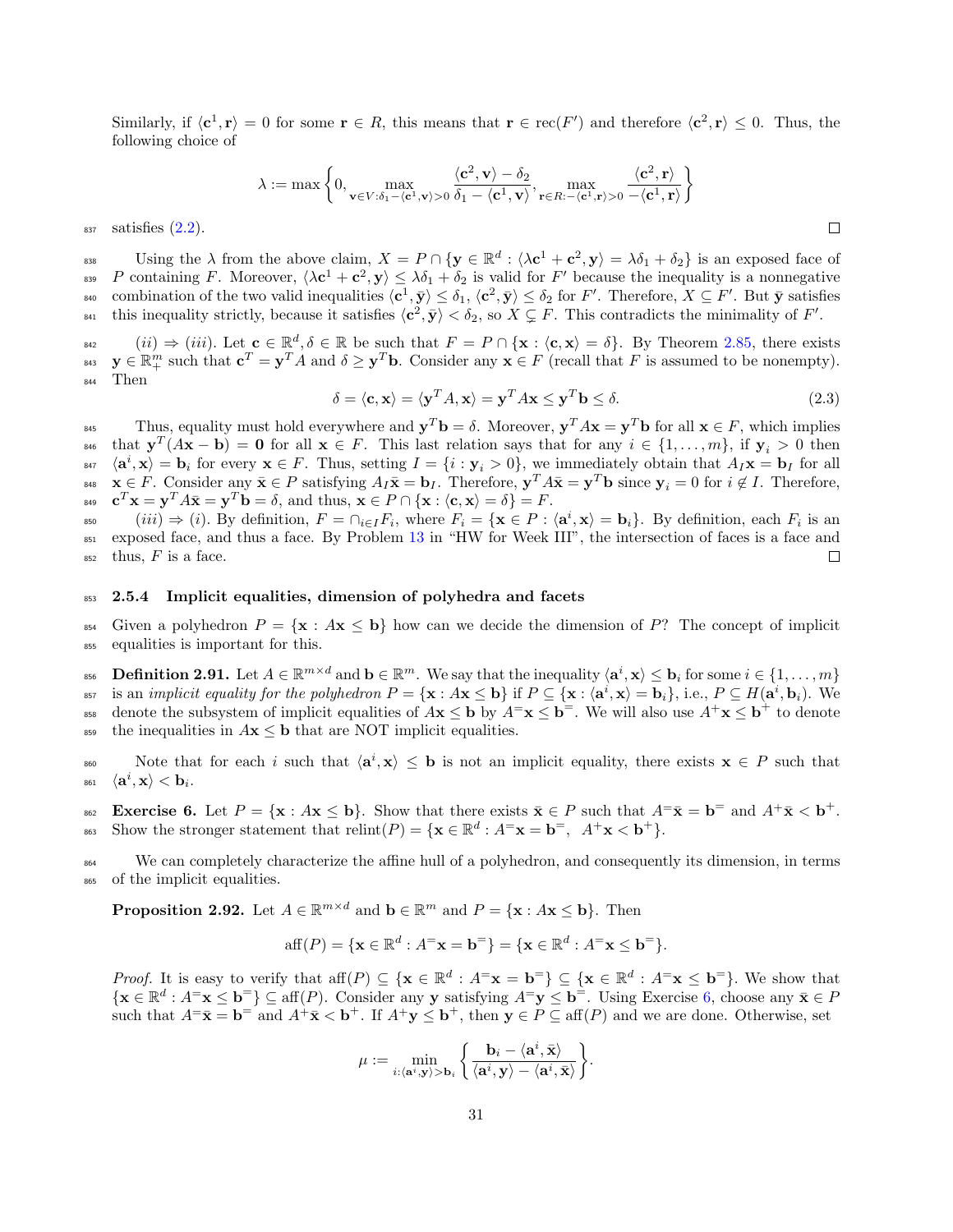Similarly, if $\langle \mathbf{c}^1, \mathbf{r}\rangle = 0$ for some $\mathbf{r} \in R$, this means that $\mathbf{r} \in \text{rec}(F')$ and therefore $\langle \mathbf{c}^2, \mathbf{r}\rangle \leq 0$. Thus, the following choice of

$$\lambda := \max\left\{0, \max_{\mathbf{v}\in V:\delta_1 - \langle \mathbf{c}^1, \mathbf{v}\rangle > 0} \frac{\langle \mathbf{c}^2, \mathbf{v}\rangle - \delta_2}{\delta_1 - \langle \mathbf{c}^1, \mathbf{v}\rangle}, \max_{\mathbf{r}\in R:-\langle \mathbf{c}^1, \mathbf{r}\rangle > 0} \frac{\langle \mathbf{c}^2, \mathbf{r}\rangle}{-\langle \mathbf{c}^1, \mathbf{r}\rangle}\right\}$$

satisfies (2.2). □

Using the $\lambda$ from the above claim, $X = P \cap \{\mathbf{y} \in \mathbb{R}^d : \langle \lambda\mathbf{c}^1 + \mathbf{c}^2, \mathbf{y}\rangle = \lambda\delta_1 + \delta_2\}$ is an exposed face of $P$ containing $F$. Moreover, $\langle \lambda\mathbf{c}^1 + \mathbf{c}^2, \mathbf{y}\rangle \leq \lambda\delta_1 + \delta_2$ is valid for $F'$ because the inequality is a nonnegative combination of the two valid inequalities $\langle \mathbf{c}^1, \bar{\mathbf{y}}\rangle \leq \delta_1$, $\langle \mathbf{c}^2, \bar{\mathbf{y}}\rangle \leq \delta_2$ for $F'$. Therefore, $X \subseteq F'$. But $\bar{\mathbf{y}}$ satisfies this inequality strictly, because it satisfies $\langle \mathbf{c}^2, \bar{\mathbf{y}}\rangle < \delta_2$, so $X \subsetneq F$. This contradicts the minimality of $F'$.

$(ii) \Rightarrow (iii)$. Let $\mathbf{c} \in \mathbb{R}^d, \delta \in \mathbb{R}$ be such that $F = P \cap \{\mathbf{x} : \langle \mathbf{c}, \mathbf{x}\rangle = \delta\}$. By Theorem 2.85, there exists $\mathbf{y} \in \mathbb{R}^m_+$ such that $\mathbf{c}^T = \mathbf{y}^T A$ and $\delta \geq \mathbf{y}^T\mathbf{b}$. Consider any $\mathbf{x} \in F$ (recall that $F$ is assumed to be nonempty). Then

$$\delta = \langle \mathbf{c}, \mathbf{x}\rangle = \langle \mathbf{y}^T A, \mathbf{x}\rangle = \mathbf{y}^T A\mathbf{x} \leq \mathbf{y}^T\mathbf{b} \leq \delta. \tag{2.3}$$

Thus, equality must hold everywhere and $\mathbf{y}^T\mathbf{b} = \delta$. Moreover, $\mathbf{y}^T A\mathbf{x} = \mathbf{y}^T\mathbf{b}$ for all $\mathbf{x} \in F$, which implies that $\mathbf{y}^T(A\mathbf{x} - \mathbf{b}) = \mathbf{0}$ for all $\mathbf{x} \in F$. This last relation says that for any $i \in \{1, \ldots, m\}$, if $\mathbf{y}_i > 0$ then $\langle \mathbf{a}^i, \mathbf{x}\rangle = \mathbf{b}_i$ for every $\mathbf{x} \in F$. Thus, setting $I = \{i : \mathbf{y}_i > 0\}$, we immediately obtain that $A_I\mathbf{x} = \mathbf{b}_I$ for all $\mathbf{x} \in F$. Consider any $\bar{\mathbf{x}} \in P$ satisfying $A_I\bar{\mathbf{x}} = \mathbf{b}_I$. Therefore, $\mathbf{y}^T A\bar{\mathbf{x}} = \mathbf{y}^T\mathbf{b}$ since $\mathbf{y}_i = 0$ for $i \notin I$. Therefore, $\mathbf{c}^T\mathbf{x} = \mathbf{y}^T A\bar{\mathbf{x}} = \mathbf{y}^T\mathbf{b} = \delta$, and thus, $\mathbf{x} \in P \cap \{\mathbf{x} : \langle \mathbf{c}, \mathbf{x}\rangle = \delta\} = F$.

$(iii) \Rightarrow (i)$. By definition, $F = \cap_{i\in I} F_i$, where $F_i = \{\mathbf{x} \in P : \langle \mathbf{a}^i, \mathbf{x}\rangle = \mathbf{b}_i\}$. By definition, each $F_i$ is an exposed face, and thus a face. By Problem 13 in "HW for Week III", the intersection of faces is a face and thus, $F$ is a face. □

### 2.5.4 Implicit equalities, dimension of polyhedra and facets

Given a polyhedron $P = \{\mathbf{x} : A\mathbf{x} \leq \mathbf{b}\}$ how can we decide the dimension of $P$? The concept of implicit equalities is important for this.

**Definition 2.91.** Let $A \in \mathbb{R}^{m\times d}$ and $\mathbf{b} \in \mathbb{R}^m$. We say that the inequality $\langle \mathbf{a}^i, \mathbf{x}\rangle \leq \mathbf{b}_i$ for some $i \in \{1, \ldots, m\}$ is an *implicit equality for the polyhedron* $P = \{\mathbf{x} : A\mathbf{x} \leq \mathbf{b}\}$ if $P \subseteq \{\mathbf{x} : \langle \mathbf{a}^i, \mathbf{x}\rangle = \mathbf{b}_i\}$, i.e., $P \subseteq H(\mathbf{a}^i, \mathbf{b}_i)$. We denote the subsystem of implicit equalities of $A\mathbf{x} \leq \mathbf{b}$ by $A^=\mathbf{x} \leq \mathbf{b}^=$. We will also use $A^+\mathbf{x} \leq \mathbf{b}^+$ to denote the inequalities in $A\mathbf{x} \leq \mathbf{b}$ that are NOT implicit equalities.

Note that for each $i$ such that $\langle \mathbf{a}^i, \mathbf{x}\rangle \leq \mathbf{b}$ is not an implicit equality, there exists $\mathbf{x} \in P$ such that $\langle \mathbf{a}^i, \mathbf{x}\rangle < \mathbf{b}_i$.

**Exercise 6.** Let $P = \{\mathbf{x} : A\mathbf{x} \leq \mathbf{b}\}$. Show that there exists $\bar{\mathbf{x}} \in P$ such that $A^=\bar{\mathbf{x}} = \mathbf{b}^=$ and $A^+\bar{\mathbf{x}} < \mathbf{b}^+$. Show the stronger statement that $\text{relint}(P) = \{\mathbf{x} \in \mathbb{R}^d : A^=\mathbf{x} = \mathbf{b}^=, \;\; A^+\mathbf{x} < \mathbf{b}^+\}$.

We can completely characterize the affine hull of a polyhedron, and consequently its dimension, in terms of the implicit equalities.

**Proposition 2.92.** Let $A \in \mathbb{R}^{m\times d}$ and $\mathbf{b} \in \mathbb{R}^m$ and $P = \{\mathbf{x} : A\mathbf{x} \leq \mathbf{b}\}$. Then

$$\text{aff}(P) = \{\mathbf{x} \in \mathbb{R}^d : A^=\mathbf{x} = \mathbf{b}^=\} = \{\mathbf{x} \in \mathbb{R}^d : A^=\mathbf{x} \leq \mathbf{b}^=\}.$$

*Proof.* It is easy to verify that $\text{aff}(P) \subseteq \{\mathbf{x} \in \mathbb{R}^d : A^=\mathbf{x} = \mathbf{b}^=\} \subseteq \{\mathbf{x} \in \mathbb{R}^d : A^=\mathbf{x} \leq \mathbf{b}^=\}$. We show that $\{\mathbf{x} \in \mathbb{R}^d : A^=\mathbf{x} \leq \mathbf{b}^=\} \subseteq \text{aff}(P)$. Consider any $\mathbf{y}$ satisfying $A^=\mathbf{y} \leq \mathbf{b}^=$. Using Exercise 6, choose any $\bar{\mathbf{x}} \in P$ such that $A^=\bar{\mathbf{x}} = \mathbf{b}^=$ and $A^+\bar{\mathbf{x}} < \mathbf{b}^+$. If $A^+\mathbf{y} \leq \mathbf{b}^+$, then $\mathbf{y} \in P \subseteq \text{aff}(P)$ and we are done. Otherwise, set

$$\mu := \min_{i:\langle \mathbf{a}^i, \mathbf{y}\rangle > \mathbf{b}_i} \left\{\frac{\mathbf{b}_i - \langle \mathbf{a}^i, \bar{\mathbf{x}}\rangle}{\langle \mathbf{a}^i, \mathbf{y}\rangle - \langle \mathbf{a}^i, \bar{\mathbf{x}}\rangle}\right\}.$$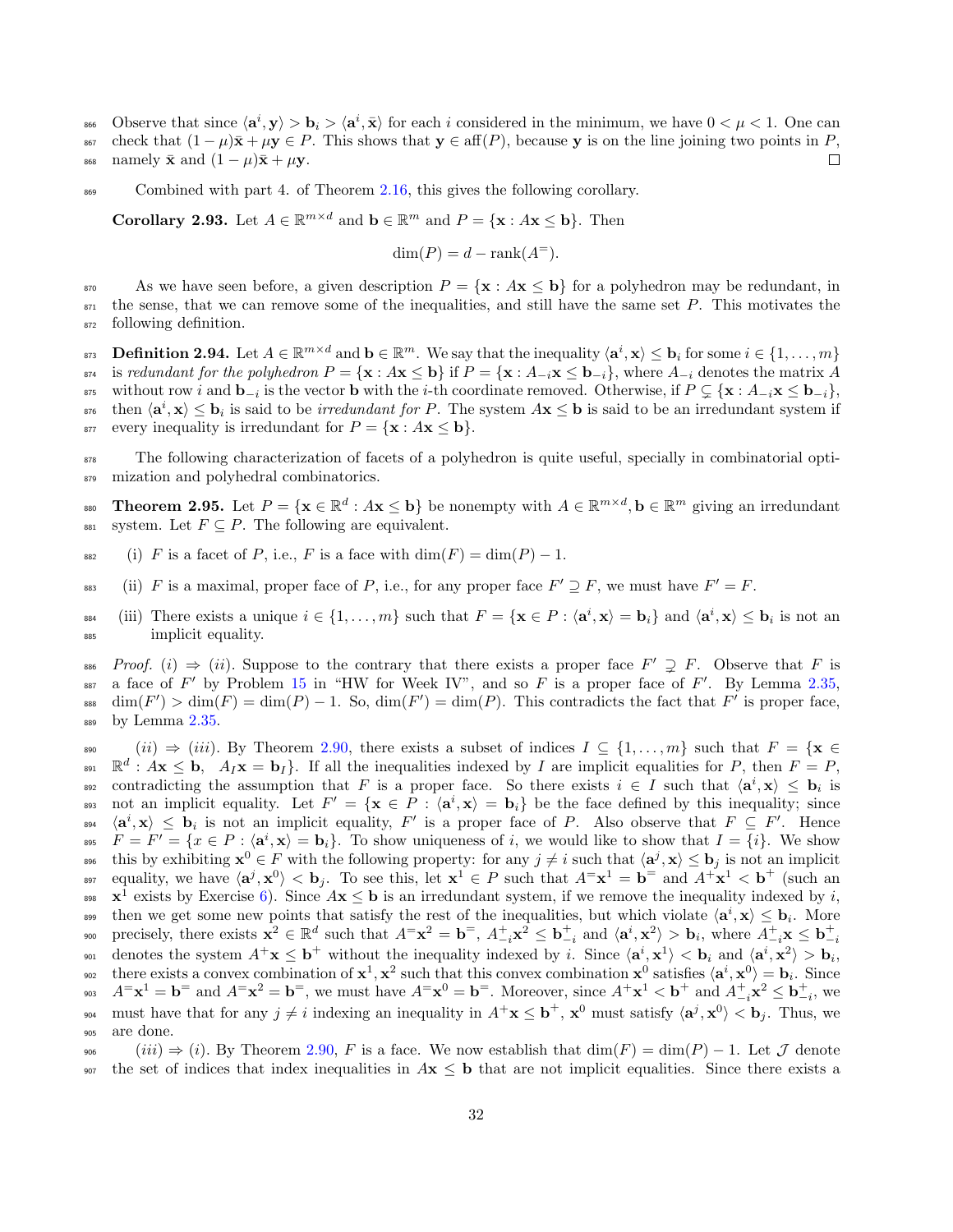Observe that since $\langle \mathbf{a}^i, \mathbf{y}\rangle > \mathbf{b}_i > \langle \mathbf{a}^i, \bar{\mathbf{x}}\rangle$ for each $i$ considered in the minimum, we have $0 < \mu < 1$. One can check that $(1-\mu)\bar{\mathbf{x}} + \mu\mathbf{y} \in P$. This shows that $\mathbf{y} \in \text{aff}(P)$, because $\mathbf{y}$ is on the line joining two points in $P$, namely $\bar{\mathbf{x}}$ and $(1-\mu)\bar{\mathbf{x}} + \mu\mathbf{y}$. □

Combined with part 4. of Theorem 2.16, this gives the following corollary.

**Corollary 2.93.** Let $A \in \mathbb{R}^{m\times d}$ and $\mathbf{b} \in \mathbb{R}^m$ and $P = \{\mathbf{x} : A\mathbf{x} \le \mathbf{b}\}$. Then

$$\dim(P) = d - \text{rank}(A^=).$$

As we have seen before, a given description $P = \{\mathbf{x} : A\mathbf{x} \le \mathbf{b}\}$ for a polyhedron may be redundant, in the sense, that we can remove some of the inequalities, and still have the same set $P$. This motivates the following definition.

**Definition 2.94.** Let $A \in \mathbb{R}^{m\times d}$ and $\mathbf{b} \in \mathbb{R}^m$. We say that the inequality $\langle \mathbf{a}^i, \mathbf{x}\rangle \le \mathbf{b}_i$ for some $i \in \{1,\dots,m\}$ is *redundant for the polyhedron* $P = \{\mathbf{x} : A\mathbf{x} \le \mathbf{b}\}$ if $P = \{\mathbf{x} : A_{-i}\mathbf{x} \le \mathbf{b}_{-i}\}$, where $A_{-i}$ denotes the matrix $A$ without row $i$ and $\mathbf{b}_{-i}$ is the vector $\mathbf{b}$ with the $i$-th coordinate removed. Otherwise, if $P \subsetneq \{\mathbf{x} : A_{-i}\mathbf{x} \le \mathbf{b}_{-i}\}$, then $\langle \mathbf{a}^i, \mathbf{x}\rangle \le \mathbf{b}_i$ is said to be *irredundant for* $P$. The system $A\mathbf{x} \le \mathbf{b}$ is said to be an irredundant system if every inequality is irredundant for $P = \{\mathbf{x} : A\mathbf{x} \le \mathbf{b}\}$.

The following characterization of facets of a polyhedron is quite useful, specially in combinatorial optimization and polyhedral combinatorics.

**Theorem 2.95.** Let $P = \{\mathbf{x} \in \mathbb{R}^d : A\mathbf{x} \le \mathbf{b}\}$ be nonempty with $A \in \mathbb{R}^{m\times d}, \mathbf{b} \in \mathbb{R}^m$ giving an irredundant system. Let $F \subseteq P$. The following are equivalent.

(i) $F$ is a facet of $P$, i.e., $F$ is a face with $\dim(F) = \dim(P) - 1$.

(ii) $F$ is a maximal, proper face of $P$, i.e., for any proper face $F' \supseteq F$, we must have $F' = F$.

(iii) There exists a unique $i \in \{1,\dots,m\}$ such that $F = \{\mathbf{x} \in P : \langle \mathbf{a}^i, \mathbf{x}\rangle = \mathbf{b}_i\}$ and $\langle \mathbf{a}^i, \mathbf{x}\rangle \le \mathbf{b}_i$ is not an implicit equality.

*Proof.* $(i) \Rightarrow (ii)$. Suppose to the contrary that there exists a proper face $F' \supsetneq F$. Observe that $F$ is a face of $F'$ by Problem 15 in "HW for Week IV", and so $F$ is a proper face of $F'$. By Lemma 2.35, $\dim(F') > \dim(F) = \dim(P) - 1$. So, $\dim(F') = \dim(P)$. This contradicts the fact that $F'$ is proper face, by Lemma 2.35.

$(ii) \Rightarrow (iii)$. By Theorem 2.90, there exists a subset of indices $I \subseteq \{1,\dots,m\}$ such that $F = \{\mathbf{x} \in \mathbb{R}^d : A\mathbf{x} \le \mathbf{b},\ \ A_I\mathbf{x} = \mathbf{b}_I\}$. If all the inequalities indexed by $I$ are implicit equalities for $P$, then $F = P$, contradicting the assumption that $F$ is a proper face. So there exists $i \in I$ such that $\langle \mathbf{a}^i, \mathbf{x}\rangle \le \mathbf{b}_i$ is not an implicit equality. Let $F' = \{\mathbf{x} \in P : \langle \mathbf{a}^i, \mathbf{x}\rangle = \mathbf{b}_i\}$ be the face defined by this inequality; since $\langle \mathbf{a}^i, \mathbf{x}\rangle \le \mathbf{b}_i$ is not an implicit equality, $F'$ is a proper face of $P$. Also observe that $F \subseteq F'$. Hence $F = F' = \{x \in P : \langle \mathbf{a}^i, \mathbf{x}\rangle = \mathbf{b}_i\}$. To show uniqueness of $i$, we would like to show that $I = \{i\}$. We show this by exhibiting $\mathbf{x}^0 \in F$ with the following property: for any $j \neq i$ such that $\langle \mathbf{a}^j, \mathbf{x}\rangle \le \mathbf{b}_j$ is not an implicit equality, we have $\langle \mathbf{a}^j, \mathbf{x}^0\rangle < \mathbf{b}_j$. To see this, let $\mathbf{x}^1 \in P$ such that $A^=\mathbf{x}^1 = \mathbf{b}^=$ and $A^+\mathbf{x}^1 < \mathbf{b}^+$ (such an $\mathbf{x}^1$ exists by Exercise 6). Since $A\mathbf{x} \le \mathbf{b}$ is an irredundant system, if we remove the inequality indexed by $i$, then we get some new points that satisfy the rest of the inequalities, but which violate $\langle \mathbf{a}^i, \mathbf{x}\rangle \le \mathbf{b}_i$. More precisely, there exists $\mathbf{x}^2 \in \mathbb{R}^d$ such that $A^=\mathbf{x}^2 = \mathbf{b}^=$, $A^+_{-i}\mathbf{x}^2 \le \mathbf{b}^+_{-i}$ and $\langle \mathbf{a}^i, \mathbf{x}^2\rangle > \mathbf{b}_i$, where $A^+_{-i}\mathbf{x} \le \mathbf{b}^+_{-i}$ denotes the system $A^+\mathbf{x} \le \mathbf{b}^+$ without the inequality indexed by $i$. Since $\langle \mathbf{a}^i, \mathbf{x}^1\rangle < \mathbf{b}_i$ and $\langle \mathbf{a}^i, \mathbf{x}^2\rangle > \mathbf{b}_i$, there exists a convex combination of $\mathbf{x}^1, \mathbf{x}^2$ such that this convex combination $\mathbf{x}^0$ satisfies $\langle \mathbf{a}^i, \mathbf{x}^0\rangle = \mathbf{b}_i$. Since $A^=\mathbf{x}^1 = \mathbf{b}^=$ and $A^=\mathbf{x}^2 = \mathbf{b}^=$, we must have $A^=\mathbf{x}^0 = \mathbf{b}^=$. Moreover, since $A^+\mathbf{x}^1 < \mathbf{b}^+$ and $A^+_{-i}\mathbf{x}^2 \le \mathbf{b}^+_{-i}$, we must have that for any $j \neq i$ indexing an inequality in $A^+\mathbf{x} \le \mathbf{b}^+$, $\mathbf{x}^0$ must satisfy $\langle \mathbf{a}^j, \mathbf{x}^0\rangle < \mathbf{b}_j$. Thus, we are done.

$(iii) \Rightarrow (i)$. By Theorem 2.90, $F$ is a face. We now establish that $\dim(F) = \dim(P) - 1$. Let $\mathcal{J}$ denote the set of indices that index inequalities in $A\mathbf{x} \le \mathbf{b}$ that are not implicit equalities. Since there exists a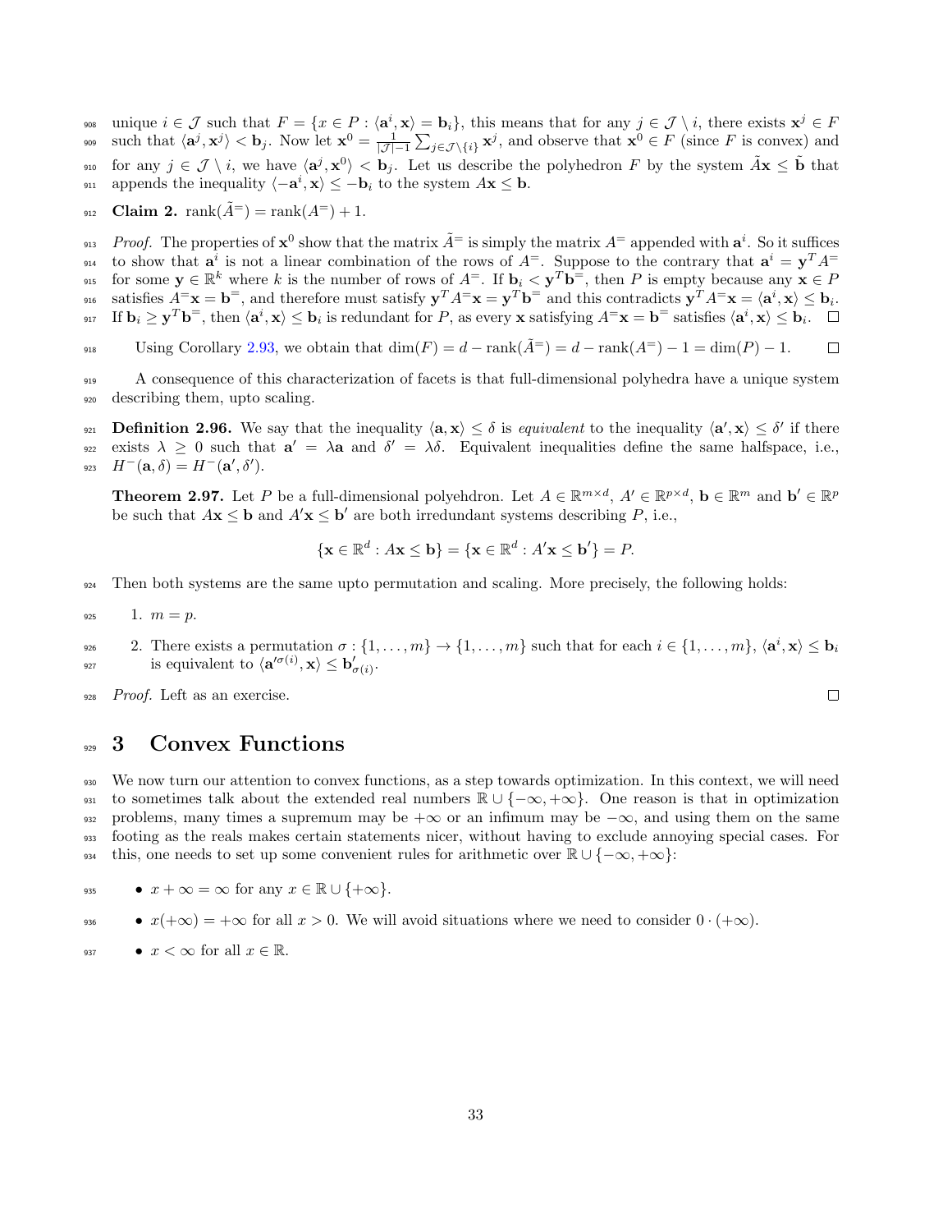unique $i \in \mathcal{J}$ such that $F = \{x \in P : \langle \mathbf{a}^i, \mathbf{x} \rangle = \mathbf{b}_i\}$, this means that for any $j \in \mathcal{J} \setminus i$, there exists $\mathbf{x}^j \in F$ such that $\langle \mathbf{a}^j, \mathbf{x}^j \rangle < \mathbf{b}_j$. Now let $\mathbf{x}^0 = \frac{1}{|\mathcal{J}|-1} \sum_{j \in \mathcal{J} \setminus \{i\}} \mathbf{x}^j$, and observe that $\mathbf{x}^0 \in F$ (since $F$ is convex) and for any $j \in \mathcal{J} \setminus i$, we have $\langle \mathbf{a}^j, \mathbf{x}^0 \rangle < \mathbf{b}_j$. Let us describe the polyhedron $F$ by the system $\tilde{A}\mathbf{x} \leq \tilde{\mathbf{b}}$ that appends the inequality $\langle -\mathbf{a}^i, \mathbf{x} \rangle \leq -\mathbf{b}_i$ to the system $A\mathbf{x} \leq \mathbf{b}$.

**Claim 2.** $\operatorname{rank}(\tilde{A}^=) = \operatorname{rank}(A^=) + 1$.

*Proof.* The properties of $\mathbf{x}^0$ show that the matrix $\tilde{A}^=$ is simply the matrix $A^=$ appended with $\mathbf{a}^i$. So it suffices to show that $\mathbf{a}^i$ is not a linear combination of the rows of $A^=$. Suppose to the contrary that $\mathbf{a}^i = \mathbf{y}^T A^=$ for some $\mathbf{y} \in \mathbb{R}^k$ where $k$ is the number of rows of $A^=$. If $\mathbf{b}_i < \mathbf{y}^T \mathbf{b}^=$, then $P$ is empty because any $\mathbf{x} \in P$ satisfies $A^= \mathbf{x} = \mathbf{b}^=$, and therefore must satisfy $\mathbf{y}^T A^= \mathbf{x} = \mathbf{y}^T \mathbf{b}^=$ and this contradicts $\mathbf{y}^T A^= \mathbf{x} = \langle \mathbf{a}^i, \mathbf{x} \rangle \leq \mathbf{b}_i$. If $\mathbf{b}_i \geq \mathbf{y}^T \mathbf{b}^=$, then $\langle \mathbf{a}^i, \mathbf{x} \rangle \leq \mathbf{b}_i$ is redundant for $P$, as every $\mathbf{x}$ satisfying $A^= \mathbf{x} = \mathbf{b}^=$ satisfies $\langle \mathbf{a}^i, \mathbf{x} \rangle \leq \mathbf{b}_i$. □

Using Corollary 2.93, we obtain that $\dim(F) = d - \operatorname{rank}(\tilde{A}^=) = d - \operatorname{rank}(A^=) - 1 = \dim(P) - 1$. □

A consequence of this characterization of facets is that full-dimensional polyhedra have a unique system describing them, upto scaling.

**Definition 2.96.** We say that the inequality $\langle \mathbf{a}, \mathbf{x} \rangle \leq \delta$ is *equivalent* to the inequality $\langle \mathbf{a}', \mathbf{x} \rangle \leq \delta'$ if there exists $\lambda \geq 0$ such that $\mathbf{a}' = \lambda \mathbf{a}$ and $\delta' = \lambda \delta$. Equivalent inequalities define the same halfspace, i.e., $H^-(\mathbf{a}, \delta) = H^-(\mathbf{a}', \delta')$.

**Theorem 2.97.** Let $P$ be a full-dimensional polyehdron. Let $A \in \mathbb{R}^{m \times d}$, $A' \in \mathbb{R}^{p \times d}$, $\mathbf{b} \in \mathbb{R}^m$ and $\mathbf{b}' \in \mathbb{R}^p$ be such that $A\mathbf{x} \leq \mathbf{b}$ and $A'\mathbf{x} \leq \mathbf{b}'$ are both irredundant systems describing $P$, i.e.,

$$\{\mathbf{x} \in \mathbb{R}^d : A\mathbf{x} \leq \mathbf{b}\} = \{\mathbf{x} \in \mathbb{R}^d : A'\mathbf{x} \leq \mathbf{b}'\} = P.$$

Then both systems are the same upto permutation and scaling. More precisely, the following holds:

1. $m = p$.
2. There exists a permutation $\sigma : \{1, \ldots, m\} \to \{1, \ldots, m\}$ such that for each $i \in \{1, \ldots, m\}$, $\langle \mathbf{a}^i, \mathbf{x} \rangle \leq \mathbf{b}_i$ is equivalent to $\langle \mathbf{a}'^{\sigma(i)}, \mathbf{x} \rangle \leq \mathbf{b}'_{\sigma(i)}$.

*Proof.* Left as an exercise. □

# 3 Convex Functions

We now turn our attention to convex functions, as a step towards optimization. In this context, we will need to sometimes talk about the extended real numbers $\mathbb{R} \cup \{-\infty, +\infty\}$. One reason is that in optimization problems, many times a supremum may be $+\infty$ or an infimum may be $-\infty$, and using them on the same footing as the reals makes certain statements nicer, without having to exclude annoying special cases. For this, one needs to set up some convenient rules for arithmetic over $\mathbb{R} \cup \{-\infty, +\infty\}$:

- $x + \infty = \infty$ for any $x \in \mathbb{R} \cup \{+\infty\}$.
- $x(+\infty) = +\infty$ for all $x > 0$. We will avoid situations where we need to consider $0 \cdot (+\infty)$.
- $x < \infty$ for all $x \in \mathbb{R}$.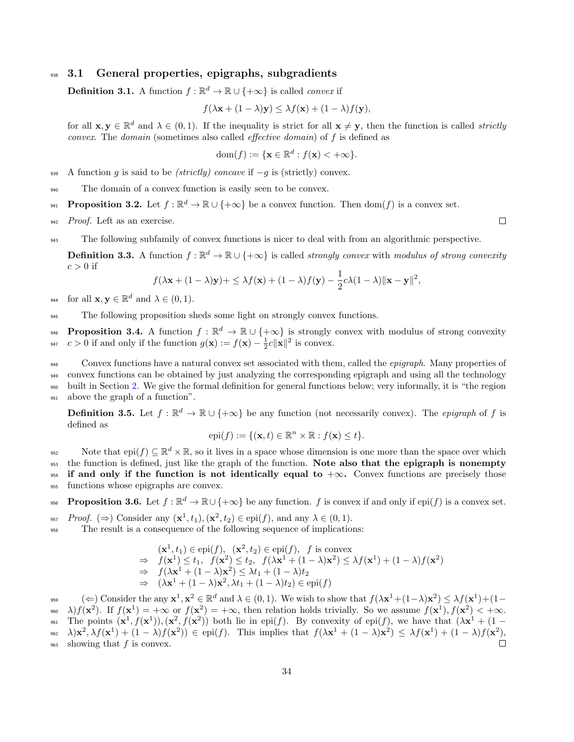### 3.1 General properties, epigraphs, subgradients

**Definition 3.1.** A function $f : \mathbb{R}^d \to \mathbb{R} \cup \{+\infty\}$ is called *convex* if

$$f(\lambda\mathbf{x} + (1-\lambda)\mathbf{y}) \leq \lambda f(\mathbf{x}) + (1-\lambda)f(\mathbf{y}),$$

for all $\mathbf{x}, \mathbf{y} \in \mathbb{R}^d$ and $\lambda \in (0,1)$. If the inequality is strict for all $\mathbf{x} \neq \mathbf{y}$, then the function is called *strictly convex*. The *domain* (sometimes also called *effective domain*) of $f$ is defined as

$$\operatorname{dom}(f) := \{\mathbf{x} \in \mathbb{R}^d : f(\mathbf{x}) < +\infty\}.$$

A function $g$ is said to be *(strictly) concave* if $-g$ is (strictly) convex.

The domain of a convex function is easily seen to be convex.

**Proposition 3.2.** Let $f : \mathbb{R}^d \to \mathbb{R} \cup \{+\infty\}$ be a convex function. Then $\operatorname{dom}(f)$ is a convex set.

*Proof.* Left as an exercise. ◻

The following subfamily of convex functions is nicer to deal with from an algorithmic perspective.

**Definition 3.3.** A function $f : \mathbb{R}^d \to \mathbb{R} \cup \{+\infty\}$ is called *strongly convex* with *modulus of strong convexity* $c > 0$ if

$$f(\lambda\mathbf{x} + (1-\lambda)\mathbf{y}) + \leq \lambda f(\mathbf{x}) + (1-\lambda)f(\mathbf{y}) - \frac{1}{2}c\lambda(1-\lambda)\|\mathbf{x}-\mathbf{y}\|^2,$$

for all $\mathbf{x}, \mathbf{y} \in \mathbb{R}^d$ and $\lambda \in (0,1)$.

The following proposition sheds some light on strongly convex functions.

**Proposition 3.4.** A function $f : \mathbb{R}^d \to \mathbb{R} \cup \{+\infty\}$ is strongly convex with modulus of strong convexity $c > 0$ if and only if the function $g(\mathbf{x}) := f(\mathbf{x}) - \frac{1}{2}c\|\mathbf{x}\|^2$ is convex.

Convex functions have a natural convex set associated with them, called the *epigraph*. Many properties of convex functions can be obtained by just analyzing the corresponding epigraph and using all the technology built in Section 2. We give the formal definition for general functions below; very informally, it is "the region above the graph of a function".

**Definition 3.5.** Let $f : \mathbb{R}^d \to \mathbb{R} \cup \{+\infty\}$ be any function (not necessarily convex). The *epigraph* of $f$ is defined as

$$\operatorname{epi}(f) := \{(\mathbf{x}, t) \in \mathbb{R}^n \times \mathbb{R} : f(\mathbf{x}) \leq t\}.$$

Note that $\operatorname{epi}(f) \subseteq \mathbb{R}^d \times \mathbb{R}$, so it lives in a space whose dimension is one more than the space over which the function is defined, just like the graph of the function. **Note also that the epigraph is nonempty if and only if the function is not identically equal to $+\infty$.** Convex functions are precisely those functions whose epigraphs are convex.

**Proposition 3.6.** Let $f : \mathbb{R}^d \to \mathbb{R} \cup \{+\infty\}$ be any function. $f$ is convex if and only if $\operatorname{epi}(f)$ is a convex set.

*Proof.* ($\Rightarrow$) Consider any $(\mathbf{x}^1, t_1), (\mathbf{x}^2, t_2) \in \operatorname{epi}(f)$, and any $\lambda \in (0,1)$.

The result is a consequence of the following sequence of implications:

$$\begin{array}{ll} & (\mathbf{x}^1, t_1) \in \operatorname{epi}(f), \;\; (\mathbf{x}^2, t_2) \in \operatorname{epi}(f), \;\; f \text{ is convex} \\ \Rightarrow & f(\mathbf{x}^1) \leq t_1, \;\; f(\mathbf{x}^2) \leq t_2, \;\; f(\lambda\mathbf{x}^1 + (1-\lambda)\mathbf{x}^2) \leq \lambda f(\mathbf{x}^1) + (1-\lambda)f(\mathbf{x}^2) \\ \Rightarrow & f(\lambda\mathbf{x}^1 + (1-\lambda)\mathbf{x}^2) \leq \lambda t_1 + (1-\lambda)t_2 \\ \Rightarrow & (\lambda\mathbf{x}^1 + (1-\lambda)\mathbf{x}^2, \lambda t_1 + (1-\lambda)t_2) \in \operatorname{epi}(f) \end{array}$$

($\Leftarrow$) Consider the any $\mathbf{x}^1, \mathbf{x}^2 \in \mathbb{R}^d$ and $\lambda \in (0,1)$. We wish to show that $f(\lambda\mathbf{x}^1 + (1-\lambda)\mathbf{x}^2) \leq \lambda f(\mathbf{x}^1) + (1-\lambda)f(\mathbf{x}^2)$. If $f(\mathbf{x}^1) = +\infty$ or $f(\mathbf{x}^2) = +\infty$, then relation holds trivially. So we assume $f(\mathbf{x}^1), f(\mathbf{x}^2) < +\infty$. The points $(\mathbf{x}^1, f(\mathbf{x}^1)), (\mathbf{x}^2, f(\mathbf{x}^2))$ both lie in $\operatorname{epi}(f)$. By convexity of $\operatorname{epi}(f)$, we have that $(\lambda\mathbf{x}^1 + (1-\lambda)\mathbf{x}^2, \lambda f(\mathbf{x}^1) + (1-\lambda)f(\mathbf{x}^2)) \in \operatorname{epi}(f)$. This implies that $f(\lambda\mathbf{x}^1 + (1-\lambda)\mathbf{x}^2) \leq \lambda f(\mathbf{x}^1) + (1-\lambda)f(\mathbf{x}^2)$, showing that $f$ is convex. ◻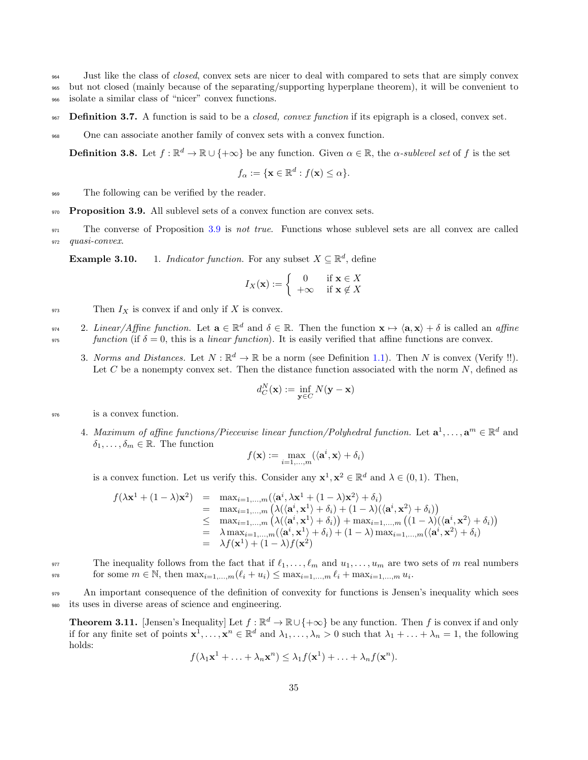Just like the class of *closed*, convex sets are nicer to deal with compared to sets that are simply convex but not closed (mainly because of the separating/supporting hyperplane theorem), it will be convenient to isolate a similar class of "nicer" convex functions.

**Definition 3.7.** A function is said to be a *closed, convex function* if its epigraph is a closed, convex set.

One can associate another family of convex sets with a convex function.

**Definition 3.8.** Let $f : \mathbb{R}^d \to \mathbb{R} \cup \{+\infty\}$ be any function. Given $\alpha \in \mathbb{R}$, the *$\alpha$-sublevel set* of $f$ is the set

$$f_\alpha := \{\mathbf{x} \in \mathbb{R}^d : f(\mathbf{x}) \leq \alpha\}.$$

The following can be verified by the reader.

**Proposition 3.9.** All sublevel sets of a convex function are convex sets.

The converse of Proposition 3.9 is *not true*. Functions whose sublevel sets are all convex are called *quasi-convex*.

**Example 3.10.**

1. *Indicator function.* For any subset $X \subseteq \mathbb{R}^d$, define

   $$I_X(\mathbf{x}) := \begin{cases} 0 & \text{if } \mathbf{x} \in X \\ +\infty & \text{if } \mathbf{x} \notin X \end{cases}$$

   Then $I_X$ is convex if and only if $X$ is convex.

2. *Linear/Affine function.* Let $\mathbf{a} \in \mathbb{R}^d$ and $\delta \in \mathbb{R}$. Then the function $\mathbf{x} \mapsto \langle \mathbf{a}, \mathbf{x} \rangle + \delta$ is called an *affine function* (if $\delta = 0$, this is a *linear function*). It is easily verified that affine functions are convex.

3. *Norms and Distances.* Let $N : \mathbb{R}^d \to \mathbb{R}$ be a norm (see Definition 1.1). Then $N$ is convex (Verify !!). Let $C$ be a nonempty convex set. Then the distance function associated with the norm $N$, defined as

   $$d_C^N(\mathbf{x}) := \inf_{\mathbf{y} \in C} N(\mathbf{y} - \mathbf{x})$$

   is a convex function.

4. *Maximum of affine functions/Piecewise linear function/Polyhedral function.* Let $\mathbf{a}^1, \ldots, \mathbf{a}^m \in \mathbb{R}^d$ and $\delta_1, \ldots, \delta_m \in \mathbb{R}$. The function

   $$f(\mathbf{x}) := \max_{i=1,\ldots,m} (\langle \mathbf{a}^i, \mathbf{x} \rangle + \delta_i)$$

   is a convex function. Let us verify this. Consider any $\mathbf{x}^1, \mathbf{x}^2 \in \mathbb{R}^d$ and $\lambda \in (0, 1)$. Then,

   $$\begin{array}{rcl} f(\lambda \mathbf{x}^1 + (1-\lambda)\mathbf{x}^2) & = & \max_{i=1,\ldots,m}(\langle \mathbf{a}^i, \lambda \mathbf{x}^1 + (1-\lambda)\mathbf{x}^2 \rangle + \delta_i) \\ & = & \max_{i=1,\ldots,m}\big(\lambda(\langle \mathbf{a}^i, \mathbf{x}^1 \rangle + \delta_i) + (1-\lambda)(\langle \mathbf{a}^i, \mathbf{x}^2 \rangle + \delta_i)\big) \\ & \leq & \max_{i=1,\ldots,m}\big(\lambda(\langle \mathbf{a}^i, \mathbf{x}^1 \rangle + \delta_i)\big) + \max_{i=1,\ldots,m}\big((1-\lambda)(\langle \mathbf{a}^i, \mathbf{x}^2 \rangle + \delta_i)\big) \\ & = & \lambda \max_{i=1,\ldots,m}(\langle \mathbf{a}^i, \mathbf{x}^1 \rangle + \delta_i) + (1-\lambda)\max_{i=1,\ldots,m}(\langle \mathbf{a}^i, \mathbf{x}^2 \rangle + \delta_i) \\ & = & \lambda f(\mathbf{x}^1) + (1-\lambda) f(\mathbf{x}^2) \end{array}$$

   The inequality follows from the fact that if $\ell_1, \ldots, \ell_m$ and $u_1, \ldots, u_m$ are two sets of $m$ real numbers for some $m \in \mathbb{N}$, then $\max_{i=1,\ldots,m}(\ell_i + u_i) \leq \max_{i=1,\ldots,m} \ell_i + \max_{i=1,\ldots,m} u_i$.

An important consequence of the definition of convexity for functions is Jensen's inequality which sees its uses in diverse areas of science and engineering.

**Theorem 3.11.** [Jensen's Inequality] Let $f : \mathbb{R}^d \to \mathbb{R} \cup \{+\infty\}$ be any function. Then $f$ is convex if and only if for any finite set of points $\mathbf{x}^1, \ldots, \mathbf{x}^n \in \mathbb{R}^d$ and $\lambda_1, \ldots, \lambda_n > 0$ such that $\lambda_1 + \ldots + \lambda_n = 1$, the following holds:

$$f(\lambda_1 \mathbf{x}^1 + \ldots + \lambda_n \mathbf{x}^n) \leq \lambda_1 f(\mathbf{x}^1) + \ldots + \lambda_n f(\mathbf{x}^n).$$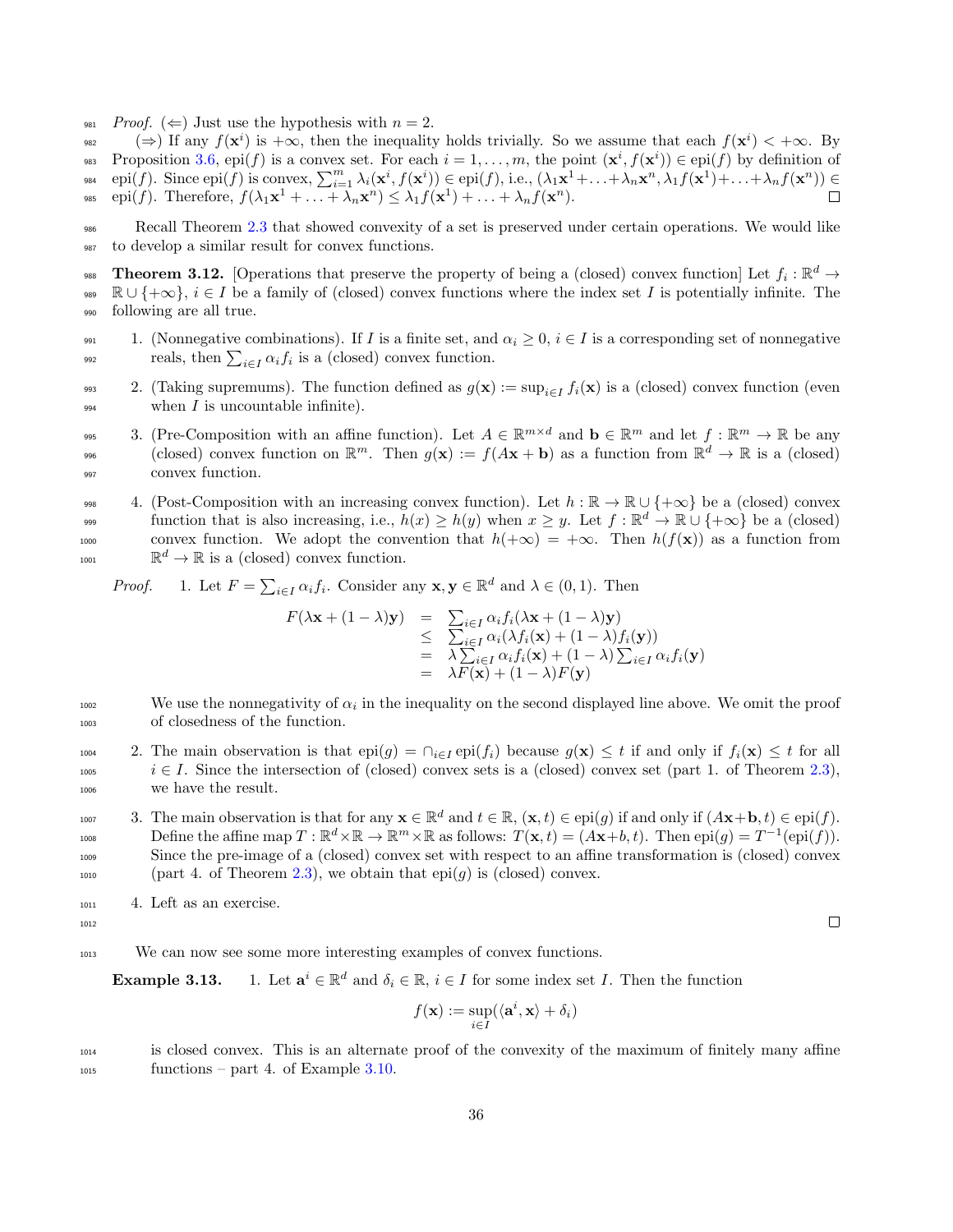*Proof.* ($\Leftarrow$) Just use the hypothesis with $n = 2$.

($\Rightarrow$) If any $f(\mathbf{x}^i)$ is $+\infty$, then the inequality holds trivially. So we assume that each $f(\mathbf{x}^i) < +\infty$. By Proposition 3.6, epi$(f)$ is a convex set. For each $i = 1, \ldots, m$, the point $(\mathbf{x}^i, f(\mathbf{x}^i)) \in \text{epi}(f)$ by definition of epi$(f)$. Since epi$(f)$ is convex, $\sum_{i=1}^m \lambda_i(\mathbf{x}^i, f(\mathbf{x}^i)) \in \text{epi}(f)$, i.e., $(\lambda_1\mathbf{x}^1 + \ldots + \lambda_n\mathbf{x}^n, \lambda_1 f(\mathbf{x}^1) + \ldots + \lambda_n f(\mathbf{x}^n)) \in \text{epi}(f)$. Therefore, $f(\lambda_1\mathbf{x}^1 + \ldots + \lambda_n\mathbf{x}^n) \leq \lambda_1 f(\mathbf{x}^1) + \ldots + \lambda_n f(\mathbf{x}^n)$. □

Recall Theorem 2.3 that showed convexity of a set is preserved under certain operations. We would like to develop a similar result for convex functions.

**Theorem 3.12.** [Operations that preserve the property of being a (closed) convex function] Let $f_i : \mathbb{R}^d \to \mathbb{R} \cup \{+\infty\}$, $i \in I$ be a family of (closed) convex functions where the index set $I$ is potentially infinite. The following are all true.

1. (Nonnegative combinations). If $I$ is a finite set, and $\alpha_i \geq 0$, $i \in I$ is a corresponding set of nonnegative reals, then $\sum_{i \in I} \alpha_i f_i$ is a (closed) convex function.
2. (Taking supremums). The function defined as $g(\mathbf{x}) := \sup_{i \in I} f_i(\mathbf{x})$ is a (closed) convex function (even when $I$ is uncountable infinite).
3. (Pre-Composition with an affine function). Let $A \in \mathbb{R}^{m \times d}$ and $\mathbf{b} \in \mathbb{R}^m$ and let $f : \mathbb{R}^m \to \mathbb{R}$ be any (closed) convex function on $\mathbb{R}^m$. Then $g(\mathbf{x}) := f(A\mathbf{x} + \mathbf{b})$ as a function from $\mathbb{R}^d \to \mathbb{R}$ is a (closed) convex function.
4. (Post-Composition with an increasing convex function). Let $h : \mathbb{R} \to \mathbb{R} \cup \{+\infty\}$ be a (closed) convex function that is also increasing, i.e., $h(x) \geq h(y)$ when $x \geq y$. Let $f : \mathbb{R}^d \to \mathbb{R} \cup \{+\infty\}$ be a (closed) convex function. We adopt the convention that $h(+\infty) = +\infty$. Then $h(f(\mathbf{x}))$ as a function from $\mathbb{R}^d \to \mathbb{R}$ is a (closed) convex function.

*Proof.*

1. Let $F = \sum_{i \in I} \alpha_i f_i$. Consider any $\mathbf{x}, \mathbf{y} \in \mathbb{R}^d$ and $\lambda \in (0, 1)$. Then

$$\begin{array}{rcl} F(\lambda\mathbf{x} + (1-\lambda)\mathbf{y}) & = & \sum_{i \in I} \alpha_i f_i(\lambda\mathbf{x} + (1-\lambda)\mathbf{y}) \\ & \leq & \sum_{i \in I} \alpha_i(\lambda f_i(\mathbf{x}) + (1-\lambda) f_i(\mathbf{y})) \\ & = & \lambda \sum_{i \in I} \alpha_i f_i(\mathbf{x}) + (1-\lambda) \sum_{i \in I} \alpha_i f_i(\mathbf{y}) \\ & = & \lambda F(\mathbf{x}) + (1-\lambda) F(\mathbf{y}) \end{array}$$

   We use the nonnegativity of $\alpha_i$ in the inequality on the second displayed line above. We omit the proof of closedness of the function.

2. The main observation is that $\text{epi}(g) = \cap_{i \in I} \text{epi}(f_i)$ because $g(\mathbf{x}) \leq t$ if and only if $f_i(\mathbf{x}) \leq t$ for all $i \in I$. Since the intersection of (closed) convex sets is a (closed) convex set (part 1. of Theorem 2.3), we have the result.

3. The main observation is that for any $\mathbf{x} \in \mathbb{R}^d$ and $t \in \mathbb{R}$, $(\mathbf{x}, t) \in \text{epi}(g)$ if and only if $(A\mathbf{x} + \mathbf{b}, t) \in \text{epi}(f)$. Define the affine map $T : \mathbb{R}^d \times \mathbb{R} \to \mathbb{R}^m \times \mathbb{R}$ as follows: $T(\mathbf{x}, t) = (A\mathbf{x} + b, t)$. Then $\text{epi}(g) = T^{-1}(\text{epi}(f))$. Since the pre-image of a (closed) convex set with respect to an affine transformation is (closed) convex (part 4. of Theorem 2.3), we obtain that epi$(g)$ is (closed) convex.

4. Left as an exercise.

□

We can now see some more interesting examples of convex functions.

**Example 3.13.**

1. Let $\mathbf{a}^i \in \mathbb{R}^d$ and $\delta_i \in \mathbb{R}$, $i \in I$ for some index set $I$. Then the function

$$f(\mathbf{x}) := \sup_{i \in I}(\langle \mathbf{a}^i, \mathbf{x} \rangle + \delta_i)$$

   is closed convex. This is an alternate proof of the convexity of the maximum of finitely many affine functions – part 4. of Example 3.10.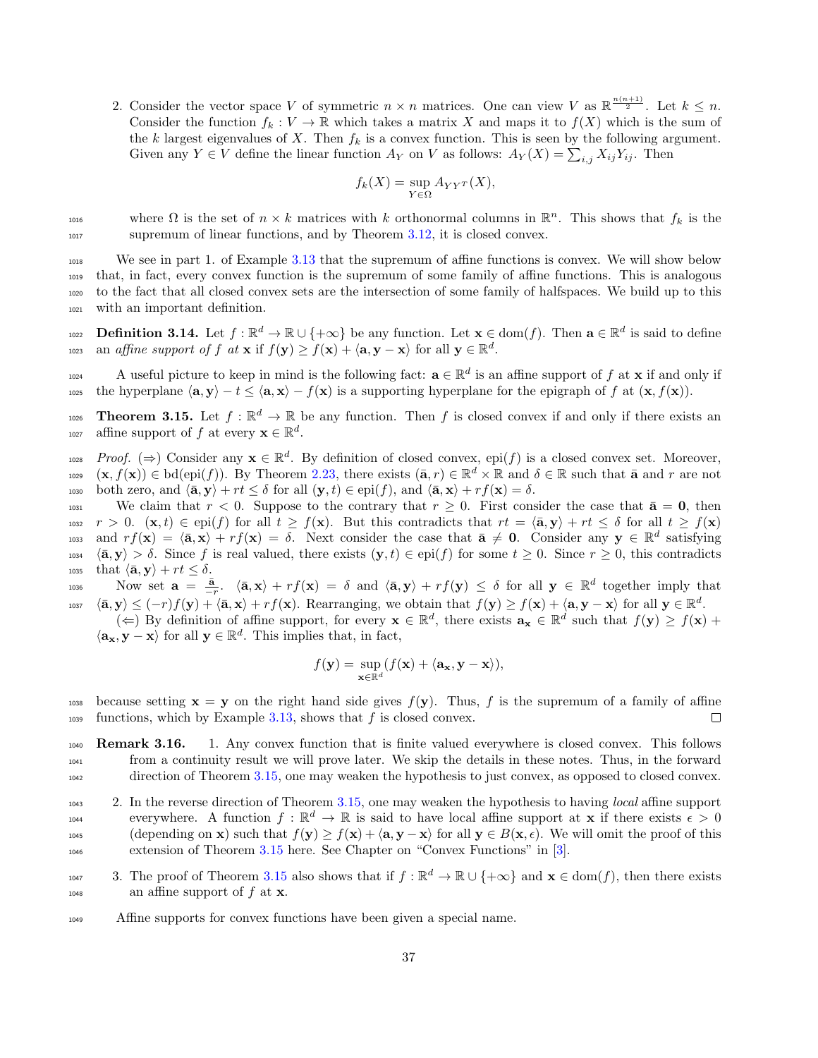2. Consider the vector space $V$ of symmetric $n \times n$ matrices. One can view $V$ as $\mathbb{R}^{\frac{n(n+1)}{2}}$. Let $k \leq n$. Consider the function $f_k : V \to \mathbb{R}$ which takes a matrix $X$ and maps it to $f(X)$ which is the sum of the $k$ largest eigenvalues of $X$. Then $f_k$ is a convex function. This is seen by the following argument. Given any $Y \in V$ define the linear function $A_Y$ on $V$ as follows: $A_Y(X) = \sum_{i,j} X_{ij}Y_{ij}$. Then

$$f_k(X) = \sup_{Y \in \Omega} A_{YY^T}(X),$$

where $\Omega$ is the set of $n \times k$ matrices with $k$ orthonormal columns in $\mathbb{R}^n$. This shows that $f_k$ is the supremum of linear functions, and by Theorem 3.12, it is closed convex.

We see in part 1. of Example 3.13 that the supremum of affine functions is convex. We will show below that, in fact, every convex function is the supremum of some family of affine functions. This is analogous to the fact that all closed convex sets are the intersection of some family of halfspaces. We build up to this with an important definition.

**Definition 3.14.** Let $f : \mathbb{R}^d \to \mathbb{R} \cup \{+\infty\}$ be any function. Let $\mathbf{x} \in \text{dom}(f)$. Then $\mathbf{a} \in \mathbb{R}^d$ is said to define an *affine support of $f$ at $\mathbf{x}$* if $f(\mathbf{y}) \geq f(\mathbf{x}) + \langle \mathbf{a}, \mathbf{y} - \mathbf{x} \rangle$ for all $\mathbf{y} \in \mathbb{R}^d$.

A useful picture to keep in mind is the following fact: $\mathbf{a} \in \mathbb{R}^d$ is an affine support of $f$ at $\mathbf{x}$ if and only if the hyperplane $\langle \mathbf{a}, \mathbf{y} \rangle - t \leq \langle \mathbf{a}, \mathbf{x} \rangle - f(\mathbf{x})$ is a supporting hyperplane for the epigraph of $f$ at $(\mathbf{x}, f(\mathbf{x}))$.

**Theorem 3.15.** Let $f : \mathbb{R}^d \to \mathbb{R}$ be any function. Then $f$ is closed convex if and only if there exists an affine support of $f$ at every $\mathbf{x} \in \mathbb{R}^d$.

*Proof.* ($\Rightarrow$) Consider any $\mathbf{x} \in \mathbb{R}^d$. By definition of closed convex, $\text{epi}(f)$ is a closed convex set. Moreover, $(\mathbf{x}, f(\mathbf{x})) \in \text{bd}(\text{epi}(f))$. By Theorem 2.23, there exists $(\bar{\mathbf{a}}, r) \in \mathbb{R}^d \times \mathbb{R}$ and $\delta \in \mathbb{R}$ such that $\bar{\mathbf{a}}$ and $r$ are not both zero, and $\langle \bar{\mathbf{a}}, \mathbf{y} \rangle + rt \leq \delta$ for all $(\mathbf{y}, t) \in \text{epi}(f)$, and $\langle \bar{\mathbf{a}}, \mathbf{x} \rangle + rf(\mathbf{x}) = \delta$.

We claim that $r < 0$. Suppose to the contrary that $r \geq 0$. First consider the case that $\bar{\mathbf{a}} = \mathbf{0}$, then $r > 0$. $(\mathbf{x}, t) \in \text{epi}(f)$ for all $t \geq f(\mathbf{x})$. But this contradicts that $rt = \langle \bar{\mathbf{a}}, \mathbf{y} \rangle + rt \leq \delta$ for all $t \geq f(\mathbf{x})$ and $rf(\mathbf{x}) = \langle \bar{\mathbf{a}}, \mathbf{x} \rangle + rf(\mathbf{x}) = \delta$. Next consider the case that $\bar{\mathbf{a}} \neq \mathbf{0}$. Consider any $\mathbf{y} \in \mathbb{R}^d$ satisfying $\langle \bar{\mathbf{a}}, \mathbf{y} \rangle > \delta$. Since $f$ is real valued, there exists $(\mathbf{y}, t) \in \text{epi}(f)$ for some $t \geq 0$. Since $r \geq 0$, this contradicts that $\langle \bar{\mathbf{a}}, \mathbf{y} \rangle + rt \leq \delta$.

Now set $\mathbf{a} = \frac{\bar{\mathbf{a}}}{-r}$. $\langle \bar{\mathbf{a}}, \mathbf{x} \rangle + rf(\mathbf{x}) = \delta$ and $\langle \bar{\mathbf{a}}, \mathbf{y} \rangle + rf(\mathbf{y}) \leq \delta$ for all $\mathbf{y} \in \mathbb{R}^d$ together imply that $\langle \bar{\mathbf{a}}, \mathbf{y} \rangle \leq (-r)f(\mathbf{y}) + \langle \bar{\mathbf{a}}, \mathbf{x} \rangle + rf(\mathbf{x})$. Rearranging, we obtain that $f(\mathbf{y}) \geq f(\mathbf{x}) + \langle \mathbf{a}, \mathbf{y} - \mathbf{x} \rangle$ for all $\mathbf{y} \in \mathbb{R}^d$.

($\Leftarrow$) By definition of affine support, for every $\mathbf{x} \in \mathbb{R}^d$, there exists $\mathbf{a_x} \in \mathbb{R}^d$ such that $f(\mathbf{y}) \geq f(\mathbf{x}) + \langle \mathbf{a_x}, \mathbf{y} - \mathbf{x} \rangle$ for all $\mathbf{y} \in \mathbb{R}^d$. This implies that, in fact,

$$f(\mathbf{y}) = \sup_{\mathbf{x} \in \mathbb{R}^d} (f(\mathbf{x}) + \langle \mathbf{a_x}, \mathbf{y} - \mathbf{x} \rangle),$$

because setting $\mathbf{x} = \mathbf{y}$ on the right hand side gives $f(\mathbf{y})$. Thus, $f$ is the supremum of a family of affine functions, which by Example 3.13, shows that $f$ is closed convex. $\square$

**Remark 3.16.**

1. Any convex function that is finite valued everywhere is closed convex. This follows from a continuity result we will prove later. We skip the details in these notes. Thus, in the forward direction of Theorem 3.15, one may weaken the hypothesis to just convex, as opposed to closed convex.

2. In the reverse direction of Theorem 3.15, one may weaken the hypothesis to having *local* affine support everywhere. A function $f : \mathbb{R}^d \to \mathbb{R}$ is said to have local affine support at $\mathbf{x}$ if there exists $\epsilon > 0$ (depending on $\mathbf{x}$) such that $f(\mathbf{y}) \geq f(\mathbf{x}) + \langle \mathbf{a}, \mathbf{y} - \mathbf{x} \rangle$ for all $\mathbf{y} \in B(\mathbf{x}, \epsilon)$. We will omit the proof of this extension of Theorem 3.15 here. See Chapter on "Convex Functions" in [3].

3. The proof of Theorem 3.15 also shows that if $f : \mathbb{R}^d \to \mathbb{R} \cup \{+\infty\}$ and $\mathbf{x} \in \text{dom}(f)$, then there exists an affine support of $f$ at $\mathbf{x}$.

Affine supports for convex functions have been given a special name.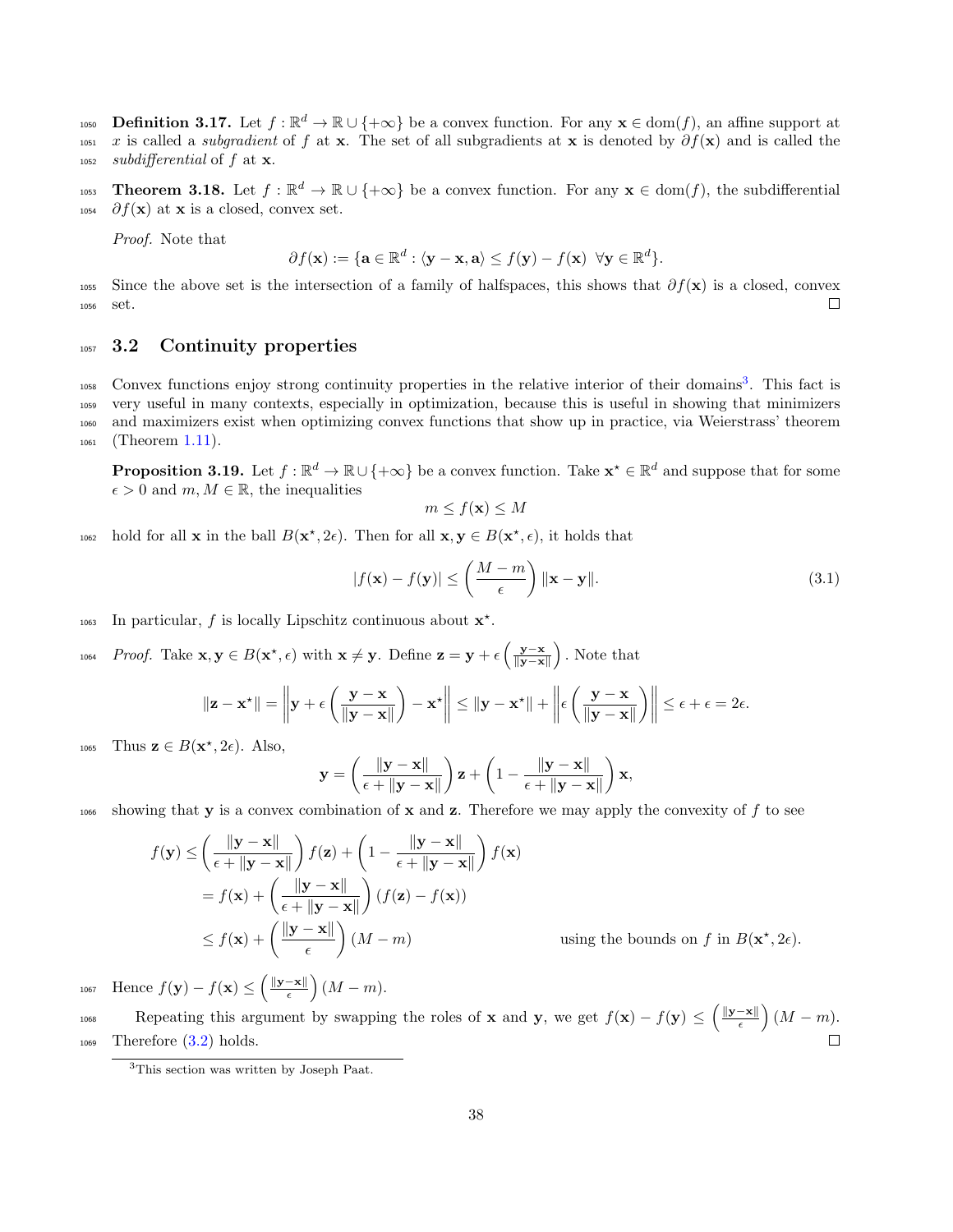**Definition 3.17.** Let $f : \mathbb{R}^d \to \mathbb{R} \cup \{+\infty\}$ be a convex function. For any $\mathbf{x} \in \text{dom}(f)$, an affine support at $x$ is called a *subgradient* of $f$ at $\mathbf{x}$. The set of all subgradients at $\mathbf{x}$ is denoted by $\partial f(\mathbf{x})$ and is called the *subdifferential* of $f$ at $\mathbf{x}$.

**Theorem 3.18.** Let $f : \mathbb{R}^d \to \mathbb{R} \cup \{+\infty\}$ be a convex function. For any $\mathbf{x} \in \text{dom}(f)$, the subdifferential $\partial f(\mathbf{x})$ at $\mathbf{x}$ is a closed, convex set.

*Proof.* Note that

$$\partial f(\mathbf{x}) := \{\mathbf{a} \in \mathbb{R}^d : \langle \mathbf{y} - \mathbf{x}, \mathbf{a} \rangle \leq f(\mathbf{y}) - f(\mathbf{x}) \ \ \forall \mathbf{y} \in \mathbb{R}^d\}.$$

Since the above set is the intersection of a family of halfspaces, this shows that $\partial f(\mathbf{x})$ is a closed, convex set. □

## 3.2 Continuity properties

Convex functions enjoy strong continuity properties in the relative interior of their domains[3]. This fact is very useful in many contexts, especially in optimization, because this is useful in showing that minimizers and maximizers exist when optimizing convex functions that show up in practice, via Weierstrass' theorem (Theorem 1.11).

**Proposition 3.19.** Let $f : \mathbb{R}^d \to \mathbb{R} \cup \{+\infty\}$ be a convex function. Take $\mathbf{x}^\star \in \mathbb{R}^d$ and suppose that for some $\epsilon > 0$ and $m, M \in \mathbb{R}$, the inequalities

$$m \leq f(\mathbf{x}) \leq M$$

hold for all $\mathbf{x}$ in the ball $B(\mathbf{x}^\star, 2\epsilon)$. Then for all $\mathbf{x}, \mathbf{y} \in B(\mathbf{x}^\star, \epsilon)$, it holds that

$$|f(\mathbf{x}) - f(\mathbf{y})| \leq \left(\frac{M - m}{\epsilon}\right) \|\mathbf{x} - \mathbf{y}\|. \tag{3.1}$$

In particular, $f$ is locally Lipschitz continuous about $\mathbf{x}^\star$.

*Proof.* Take $\mathbf{x}, \mathbf{y} \in B(\mathbf{x}^\star, \epsilon)$ with $\mathbf{x} \neq \mathbf{y}$. Define $\mathbf{z} = \mathbf{y} + \epsilon \left(\frac{\mathbf{y} - \mathbf{x}}{\|\mathbf{y} - \mathbf{x}\|}\right)$. Note that

$$\|\mathbf{z} - \mathbf{x}^\star\| = \left\|\mathbf{y} + \epsilon \left(\frac{\mathbf{y} - \mathbf{x}}{\|\mathbf{y} - \mathbf{x}\|}\right) - \mathbf{x}^\star\right\| \leq \|\mathbf{y} - \mathbf{x}^\star\| + \left\|\epsilon \left(\frac{\mathbf{y} - \mathbf{x}}{\|\mathbf{y} - \mathbf{x}\|}\right)\right\| \leq \epsilon + \epsilon = 2\epsilon.$$

Thus $\mathbf{z} \in B(\mathbf{x}^\star, 2\epsilon)$. Also,

$$\mathbf{y} = \left(\frac{\|\mathbf{y} - \mathbf{x}\|}{\epsilon + \|\mathbf{y} - \mathbf{x}\|}\right) \mathbf{z} + \left(1 - \frac{\|\mathbf{y} - \mathbf{x}\|}{\epsilon + \|\mathbf{y} - \mathbf{x}\|}\right) \mathbf{x},$$

showing that $\mathbf{y}$ is a convex combination of $\mathbf{x}$ and $\mathbf{z}$. Therefore we may apply the convexity of $f$ to see

$$\begin{aligned}
f(\mathbf{y}) &\leq \left(\frac{\|\mathbf{y} - \mathbf{x}\|}{\epsilon + \|\mathbf{y} - \mathbf{x}\|}\right) f(\mathbf{z}) + \left(1 - \frac{\|\mathbf{y} - \mathbf{x}\|}{\epsilon + \|\mathbf{y} - \mathbf{x}\|}\right) f(\mathbf{x}) \\
&= f(\mathbf{x}) + \left(\frac{\|\mathbf{y} - \mathbf{x}\|}{\epsilon + \|\mathbf{y} - \mathbf{x}\|}\right) (f(\mathbf{z}) - f(\mathbf{x})) \\
&\leq f(\mathbf{x}) + \left(\frac{\|\mathbf{y} - \mathbf{x}\|}{\epsilon}\right) (M - m) \qquad \text{using the bounds on } f \text{ in } B(\mathbf{x}^\star, 2\epsilon).
\end{aligned}$$

Hence $f(\mathbf{y}) - f(\mathbf{x}) \leq \left(\frac{\|\mathbf{y} - \mathbf{x}\|}{\epsilon}\right) (M - m)$.

Repeating this argument by swapping the roles of $\mathbf{x}$ and $\mathbf{y}$, we get $f(\mathbf{x}) - f(\mathbf{y}) \leq \left(\frac{\|\mathbf{y} - \mathbf{x}\|}{\epsilon}\right) (M - m)$. Therefore (3.2) holds. □

[3] This section was written by Joseph Paat.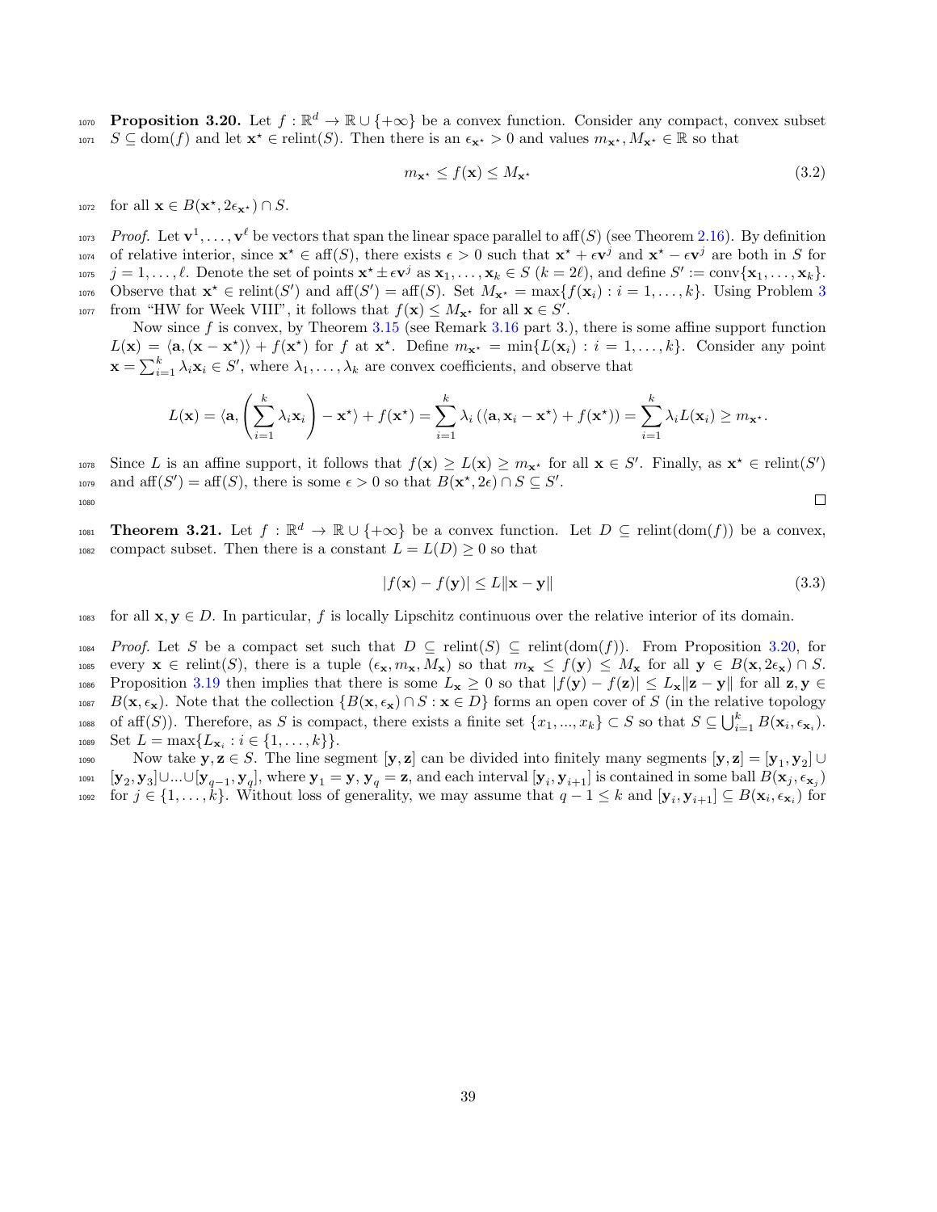**Proposition 3.20.** Let $f : \mathbb{R}^d \to \mathbb{R} \cup \{+\infty\}$ be a convex function. Consider any compact, convex subset $S \subseteq \text{dom}(f)$ and let $\mathbf{x}^\star \in \text{relint}(S)$. Then there is an $\epsilon_{\mathbf{x}^\star} > 0$ and values $m_{\mathbf{x}^\star}, M_{\mathbf{x}^\star} \in \mathbb{R}$ so that

$$m_{\mathbf{x}^\star} \leq f(\mathbf{x}) \leq M_{\mathbf{x}^\star} \tag{3.2}$$

for all $\mathbf{x} \in B(\mathbf{x}^\star, 2\epsilon_{\mathbf{x}^\star}) \cap S$.

*Proof.* Let $\mathbf{v}^1, \ldots, \mathbf{v}^\ell$ be vectors that span the linear space parallel to $\text{aff}(S)$ (see Theorem 2.16). By definition of relative interior, since $\mathbf{x}^\star \in \text{aff}(S)$, there exists $\epsilon > 0$ such that $\mathbf{x}^\star + \epsilon \mathbf{v}^j$ and $\mathbf{x}^\star - \epsilon \mathbf{v}^j$ are both in $S$ for $j = 1, \ldots, \ell$. Denote the set of points $\mathbf{x}^\star \pm \epsilon \mathbf{v}^j$ as $\mathbf{x}_1, \ldots, \mathbf{x}_k \in S$ ($k = 2\ell$), and define $S' := \text{conv}\{\mathbf{x}_1, \ldots, \mathbf{x}_k\}$. Observe that $\mathbf{x}^\star \in \text{relint}(S')$ and $\text{aff}(S') = \text{aff}(S)$. Set $M_{\mathbf{x}^\star} = \max\{f(\mathbf{x}_i) : i = 1, \ldots, k\}$. Using Problem 3 from "HW for Week VIII", it follows that $f(\mathbf{x}) \leq M_{\mathbf{x}^\star}$ for all $\mathbf{x} \in S'$.

Now since $f$ is convex, by Theorem 3.15 (see Remark 3.16 part 3.), there is some affine support function $L(\mathbf{x}) = \langle \mathbf{a}, (\mathbf{x} - \mathbf{x}^\star) \rangle + f(\mathbf{x}^\star)$ for $f$ at $\mathbf{x}^\star$. Define $m_{\mathbf{x}^\star} = \min\{L(\mathbf{x}_i) : i = 1, \ldots, k\}$. Consider any point $\mathbf{x} = \sum_{i=1}^k \lambda_i \mathbf{x}_i \in S'$, where $\lambda_1, \ldots, \lambda_k$ are convex coefficients, and observe that

$$L(\mathbf{x}) = \langle \mathbf{a}, \left( \sum_{i=1}^k \lambda_i \mathbf{x}_i \right) - \mathbf{x}^\star \rangle + f(\mathbf{x}^\star) = \sum_{i=1}^k \lambda_i \left( \langle \mathbf{a}, \mathbf{x}_i - \mathbf{x}^\star \rangle + f(\mathbf{x}^\star) \right) = \sum_{i=1}^k \lambda_i L(\mathbf{x}_i) \geq m_{\mathbf{x}^\star}.$$

Since $L$ is an affine support, it follows that $f(\mathbf{x}) \geq L(\mathbf{x}) \geq m_{\mathbf{x}^\star}$ for all $\mathbf{x} \in S'$. Finally, as $\mathbf{x}^\star \in \text{relint}(S')$ and $\text{aff}(S') = \text{aff}(S)$, there is some $\epsilon > 0$ so that $B(\mathbf{x}^\star, 2\epsilon) \cap S \subseteq S'$. $\square$

**Theorem 3.21.** Let $f : \mathbb{R}^d \to \mathbb{R} \cup \{+\infty\}$ be a convex function. Let $D \subseteq \text{relint}(\text{dom}(f))$ be a convex, compact subset. Then there is a constant $L = L(D) \geq 0$ so that

$$|f(\mathbf{x}) - f(\mathbf{y})| \leq L \|\mathbf{x} - \mathbf{y}\| \tag{3.3}$$

for all $\mathbf{x}, \mathbf{y} \in D$. In particular, $f$ is locally Lipschitz continuous over the relative interior of its domain.

*Proof.* Let $S$ be a compact set such that $D \subseteq \text{relint}(S) \subseteq \text{relint}(\text{dom}(f))$. From Proposition 3.20, for every $\mathbf{x} \in \text{relint}(S)$, there is a tuple $(\epsilon_{\mathbf{x}}, m_{\mathbf{x}}, M_{\mathbf{x}})$ so that $m_{\mathbf{x}} \leq f(\mathbf{y}) \leq M_{\mathbf{x}}$ for all $\mathbf{y} \in B(\mathbf{x}, 2\epsilon_{\mathbf{x}}) \cap S$. Proposition 3.19 then implies that there is some $L_{\mathbf{x}} \geq 0$ so that $|f(\mathbf{y}) - f(\mathbf{z})| \leq L_{\mathbf{x}} \|\mathbf{z} - \mathbf{y}\|$ for all $\mathbf{z}, \mathbf{y} \in B(\mathbf{x}, \epsilon_{\mathbf{x}})$. Note that the collection $\{B(\mathbf{x}, \epsilon_{\mathbf{x}}) \cap S : \mathbf{x} \in D\}$ forms an open cover of $S$ (in the relative topology of $\text{aff}(S)$). Therefore, as $S$ is compact, there exists a finite set $\{x_1, ..., x_k\} \subset S$ so that $S \subseteq \bigcup_{i=1}^k B(\mathbf{x}_i, \epsilon_{\mathbf{x}_i})$. Set $L = \max\{L_{\mathbf{x}_i} : i \in \{1, \ldots, k\}\}$.

Now take $\mathbf{y}, \mathbf{z} \in S$. The line segment $[\mathbf{y}, \mathbf{z}]$ can be divided into finitely many segments $[\mathbf{y}, \mathbf{z}] = [\mathbf{y}_1, \mathbf{y}_2] \cup [\mathbf{y}_2, \mathbf{y}_3] \cup ... \cup [\mathbf{y}_{q-1}, \mathbf{y}_q]$, where $\mathbf{y}_1 = \mathbf{y}$, $\mathbf{y}_q = \mathbf{z}$, and each interval $[\mathbf{y}_i, \mathbf{y}_{i+1}]$ is contained in some ball $B(\mathbf{x}_j, \epsilon_{\mathbf{x}_j})$ for $j \in \{1, \ldots, k\}$. Without loss of generality, we may assume that $q - 1 \leq k$ and $[\mathbf{y}_i, \mathbf{y}_{i+1}] \subseteq B(\mathbf{x}_i, \epsilon_{\mathbf{x}_i})$ for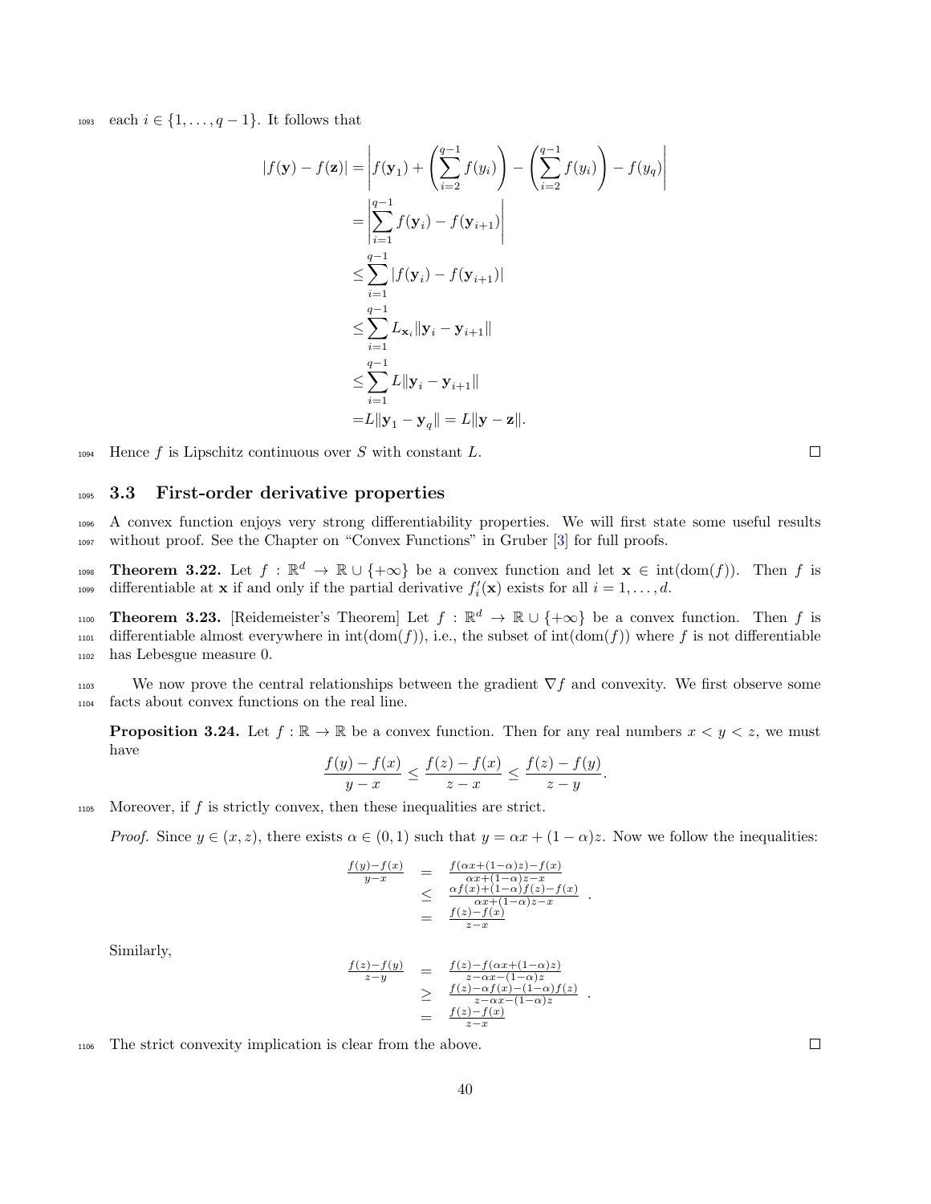each $i \in \{1, \ldots, q-1\}$. It follows that

$$
\begin{aligned}
|f(\mathbf{y}) - f(\mathbf{z})| &= \left| f(\mathbf{y}_1) + \left( \sum_{i=2}^{q-1} f(y_i) \right) - \left( \sum_{i=2}^{q-1} f(y_i) \right) - f(y_q) \right| \\
&= \left| \sum_{i=1}^{q-1} f(\mathbf{y}_i) - f(\mathbf{y}_{i+1}) \right| \\
&\leq \sum_{i=1}^{q-1} |f(\mathbf{y}_i) - f(\mathbf{y}_{i+1})| \\
&\leq \sum_{i=1}^{q-1} L_{\mathbf{x}_i} \|\mathbf{y}_i - \mathbf{y}_{i+1}\| \\
&\leq \sum_{i=1}^{q-1} L \|\mathbf{y}_i - \mathbf{y}_{i+1}\| \\
&= L\|\mathbf{y}_1 - \mathbf{y}_q\| = L\|\mathbf{y} - \mathbf{z}\|.
\end{aligned}
$$

Hence $f$ is Lipschitz continuous over $S$ with constant $L$. □

## 3.3 First-order derivative properties

A convex function enjoys very strong differentiability properties. We will first state some useful results without proof. See the Chapter on "Convex Functions" in Gruber [3] for full proofs.

**Theorem 3.22.** Let $f : \mathbb{R}^d \to \mathbb{R} \cup \{+\infty\}$ be a convex function and let $\mathbf{x} \in \text{int}(\text{dom}(f))$. Then $f$ is differentiable at $\mathbf{x}$ if and only if the partial derivative $f_i'(\mathbf{x})$ exists for all $i = 1, \ldots, d$.

**Theorem 3.23.** [Reidemeister's Theorem] Let $f : \mathbb{R}^d \to \mathbb{R} \cup \{+\infty\}$ be a convex function. Then $f$ is differentiable almost everywhere in $\text{int}(\text{dom}(f))$, i.e., the subset of $\text{int}(\text{dom}(f))$ where $f$ is not differentiable has Lebesgue measure 0.

We now prove the central relationships between the gradient $\nabla f$ and convexity. We first observe some facts about convex functions on the real line.

**Proposition 3.24.** Let $f : \mathbb{R} \to \mathbb{R}$ be a convex function. Then for any real numbers $x < y < z$, we must have

$$
\frac{f(y) - f(x)}{y - x} \leq \frac{f(z) - f(x)}{z - x} \leq \frac{f(z) - f(y)}{z - y}.
$$

Moreover, if $f$ is strictly convex, then these inequalities are strict.

*Proof.* Since $y \in (x, z)$, there exists $\alpha \in (0, 1)$ such that $y = \alpha x + (1 - \alpha)z$. Now we follow the inequalities:

$$
\begin{array}{rcl}
\frac{f(y)-f(x)}{y-x} & = & \frac{f(\alpha x+(1-\alpha)z)-f(x)}{\alpha x+(1-\alpha)z-x} \\
& \leq & \frac{\alpha f(x)+(1-\alpha)f(z)-f(x)}{\alpha x+(1-\alpha)z-x} \\
& = & \frac{f(z)-f(x)}{z-x}
\end{array}.
$$

Similarly,

$$
\begin{array}{rcl}
\frac{f(z)-f(y)}{z-y} & = & \frac{f(z)-f(\alpha x+(1-\alpha)z)}{z-\alpha x-(1-\alpha)z} \\
& \geq & \frac{f(z)-\alpha f(x)-(1-\alpha)f(z)}{z-\alpha x-(1-\alpha)z} \\
& = & \frac{f(z)-f(x)}{z-x}
\end{array}.
$$

The strict convexity implication is clear from the above. □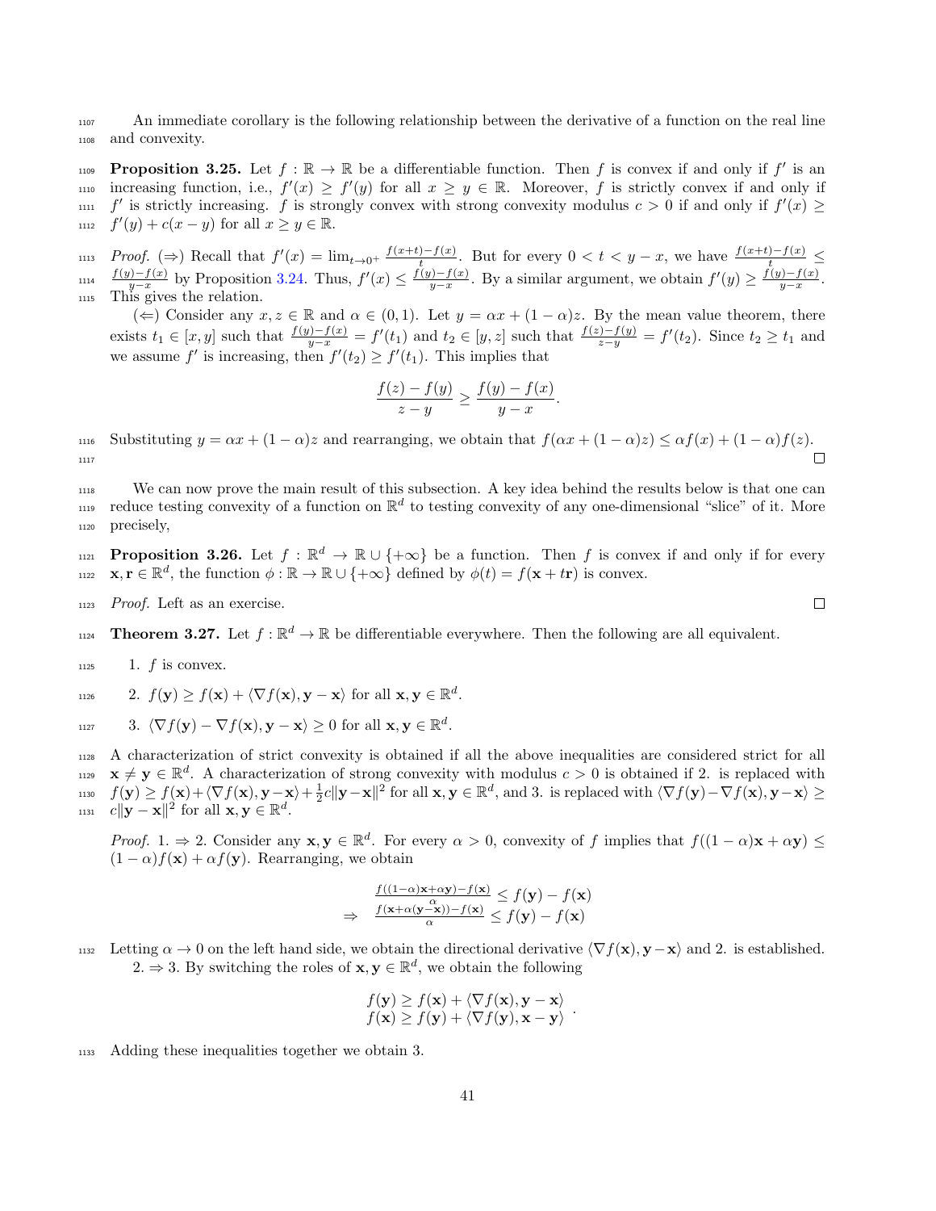An immediate corollary is the following relationship between the derivative of a function on the real line and convexity.

**Proposition 3.25.** Let $f : \mathbb{R} \to \mathbb{R}$ be a differentiable function. Then $f$ is convex if and only if $f'$ is an increasing function, i.e., $f'(x) \geq f'(y)$ for all $x \geq y \in \mathbb{R}$. Moreover, $f$ is strictly convex if and only if $f'$ is strictly increasing. $f$ is strongly convex with strong convexity modulus $c > 0$ if and only if $f'(x) \geq f'(y) + c(x - y)$ for all $x \geq y \in \mathbb{R}$.

*Proof.* ($\Rightarrow$) Recall that $f'(x) = \lim_{t \to 0^+} \frac{f(x+t)-f(x)}{t}$. But for every $0 < t < y - x$, we have $\frac{f(x+t)-f(x)}{t} \leq \frac{f(y)-f(x)}{y-x}$ by Proposition 3.24. Thus, $f'(x) \leq \frac{f(y)-f(x)}{y-x}$. By a similar argument, we obtain $f'(y) \geq \frac{f(y)-f(x)}{y-x}$. This gives the relation.

($\Leftarrow$) Consider any $x, z \in \mathbb{R}$ and $\alpha \in (0, 1)$. Let $y = \alpha x + (1 - \alpha)z$. By the mean value theorem, there exists $t_1 \in [x, y]$ such that $\frac{f(y)-f(x)}{y-x} = f'(t_1)$ and $t_2 \in [y, z]$ such that $\frac{f(z)-f(y)}{z-y} = f'(t_2)$. Since $t_2 \geq t_1$ and we assume $f'$ is increasing, then $f'(t_2) \geq f'(t_1)$. This implies that

$$\frac{f(z) - f(y)}{z - y} \geq \frac{f(y) - f(x)}{y - x}.$$

Substituting $y = \alpha x + (1 - \alpha)z$ and rearranging, we obtain that $f(\alpha x + (1 - \alpha)z) \leq \alpha f(x) + (1 - \alpha)f(z)$. □

We can now prove the main result of this subsection. A key idea behind the results below is that one can reduce testing convexity of a function on $\mathbb{R}^d$ to testing convexity of any one-dimensional "slice" of it. More precisely,

**Proposition 3.26.** Let $f : \mathbb{R}^d \to \mathbb{R} \cup \{+\infty\}$ be a function. Then $f$ is convex if and only if for every $\mathbf{x}, \mathbf{r} \in \mathbb{R}^d$, the function $\phi : \mathbb{R} \to \mathbb{R} \cup \{+\infty\}$ defined by $\phi(t) = f(\mathbf{x} + t\mathbf{r})$ is convex.

*Proof.* Left as an exercise. □

**Theorem 3.27.** Let $f : \mathbb{R}^d \to \mathbb{R}$ be differentiable everywhere. Then the following are all equivalent.

1. $f$ is convex.
2. $f(\mathbf{y}) \geq f(\mathbf{x}) + \langle \nabla f(\mathbf{x}), \mathbf{y} - \mathbf{x} \rangle$ for all $\mathbf{x}, \mathbf{y} \in \mathbb{R}^d$.
3. $\langle \nabla f(\mathbf{y}) - \nabla f(\mathbf{x}), \mathbf{y} - \mathbf{x} \rangle \geq 0$ for all $\mathbf{x}, \mathbf{y} \in \mathbb{R}^d$.

A characterization of strict convexity is obtained if all the above inequalities are considered strict for all $\mathbf{x} \neq \mathbf{y} \in \mathbb{R}^d$. A characterization of strong convexity with modulus $c > 0$ is obtained if 2. is replaced with $f(\mathbf{y}) \geq f(\mathbf{x}) + \langle \nabla f(\mathbf{x}), \mathbf{y} - \mathbf{x} \rangle + \frac{1}{2}c\|\mathbf{y} - \mathbf{x}\|^2$ for all $\mathbf{x}, \mathbf{y} \in \mathbb{R}^d$, and 3. is replaced with $\langle \nabla f(\mathbf{y}) - \nabla f(\mathbf{x}), \mathbf{y} - \mathbf{x} \rangle \geq c\|\mathbf{y} - \mathbf{x}\|^2$ for all $\mathbf{x}, \mathbf{y} \in \mathbb{R}^d$.

*Proof.* 1. $\Rightarrow$ 2. Consider any $\mathbf{x}, \mathbf{y} \in \mathbb{R}^d$. For every $\alpha > 0$, convexity of $f$ implies that $f((1 - \alpha)\mathbf{x} + \alpha\mathbf{y}) \leq (1 - \alpha)f(\mathbf{x}) + \alpha f(\mathbf{y})$. Rearranging, we obtain

$$\begin{array}{rl} & \frac{f((1-\alpha)\mathbf{x}+\alpha\mathbf{y})-f(\mathbf{x})}{\alpha} \leq f(\mathbf{y}) - f(\mathbf{x}) \\ \Rightarrow & \frac{f(\mathbf{x}+\alpha(\mathbf{y}-\mathbf{x}))-f(\mathbf{x})}{\alpha} \leq f(\mathbf{y}) - f(\mathbf{x}) \end{array}$$

Letting $\alpha \to 0$ on the left hand side, we obtain the directional derivative $\langle \nabla f(\mathbf{x}), \mathbf{y} - \mathbf{x} \rangle$ and 2. is established.

2. $\Rightarrow$ 3. By switching the roles of $\mathbf{x}, \mathbf{y} \in \mathbb{R}^d$, we obtain the following

$$\begin{array}{l} f(\mathbf{y}) \geq f(\mathbf{x}) + \langle \nabla f(\mathbf{x}), \mathbf{y} - \mathbf{x} \rangle \\ f(\mathbf{x}) \geq f(\mathbf{y}) + \langle \nabla f(\mathbf{y}), \mathbf{x} - \mathbf{y} \rangle \end{array}.$$

Adding these inequalities together we obtain 3.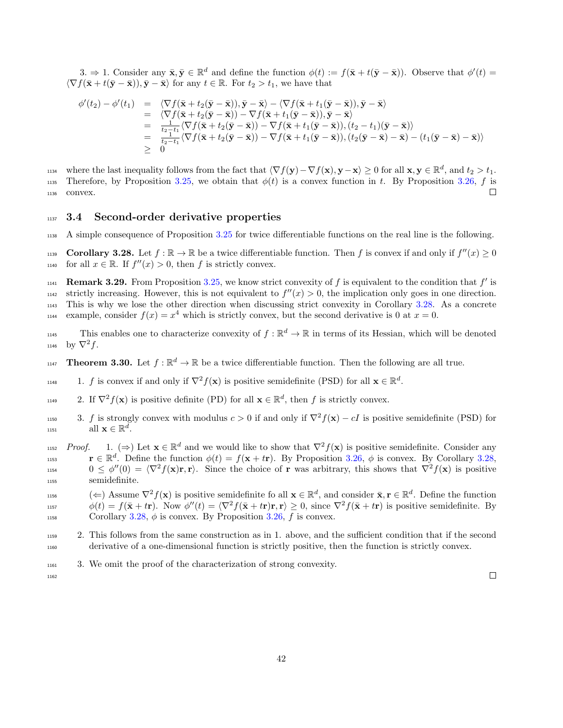3. ⇒ 1. Consider any $\bar{\mathbf{x}}, \bar{\mathbf{y}} \in \mathbb{R}^d$ and define the function $\phi(t) := f(\bar{\mathbf{x}} + t(\bar{\mathbf{y}} - \bar{\mathbf{x}}))$. Observe that $\phi'(t) = \langle \nabla f(\bar{\mathbf{x}} + t(\bar{\mathbf{y}} - \bar{\mathbf{x}})), \bar{\mathbf{y}} - \bar{\mathbf{x}} \rangle$ for any $t \in \mathbb{R}$. For $t_2 > t_1$, we have that

$$
\begin{array}{rcl}
\phi'(t_2) - \phi'(t_1) & = & \langle \nabla f(\bar{\mathbf{x}} + t_2(\bar{\mathbf{y}} - \bar{\mathbf{x}})), \bar{\mathbf{y}} - \bar{\mathbf{x}} \rangle - \langle \nabla f(\bar{\mathbf{x}} + t_1(\bar{\mathbf{y}} - \bar{\mathbf{x}})), \bar{\mathbf{y}} - \bar{\mathbf{x}} \rangle \\
& = & \langle \nabla f(\bar{\mathbf{x}} + t_2(\bar{\mathbf{y}} - \bar{\mathbf{x}})) - \nabla f(\bar{\mathbf{x}} + t_1(\bar{\mathbf{y}} - \bar{\mathbf{x}})), \bar{\mathbf{y}} - \bar{\mathbf{x}} \rangle \\
& = & \frac{1}{t_2 - t_1} \langle \nabla f(\bar{\mathbf{x}} + t_2(\bar{\mathbf{y}} - \bar{\mathbf{x}})) - \nabla f(\bar{\mathbf{x}} + t_1(\bar{\mathbf{y}} - \bar{\mathbf{x}})), (t_2 - t_1)(\bar{\mathbf{y}} - \bar{\mathbf{x}}) \rangle \\
& = & \frac{1}{t_2 - t_1} \langle \nabla f(\bar{\mathbf{x}} + t_2(\bar{\mathbf{y}} - \bar{\mathbf{x}})) - \nabla f(\bar{\mathbf{x}} + t_1(\bar{\mathbf{y}} - \bar{\mathbf{x}})), (t_2(\bar{\mathbf{y}} - \bar{\mathbf{x}}) - \bar{\mathbf{x}}) - (t_1(\bar{\mathbf{y}} - \bar{\mathbf{x}}) - \bar{\mathbf{x}}) \rangle \\
& \geq & 0
\end{array}
$$

where the last inequality follows from the fact that $\langle \nabla f(\mathbf{y}) - \nabla f(\mathbf{x}), \mathbf{y} - \mathbf{x} \rangle \geq 0$ for all $\mathbf{x}, \mathbf{y} \in \mathbb{R}^d$, and $t_2 > t_1$. Therefore, by Proposition 3.25, we obtain that $\phi(t)$ is a convex function in $t$. By Proposition 3.26, $f$ is convex. □

## 3.4 Second-order derivative properties

A simple consequence of Proposition 3.25 for twice differentiable functions on the real line is the following.

**Corollary 3.28.** Let $f : \mathbb{R} \to \mathbb{R}$ be a twice differentiable function. Then $f$ is convex if and only if $f''(x) \geq 0$ for all $x \in \mathbb{R}$. If $f''(x) > 0$, then $f$ is strictly convex.

**Remark 3.29.** From Proposition 3.25, we know strict convexity of $f$ is equivalent to the condition that $f'$ is strictly increasing. However, this is not equivalent to $f''(x) > 0$, the implication only goes in one direction. This is why we lose the other direction when discussing strict convexity in Corollary 3.28. As a concrete example, consider $f(x) = x^4$ which is strictly convex, but the second derivative is 0 at $x = 0$.

This enables one to characterize convexity of $f : \mathbb{R}^d \to \mathbb{R}$ in terms of its Hessian, which will be denoted by $\nabla^2 f$.

**Theorem 3.30.** Let $f : \mathbb{R}^d \to \mathbb{R}$ be a twice differentiable function. Then the following are all true.

1. $f$ is convex if and only if $\nabla^2 f(\mathbf{x})$ is positive semidefinite (PSD) for all $\mathbf{x} \in \mathbb{R}^d$.
2. If $\nabla^2 f(\mathbf{x})$ is positive definite (PD) for all $\mathbf{x} \in \mathbb{R}^d$, then $f$ is strictly convex.
3. $f$ is strongly convex with modulus $c > 0$ if and only if $\nabla^2 f(\mathbf{x}) - cI$ is positive semidefinite (PSD) for all $\mathbf{x} \in \mathbb{R}^d$.

*Proof.*

1. (⇒) Let $\mathbf{x} \in \mathbb{R}^d$ and we would like to show that $\nabla^2 f(\mathbf{x})$ is positive semidefinite. Consider any $\mathbf{r} \in \mathbb{R}^d$. Define the function $\phi(t) = f(\mathbf{x} + t\mathbf{r})$. By Proposition 3.26, $\phi$ is convex. By Corollary 3.28, $0 \leq \phi''(0) = \langle \nabla^2 f(\mathbf{x})\mathbf{r}, \mathbf{r} \rangle$. Since the choice of $\mathbf{r}$ was arbitrary, this shows that $\nabla^2 f(\mathbf{x})$ is positive semidefinite.

   (⇐) Assume $\nabla^2 f(\mathbf{x})$ is positive semidefinite fo all $\mathbf{x} \in \mathbb{R}^d$, and consider $\bar{\mathbf{x}}, \mathbf{r} \in \mathbb{R}^d$. Define the function $\phi(t) = f(\bar{\mathbf{x}} + t\mathbf{r})$. Now $\phi''(t) = \langle \nabla^2 f(\bar{\mathbf{x}} + t\mathbf{r})\mathbf{r}, \mathbf{r} \rangle \geq 0$, since $\nabla^2 f(\bar{\mathbf{x}} + t\mathbf{r})$ is positive semidefinite. By Corollary 3.28, $\phi$ is convex. By Proposition 3.26, $f$ is convex.

2. This follows from the same construction as in 1. above, and the sufficient condition that if the second derivative of a one-dimensional function is strictly positive, then the function is strictly convex.

3. We omit the proof of the characterization of strong convexity.

□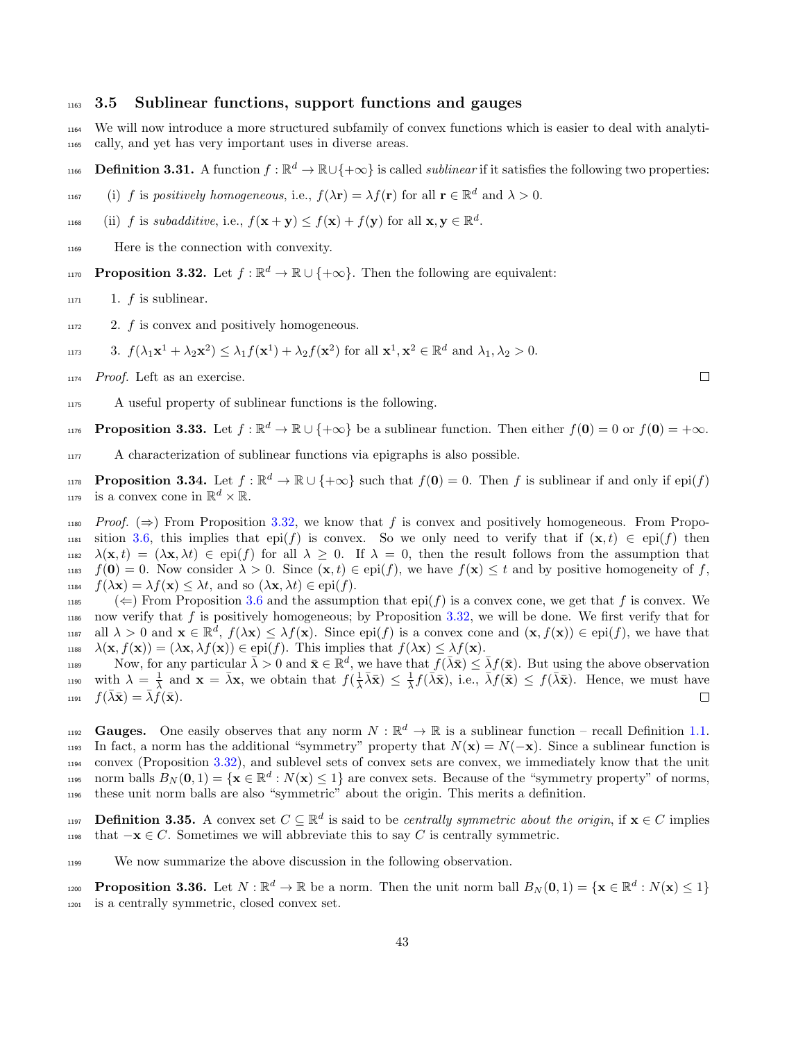### 3.5 Sublinear functions, support functions and gauges

We will now introduce a more structured subfamily of convex functions which is easier to deal with analytically, and yet has very important uses in diverse areas.

**Definition 3.31.** A function $f : \mathbb{R}^d \to \mathbb{R} \cup \{+\infty\}$ is called *sublinear* if it satisfies the following two properties:

(i) $f$ is *positively homogeneous*, i.e., $f(\lambda \mathbf{r}) = \lambda f(\mathbf{r})$ for all $\mathbf{r} \in \mathbb{R}^d$ and $\lambda > 0$.

(ii) $f$ is *subadditive*, i.e., $f(\mathbf{x} + \mathbf{y}) \leq f(\mathbf{x}) + f(\mathbf{y})$ for all $\mathbf{x}, \mathbf{y} \in \mathbb{R}^d$.

Here is the connection with convexity.

**Proposition 3.32.** Let $f : \mathbb{R}^d \to \mathbb{R} \cup \{+\infty\}$. Then the following are equivalent:

1. $f$ is sublinear.
2. $f$ is convex and positively homogeneous.
3. $f(\lambda_1 \mathbf{x}^1 + \lambda_2 \mathbf{x}^2) \leq \lambda_1 f(\mathbf{x}^1) + \lambda_2 f(\mathbf{x}^2)$ for all $\mathbf{x}^1, \mathbf{x}^2 \in \mathbb{R}^d$ and $\lambda_1, \lambda_2 > 0$.

*Proof.* Left as an exercise. □

A useful property of sublinear functions is the following.

**Proposition 3.33.** Let $f : \mathbb{R}^d \to \mathbb{R} \cup \{+\infty\}$ be a sublinear function. Then either $f(\mathbf{0}) = 0$ or $f(\mathbf{0}) = +\infty$.

A characterization of sublinear functions via epigraphs is also possible.

**Proposition 3.34.** Let $f : \mathbb{R}^d \to \mathbb{R} \cup \{+\infty\}$ such that $f(\mathbf{0}) = 0$. Then $f$ is sublinear if and only if $\text{epi}(f)$ is a convex cone in $\mathbb{R}^d \times \mathbb{R}$.

*Proof.* ($\Rightarrow$) From Proposition 3.32, we know that $f$ is convex and positively homogeneous. From Proposition 3.6, this implies that $\text{epi}(f)$ is convex. So we only need to verify that if $(\mathbf{x}, t) \in \text{epi}(f)$ then $\lambda(\mathbf{x}, t) = (\lambda \mathbf{x}, \lambda t) \in \text{epi}(f)$ for all $\lambda \geq 0$. If $\lambda = 0$, then the result follows from the assumption that $f(\mathbf{0}) = 0$. Now consider $\lambda > 0$. Since $(\mathbf{x}, t) \in \text{epi}(f)$, we have $f(\mathbf{x}) \leq t$ and by positive homogeneity of $f$, $f(\lambda \mathbf{x}) = \lambda f(\mathbf{x}) \leq \lambda t$, and so $(\lambda \mathbf{x}, \lambda t) \in \text{epi}(f)$.

($\Leftarrow$) From Proposition 3.6 and the assumption that $\text{epi}(f)$ is a convex cone, we get that $f$ is convex. We now verify that $f$ is positively homogeneous; by Proposition 3.32, we will be done. We first verify that for all $\lambda > 0$ and $\mathbf{x} \in \mathbb{R}^d$, $f(\lambda \mathbf{x}) \leq \lambda f(\mathbf{x})$. Since $\text{epi}(f)$ is a convex cone and $(\mathbf{x}, f(\mathbf{x})) \in \text{epi}(f)$, we have that $\lambda(\mathbf{x}, f(\mathbf{x})) = (\lambda \mathbf{x}, \lambda f(\mathbf{x})) \in \text{epi}(f)$. This implies that $f(\lambda \mathbf{x}) \leq \lambda f(\mathbf{x})$.

Now, for any particular $\bar{\lambda} > 0$ and $\bar{\mathbf{x}} \in \mathbb{R}^d$, we have that $f(\bar{\lambda} \bar{\mathbf{x}}) \leq \bar{\lambda} f(\bar{\mathbf{x}})$. But using the above observation with $\lambda = \frac{1}{\bar{\lambda}}$ and $\mathbf{x} = \bar{\lambda} \mathbf{x}$, we obtain that $f(\frac{1}{\bar{\lambda}} \bar{\lambda} \bar{\mathbf{x}}) \leq \frac{1}{\bar{\lambda}} f(\bar{\lambda} \bar{\mathbf{x}})$, i.e., $\bar{\lambda} f(\bar{\mathbf{x}}) \leq f(\bar{\lambda} \bar{\mathbf{x}})$. Hence, we must have $f(\bar{\lambda} \bar{\mathbf{x}}) = \bar{\lambda} f(\bar{\mathbf{x}})$. □

**Gauges.** One easily observes that any norm $N : \mathbb{R}^d \to \mathbb{R}$ is a sublinear function – recall Definition 1.1. In fact, a norm has the additional "symmetry" property that $N(\mathbf{x}) = N(-\mathbf{x})$. Since a sublinear function is convex (Proposition 3.32), and sublevel sets of convex sets are convex, we immediately know that the unit norm balls $B_N(\mathbf{0}, 1) = \{\mathbf{x} \in \mathbb{R}^d : N(\mathbf{x}) \leq 1\}$ are convex sets. Because of the "symmetry property" of norms, these unit norm balls are also "symmetric" about the origin. This merits a definition.

**Definition 3.35.** A convex set $C \subseteq \mathbb{R}^d$ is said to be *centrally symmetric about the origin*, if $\mathbf{x} \in C$ implies that $-\mathbf{x} \in C$. Sometimes we will abbreviate this to say $C$ is centrally symmetric.

We now summarize the above discussion in the following observation.

**Proposition 3.36.** Let $N : \mathbb{R}^d \to \mathbb{R}$ be a norm. Then the unit norm ball $B_N(\mathbf{0}, 1) = \{\mathbf{x} \in \mathbb{R}^d : N(\mathbf{x}) \leq 1\}$ is a centrally symmetric, closed convex set.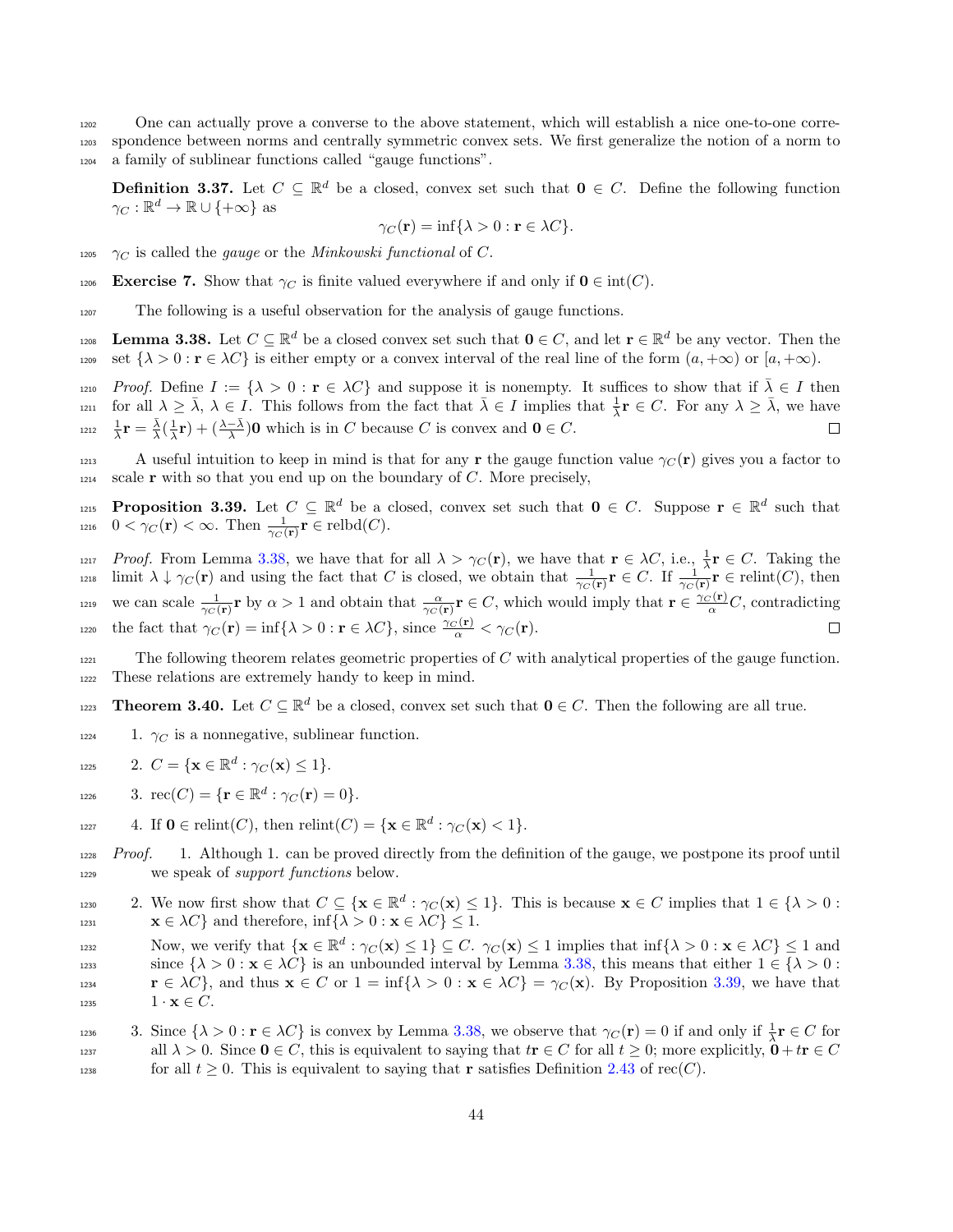One can actually prove a converse to the above statement, which will establish a nice one-to-one correspondence between norms and centrally symmetric convex sets. We first generalize the notion of a norm to a family of sublinear functions called "gauge functions".

**Definition 3.37.** Let $C \subseteq \mathbb{R}^d$ be a closed, convex set such that $\mathbf{0} \in C$. Define the following function $\gamma_C : \mathbb{R}^d \to \mathbb{R} \cup \{+\infty\}$ as

$$\gamma_C(\mathbf{r}) = \inf\{\lambda > 0 : \mathbf{r} \in \lambda C\}.$$

$\gamma_C$ is called the *gauge* or the *Minkowski functional* of $C$.

**Exercise 7.** Show that $\gamma_C$ is finite valued everywhere if and only if $\mathbf{0} \in \text{int}(C)$.

The following is a useful observation for the analysis of gauge functions.

**Lemma 3.38.** Let $C \subseteq \mathbb{R}^d$ be a closed convex set such that $\mathbf{0} \in C$, and let $\mathbf{r} \in \mathbb{R}^d$ be any vector. Then the set $\{\lambda > 0 : \mathbf{r} \in \lambda C\}$ is either empty or a convex interval of the real line of the form $(a, +\infty)$ or $[a, +\infty)$.

*Proof.* Define $I := \{\lambda > 0 : \mathbf{r} \in \lambda C\}$ and suppose it is nonempty. It suffices to show that if $\bar{\lambda} \in I$ then for all $\lambda \geq \bar{\lambda}$, $\lambda \in I$. This follows from the fact that $\bar{\lambda} \in I$ implies that $\frac{1}{\bar{\lambda}}\mathbf{r} \in C$. For any $\lambda \geq \bar{\lambda}$, we have $\frac{1}{\lambda}\mathbf{r} = \frac{\bar{\lambda}}{\lambda}(\frac{1}{\bar{\lambda}}\mathbf{r}) + (\frac{\lambda - \bar{\lambda}}{\lambda})\mathbf{0}$ which is in $C$ because $C$ is convex and $\mathbf{0} \in C$. ◻

A useful intuition to keep in mind is that for any $\mathbf{r}$ the gauge function value $\gamma_C(\mathbf{r})$ gives you a factor to scale $\mathbf{r}$ with so that you end up on the boundary of $C$. More precisely,

**Proposition 3.39.** Let $C \subseteq \mathbb{R}^d$ be a closed, convex set such that $\mathbf{0} \in C$. Suppose $\mathbf{r} \in \mathbb{R}^d$ such that $0 < \gamma_C(\mathbf{r}) < \infty$. Then $\frac{1}{\gamma_C(\mathbf{r})}\mathbf{r} \in \text{relbd}(C)$.

*Proof.* From Lemma 3.38, we have that for all $\lambda > \gamma_C(\mathbf{r})$, we have that $\mathbf{r} \in \lambda C$, i.e., $\frac{1}{\lambda}\mathbf{r} \in C$. Taking the limit $\lambda \downarrow \gamma_C(\mathbf{r})$ and using the fact that $C$ is closed, we obtain that $\frac{1}{\gamma_C(\mathbf{r})}\mathbf{r} \in C$. If $\frac{1}{\gamma_C(\mathbf{r})}\mathbf{r} \in \text{relint}(C)$, then we can scale $\frac{1}{\gamma_C(\mathbf{r})}\mathbf{r}$ by $\alpha > 1$ and obtain that $\frac{\alpha}{\gamma_C(\mathbf{r})}\mathbf{r} \in C$, which would imply that $\mathbf{r} \in \frac{\gamma_C(\mathbf{r})}{\alpha}C$, contradicting the fact that $\gamma_C(\mathbf{r}) = \inf\{\lambda > 0 : \mathbf{r} \in \lambda C\}$, since $\frac{\gamma_C(\mathbf{r})}{\alpha} < \gamma_C(\mathbf{r})$. ◻

The following theorem relates geometric properties of $C$ with analytical properties of the gauge function. These relations are extremely handy to keep in mind.

**Theorem 3.40.** Let $C \subseteq \mathbb{R}^d$ be a closed, convex set such that $\mathbf{0} \in C$. Then the following are all true.

1. $\gamma_C$ is a nonnegative, sublinear function.
2. $C = \{\mathbf{x} \in \mathbb{R}^d : \gamma_C(\mathbf{x}) \leq 1\}$.
3. $\text{rec}(C) = \{\mathbf{r} \in \mathbb{R}^d : \gamma_C(\mathbf{r}) = 0\}$.
4. If $\mathbf{0} \in \text{relint}(C)$, then $\text{relint}(C) = \{\mathbf{x} \in \mathbb{R}^d : \gamma_C(\mathbf{x}) < 1\}$.

*Proof.*

1. Although 1. can be proved directly from the definition of the gauge, we postpone its proof until we speak of *support functions* below.

2. We now first show that $C \subseteq \{\mathbf{x} \in \mathbb{R}^d : \gamma_C(\mathbf{x}) \leq 1\}$. This is because $\mathbf{x} \in C$ implies that $1 \in \{\lambda > 0 : \mathbf{x} \in \lambda C\}$ and therefore, $\inf\{\lambda > 0 : \mathbf{x} \in \lambda C\} \leq 1$.

   Now, we verify that $\{\mathbf{x} \in \mathbb{R}^d : \gamma_C(\mathbf{x}) \leq 1\} \subseteq C$. $\gamma_C(\mathbf{x}) \leq 1$ implies that $\inf\{\lambda > 0 : \mathbf{x} \in \lambda C\} \leq 1$ and since $\{\lambda > 0 : \mathbf{x} \in \lambda C\}$ is an unbounded interval by Lemma 3.38, this means that either $1 \in \{\lambda > 0 : \mathbf{r} \in \lambda C\}$, and thus $\mathbf{x} \in C$ or $1 = \inf\{\lambda > 0 : \mathbf{x} \in \lambda C\} = \gamma_C(\mathbf{x})$. By Proposition 3.39, we have that $1 \cdot \mathbf{x} \in C$.

3. Since $\{\lambda > 0 : \mathbf{r} \in \lambda C\}$ is convex by Lemma 3.38, we observe that $\gamma_C(\mathbf{r}) = 0$ if and only if $\frac{1}{\lambda}\mathbf{r} \in C$ for all $\lambda > 0$. Since $\mathbf{0} \in C$, this is equivalent to saying that $t\mathbf{r} \in C$ for all $t \geq 0$; more explicitly, $\mathbf{0} + t\mathbf{r} \in C$ for all $t \geq 0$. This is equivalent to saying that $\mathbf{r}$ satisfies Definition 2.43 of $\text{rec}(C)$.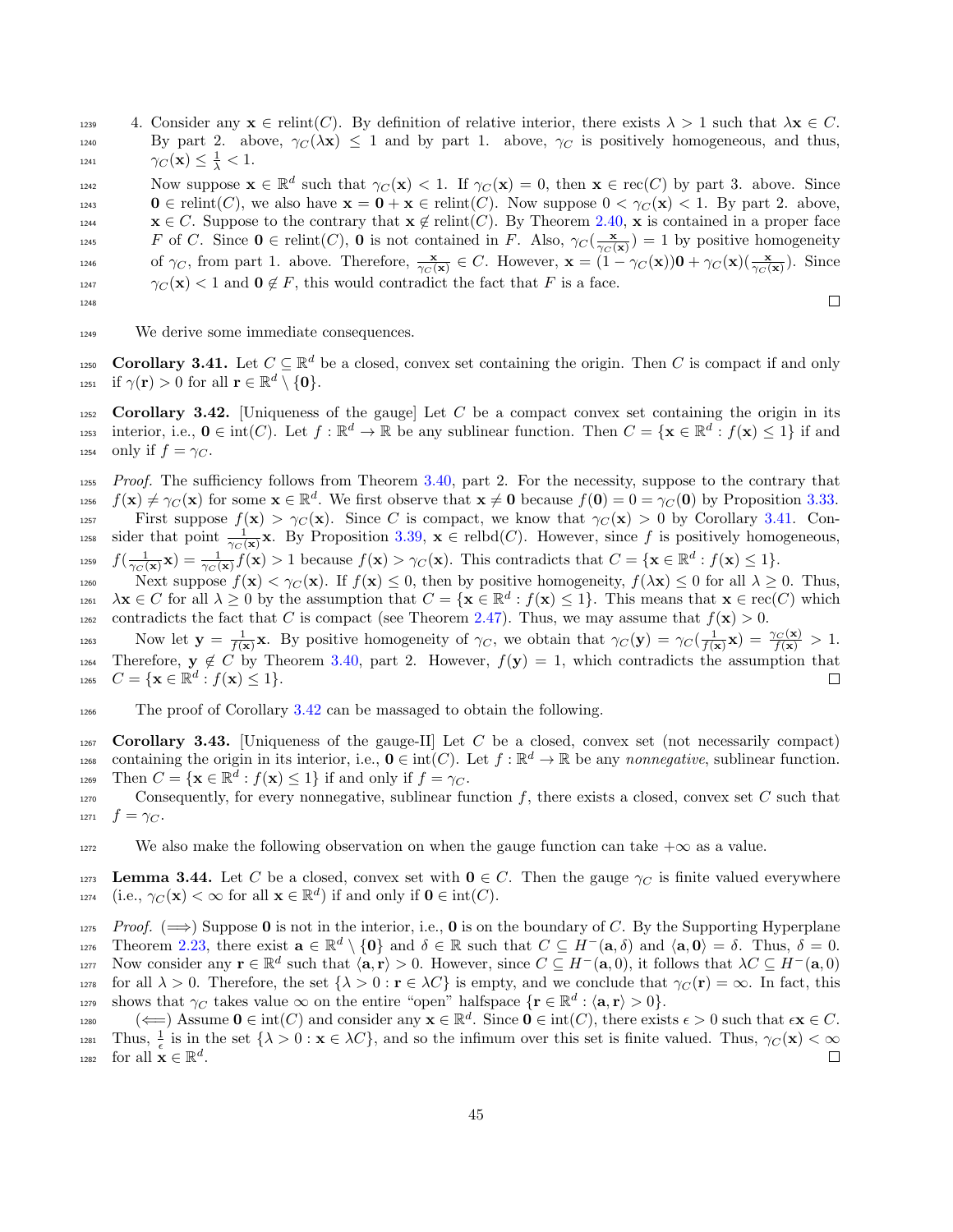4. Consider any $\mathbf{x} \in \text{relint}(C)$. By definition of relative interior, there exists $\lambda > 1$ such that $\lambda\mathbf{x} \in C$. By part 2. above, $\gamma_C(\lambda\mathbf{x}) \leq 1$ and by part 1. above, $\gamma_C$ is positively homogeneous, and thus, $\gamma_C(\mathbf{x}) \leq \frac{1}{\lambda} < 1$.

   Now suppose $\mathbf{x} \in \mathbb{R}^d$ such that $\gamma_C(\mathbf{x}) < 1$. If $\gamma_C(\mathbf{x}) = 0$, then $\mathbf{x} \in \text{rec}(C)$ by part 3. above. Since $\mathbf{0} \in \text{relint}(C)$, we also have $\mathbf{x} = \mathbf{0} + \mathbf{x} \in \text{relint}(C)$. Now suppose $0 < \gamma_C(\mathbf{x}) < 1$. By part 2. above, $\mathbf{x} \in C$. Suppose to the contrary that $\mathbf{x} \notin \text{relint}(C)$. By Theorem 2.40, $\mathbf{x}$ is contained in a proper face $F$ of $C$. Since $\mathbf{0} \in \text{relint}(C)$, $\mathbf{0}$ is not contained in $F$. Also, $\gamma_C(\frac{\mathbf{x}}{\gamma_C(\mathbf{x})}) = 1$ by positive homogeneity of $\gamma_C$, from part 1. above. Therefore, $\frac{\mathbf{x}}{\gamma_C(\mathbf{x})} \in C$. However, $\mathbf{x} = (1 - \gamma_C(\mathbf{x}))\mathbf{0} + \gamma_C(\mathbf{x})(\frac{\mathbf{x}}{\gamma_C(\mathbf{x})})$. Since $\gamma_C(\mathbf{x}) < 1$ and $\mathbf{0} \notin F$, this would contradict the fact that $F$ is a face. □

We derive some immediate consequences.

**Corollary 3.41.** Let $C \subseteq \mathbb{R}^d$ be a closed, convex set containing the origin. Then $C$ is compact if and only if $\gamma(\mathbf{r}) > 0$ for all $\mathbf{r} \in \mathbb{R}^d \setminus \{\mathbf{0}\}$.

**Corollary 3.42.** [Uniqueness of the gauge] Let $C$ be a compact convex set containing the origin in its interior, i.e., $\mathbf{0} \in \text{int}(C)$. Let $f : \mathbb{R}^d \to \mathbb{R}$ be any sublinear function. Then $C = \{\mathbf{x} \in \mathbb{R}^d : f(\mathbf{x}) \leq 1\}$ if and only if $f = \gamma_C$.

*Proof.* The sufficiency follows from Theorem 3.40, part 2. For the necessity, suppose to the contrary that $f(\mathbf{x}) \neq \gamma_C(\mathbf{x})$ for some $\mathbf{x} \in \mathbb{R}^d$. We first observe that $\mathbf{x} \neq \mathbf{0}$ because $f(\mathbf{0}) = 0 = \gamma_C(\mathbf{0})$ by Proposition 3.33.

First suppose $f(\mathbf{x}) > \gamma_C(\mathbf{x})$. Since $C$ is compact, we know that $\gamma_C(\mathbf{x}) > 0$ by Corollary 3.41. Consider that point $\frac{1}{\gamma_C(\mathbf{x})}\mathbf{x}$. By Proposition 3.39, $\mathbf{x} \in \text{relbd}(C)$. However, since $f$ is positively homogeneous, $f(\frac{1}{\gamma_C(\mathbf{x})}\mathbf{x}) = \frac{1}{\gamma_C(\mathbf{x})}f(\mathbf{x}) > 1$ because $f(\mathbf{x}) > \gamma_C(\mathbf{x})$. This contradicts that $C = \{\mathbf{x} \in \mathbb{R}^d : f(\mathbf{x}) \leq 1\}$.

Next suppose $f(\mathbf{x}) < \gamma_C(\mathbf{x})$. If $f(\mathbf{x}) \leq 0$, then by positive homogeneity, $f(\lambda\mathbf{x}) \leq 0$ for all $\lambda \geq 0$. Thus, $\lambda\mathbf{x} \in C$ for all $\lambda \geq 0$ by the assumption that $C = \{\mathbf{x} \in \mathbb{R}^d : f(\mathbf{x}) \leq 1\}$. This means that $\mathbf{x} \in \text{rec}(C)$ which contradicts the fact that $C$ is compact (see Theorem 2.47). Thus, we may assume that $f(\mathbf{x}) > 0$.

Now let $\mathbf{y} = \frac{1}{f(\mathbf{x})}\mathbf{x}$. By positive homogeneity of $\gamma_C$, we obtain that $\gamma_C(\mathbf{y}) = \gamma_C(\frac{1}{f(\mathbf{x})}\mathbf{x}) = \frac{\gamma_C(\mathbf{x})}{f(\mathbf{x})} > 1$. Therefore, $\mathbf{y} \notin C$ by Theorem 3.40, part 2. However, $f(\mathbf{y}) = 1$, which contradicts the assumption that $C = \{\mathbf{x} \in \mathbb{R}^d : f(\mathbf{x}) \leq 1\}$. □

The proof of Corollary 3.42 can be massaged to obtain the following.

**Corollary 3.43.** [Uniqueness of the gauge-II] Let $C$ be a closed, convex set (not necessarily compact) containing the origin in its interior, i.e., $\mathbf{0} \in \text{int}(C)$. Let $f : \mathbb{R}^d \to \mathbb{R}$ be any *nonnegative*, sublinear function. Then $C = \{\mathbf{x} \in \mathbb{R}^d : f(\mathbf{x}) \leq 1\}$ if and only if $f = \gamma_C$.

Consequently, for every nonnegative, sublinear function $f$, there exists a closed, convex set $C$ such that $f = \gamma_C$.

We also make the following observation on when the gauge function can take $+\infty$ as a value.

**Lemma 3.44.** Let $C$ be a closed, convex set with $\mathbf{0} \in C$. Then the gauge $\gamma_C$ is finite valued everywhere (i.e., $\gamma_C(\mathbf{x}) < \infty$ for all $\mathbf{x} \in \mathbb{R}^d$) if and only if $\mathbf{0} \in \text{int}(C)$.

*Proof.* ($\Longrightarrow$) Suppose $\mathbf{0}$ is not in the interior, i.e., $\mathbf{0}$ is on the boundary of $C$. By the Supporting Hyperplane Theorem 2.23, there exist $\mathbf{a} \in \mathbb{R}^d \setminus \{\mathbf{0}\}$ and $\delta \in \mathbb{R}$ such that $C \subseteq H^-(\mathbf{a}, \delta)$ and $\langle \mathbf{a}, \mathbf{0} \rangle = \delta$. Thus, $\delta = 0$. Now consider any $\mathbf{r} \in \mathbb{R}^d$ such that $\langle \mathbf{a}, \mathbf{r} \rangle > 0$. However, since $C \subseteq H^-(\mathbf{a}, 0)$, it follows that $\lambda C \subseteq H^-(\mathbf{a}, 0)$ for all $\lambda > 0$. Therefore, the set $\{\lambda > 0 : \mathbf{r} \in \lambda C\}$ is empty, and we conclude that $\gamma_C(\mathbf{r}) = \infty$. In fact, this shows that $\gamma_C$ takes value $\infty$ on the entire "open" halfspace $\{\mathbf{r} \in \mathbb{R}^d : \langle \mathbf{a}, \mathbf{r} \rangle > 0\}$.

($\Longleftarrow$) Assume $\mathbf{0} \in \text{int}(C)$ and consider any $\mathbf{x} \in \mathbb{R}^d$. Since $\mathbf{0} \in \text{int}(C)$, there exists $\epsilon > 0$ such that $\epsilon\mathbf{x} \in C$. Thus, $\frac{1}{\epsilon}$ is in the set $\{\lambda > 0 : \mathbf{x} \in \lambda C\}$, and so the infimum over this set is finite valued. Thus, $\gamma_C(\mathbf{x}) < \infty$ for all $\mathbf{x} \in \mathbb{R}^d$. □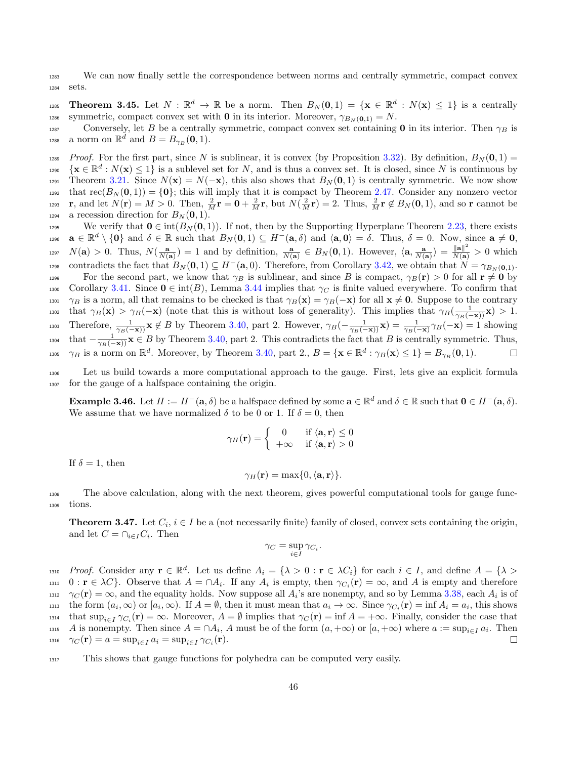We can now finally settle the correspondence between norms and centrally symmetric, compact convex sets.

**Theorem 3.45.** Let $N : \mathbb{R}^d \to \mathbb{R}$ be a norm. Then $B_N(\mathbf{0}, 1) = \{\mathbf{x} \in \mathbb{R}^d : N(\mathbf{x}) \leq 1\}$ is a centrally symmetric, compact convex set with $\mathbf{0}$ in its interior. Moreover, $\gamma_{B_N(\mathbf{0},1)} = N$.

Conversely, let $B$ be a centrally symmetric, compact convex set containing $\mathbf{0}$ in its interior. Then $\gamma_B$ is a norm on $\mathbb{R}^d$ and $B = B_{\gamma_B}(\mathbf{0}, 1)$.

*Proof.* For the first part, since $N$ is sublinear, it is convex (by Proposition 3.32). By definition, $B_N(\mathbf{0}, 1) = \{\mathbf{x} \in \mathbb{R}^d : N(\mathbf{x}) \leq 1\}$ is a sublevel set for $N$, and is thus a convex set. It is closed, since $N$ is continuous by Theorem 3.21. Since $N(\mathbf{x}) = N(-\mathbf{x})$, this also shows that $B_N(\mathbf{0}, 1)$ is centrally symmetric. We now show that $\text{rec}(B_N(\mathbf{0}, 1)) = \{\mathbf{0}\}$; this will imply that it is compact by Theorem 2.47. Consider any nonzero vector $\mathbf{r}$, and let $N(\mathbf{r}) = M > 0$. Then, $\frac{2}{M}\mathbf{r} = \mathbf{0} + \frac{2}{M}\mathbf{r}$, but $N(\frac{2}{M}\mathbf{r}) = 2$. Thus, $\frac{2}{M}\mathbf{r} \notin B_N(\mathbf{0}, 1)$, and so $\mathbf{r}$ cannot be a recession direction for $B_N(\mathbf{0}, 1)$.

We verify that $\mathbf{0} \in \text{int}(B_N(\mathbf{0}, 1))$. If not, then by the Supporting Hyperplane Theorem 2.23, there exists $\mathbf{a} \in \mathbb{R}^d \setminus \{\mathbf{0}\}$ and $\delta \in \mathbb{R}$ such that $B_N(\mathbf{0}, 1) \subseteq H^-(\mathbf{a}, \delta)$ and $\langle \mathbf{a}, \mathbf{0} \rangle = \delta$. Thus, $\delta = 0$. Now, since $\mathbf{a} \neq \mathbf{0}$, $N(\mathbf{a}) > 0$. Thus, $N(\frac{\mathbf{a}}{N(\mathbf{a})}) = 1$ and by definition, $\frac{\mathbf{a}}{N(\mathbf{a})} \in B_N(\mathbf{0}, 1)$. However, $\langle \mathbf{a}, \frac{\mathbf{a}}{N(\mathbf{a})} \rangle = \frac{\|\mathbf{a}\|^2}{N(\mathbf{a})} > 0$ which contradicts the fact that $B_N(\mathbf{0}, 1) \subseteq H^-(\mathbf{a}, 0)$. Therefore, from Corollary 3.42, we obtain that $N = \gamma_{B_N(\mathbf{0},1)}$.

For the second part, we know that $\gamma_B$ is sublinear, and since $B$ is compact, $\gamma_B(\mathbf{r}) > 0$ for all $\mathbf{r} \neq \mathbf{0}$ by Corollary 3.41. Since $\mathbf{0} \in \text{int}(B)$, Lemma 3.44 implies that $\gamma_C$ is finite valued everywhere. To confirm that $\gamma_B$ is a norm, all that remains to be checked is that $\gamma_B(\mathbf{x}) = \gamma_B(-\mathbf{x})$ for all $\mathbf{x} \neq \mathbf{0}$. Suppose to the contrary that $\gamma_B(\mathbf{x}) > \gamma_B(-\mathbf{x})$ (note that this is without loss of generality). This implies that $\gamma_B(\frac{1}{\gamma_B(-\mathbf{x})}\mathbf{x}) > 1$. Therefore, $\frac{1}{\gamma_B(-\mathbf{x})}\mathbf{x} \notin B$ by Theorem 3.40, part 2. However, $\gamma_B(-\frac{1}{\gamma_B(-\mathbf{x})}\mathbf{x}) = \frac{1}{\gamma_B(-\mathbf{x})}\gamma_B(-\mathbf{x}) = 1$ showing that $-\frac{1}{\gamma_B(-\mathbf{x})}\mathbf{x} \in B$ by Theorem 3.40, part 2. This contradicts the fact that $B$ is centrally symmetric. Thus, $\gamma_B$ is a norm on $\mathbb{R}^d$. Moreover, by Theorem 3.40, part 2., $B = \{\mathbf{x} \in \mathbb{R}^d : \gamma_B(\mathbf{x}) \leq 1\} = B_{\gamma_B}(\mathbf{0}, 1)$. $\square$

Let us build towards a more computational approach to the gauge. First, lets give an explicit formula for the gauge of a halfspace containing the origin.

**Example 3.46.** Let $H := H^-(\mathbf{a}, \delta)$ be a halfspace defined by some $\mathbf{a} \in \mathbb{R}^d$ and $\delta \in \mathbb{R}$ such that $\mathbf{0} \in H^-(\mathbf{a}, \delta)$. We assume that we have normalized $\delta$ to be 0 or 1. If $\delta = 0$, then

$$\gamma_H(\mathbf{r}) = \begin{cases} 0 & \text{if } \langle \mathbf{a}, \mathbf{r} \rangle \leq 0 \\ +\infty & \text{if } \langle \mathbf{a}, \mathbf{r} \rangle > 0 \end{cases}$$

If $\delta = 1$, then

$$\gamma_H(\mathbf{r}) = \max\{0, \langle \mathbf{a}, \mathbf{r} \rangle\}.$$

The above calculation, along with the next theorem, gives powerful computational tools for gauge functions.

**Theorem 3.47.** Let $C_i$, $i \in I$ be a (not necessarily finite) family of closed, convex sets containing the origin, and let $C = \cap_{i \in I} C_i$. Then

$$\gamma_C = \sup_{i \in I} \gamma_{C_i}.$$

*Proof.* Consider any $\mathbf{r} \in \mathbb{R}^d$. Let us define $A_i = \{\lambda > 0 : \mathbf{r} \in \lambda C_i\}$ for each $i \in I$, and define $A = \{\lambda > 0 : \mathbf{r} \in \lambda C\}$. Observe that $A = \cap A_i$. If any $A_i$ is empty, then $\gamma_{C_i}(\mathbf{r}) = \infty$, and $A$ is empty and therefore $\gamma_C(\mathbf{r}) = \infty$, and the equality holds. Now suppose all $A_i$'s are nonempty, and so by Lemma 3.38, each $A_i$ is of the form $(a_i, \infty)$ or $[a_i, \infty)$. If $A = \emptyset$, then it must mean that $a_i \to \infty$. Since $\gamma_{C_i}(\mathbf{r}) = \inf A_i = a_i$, this shows that $\sup_{i \in I} \gamma_{C_i}(\mathbf{r}) = \infty$. Moreover, $A = \emptyset$ implies that $\gamma_C(\mathbf{r}) = \inf A = +\infty$. Finally, consider the case that $A$ is nonempty. Then since $A = \cap A_i$, $A$ must be of the form $(a, +\infty)$ or $[a, +\infty)$ where $a := \sup_{i \in I} a_i$. Then $\gamma_C(\mathbf{r}) = a = \sup_{i \in I} a_i = \sup_{i \in I} \gamma_{C_i}(\mathbf{r})$. $\square$

This shows that gauge functions for polyhedra can be computed very easily.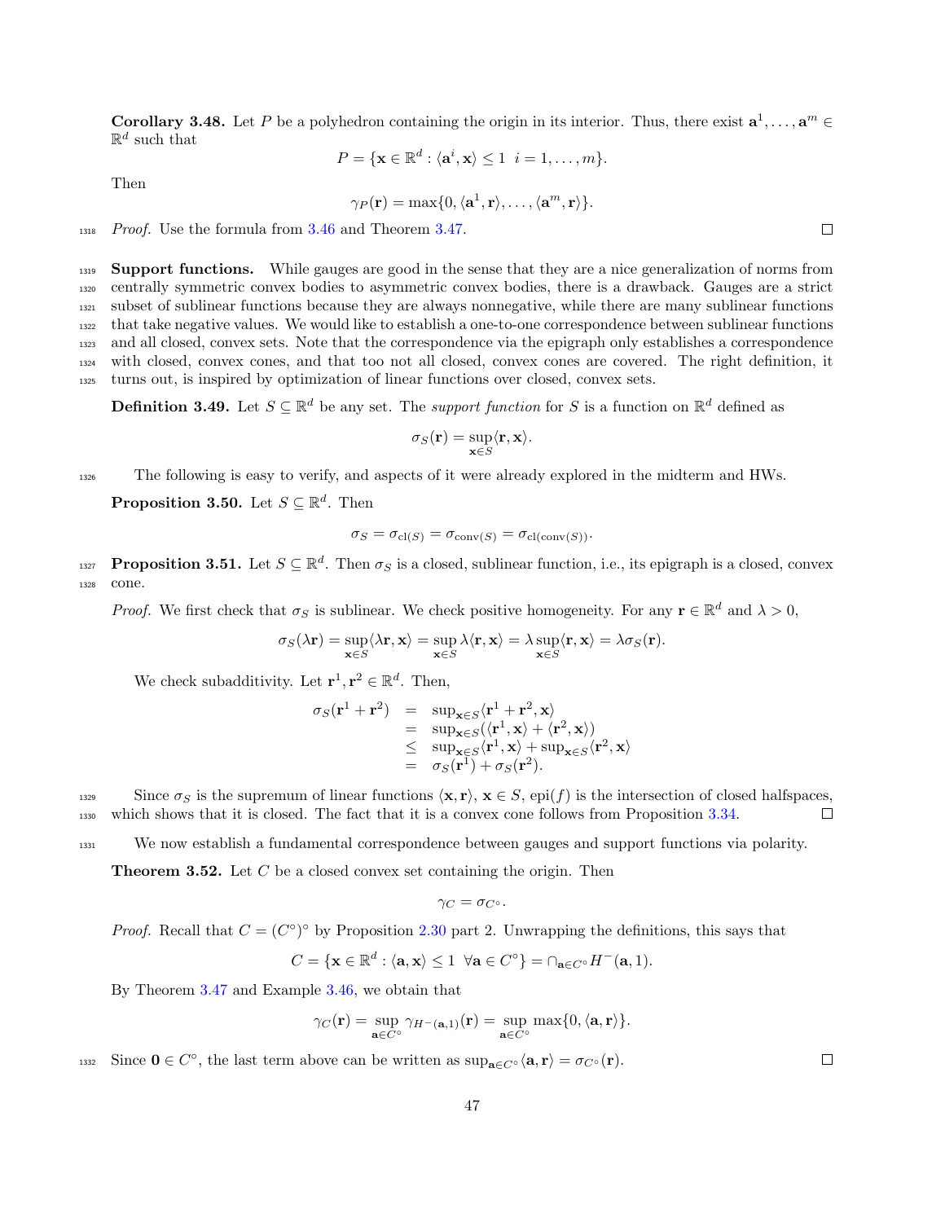**Corollary 3.48.** Let $P$ be a polyhedron containing the origin in its interior. Thus, there exist $\mathbf{a}^1, \ldots, \mathbf{a}^m \in \mathbb{R}^d$ such that

$$P = \{\mathbf{x} \in \mathbb{R}^d : \langle \mathbf{a}^i, \mathbf{x}\rangle \leq 1 \;\; i = 1, \ldots, m\}.$$

Then

$$\gamma_P(\mathbf{r}) = \max\{0, \langle \mathbf{a}^1, \mathbf{r}\rangle, \ldots, \langle \mathbf{a}^m, \mathbf{r}\rangle\}.$$

*Proof.* Use the formula from 3.46 and Theorem 3.47. □

**Support functions.** While gauges are good in the sense that they are a nice generalization of norms from centrally symmetric convex bodies to asymmetric convex bodies, there is a drawback. Gauges are a strict subset of sublinear functions because they are always nonnegative, while there are many sublinear functions that take negative values. We would like to establish a one-to-one correspondence between sublinear functions and all closed, convex sets. Note that the correspondence via the epigraph only establishes a correspondence with closed, convex cones, and that too not all closed, convex cones are covered. The right definition, it turns out, is inspired by optimization of linear functions over closed, convex sets.

**Definition 3.49.** Let $S \subseteq \mathbb{R}^d$ be any set. The *support function* for $S$ is a function on $\mathbb{R}^d$ defined as

$$\sigma_S(\mathbf{r}) = \sup_{\mathbf{x} \in S} \langle \mathbf{r}, \mathbf{x}\rangle.$$

The following is easy to verify, and aspects of it were already explored in the midterm and HWs.

**Proposition 3.50.** Let $S \subseteq \mathbb{R}^d$. Then

$$\sigma_S = \sigma_{\mathrm{cl}(S)} = \sigma_{\mathrm{conv}(S)} = \sigma_{\mathrm{cl}(\mathrm{conv}(S))}.$$

**Proposition 3.51.** Let $S \subseteq \mathbb{R}^d$. Then $\sigma_S$ is a closed, sublinear function, i.e., its epigraph is a closed, convex cone.

*Proof.* We first check that $\sigma_S$ is sublinear. We check positive homogeneity. For any $\mathbf{r} \in \mathbb{R}^d$ and $\lambda > 0$,

$$\sigma_S(\lambda\mathbf{r}) = \sup_{\mathbf{x} \in S} \langle \lambda\mathbf{r}, \mathbf{x}\rangle = \sup_{\mathbf{x} \in S} \lambda\langle \mathbf{r}, \mathbf{x}\rangle = \lambda \sup_{\mathbf{x} \in S} \langle \mathbf{r}, \mathbf{x}\rangle = \lambda\sigma_S(\mathbf{r}).$$

We check subadditivity. Let $\mathbf{r}^1, \mathbf{r}^2 \in \mathbb{R}^d$. Then,

$$\begin{array}{rcl} \sigma_S(\mathbf{r}^1 + \mathbf{r}^2) & = & \sup_{\mathbf{x} \in S} \langle \mathbf{r}^1 + \mathbf{r}^2, \mathbf{x}\rangle \\ & = & \sup_{\mathbf{x} \in S} (\langle \mathbf{r}^1, \mathbf{x}\rangle + \langle \mathbf{r}^2, \mathbf{x}\rangle) \\ & \leq & \sup_{\mathbf{x} \in S} \langle \mathbf{r}^1, \mathbf{x}\rangle + \sup_{\mathbf{x} \in S} \langle \mathbf{r}^2, \mathbf{x}\rangle \\ & = & \sigma_S(\mathbf{r}^1) + \sigma_S(\mathbf{r}^2). \end{array}$$

Since $\sigma_S$ is the supremum of linear functions $\langle \mathbf{x}, \mathbf{r}\rangle$, $\mathbf{x} \in S$, $\mathrm{epi}(f)$ is the intersection of closed halfspaces, which shows that it is closed. The fact that it is a convex cone follows from Proposition 3.34. □

We now establish a fundamental correspondence between gauges and support functions via polarity.

**Theorem 3.52.** Let $C$ be a closed convex set containing the origin. Then

$$\gamma_C = \sigma_{C^\circ}.$$

*Proof.* Recall that $C = (C^\circ)^\circ$ by Proposition 2.30 part 2. Unwrapping the definitions, this says that

$$C = \{\mathbf{x} \in \mathbb{R}^d : \langle \mathbf{a}, \mathbf{x}\rangle \leq 1 \;\; \forall \mathbf{a} \in C^\circ\} = \cap_{\mathbf{a} \in C^\circ} H^-(\mathbf{a}, 1).$$

By Theorem 3.47 and Example 3.46, we obtain that

$$\gamma_C(\mathbf{r}) = \sup_{\mathbf{a} \in C^\circ} \gamma_{H^-(\mathbf{a},1)}(\mathbf{r}) = \sup_{\mathbf{a} \in C^\circ} \max\{0, \langle \mathbf{a}, \mathbf{r}\rangle\}.$$

Since $\mathbf{0} \in C^\circ$, the last term above can be written as $\sup_{\mathbf{a} \in C^\circ} \langle \mathbf{a}, \mathbf{r}\rangle = \sigma_{C^\circ}(\mathbf{r})$. □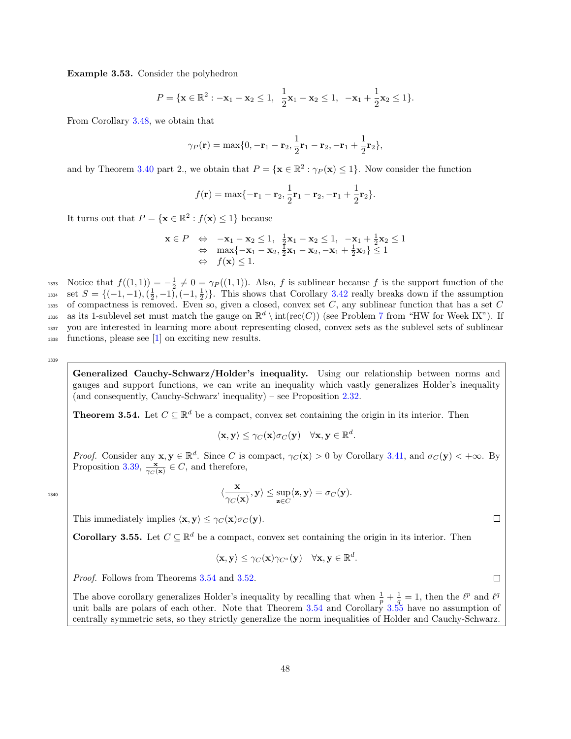**Example 3.53.** Consider the polyhedron

$$P = \{\mathbf{x} \in \mathbb{R}^2 : -\mathbf{x}_1 - \mathbf{x}_2 \le 1, \;\; \frac{1}{2}\mathbf{x}_1 - \mathbf{x}_2 \le 1, \;\; -\mathbf{x}_1 + \frac{1}{2}\mathbf{x}_2 \le 1\}.$$

From Corollary 3.48, we obtain that

$$\gamma_P(\mathbf{r}) = \max\{0, -\mathbf{r}_1 - \mathbf{r}_2, \frac{1}{2}\mathbf{r}_1 - \mathbf{r}_2, -\mathbf{r}_1 + \frac{1}{2}\mathbf{r}_2\},$$

and by Theorem 3.40 part 2., we obtain that $P = \{\mathbf{x} \in \mathbb{R}^2 : \gamma_P(\mathbf{x}) \le 1\}$. Now consider the function

$$f(\mathbf{r}) = \max\{-\mathbf{r}_1 - \mathbf{r}_2, \frac{1}{2}\mathbf{r}_1 - \mathbf{r}_2, -\mathbf{r}_1 + \frac{1}{2}\mathbf{r}_2\}.$$

It turns out that $P = \{\mathbf{x} \in \mathbb{R}^2 : f(\mathbf{x}) \le 1\}$ because

$$\begin{aligned}
\mathbf{x} \in P \quad &\Leftrightarrow \quad -\mathbf{x}_1 - \mathbf{x}_2 \le 1, \;\; \tfrac{1}{2}\mathbf{x}_1 - \mathbf{x}_2 \le 1, \;\; -\mathbf{x}_1 + \tfrac{1}{2}\mathbf{x}_2 \le 1 \\
&\Leftrightarrow \quad \max\{-\mathbf{x}_1 - \mathbf{x}_2, \tfrac{1}{2}\mathbf{x}_1 - \mathbf{x}_2, -\mathbf{x}_1 + \tfrac{1}{2}\mathbf{x}_2\} \le 1 \\
&\Leftrightarrow \quad f(\mathbf{x}) \le 1.
\end{aligned}$$

Notice that $f((1,1)) = -\frac{1}{2} \neq 0 = \gamma_P((1,1))$. Also, $f$ is sublinear because $f$ is the support function of the set $S = \{(-1,-1), (\frac{1}{2}, -1), (-1, \frac{1}{2})\}$. This shows that Corollary 3.42 really breaks down if the assumption of compactness is removed. Even so, given a closed, convex set $C$, any sublinear function that has a set $C$ as its 1-sublevel set must match the gauge on $\mathbb{R}^d \setminus \text{int}(\text{rec}(C))$ (see Problem 7 from "HW for Week IX"). If you are interested in learning more about representing closed, convex sets as the sublevel sets of sublinear functions, please see [1] on exciting new results.

**Generalized Cauchy-Schwarz/Holder's inequality.** Using our relationship between norms and gauges and support functions, we can write an inequality which vastly generalizes Holder's inequality (and consequently, Cauchy-Schwarz' inequality) – see Proposition 2.32.

**Theorem 3.54.** Let $C \subseteq \mathbb{R}^d$ be a compact, convex set containing the origin in its interior. Then

$$\langle \mathbf{x}, \mathbf{y} \rangle \le \gamma_C(\mathbf{x})\sigma_C(\mathbf{y}) \quad \forall \mathbf{x}, \mathbf{y} \in \mathbb{R}^d.$$

*Proof.* Consider any $\mathbf{x}, \mathbf{y} \in \mathbb{R}^d$. Since $C$ is compact, $\gamma_C(\mathbf{x}) > 0$ by Corollary 3.41, and $\sigma_C(\mathbf{y}) < +\infty$. By Proposition 3.39, $\frac{\mathbf{x}}{\gamma_C(\mathbf{x})} \in C$, and therefore,

$$\langle \frac{\mathbf{x}}{\gamma_C(\mathbf{x})}, \mathbf{y} \rangle \le \sup_{\mathbf{z} \in C} \langle \mathbf{z}, \mathbf{y} \rangle = \sigma_C(\mathbf{y}).$$

This immediately implies $\langle \mathbf{x}, \mathbf{y} \rangle \le \gamma_C(\mathbf{x})\sigma_C(\mathbf{y})$. $\square$

**Corollary 3.55.** Let $C \subseteq \mathbb{R}^d$ be a compact, convex set containing the origin in its interior. Then

$$\langle \mathbf{x}, \mathbf{y} \rangle \le \gamma_C(\mathbf{x})\gamma_{C^\circ}(\mathbf{y}) \quad \forall \mathbf{x}, \mathbf{y} \in \mathbb{R}^d.$$

*Proof.* Follows from Theorems 3.54 and 3.52. $\square$

The above corollary generalizes Holder's inequality by recalling that when $\frac{1}{p} + \frac{1}{q} = 1$, then the $\ell^p$ and $\ell^q$ unit balls are polars of each other. Note that Theorem 3.54 and Corollary 3.55 have no assumption of centrally symmetric sets, so they strictly generalize the norm inequalities of Holder and Cauchy-Schwarz.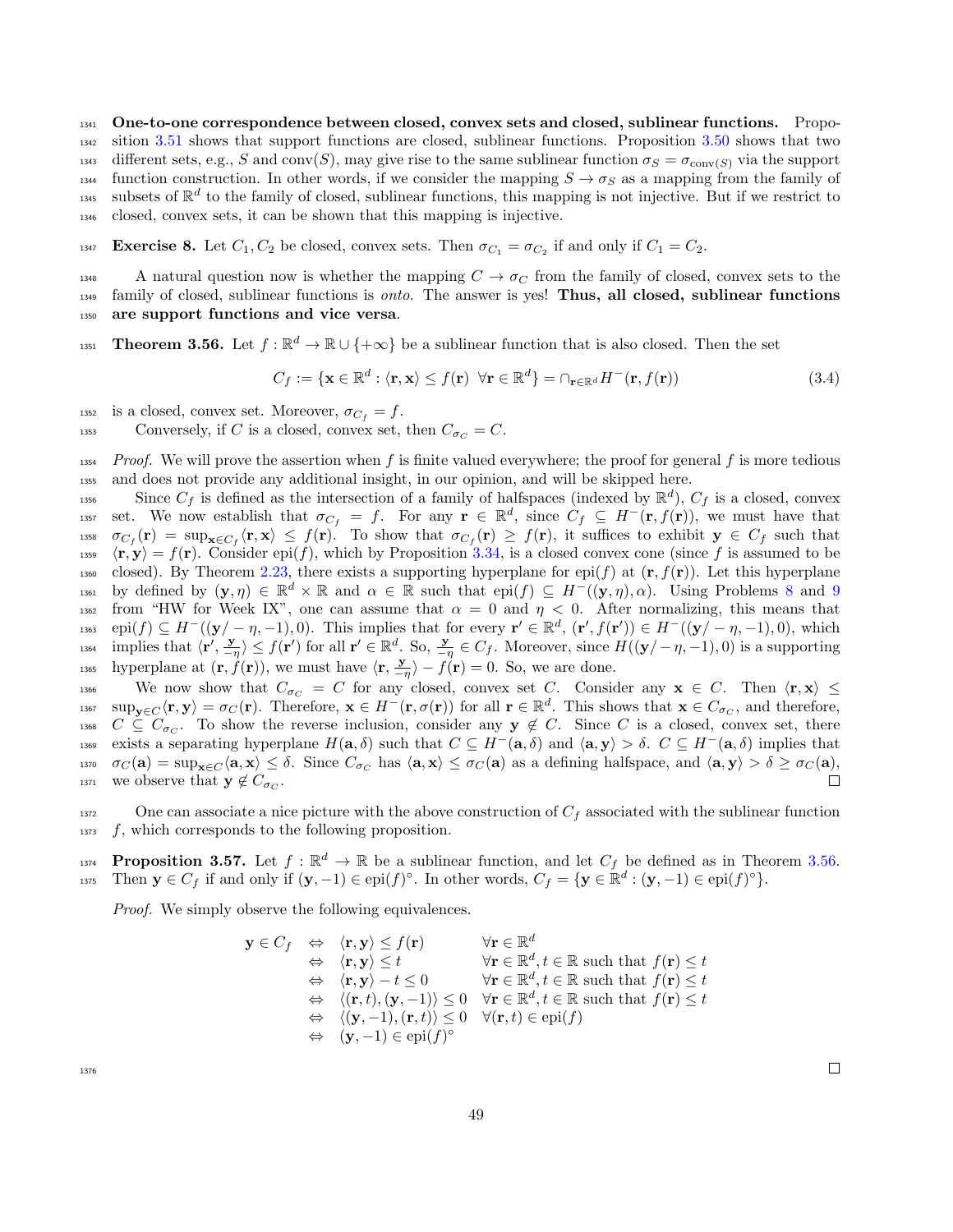**One-to-one correspondence between closed, convex sets and closed, sublinear functions.** Proposition 3.51 shows that support functions are closed, sublinear functions. Proposition 3.50 shows that two different sets, e.g., $S$ and $\text{conv}(S)$, may give rise to the same sublinear function $\sigma_S = \sigma_{\text{conv}(S)}$ via the support function construction. In other words, if we consider the mapping $S \to \sigma_S$ as a mapping from the family of subsets of $\mathbb{R}^d$ to the family of closed, sublinear functions, this mapping is not injective. But if we restrict to closed, convex sets, it can be shown that this mapping is injective.

**Exercise 8.** Let $C_1, C_2$ be closed, convex sets. Then $\sigma_{C_1} = \sigma_{C_2}$ if and only if $C_1 = C_2$.

A natural question now is whether the mapping $C \to \sigma_C$ from the family of closed, convex sets to the family of closed, sublinear functions is *onto*. The answer is yes! **Thus, all closed, sublinear functions are support functions and vice versa**.

**Theorem 3.56.** Let $f : \mathbb{R}^d \to \mathbb{R} \cup \{+\infty\}$ be a sublinear function that is also closed. Then the set

$$C_f := \{\mathbf{x} \in \mathbb{R}^d : \langle \mathbf{r}, \mathbf{x} \rangle \le f(\mathbf{r}) \ \ \forall \mathbf{r} \in \mathbb{R}^d\} = \cap_{\mathbf{r} \in \mathbb{R}^d} H^-(\mathbf{r}, f(\mathbf{r})) \tag{3.4}$$

is a closed, convex set. Moreover, $\sigma_{C_f} = f$.

Conversely, if $C$ is a closed, convex set, then $C_{\sigma_C} = C$.

*Proof.* We will prove the assertion when $f$ is finite valued everywhere; the proof for general $f$ is more tedious and does not provide any additional insight, in our opinion, and will be skipped here.

Since $C_f$ is defined as the intersection of a family of halfspaces (indexed by $\mathbb{R}^d$), $C_f$ is a closed, convex set. We now establish that $\sigma_{C_f} = f$. For any $\mathbf{r} \in \mathbb{R}^d$, since $C_f \subseteq H^-(\mathbf{r}, f(\mathbf{r}))$, we must have that $\sigma_{C_f}(\mathbf{r}) = \sup_{\mathbf{x} \in C_f} \langle \mathbf{r}, \mathbf{x} \rangle \le f(\mathbf{r})$. To show that $\sigma_{C_f}(\mathbf{r}) \ge f(\mathbf{r})$, it suffices to exhibit $\mathbf{y} \in C_f$ such that $\langle \mathbf{r}, \mathbf{y} \rangle = f(\mathbf{r})$. Consider $\text{epi}(f)$, which by Proposition 3.34, is a closed convex cone (since $f$ is assumed to be closed). By Theorem 2.23, there exists a supporting hyperplane for $\text{epi}(f)$ at $(\mathbf{r}, f(\mathbf{r}))$. Let this hyperplane by defined by $(\mathbf{y}, \eta) \in \mathbb{R}^d \times \mathbb{R}$ and $\alpha \in \mathbb{R}$ such that $\text{epi}(f) \subseteq H^-((\mathbf{y}, \eta), \alpha)$. Using Problems 8 and 9 from "HW for Week IX", one can assume that $\alpha = 0$ and $\eta < 0$. After normalizing, this means that $\text{epi}(f) \subseteq H^-((\mathbf{y}/-\eta, -1), 0)$. This implies that for every $\mathbf{r}' \in \mathbb{R}^d$, $(\mathbf{r}', f(\mathbf{r}')) \in H^-((\mathbf{y}/-\eta, -1), 0)$, which implies that $\langle \mathbf{r}', \frac{\mathbf{y}}{-\eta} \rangle \le f(\mathbf{r}')$ for all $\mathbf{r}' \in \mathbb{R}^d$. So, $\frac{\mathbf{y}}{-\eta} \in C_f$. Moreover, since $H((\mathbf{y}/-\eta, -1), 0)$ is a supporting hyperplane at $(\mathbf{r}, f(\mathbf{r}))$, we must have $\langle \mathbf{r}, \frac{\mathbf{y}}{-\eta} \rangle - f(\mathbf{r}) = 0$. So, we are done.

We now show that $C_{\sigma_C} = C$ for any closed, convex set $C$. Consider any $\mathbf{x} \in C$. Then $\langle \mathbf{r}, \mathbf{x} \rangle \le \sup_{\mathbf{y} \in C} \langle \mathbf{r}, \mathbf{y} \rangle = \sigma_C(\mathbf{r})$. Therefore, $\mathbf{x} \in H^-(\mathbf{r}, \sigma(\mathbf{r}))$ for all $\mathbf{r} \in \mathbb{R}^d$. This shows that $\mathbf{x} \in C_{\sigma_C}$, and therefore, $C \subseteq C_{\sigma_C}$. To show the reverse inclusion, consider any $\mathbf{y} \notin C$. Since $C$ is a closed, convex set, there exists a separating hyperplane $H(\mathbf{a}, \delta)$ such that $C \subseteq H^-(\mathbf{a}, \delta)$ and $\langle \mathbf{a}, \mathbf{y} \rangle > \delta$. $C \subseteq H^-(\mathbf{a}, \delta)$ implies that $\sigma_C(\mathbf{a}) = \sup_{\mathbf{x} \in C} \langle \mathbf{a}, \mathbf{x} \rangle \le \delta$. Since $C_{\sigma_C}$ has $\langle \mathbf{a}, \mathbf{x} \rangle \le \sigma_C(\mathbf{a})$ as a defining halfspace, and $\langle \mathbf{a}, \mathbf{y} \rangle > \delta \ge \sigma_C(\mathbf{a})$, we observe that $\mathbf{y} \notin C_{\sigma_C}$. ◻

One can associate a nice picture with the above construction of $C_f$ associated with the sublinear function $f$, which corresponds to the following proposition.

**Proposition 3.57.** Let $f : \mathbb{R}^d \to \mathbb{R}$ be a sublinear function, and let $C_f$ be defined as in Theorem 3.56. Then $\mathbf{y} \in C_f$ if and only if $(\mathbf{y}, -1) \in \text{epi}(f)^\circ$. In other words, $C_f = \{\mathbf{y} \in \mathbb{R}^d : (\mathbf{y}, -1) \in \text{epi}(f)^\circ\}$.

*Proof.* We simply observe the following equivalences.

$$\begin{array}{rcll}
\mathbf{y} \in C_f & \Leftrightarrow & \langle \mathbf{r}, \mathbf{y} \rangle \le f(\mathbf{r}) & \forall \mathbf{r} \in \mathbb{R}^d \\
& \Leftrightarrow & \langle \mathbf{r}, \mathbf{y} \rangle \le t & \forall \mathbf{r} \in \mathbb{R}^d, t \in \mathbb{R} \text{ such that } f(\mathbf{r}) \le t \\
& \Leftrightarrow & \langle \mathbf{r}, \mathbf{y} \rangle - t \le 0 & \forall \mathbf{r} \in \mathbb{R}^d, t \in \mathbb{R} \text{ such that } f(\mathbf{r}) \le t \\
& \Leftrightarrow & \langle (\mathbf{r}, t), (\mathbf{y}, -1) \rangle \le 0 & \forall \mathbf{r} \in \mathbb{R}^d, t \in \mathbb{R} \text{ such that } f(\mathbf{r}) \le t \\
& \Leftrightarrow & \langle (\mathbf{y}, -1), (\mathbf{r}, t) \rangle \le 0 & \forall (\mathbf{r}, t) \in \text{epi}(f) \\
& \Leftrightarrow & (\mathbf{y}, -1) \in \text{epi}(f)^\circ &
\end{array}$$

◻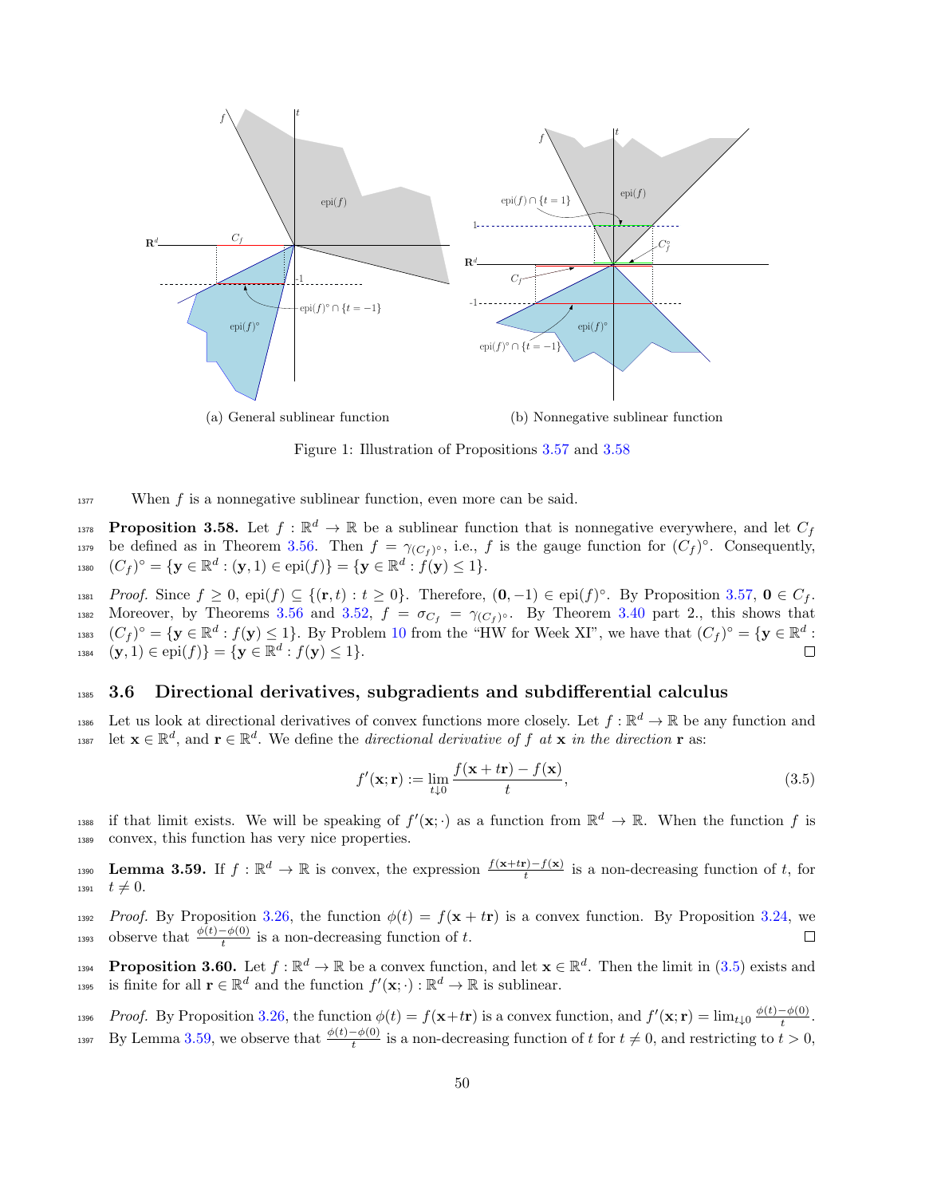(a) General sublinear function

(b) Nonnegative sublinear function

Figure 1: Illustration of Propositions 3.57 and 3.58

When $f$ is a nonnegative sublinear function, even more can be said.

**Proposition 3.58.** *Let $f : \mathbb{R}^d \to \mathbb{R}$ be a sublinear function that is nonnegative everywhere, and let $C_f$ be defined as in Theorem 3.56. Then $f = \gamma_{(C_f)^\circ}$, i.e., $f$ is the gauge function for $(C_f)^\circ$. Consequently, $(C_f)^\circ = \{\mathbf{y} \in \mathbb{R}^d : (\mathbf{y}, 1) \in \text{epi}(f)\} = \{\mathbf{y} \in \mathbb{R}^d : f(\mathbf{y}) \leq 1\}$.*

*Proof.* Since $f \geq 0$, $\text{epi}(f) \subseteq \{(\mathbf{r}, t) : t \geq 0\}$. Therefore, $(\mathbf{0}, -1) \in \text{epi}(f)^\circ$. By Proposition 3.57, $\mathbf{0} \in C_f$. Moreover, by Theorems 3.56 and 3.52, $f = \sigma_{C_f} = \gamma_{(C_f)^\circ}$. By Theorem 3.40 part 2., this shows that $(C_f)^\circ = \{\mathbf{y} \in \mathbb{R}^d : f(\mathbf{y}) \leq 1\}$. By Problem 10 from the "HW for Week XI", we have that $(C_f)^\circ = \{\mathbf{y} \in \mathbb{R}^d : (\mathbf{y}, 1) \in \text{epi}(f)\} = \{\mathbf{y} \in \mathbb{R}^d : f(\mathbf{y}) \leq 1\}$. $\square$

## 3.6 Directional derivatives, subgradients and subdifferential calculus

Let us look at directional derivatives of convex functions more closely. Let $f : \mathbb{R}^d \to \mathbb{R}$ be any function and let $\mathbf{x} \in \mathbb{R}^d$, and $\mathbf{r} \in \mathbb{R}^d$. We define the *directional derivative of $f$ at $\mathbf{x}$ in the direction $\mathbf{r}$* as:

$$f'(\mathbf{x}; \mathbf{r}) := \lim_{t \downarrow 0} \frac{f(\mathbf{x} + t\mathbf{r}) - f(\mathbf{x})}{t}, \tag{3.5}$$

if that limit exists. We will be speaking of $f'(\mathbf{x}; \cdot)$ as a function from $\mathbb{R}^d \to \mathbb{R}$. When the function $f$ is convex, this function has very nice properties.

**Lemma 3.59.** *If $f : \mathbb{R}^d \to \mathbb{R}$ is convex, the expression $\frac{f(\mathbf{x}+t\mathbf{r})-f(\mathbf{x})}{t}$ is a non-decreasing function of $t$, for $t \neq 0$.*

*Proof.* By Proposition 3.26, the function $\phi(t) = f(\mathbf{x} + t\mathbf{r})$ is a convex function. By Proposition 3.24, we observe that $\frac{\phi(t)-\phi(0)}{t}$ is a non-decreasing function of $t$. $\square$

**Proposition 3.60.** *Let $f : \mathbb{R}^d \to \mathbb{R}$ be a convex function, and let $\mathbf{x} \in \mathbb{R}^d$. Then the limit in (3.5) exists and is finite for all $\mathbf{r} \in \mathbb{R}^d$ and the function $f'(\mathbf{x}; \cdot) : \mathbb{R}^d \to \mathbb{R}$ is sublinear.*

*Proof.* By Proposition 3.26, the function $\phi(t) = f(\mathbf{x}+t\mathbf{r})$ is a convex function, and $f'(\mathbf{x}; \mathbf{r}) = \lim_{t\downarrow 0} \frac{\phi(t)-\phi(0)}{t}$. By Lemma 3.59, we observe that $\frac{\phi(t)-\phi(0)}{t}$ is a non-decreasing function of $t$ for $t \neq 0$, and restricting to $t > 0$,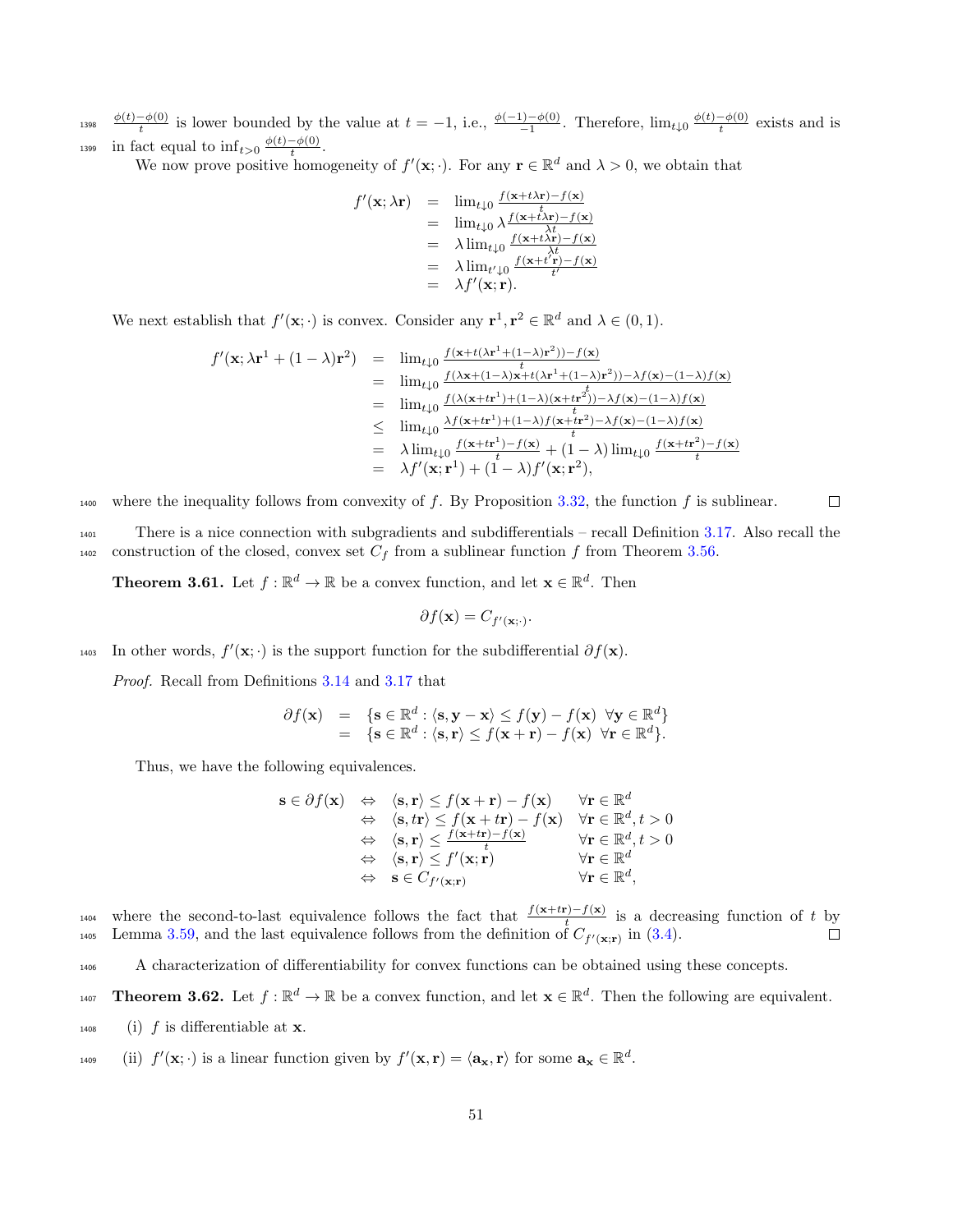$\frac{\phi(t)-\phi(0)}{t}$ is lower bounded by the value at $t = -1$, i.e., $\frac{\phi(-1)-\phi(0)}{-1}$. Therefore, $\lim_{t\downarrow 0} \frac{\phi(t)-\phi(0)}{t}$ exists and is in fact equal to $\inf_{t>0} \frac{\phi(t)-\phi(0)}{t}$.

We now prove positive homogeneity of $f'(\mathbf{x};\cdot)$. For any $\mathbf{r} \in \mathbb{R}^d$ and $\lambda > 0$, we obtain that

$$
\begin{array}{rcl}
f'(\mathbf{x};\lambda\mathbf{r}) & = & \lim_{t\downarrow 0} \frac{f(\mathbf{x}+t\lambda\mathbf{r})-f(\mathbf{x})}{t} \\
& = & \lim_{t\downarrow 0} \lambda \frac{f(\mathbf{x}+t\lambda\mathbf{r})-f(\mathbf{x})}{\lambda t} \\
& = & \lambda \lim_{t\downarrow 0} \frac{f(\mathbf{x}+t\lambda\mathbf{r})-f(\mathbf{x})}{\lambda t} \\
& = & \lambda \lim_{t'\downarrow 0} \frac{f(\mathbf{x}+t'\mathbf{r})-f(\mathbf{x})}{t'} \\
& = & \lambda f'(\mathbf{x};\mathbf{r}).
\end{array}
$$

We next establish that $f'(\mathbf{x};\cdot)$ is convex. Consider any $\mathbf{r}^1, \mathbf{r}^2 \in \mathbb{R}^d$ and $\lambda \in (0,1)$.

$$
\begin{array}{rcl}
f'(\mathbf{x};\lambda\mathbf{r}^1 + (1-\lambda)\mathbf{r}^2) & = & \lim_{t\downarrow 0} \frac{f(\mathbf{x}+t(\lambda\mathbf{r}^1+(1-\lambda)\mathbf{r}^2))-f(\mathbf{x})}{t} \\
& = & \lim_{t\downarrow 0} \frac{f(\lambda\mathbf{x}+(1-\lambda)\mathbf{x}+t(\lambda\mathbf{r}^1+(1-\lambda)\mathbf{r}^2))-\lambda f(\mathbf{x})-(1-\lambda)f(\mathbf{x})}{t} \\
& = & \lim_{t\downarrow 0} \frac{f(\lambda(\mathbf{x}+t\mathbf{r}^1)+(1-\lambda)(\mathbf{x}+t\mathbf{r}^2))-\lambda f(\mathbf{x})-(1-\lambda)f(\mathbf{x})}{t} \\
& \leq & \lim_{t\downarrow 0} \frac{\lambda f(\mathbf{x}+t\mathbf{r}^1)+(1-\lambda)f(\mathbf{x}+t\mathbf{r}^2)-\lambda f(\mathbf{x})-(1-\lambda)f(\mathbf{x})}{t} \\
& = & \lambda \lim_{t\downarrow 0} \frac{f(\mathbf{x}+t\mathbf{r}^1)-f(\mathbf{x})}{t} + (1-\lambda)\lim_{t\downarrow 0} \frac{f(\mathbf{x}+t\mathbf{r}^2)-f(\mathbf{x})}{t} \\
& = & \lambda f'(\mathbf{x};\mathbf{r}^1) + (1-\lambda)f'(\mathbf{x};\mathbf{r}^2),
\end{array}
$$

where the inequality follows from convexity of $f$. By Proposition 3.32, the function $f$ is sublinear. □

There is a nice connection with subgradients and subdifferentials – recall Definition 3.17. Also recall the construction of the closed, convex set $C_f$ from a sublinear function $f$ from Theorem 3.56.

**Theorem 3.61.** Let $f : \mathbb{R}^d \to \mathbb{R}$ be a convex function, and let $\mathbf{x} \in \mathbb{R}^d$. Then

$$\partial f(\mathbf{x}) = C_{f'(\mathbf{x};\cdot)}.$$

In other words, $f'(\mathbf{x};\cdot)$ is the support function for the subdifferential $\partial f(\mathbf{x})$.

*Proof.* Recall from Definitions 3.14 and 3.17 that

$$
\begin{array}{rcl}
\partial f(\mathbf{x}) & = & \{\mathbf{s} \in \mathbb{R}^d : \langle \mathbf{s}, \mathbf{y}-\mathbf{x}\rangle \leq f(\mathbf{y}) - f(\mathbf{x}) \ \ \forall \mathbf{y} \in \mathbb{R}^d\} \\
& = & \{\mathbf{s} \in \mathbb{R}^d : \langle \mathbf{s}, \mathbf{r}\rangle \leq f(\mathbf{x}+\mathbf{r}) - f(\mathbf{x}) \ \ \forall \mathbf{r} \in \mathbb{R}^d\}.
\end{array}
$$

Thus, we have the following equivalences.

$$
\begin{array}{rcll}
\mathbf{s} \in \partial f(\mathbf{x}) & \Leftrightarrow & \langle \mathbf{s}, \mathbf{r}\rangle \leq f(\mathbf{x}+\mathbf{r}) - f(\mathbf{x}) & \forall \mathbf{r} \in \mathbb{R}^d \\
& \Leftrightarrow & \langle \mathbf{s}, t\mathbf{r}\rangle \leq f(\mathbf{x}+t\mathbf{r}) - f(\mathbf{x}) & \forall \mathbf{r} \in \mathbb{R}^d, t > 0 \\
& \Leftrightarrow & \langle \mathbf{s}, \mathbf{r}\rangle \leq \frac{f(\mathbf{x}+t\mathbf{r})-f(\mathbf{x})}{t} & \forall \mathbf{r} \in \mathbb{R}^d, t > 0 \\
& \Leftrightarrow & \langle \mathbf{s}, \mathbf{r}\rangle \leq f'(\mathbf{x};\mathbf{r}) & \forall \mathbf{r} \in \mathbb{R}^d \\
& \Leftrightarrow & \mathbf{s} \in C_{f'(\mathbf{x};\mathbf{r})} & \forall \mathbf{r} \in \mathbb{R}^d,
\end{array}
$$

where the second-to-last equivalence follows the fact that $\frac{f(\mathbf{x}+t\mathbf{r})-f(\mathbf{x})}{t}$ is a decreasing function of $t$ by Lemma 3.59, and the last equivalence follows from the definition of $C_{f'(\mathbf{x};\mathbf{r})}$ in (3.4). □

A characterization of differentiability for convex functions can be obtained using these concepts.

**Theorem 3.62.** Let $f : \mathbb{R}^d \to \mathbb{R}$ be a convex function, and let $\mathbf{x} \in \mathbb{R}^d$. Then the following are equivalent.

(i) $f$ is differentiable at $\mathbf{x}$.

(ii) $f'(\mathbf{x};\cdot)$ is a linear function given by $f'(\mathbf{x},\mathbf{r}) = \langle \mathbf{a}_\mathbf{x}, \mathbf{r}\rangle$ for some $\mathbf{a}_\mathbf{x} \in \mathbb{R}^d$.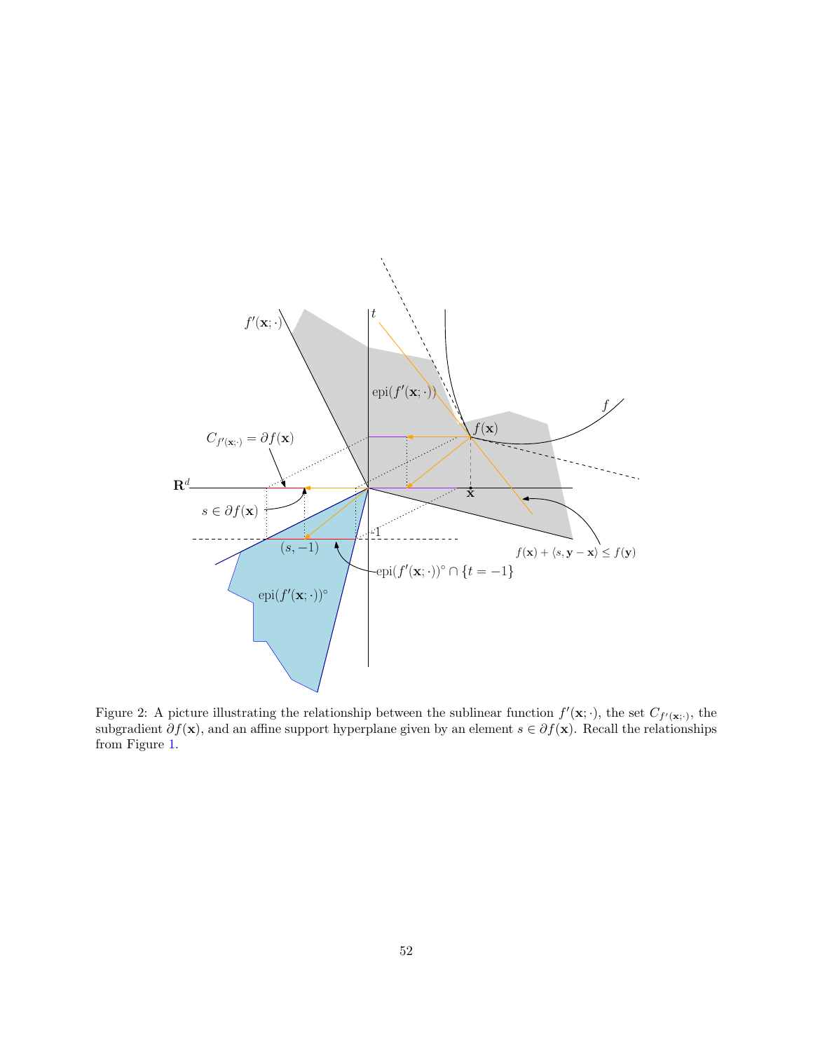Figure 2: A picture illustrating the relationship between the sublinear function $f'(\mathbf{x};\cdot)$, the set $C_{f'(\mathbf{x};\cdot)}$, the subgradient $\partial f(\mathbf{x})$, and an affine support hyperplane given by an element $s \in \partial f(\mathbf{x})$. Recall the relationships from Figure 1.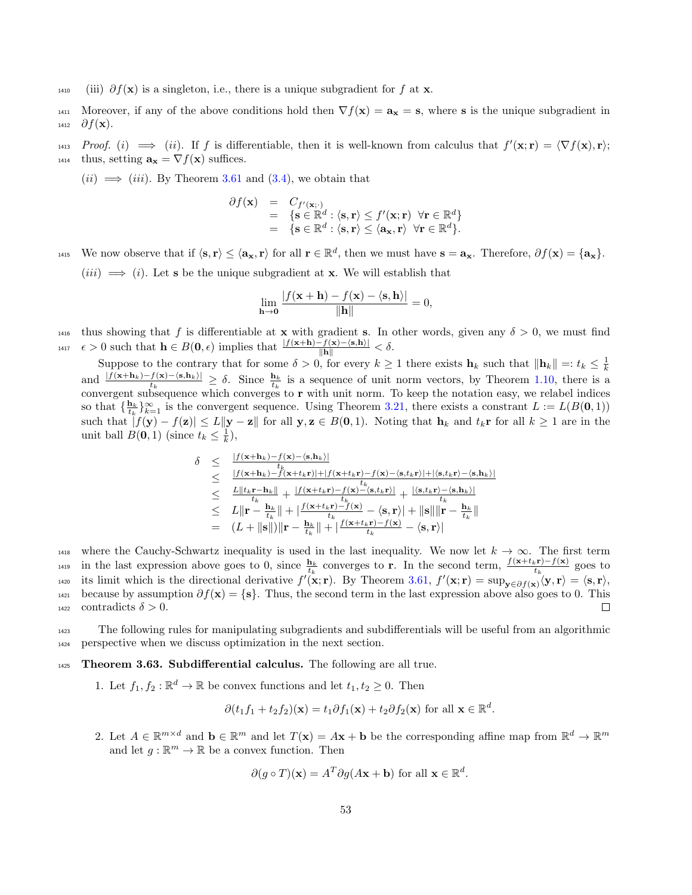(iii) $\partial f(\mathbf{x})$ is a singleton, i.e., there is a unique subgradient for $f$ at $\mathbf{x}$.

Moreover, if any of the above conditions hold then $\nabla f(\mathbf{x}) = \mathbf{a_x} = \mathbf{s}$, where $\mathbf{s}$ is the unique subgradient in $\partial f(\mathbf{x})$.

*Proof.* $(i) \implies (ii)$. If $f$ is differentiable, then it is well-known from calculus that $f'(\mathbf{x};\mathbf{r}) = \langle \nabla f(\mathbf{x}), \mathbf{r}\rangle$; thus, setting $\mathbf{a_x} = \nabla f(\mathbf{x})$ suffices.

$(ii) \implies (iii)$. By Theorem 3.61 and (3.4), we obtain that

$$
\begin{aligned}
\partial f(\mathbf{x}) &= C_{f'(\mathbf{x};\cdot)} \\
&= \{\mathbf{s} \in \mathbb{R}^d : \langle \mathbf{s}, \mathbf{r}\rangle \leq f'(\mathbf{x};\mathbf{r}) \;\; \forall \mathbf{r} \in \mathbb{R}^d\} \\
&= \{\mathbf{s} \in \mathbb{R}^d : \langle \mathbf{s}, \mathbf{r}\rangle \leq \langle \mathbf{a_x}, \mathbf{r}\rangle \;\; \forall \mathbf{r} \in \mathbb{R}^d\}.
\end{aligned}
$$

We now observe that if $\langle \mathbf{s}, \mathbf{r}\rangle \leq \langle \mathbf{a_x}, \mathbf{r}\rangle$ for all $\mathbf{r} \in \mathbb{R}^d$, then we must have $\mathbf{s} = \mathbf{a_x}$. Therefore, $\partial f(\mathbf{x}) = \{\mathbf{a_x}\}$.

$(iii) \implies (i)$. Let $\mathbf{s}$ be the unique subgradient at $\mathbf{x}$. We will establish that

$$
\lim_{\mathbf{h}\to\mathbf{0}} \frac{|f(\mathbf{x}+\mathbf{h}) - f(\mathbf{x}) - \langle \mathbf{s}, \mathbf{h}\rangle|}{\|\mathbf{h}\|} = 0,
$$

thus showing that $f$ is differentiable at $\mathbf{x}$ with gradient $\mathbf{s}$. In other words, given any $\delta > 0$, we must find $\epsilon > 0$ such that $\mathbf{h} \in B(\mathbf{0}, \epsilon)$ implies that $\frac{|f(\mathbf{x}+\mathbf{h}) - f(\mathbf{x}) - \langle \mathbf{s}, \mathbf{h}\rangle|}{\|\mathbf{h}\|} < \delta$.

Suppose to the contrary that for some $\delta > 0$, for every $k \geq 1$ there exists $\mathbf{h}_k$ such that $\|\mathbf{h}_k\| =: t_k \leq \frac{1}{k}$ and $\frac{|f(\mathbf{x}+\mathbf{h}_k) - f(\mathbf{x}) - \langle \mathbf{s}, \mathbf{h}_k\rangle|}{t_k} \geq \delta$. Since $\frac{\mathbf{h}_k}{t_k}$ is a sequence of unit norm vectors, by Theorem 1.10, there is a convergent subsequence which converges to $\mathbf{r}$ with unit norm. To keep the notation easy, we relabel indices so that $\{\frac{\mathbf{h}_k}{t_k}\}_{k=1}^\infty$ is the convergent sequence. Using Theorem 3.21, there exists a constrant $L := L(B(\mathbf{0}, 1))$ such that $|f(\mathbf{y}) - f(\mathbf{z})| \leq L\|\mathbf{y} - \mathbf{z}\|$ for all $\mathbf{y}, \mathbf{z} \in B(\mathbf{0}, 1)$. Noting that $\mathbf{h}_k$ and $t_k\mathbf{r}$ for all $k \geq 1$ are in the unit ball $B(\mathbf{0}, 1)$ (since $t_k \leq \frac{1}{k}$),

$$
\begin{aligned}
\delta &\leq \frac{|f(\mathbf{x}+\mathbf{h}_k) - f(\mathbf{x}) - \langle \mathbf{s}, \mathbf{h}_k\rangle|}{t_k} \\
&\leq \frac{|f(\mathbf{x}+\mathbf{h}_k) - f(\mathbf{x}+t_k\mathbf{r})| + |f(\mathbf{x}+t_k\mathbf{r}) - f(\mathbf{x}) - \langle \mathbf{s}, t_k\mathbf{r}\rangle| + |\langle \mathbf{s}, t_k\mathbf{r}\rangle - \langle \mathbf{s}, \mathbf{h}_k\rangle|}{t_k} \\
&\leq \frac{L\|t_k\mathbf{r} - \mathbf{h}_k\|}{t_k} + \frac{|f(\mathbf{x}+t_k\mathbf{r}) - f(\mathbf{x}) - \langle \mathbf{s}, t_k\mathbf{r}\rangle|}{t_k} + \frac{|\langle \mathbf{s}, t_k\mathbf{r}\rangle - \langle \mathbf{s}, \mathbf{h}_k\rangle|}{t_k} \\
&\leq L\|\mathbf{r} - \tfrac{\mathbf{h}_k}{t_k}\| + |\tfrac{f(\mathbf{x}+t_k\mathbf{r}) - f(\mathbf{x})}{t_k} - \langle \mathbf{s}, \mathbf{r}\rangle| + \|\mathbf{s}\|\|\mathbf{r} - \tfrac{\mathbf{h}_k}{t_k}\| \\
&= (L + \|\mathbf{s}\|)\|\mathbf{r} - \tfrac{\mathbf{h}_k}{t_k}\| + |\tfrac{f(\mathbf{x}+t_k\mathbf{r}) - f(\mathbf{x})}{t_k} - \langle \mathbf{s}, \mathbf{r}\rangle|
\end{aligned}
$$

where the Cauchy-Schwartz inequality is used in the last inequality. We now let $k \to \infty$. The first term in the last expression above goes to 0, since $\frac{\mathbf{h}_k}{t_k}$ converges to $\mathbf{r}$. In the second term, $\frac{f(\mathbf{x}+t_k\mathbf{r}) - f(\mathbf{x})}{t_k}$ goes to its limit which is the directional derivative $f'(\mathbf{x};\mathbf{r})$. By Theorem 3.61, $f'(\mathbf{x};\mathbf{r}) = \sup_{\mathbf{y}\in\partial f(\mathbf{x})}\langle \mathbf{y}, \mathbf{r}\rangle = \langle \mathbf{s}, \mathbf{r}\rangle$, because by assumption $\partial f(\mathbf{x}) = \{\mathbf{s}\}$. Thus, the second term in the last expression above also goes to 0. This contradicts $\delta > 0$. □

The following rules for manipulating subgradients and subdifferentials will be useful from an algorithmic perspective when we discuss optimization in the next section.

**Theorem 3.63. Subdifferential calculus.** The following are all true.

1. Let $f_1, f_2 : \mathbb{R}^d \to \mathbb{R}$ be convex functions and let $t_1, t_2 \geq 0$. Then

$$
\partial(t_1 f_1 + t_2 f_2)(\mathbf{x}) = t_1 \partial f_1(\mathbf{x}) + t_2 \partial f_2(\mathbf{x}) \text{ for all } \mathbf{x} \in \mathbb{R}^d.
$$

2. Let $A \in \mathbb{R}^{m\times d}$ and $\mathbf{b} \in \mathbb{R}^m$ and let $T(\mathbf{x}) = A\mathbf{x} + \mathbf{b}$ be the corresponding affine map from $\mathbb{R}^d \to \mathbb{R}^m$ and let $g : \mathbb{R}^m \to \mathbb{R}$ be a convex function. Then

$$
\partial(g \circ T)(\mathbf{x}) = A^T \partial g(A\mathbf{x} + \mathbf{b}) \text{ for all } \mathbf{x} \in \mathbb{R}^d.
$$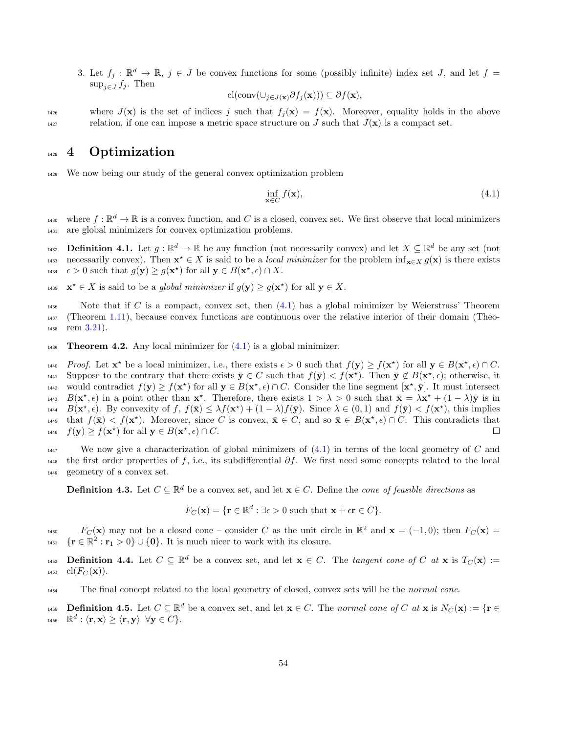3. Let $f_j : \mathbb{R}^d \to \mathbb{R}$, $j \in J$ be convex functions for some (possibly infinite) index set $J$, and let $f = \sup_{j \in J} f_j$. Then

$$\mathrm{cl}(\mathrm{conv}(\cup_{j \in J(\mathbf{x})} \partial f_j(\mathbf{x}))) \subseteq \partial f(\mathbf{x}),$$

where $J(\mathbf{x})$ is the set of indices $j$ such that $f_j(\mathbf{x}) = f(\mathbf{x})$. Moreover, equality holds in the above relation, if one can impose a metric space structure on $J$ such that $J(\mathbf{x})$ is a compact set.

# 4 Optimization

We now being our study of the general convex optimization problem

$$\inf_{\mathbf{x} \in C} f(\mathbf{x}), \tag{4.1}$$

where $f : \mathbb{R}^d \to \mathbb{R}$ is a convex function, and $C$ is a closed, convex set. We first observe that local minimizers are global minimizers for convex optimization problems.

**Definition 4.1.** Let $g : \mathbb{R}^d \to \mathbb{R}$ be any function (not necessarily convex) and let $X \subseteq \mathbb{R}^d$ be any set (not necessarily convex). Then $\mathbf{x}^\star \in X$ is said to be a *local minimizer* for the problem $\inf_{\mathbf{x} \in X} g(\mathbf{x})$ is there exists $\epsilon > 0$ such that $g(\mathbf{y}) \geq g(\mathbf{x}^\star)$ for all $\mathbf{y} \in B(\mathbf{x}^\star, \epsilon) \cap X$.

$\mathbf{x}^\star \in X$ is said to be a *global minimizer* if $g(\mathbf{y}) \geq g(\mathbf{x}^\star)$ for all $\mathbf{y} \in X$.

Note that if $C$ is a compact, convex set, then (4.1) has a global minimizer by Weierstrass' Theorem (Theorem 1.11), because convex functions are continuous over the relative interior of their domain (Theorem 3.21).

**Theorem 4.2.** Any local minimizer for (4.1) is a global minimizer.

*Proof.* Let $\mathbf{x}^\star$ be a local minimizer, i.e., there exists $\epsilon > 0$ such that $f(\mathbf{y}) \geq f(\mathbf{x}^\star)$ for all $\mathbf{y} \in B(\mathbf{x}^\star, \epsilon) \cap C$. Suppose to the contrary that there exists $\bar{\mathbf{y}} \in C$ such that $f(\bar{\mathbf{y}}) < f(\mathbf{x}^\star)$. Then $\bar{\mathbf{y}} \notin B(\mathbf{x}^\star, \epsilon)$; otherwise, it would contradict $f(\mathbf{y}) \geq f(\mathbf{x}^\star)$ for all $\mathbf{y} \in B(\mathbf{x}^\star, \epsilon) \cap C$. Consider the line segment $[\mathbf{x}^\star, \bar{\mathbf{y}}]$. It must intersect $B(\mathbf{x}^\star, \epsilon)$ in a point other than $\mathbf{x}^\star$. Therefore, there exists $1 > \lambda > 0$ such that $\bar{\mathbf{x}} = \lambda \mathbf{x}^\star + (1 - \lambda)\bar{\mathbf{y}}$ is in $B(\mathbf{x}^\star, \epsilon)$. By convexity of $f$, $f(\bar{\mathbf{x}}) \leq \lambda f(\mathbf{x}^\star) + (1 - \lambda) f(\bar{\mathbf{y}})$. Since $\lambda \in (0, 1)$ and $f(\bar{\mathbf{y}}) < f(\mathbf{x}^\star)$, this implies that $f(\bar{\mathbf{x}}) < f(\mathbf{x}^\star)$. Moreover, since $C$ is convex, $\bar{\mathbf{x}} \in C$, and so $\bar{\mathbf{x}} \in B(\mathbf{x}^\star, \epsilon) \cap C$. This contradicts that $f(\mathbf{y}) \geq f(\mathbf{x}^\star)$ for all $\mathbf{y} \in B(\mathbf{x}^\star, \epsilon) \cap C$. $\square$

We now give a characterization of global minimizers of (4.1) in terms of the local geometry of $C$ and the first order properties of $f$, i.e., its subdifferential $\partial f$. We first need some concepts related to the local geometry of a convex set.

**Definition 4.3.** Let $C \subseteq \mathbb{R}^d$ be a convex set, and let $\mathbf{x} \in C$. Define the *cone of feasible directions* as

$$F_C(\mathbf{x}) = \{\mathbf{r} \in \mathbb{R}^d : \exists \epsilon > 0 \text{ such that } \mathbf{x} + \epsilon \mathbf{r} \in C\}.$$

$F_C(\mathbf{x})$ may not be a closed cone – consider $C$ as the unit circle in $\mathbb{R}^2$ and $\mathbf{x} = (-1, 0)$; then $F_C(\mathbf{x}) = \{\mathbf{r} \in \mathbb{R}^2 : \mathbf{r}_1 > 0\} \cup \{\mathbf{0}\}$. It is much nicer to work with its closure.

**Definition 4.4.** Let $C \subseteq \mathbb{R}^d$ be a convex set, and let $\mathbf{x} \in C$. The *tangent cone of $C$ at* $\mathbf{x}$ is $T_C(\mathbf{x}) := \mathrm{cl}(F_C(\mathbf{x}))$.

The final concept related to the local geometry of closed, convex sets will be the *normal cone*.

**Definition 4.5.** Let $C \subseteq \mathbb{R}^d$ be a convex set, and let $\mathbf{x} \in C$. The *normal cone of $C$ at* $\mathbf{x}$ is $N_C(\mathbf{x}) := \{\mathbf{r} \in \mathbb{R}^d : \langle \mathbf{r}, \mathbf{x} \rangle \geq \langle \mathbf{r}, \mathbf{y} \rangle \ \forall \mathbf{y} \in C\}$.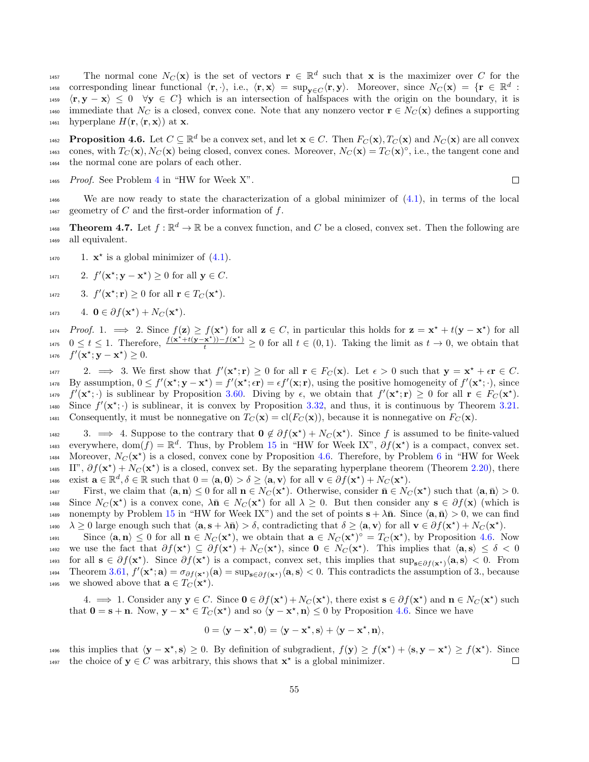The normal cone $N_C(\mathbf{x})$ is the set of vectors $\mathbf{r} \in \mathbb{R}^d$ such that $\mathbf{x}$ is the maximizer over $C$ for the corresponding linear functional $\langle \mathbf{r}, \cdot \rangle$, i.e., $\langle \mathbf{r}, \mathbf{x} \rangle = \sup_{\mathbf{y} \in C} \langle \mathbf{r}, \mathbf{y} \rangle$. Moreover, since $N_C(\mathbf{x}) = \{\mathbf{r} \in \mathbb{R}^d : \langle \mathbf{r}, \mathbf{y} - \mathbf{x} \rangle \leq 0 \quad \forall \mathbf{y} \in C\}$ which is an intersection of halfspaces with the origin on the boundary, it is immediate that $N_C$ is a closed, convex cone. Note that any nonzero vector $\mathbf{r} \in N_C(\mathbf{x})$ defines a supporting hyperplane $H(\mathbf{r}, \langle \mathbf{r}, \mathbf{x} \rangle)$ at $\mathbf{x}$.

**Proposition 4.6.** Let $C \subseteq \mathbb{R}^d$ be a convex set, and let $\mathbf{x} \in C$. Then $F_C(\mathbf{x}), T_C(\mathbf{x})$ and $N_C(\mathbf{x})$ are all convex cones, with $T_C(\mathbf{x}), N_C(\mathbf{x})$ being closed, convex cones. Moreover, $N_C(\mathbf{x}) = T_C(\mathbf{x})^\circ$, i.e., the tangent cone and the normal cone are polars of each other.

*Proof.* See Problem 4 in "HW for Week X". □

We are now ready to state the characterization of a global minimizer of (4.1), in terms of the local geometry of $C$ and the first-order information of $f$.

**Theorem 4.7.** Let $f : \mathbb{R}^d \to \mathbb{R}$ be a convex function, and $C$ be a closed, convex set. Then the following are all equivalent.

1. $\mathbf{x}^\star$ is a global minimizer of (4.1).
2. $f'(\mathbf{x}^\star; \mathbf{y} - \mathbf{x}^\star) \geq 0$ for all $\mathbf{y} \in C$.
3. $f'(\mathbf{x}^\star; \mathbf{r}) \geq 0$ for all $\mathbf{r} \in T_C(\mathbf{x}^\star)$.
4. $\mathbf{0} \in \partial f(\mathbf{x}^\star) + N_C(\mathbf{x}^\star)$.

*Proof.* 1. $\implies$ 2. Since $f(\mathbf{z}) \geq f(\mathbf{x}^\star)$ for all $\mathbf{z} \in C$, in particular this holds for $\mathbf{z} = \mathbf{x}^\star + t(\mathbf{y} - \mathbf{x}^\star)$ for all $0 \leq t \leq 1$. Therefore, $\frac{f(\mathbf{x}^\star + t(\mathbf{y} - \mathbf{x}^\star)) - f(\mathbf{x}^\star)}{t} \geq 0$ for all $t \in (0, 1)$. Taking the limit as $t \to 0$, we obtain that $f'(\mathbf{x}^\star; \mathbf{y} - \mathbf{x}^\star) \geq 0$.

2. $\implies$ 3. We first show that $f'(\mathbf{x}^\star; \mathbf{r}) \geq 0$ for all $\mathbf{r} \in F_C(\mathbf{x})$. Let $\epsilon > 0$ such that $\mathbf{y} = \mathbf{x}^\star + \epsilon \mathbf{r} \in C$. By assumption, $0 \leq f'(\mathbf{x}^\star; \mathbf{y} - \mathbf{x}^\star) = f'(\mathbf{x}^\star; \epsilon \mathbf{r}) = \epsilon f'(\mathbf{x}; \mathbf{r})$, using the positive homogeneity of $f'(\mathbf{x}^\star; \cdot)$, since $f'(\mathbf{x}^\star; \cdot)$ is sublinear by Proposition 3.60. Diving by $\epsilon$, we obtain that $f'(\mathbf{x}^\star; \mathbf{r}) \geq 0$ for all $\mathbf{r} \in F_C(\mathbf{x}^\star)$. Since $f'(\mathbf{x}^\star; \cdot)$ is sublinear, it is convex by Proposition 3.32, and thus, it is continuous by Theorem 3.21. Consequently, it must be nonnegative on $T_C(\mathbf{x}) = \text{cl}(F_C(\mathbf{x}))$, because it is nonnegative on $F_C(\mathbf{x})$.

3. $\implies$ 4. Suppose to the contrary that $\mathbf{0} \notin \partial f(\mathbf{x}^\star) + N_C(\mathbf{x}^\star)$. Since $f$ is assumed to be finite-valued everywhere, $\text{dom}(f) = \mathbb{R}^d$. Thus, by Problem 15 in "HW for Week IX", $\partial f(\mathbf{x}^\star)$ is a compact, convex set. Moreover, $N_C(\mathbf{x}^\star)$ is a closed, convex cone by Proposition 4.6. Therefore, by Problem 6 in "HW for Week II", $\partial f(\mathbf{x}^\star) + N_C(\mathbf{x}^\star)$ is a closed, convex set. By the separating hyperplane theorem (Theorem 2.20), there exist $\mathbf{a} \in \mathbb{R}^d, \delta \in \mathbb{R}$ such that $0 = \langle \mathbf{a}, \mathbf{0} \rangle > \delta \geq \langle \mathbf{a}, \mathbf{v} \rangle$ for all $\mathbf{v} \in \partial f(\mathbf{x}^\star) + N_C(\mathbf{x}^\star)$.

First, we claim that $\langle \mathbf{a}, \mathbf{n} \rangle \leq 0$ for all $\mathbf{n} \in N_C(\mathbf{x}^\star)$. Otherwise, consider $\bar{\mathbf{n}} \in N_C(\mathbf{x}^\star)$ such that $\langle \mathbf{a}, \bar{\mathbf{n}} \rangle > 0$. Since $N_C(\mathbf{x}^\star)$ is a convex cone, $\lambda \bar{\mathbf{n}} \in N_C(\mathbf{x}^\star)$ for all $\lambda \geq 0$. But then consider any $\mathbf{s} \in \partial f(\mathbf{x})$ (which is nonempty by Problem 15 in "HW for Week IX") and the set of points $\mathbf{s} + \lambda \bar{\mathbf{n}}$. Since $\langle \mathbf{a}, \bar{\mathbf{n}} \rangle > 0$, we can find $\lambda \geq 0$ large enough such that $\langle \mathbf{a}, \mathbf{s} + \lambda \bar{\mathbf{n}} \rangle > \delta$, contradicting that $\delta \geq \langle \mathbf{a}, \mathbf{v} \rangle$ for all $\mathbf{v} \in \partial f(\mathbf{x}^\star) + N_C(\mathbf{x}^\star)$.

Since $\langle \mathbf{a}, \mathbf{n} \rangle \leq 0$ for all $\mathbf{n} \in N_C(\mathbf{x}^\star)$, we obtain that $\mathbf{a} \in N_C(\mathbf{x}^\star)^\circ = T_C(\mathbf{x}^\star)$, by Proposition 4.6. Now we use the fact that $\partial f(\mathbf{x}^\star) \subseteq \partial f(\mathbf{x}^\star) + N_C(\mathbf{x}^\star)$, since $\mathbf{0} \in N_C(\mathbf{x}^\star)$. This implies that $\langle \mathbf{a}, \mathbf{s} \rangle \leq \delta < 0$ for all $\mathbf{s} \in \partial f(\mathbf{x}^\star)$. Since $\partial f(\mathbf{x}^\star)$ is a compact, convex set, this implies that $\sup_{\mathbf{s} \in \partial f(\mathbf{x}^\star)} \langle \mathbf{a}, \mathbf{s} \rangle < 0$. From Theorem 3.61, $f'(\mathbf{x}^\star; \mathbf{a}) = \sigma_{\partial f(\mathbf{x}^\star)}(\mathbf{a}) = \sup_{\mathbf{s} \in \partial f(\mathbf{x}^\star)} \langle \mathbf{a}, \mathbf{s} \rangle < 0$. This contradicts the assumption of 3., because we showed above that $\mathbf{a} \in T_C(\mathbf{x}^\star)$.

4. $\implies$ 1. Consider any $\mathbf{y} \in C$. Since $\mathbf{0} \in \partial f(\mathbf{x}^\star) + N_C(\mathbf{x}^\star)$, there exist $\mathbf{s} \in \partial f(\mathbf{x}^\star)$ and $\mathbf{n} \in N_C(\mathbf{x}^\star)$ such that $\mathbf{0} = \mathbf{s} + \mathbf{n}$. Now, $\mathbf{y} - \mathbf{x}^\star \in T_C(\mathbf{x}^\star)$ and so $\langle \mathbf{y} - \mathbf{x}^\star, \mathbf{n} \rangle \leq 0$ by Proposition 4.6. Since we have

$$0 = \langle \mathbf{y} - \mathbf{x}^\star, \mathbf{0} \rangle = \langle \mathbf{y} - \mathbf{x}^\star, \mathbf{s} \rangle + \langle \mathbf{y} - \mathbf{x}^\star, \mathbf{n} \rangle,$$

this implies that $\langle \mathbf{y} - \mathbf{x}^\star, \mathbf{s} \rangle \geq 0$. By definition of subgradient, $f(\mathbf{y}) \geq f(\mathbf{x}^\star) + \langle \mathbf{s}, \mathbf{y} - \mathbf{x}^\star \rangle \geq f(\mathbf{x}^\star)$. Since the choice of $\mathbf{y} \in C$ was arbitrary, this shows that $\mathbf{x}^\star$ is a global minimizer. □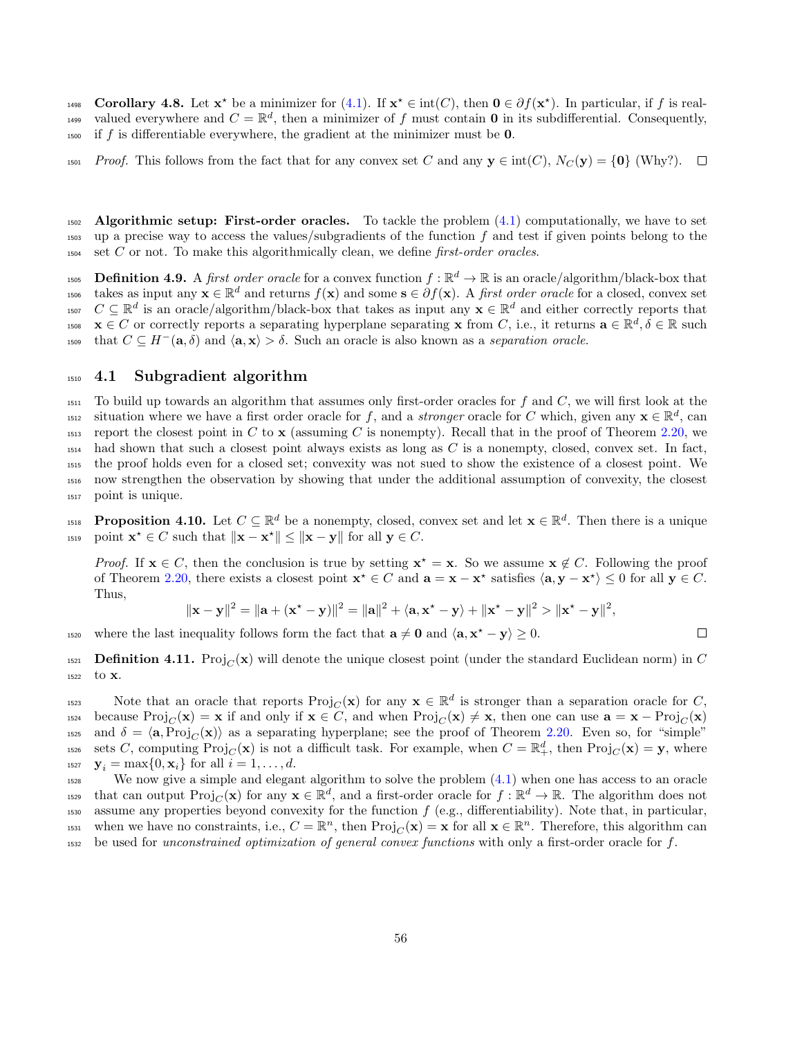**Corollary 4.8.** Let $\mathbf{x}^\star$ be a minimizer for (4.1). If $\mathbf{x}^\star \in \text{int}(C)$, then $\mathbf{0} \in \partial f(\mathbf{x}^\star)$. In particular, if $f$ is real-valued everywhere and $C = \mathbb{R}^d$, then a minimizer of $f$ must contain $\mathbf{0}$ in its subdifferential. Consequently, if $f$ is differentiable everywhere, the gradient at the minimizer must be $\mathbf{0}$.

*Proof.* This follows from the fact that for any convex set $C$ and any $\mathbf{y} \in \text{int}(C)$, $N_C(\mathbf{y}) = \{\mathbf{0}\}$ (Why?). $\square$

**Algorithmic setup: First-order oracles.** To tackle the problem (4.1) computationally, we have to set up a precise way to access the values/subgradients of the function $f$ and test if given points belong to the set $C$ or not. To make this algorithmically clean, we define *first-order oracles*.

**Definition 4.9.** A *first order oracle* for a convex function $f : \mathbb{R}^d \to \mathbb{R}$ is an oracle/algorithm/black-box that takes as input any $\mathbf{x} \in \mathbb{R}^d$ and returns $f(\mathbf{x})$ and some $\mathbf{s} \in \partial f(\mathbf{x})$. A *first order oracle* for a closed, convex set $C \subseteq \mathbb{R}^d$ is an oracle/algorithm/black-box that takes as input any $\mathbf{x} \in \mathbb{R}^d$ and either correctly reports that $\mathbf{x} \in C$ or correctly reports a separating hyperplane separating $\mathbf{x}$ from $C$, i.e., it returns $\mathbf{a} \in \mathbb{R}^d, \delta \in \mathbb{R}$ such that $C \subseteq H^-(\mathbf{a}, \delta)$ and $\langle \mathbf{a}, \mathbf{x} \rangle > \delta$. Such an oracle is also known as a *separation oracle*.

## 4.1 Subgradient algorithm

To build up towards an algorithm that assumes only first-order oracles for $f$ and $C$, we will first look at the situation where we have a first order oracle for $f$, and a *stronger* oracle for $C$ which, given any $\mathbf{x} \in \mathbb{R}^d$, can report the closest point in $C$ to $\mathbf{x}$ (assuming $C$ is nonempty). Recall that in the proof of Theorem 2.20, we had shown that such a closest point always exists as long as $C$ is a nonempty, closed, convex set. In fact, the proof holds even for a closed set; convexity was not sued to show the existence of a closest point. We now strengthen the observation by showing that under the additional assumption of convexity, the closest point is unique.

**Proposition 4.10.** Let $C \subseteq \mathbb{R}^d$ be a nonempty, closed, convex set and let $\mathbf{x} \in \mathbb{R}^d$. Then there is a unique point $\mathbf{x}^\star \in C$ such that $\|\mathbf{x} - \mathbf{x}^\star\| \leq \|\mathbf{x} - \mathbf{y}\|$ for all $\mathbf{y} \in C$.

*Proof.* If $\mathbf{x} \in C$, then the conclusion is true by setting $\mathbf{x}^\star = \mathbf{x}$. So we assume $\mathbf{x} \notin C$. Following the proof of Theorem 2.20, there exists a closest point $\mathbf{x}^\star \in C$ and $\mathbf{a} = \mathbf{x} - \mathbf{x}^\star$ satisfies $\langle \mathbf{a}, \mathbf{y} - \mathbf{x}^\star \rangle \leq 0$ for all $\mathbf{y} \in C$. Thus,

$$\|\mathbf{x} - \mathbf{y}\|^2 = \|\mathbf{a} + (\mathbf{x}^\star - \mathbf{y})\|^2 = \|\mathbf{a}\|^2 + \langle \mathbf{a}, \mathbf{x}^\star - \mathbf{y} \rangle + \|\mathbf{x}^\star - \mathbf{y}\|^2 > \|\mathbf{x}^\star - \mathbf{y}\|^2,$$

where the last inequality follows form the fact that $\mathbf{a} \neq \mathbf{0}$ and $\langle \mathbf{a}, \mathbf{x}^\star - \mathbf{y} \rangle \geq 0$. $\square$

**Definition 4.11.** $\text{Proj}_C(\mathbf{x})$ will denote the unique closest point (under the standard Euclidean norm) in $C$ to $\mathbf{x}$.

Note that an oracle that reports $\text{Proj}_C(\mathbf{x})$ for any $\mathbf{x} \in \mathbb{R}^d$ is stronger than a separation oracle for $C$, because $\text{Proj}_C(\mathbf{x}) = \mathbf{x}$ if and only if $\mathbf{x} \in C$, and when $\text{Proj}_C(\mathbf{x}) \neq \mathbf{x}$, then one can use $\mathbf{a} = \mathbf{x} - \text{Proj}_C(\mathbf{x})$ and $\delta = \langle \mathbf{a}, \text{Proj}_C(\mathbf{x}) \rangle$ as a separating hyperplane; see the proof of Theorem 2.20. Even so, for "simple" sets $C$, computing $\text{Proj}_C(\mathbf{x})$ is not a difficult task. For example, when $C = \mathbb{R}^d_+$, then $\text{Proj}_C(\mathbf{x}) = \mathbf{y}$, where $\mathbf{y}_i = \max\{0, \mathbf{x}_i\}$ for all $i = 1, \ldots, d$.

We now give a simple and elegant algorithm to solve the problem (4.1) when one has access to an oracle that can output $\text{Proj}_C(\mathbf{x})$ for any $\mathbf{x} \in \mathbb{R}^d$, and a first-order oracle for $f : \mathbb{R}^d \to \mathbb{R}$. The algorithm does not assume any properties beyond convexity for the function $f$ (e.g., differentiability). Note that, in particular, when we have no constraints, i.e., $C = \mathbb{R}^n$, then $\text{Proj}_C(\mathbf{x}) = \mathbf{x}$ for all $\mathbf{x} \in \mathbb{R}^n$. Therefore, this algorithm can be used for *unconstrained optimization of general convex functions* with only a first-order oracle for $f$.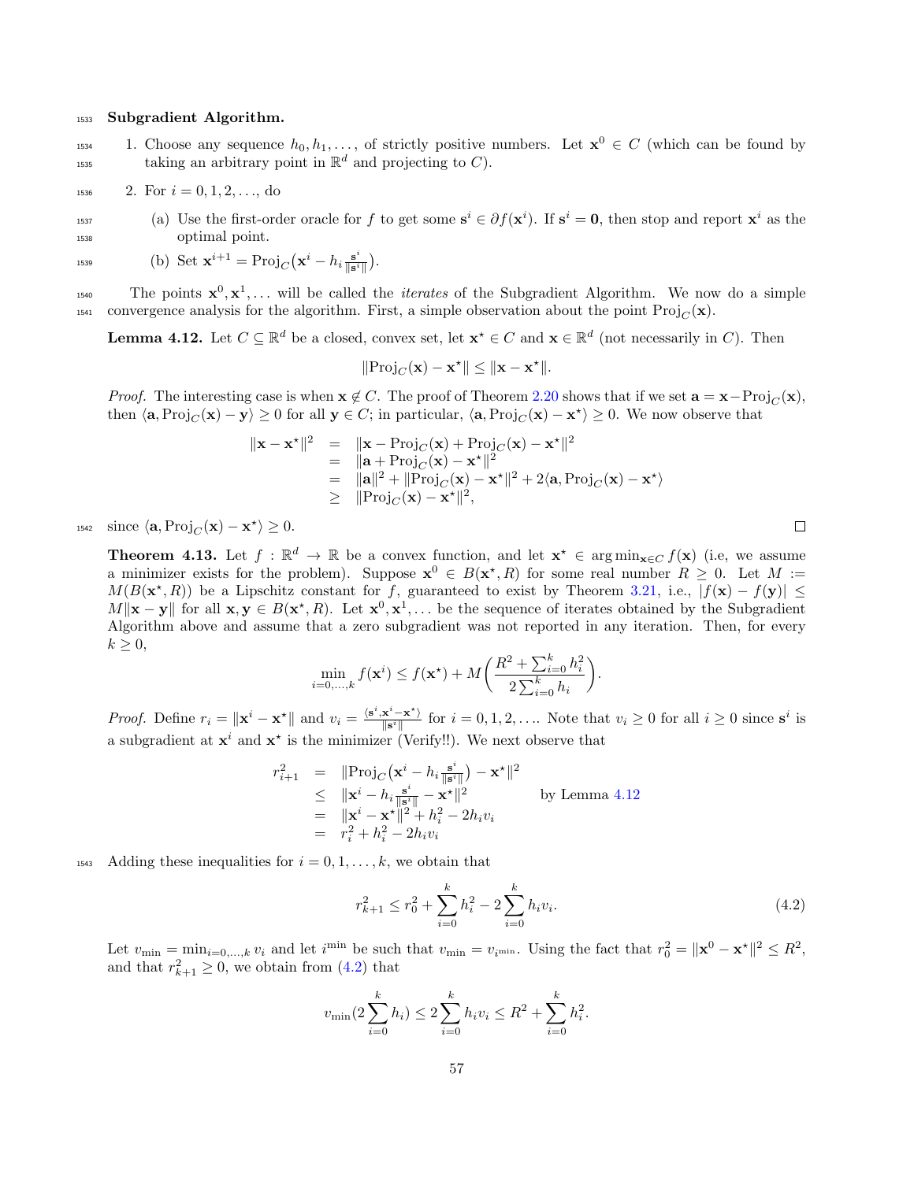**Subgradient Algorithm.**

1. Choose any sequence $h_0, h_1, \ldots,$ of strictly positive numbers. Let $\mathbf{x}^0 \in C$ (which can be found by taking an arbitrary point in $\mathbb{R}^d$ and projecting to $C$).
2. For $i = 0, 1, 2, \ldots,$ do
   (a) Use the first-order oracle for $f$ to get some $\mathbf{s}^i \in \partial f(\mathbf{x}^i)$. If $\mathbf{s}^i = \mathbf{0}$, then stop and report $\mathbf{x}^i$ as the optimal point.
   (b) Set $\mathbf{x}^{i+1} = \mathrm{Proj}_C\big(\mathbf{x}^i - h_i \frac{\mathbf{s}^i}{\|\mathbf{s}^i\|}\big)$.

The points $\mathbf{x}^0, \mathbf{x}^1, \ldots$ will be called the *iterates* of the Subgradient Algorithm. We now do a simple convergence analysis for the algorithm. First, a simple observation about the point $\mathrm{Proj}_C(\mathbf{x})$.

**Lemma 4.12.** Let $C \subseteq \mathbb{R}^d$ be a closed, convex set, let $\mathbf{x}^\star \in C$ and $\mathbf{x} \in \mathbb{R}^d$ (not necessarily in $C$). Then

$$\|\mathrm{Proj}_C(\mathbf{x}) - \mathbf{x}^\star\| \leq \|\mathbf{x} - \mathbf{x}^\star\|.$$

*Proof.* The interesting case is when $\mathbf{x} \notin C$. The proof of Theorem 2.20 shows that if we set $\mathbf{a} = \mathbf{x} - \mathrm{Proj}_C(\mathbf{x})$, then $\langle \mathbf{a}, \mathrm{Proj}_C(\mathbf{x}) - \mathbf{y}\rangle \geq 0$ for all $\mathbf{y} \in C$; in particular, $\langle \mathbf{a}, \mathrm{Proj}_C(\mathbf{x}) - \mathbf{x}^\star\rangle \geq 0$. We now observe that

$$\begin{array}{rcl}
\|\mathbf{x} - \mathbf{x}^\star\|^2 & = & \|\mathbf{x} - \mathrm{Proj}_C(\mathbf{x}) + \mathrm{Proj}_C(\mathbf{x}) - \mathbf{x}^\star\|^2 \\
& = & \|\mathbf{a} + \mathrm{Proj}_C(\mathbf{x}) - \mathbf{x}^\star\|^2 \\
& = & \|\mathbf{a}\|^2 + \|\mathrm{Proj}_C(\mathbf{x}) - \mathbf{x}^\star\|^2 + 2\langle \mathbf{a}, \mathrm{Proj}_C(\mathbf{x}) - \mathbf{x}^\star\rangle \\
& \geq & \|\mathrm{Proj}_C(\mathbf{x}) - \mathbf{x}^\star\|^2,
\end{array}$$

since $\langle \mathbf{a}, \mathrm{Proj}_C(\mathbf{x}) - \mathbf{x}^\star\rangle \geq 0$. $\square$

**Theorem 4.13.** Let $f : \mathbb{R}^d \to \mathbb{R}$ be a convex function, and let $\mathbf{x}^\star \in \arg\min_{\mathbf{x} \in C} f(\mathbf{x})$ (i.e, we assume a minimizer exists for the problem). Suppose $\mathbf{x}^0 \in B(\mathbf{x}^\star, R)$ for some real number $R \geq 0$. Let $M := M(B(\mathbf{x}^\star, R))$ be a Lipschitz constant for $f$, guaranteed to exist by Theorem 3.21, i.e., $|f(\mathbf{x}) - f(\mathbf{y})| \leq M\|\mathbf{x} - \mathbf{y}\|$ for all $\mathbf{x}, \mathbf{y} \in B(\mathbf{x}^\star, R)$. Let $\mathbf{x}^0, \mathbf{x}^1, \ldots$ be the sequence of iterates obtained by the Subgradient Algorithm above and assume that a zero subgradient was not reported in any iteration. Then, for every $k \geq 0$,

$$\min_{i=0,\ldots,k} f(\mathbf{x}^i) \leq f(\mathbf{x}^\star) + M\bigg(\frac{R^2 + \sum_{i=0}^k h_i^2}{2\sum_{i=0}^k h_i}\bigg).$$

*Proof.* Define $r_i = \|\mathbf{x}^i - \mathbf{x}^\star\|$ and $v_i = \frac{\langle \mathbf{s}^i, \mathbf{x}^i - \mathbf{x}^\star\rangle}{\|\mathbf{s}^i\|}$ for $i = 0, 1, 2, \ldots$. Note that $v_i \geq 0$ for all $i \geq 0$ since $\mathbf{s}^i$ is a subgradient at $\mathbf{x}^i$ and $\mathbf{x}^\star$ is the minimizer (Verify!!). We next observe that

$$\begin{array}{rcll}
r_{i+1}^2 & = & \|\mathrm{Proj}_C\big(\mathbf{x}^i - h_i \frac{\mathbf{s}^i}{\|\mathbf{s}^i\|}\big) - \mathbf{x}^\star\|^2 & \\
& \leq & \|\mathbf{x}^i - h_i \frac{\mathbf{s}^i}{\|\mathbf{s}^i\|} - \mathbf{x}^\star\|^2 & \text{by Lemma 4.12} \\
& = & \|\mathbf{x}^i - \mathbf{x}^\star\|^2 + h_i^2 - 2h_i v_i & \\
& = & r_i^2 + h_i^2 - 2h_i v_i &
\end{array}$$

Adding these inequalities for $i = 0, 1, \ldots, k$, we obtain that

$$r_{k+1}^2 \leq r_0^2 + \sum_{i=0}^k h_i^2 - 2\sum_{i=0}^k h_i v_i. \tag{4.2}$$

Let $v_{\min} = \min_{i=0,\ldots,k} v_i$ and let $i^{\min}$ be such that $v_{\min} = v_{i^{\min}}$. Using the fact that $r_0^2 = \|\mathbf{x}^0 - \mathbf{x}^\star\|^2 \leq R^2$, and that $r_{k+1}^2 \geq 0$, we obtain from (4.2) that

$$v_{\min}(2\sum_{i=0}^k h_i) \leq 2\sum_{i=0}^k h_i v_i \leq R^2 + \sum_{i=0}^k h_i^2.$$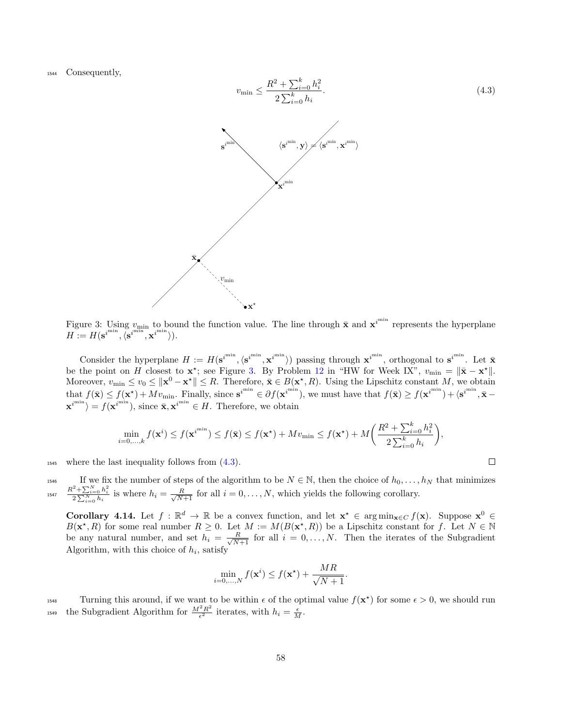Consequently,

$$v_{\min} \le \frac{R^2 + \sum_{i=0}^{k} h_i^2}{2\sum_{i=0}^{k} h_i}. \tag{4.3}$$

Figure 3: Using $v_{\min}$ to bound the function value. The line through $\bar{\mathbf{x}}$ and $\mathbf{x}^{i^{\min}}$ represents the hyperplane $H := H(\mathbf{s}^{i^{\min}}, \langle \mathbf{s}^{i^{\min}}, \mathbf{x}^{i^{\min}} \rangle)$.

Consider the hyperplane $H := H(\mathbf{s}^{i^{\min}}, \langle \mathbf{s}^{i^{\min}}, \mathbf{x}^{i^{\min}} \rangle)$ passing through $\mathbf{x}^{i^{\min}}$, orthogonal to $\mathbf{s}^{i^{\min}}$. Let $\bar{\mathbf{x}}$ be the point on $H$ closest to $\mathbf{x}^\star$; see Figure 3. By Problem 12 in "HW for Week IX", $v_{\min} = \|\bar{\mathbf{x}} - \mathbf{x}^\star\|$. Moreover, $v_{\min} \le v_0 \le \|\mathbf{x}^0 - \mathbf{x}^\star\| \le R$. Therefore, $\bar{\mathbf{x}} \in B(\mathbf{x}^\star, R)$. Using the Lipschitz constant $M$, we obtain that $f(\bar{\mathbf{x}}) \le f(\mathbf{x}^\star) + M v_{\min}$. Finally, since $\mathbf{s}^{i^{\min}} \in \partial f(\mathbf{x}^{i^{\min}})$, we must have that $f(\bar{\mathbf{x}}) \ge f(\mathbf{x}^{i^{\min}}) + \langle \mathbf{s}^{i^{\min}}, \bar{\mathbf{x}} - \mathbf{x}^{i^{\min}} \rangle = f(\mathbf{x}^{i^{\min}})$, since $\bar{\mathbf{x}}, \mathbf{x}^{i^{\min}} \in H$. Therefore, we obtain

$$\min_{i=0,\dots,k} f(\mathbf{x}^i) \le f(\mathbf{x}^{i^{\min}}) \le f(\bar{\mathbf{x}}) \le f(\mathbf{x}^\star) + M v_{\min} \le f(\mathbf{x}^\star) + M\left(\frac{R^2 + \sum_{i=0}^{k} h_i^2}{2\sum_{i=0}^{k} h_i}\right),$$

where the last inequality follows from (4.3). $\square$

If we fix the number of steps of the algorithm to be $N \in \mathbb{N}$, then the choice of $h_0, \dots, h_N$ that minimizes $\frac{R^2 + \sum_{i=0}^{N} h_i^2}{2\sum_{i=0}^{N} h_i}$ is where $h_i = \frac{R}{\sqrt{N+1}}$ for all $i = 0, \dots, N$, which yields the following corollary.

**Corollary 4.14.** Let $f : \mathbb{R}^d \to \mathbb{R}$ be a convex function, and let $\mathbf{x}^\star \in \arg\min_{\mathbf{x} \in C} f(\mathbf{x})$. Suppose $\mathbf{x}^0 \in B(\mathbf{x}^\star, R)$ for some real number $R \ge 0$. Let $M := M(B(\mathbf{x}^\star, R))$ be a Lipschitz constant for $f$. Let $N \in \mathbb{N}$ be any natural number, and set $h_i = \frac{R}{\sqrt{N+1}}$ for all $i = 0, \dots, N$. Then the iterates of the Subgradient Algorithm, with this choice of $h_i$, satisfy

$$\min_{i=0,\dots,N} f(\mathbf{x}^i) \le f(\mathbf{x}^\star) + \frac{MR}{\sqrt{N+1}}.$$

Turning this around, if we want to be within $\epsilon$ of the optimal value $f(\mathbf{x}^\star)$ for some $\epsilon > 0$, we should run the Subgradient Algorithm for $\frac{M^2 R^2}{\epsilon^2}$ iterates, with $h_i = \frac{\epsilon}{M}$.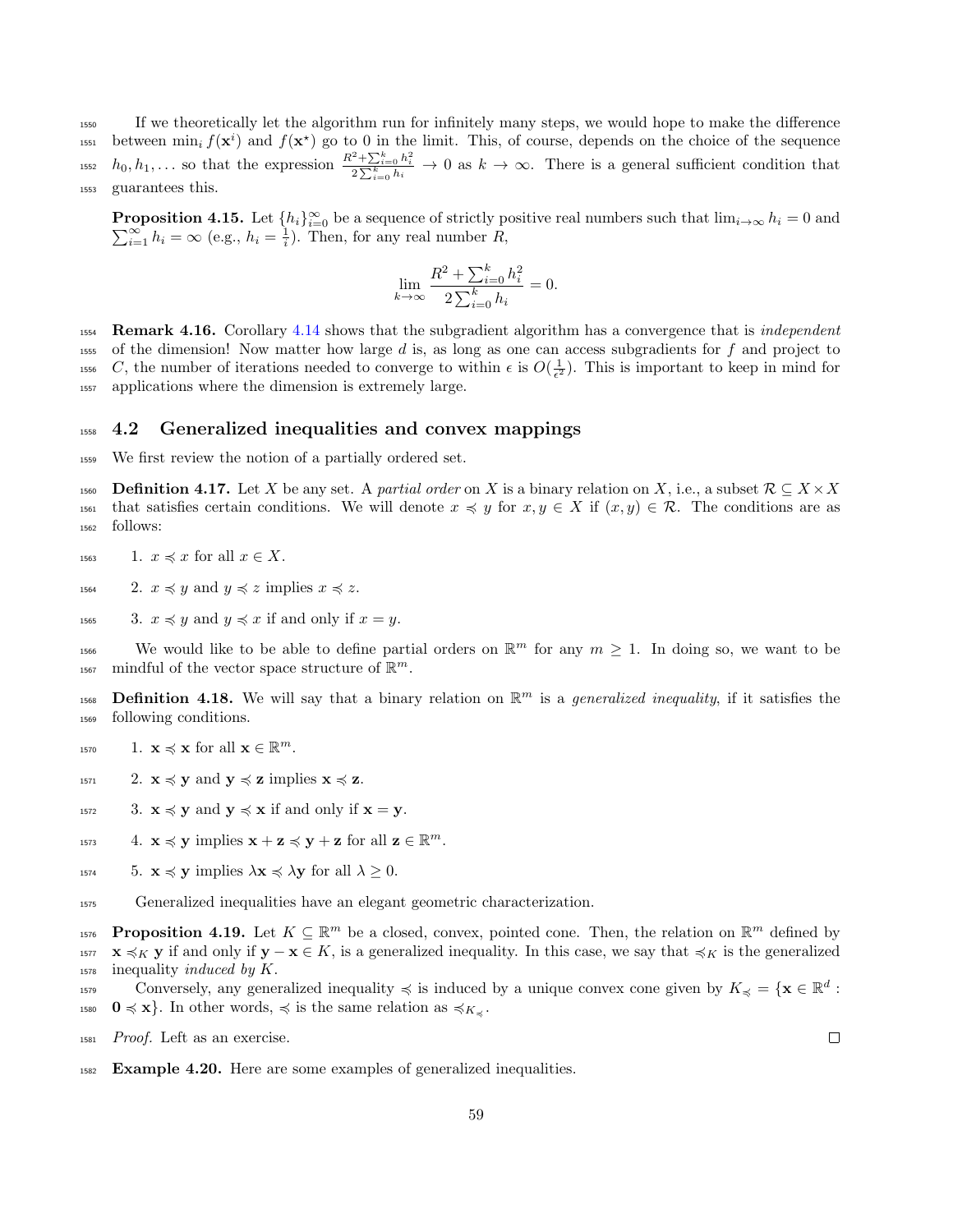If we theoretically let the algorithm run for infinitely many steps, we would hope to make the difference between $\min_i f(\mathbf{x}^i)$ and $f(\mathbf{x}^\star)$ go to 0 in the limit. This, of course, depends on the choice of the sequence $h_0, h_1, \ldots$ so that the expression $\frac{R^2+\sum_{i=0}^k h_i^2}{2\sum_{i=0}^k h_i} \to 0$ as $k \to \infty$. There is a general sufficient condition that guarantees this.

**Proposition 4.15.** Let $\{h_i\}_{i=0}^\infty$ be a sequence of strictly positive real numbers such that $\lim_{i\to\infty} h_i = 0$ and $\sum_{i=1}^\infty h_i = \infty$ (e.g., $h_i = \frac{1}{i}$). Then, for any real number $R$,

$$\lim_{k\to\infty} \frac{R^2 + \sum_{i=0}^k h_i^2}{2\sum_{i=0}^k h_i} = 0.$$

**Remark 4.16.** Corollary 4.14 shows that the subgradient algorithm has a convergence that is *independent* of the dimension! Now matter how large $d$ is, as long as one can access subgradients for $f$ and project to $C$, the number of iterations needed to converge to within $\epsilon$ is $O(\frac{1}{\epsilon^2})$. This is important to keep in mind for applications where the dimension is extremely large.

## 4.2 Generalized inequalities and convex mappings

We first review the notion of a partially ordered set.

**Definition 4.17.** Let $X$ be any set. A *partial order* on $X$ is a binary relation on $X$, i.e., a subset $\mathcal{R} \subseteq X \times X$ that satisfies certain conditions. We will denote $x \preccurlyeq y$ for $x, y \in X$ if $(x, y) \in \mathcal{R}$. The conditions are as follows:

1. $x \preccurlyeq x$ for all $x \in X$.
2. $x \preccurlyeq y$ and $y \preccurlyeq z$ implies $x \preccurlyeq z$.
3. $x \preccurlyeq y$ and $y \preccurlyeq x$ if and only if $x = y$.

We would like to be able to define partial orders on $\mathbb{R}^m$ for any $m \geq 1$. In doing so, we want to be mindful of the vector space structure of $\mathbb{R}^m$.

**Definition 4.18.** We will say that a binary relation on $\mathbb{R}^m$ is a *generalized inequality*, if it satisfies the following conditions.

1. $\mathbf{x} \preccurlyeq \mathbf{x}$ for all $\mathbf{x} \in \mathbb{R}^m$.
2. $\mathbf{x} \preccurlyeq \mathbf{y}$ and $\mathbf{y} \preccurlyeq \mathbf{z}$ implies $\mathbf{x} \preccurlyeq \mathbf{z}$.
3. $\mathbf{x} \preccurlyeq \mathbf{y}$ and $\mathbf{y} \preccurlyeq \mathbf{x}$ if and only if $\mathbf{x} = \mathbf{y}$.
4. $\mathbf{x} \preccurlyeq \mathbf{y}$ implies $\mathbf{x} + \mathbf{z} \preccurlyeq \mathbf{y} + \mathbf{z}$ for all $\mathbf{z} \in \mathbb{R}^m$.
5. $\mathbf{x} \preccurlyeq \mathbf{y}$ implies $\lambda\mathbf{x} \preccurlyeq \lambda\mathbf{y}$ for all $\lambda \geq 0$.

Generalized inequalities have an elegant geometric characterization.

**Proposition 4.19.** Let $K \subseteq \mathbb{R}^m$ be a closed, convex, pointed cone. Then, the relation on $\mathbb{R}^m$ defined by $\mathbf{x} \preccurlyeq_K \mathbf{y}$ if and only if $\mathbf{y} - \mathbf{x} \in K$, is a generalized inequality. In this case, we say that $\preccurlyeq_K$ is the generalized inequality *induced by* $K$.

Conversely, any generalized inequality $\preccurlyeq$ is induced by a unique convex cone given by $K_{\preccurlyeq} = \{\mathbf{x} \in \mathbb{R}^d : \mathbf{0} \preccurlyeq \mathbf{x}\}$. In other words, $\preccurlyeq$ is the same relation as $\preccurlyeq_{K_{\preccurlyeq}}$.

*Proof.* Left as an exercise. ∎

**Example 4.20.** Here are some examples of generalized inequalities.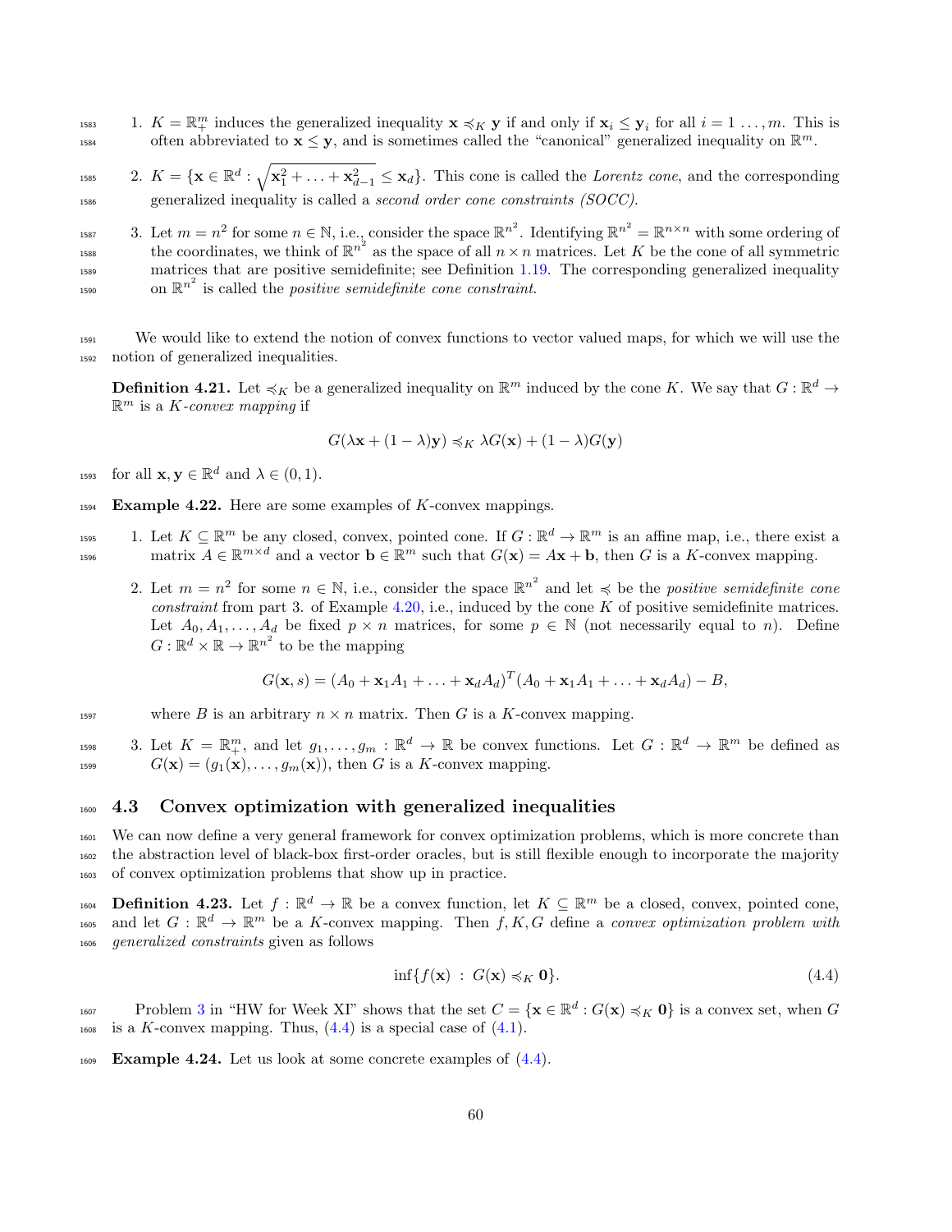1. $K = \mathbb{R}^m_+$ induces the generalized inequality $\mathbf{x} \preccurlyeq_K \mathbf{y}$ if and only if $\mathbf{x}_i \leq \mathbf{y}_i$ for all $i = 1 \ldots, m$. This is often abbreviated to $\mathbf{x} \leq \mathbf{y}$, and is sometimes called the "canonical" generalized inequality on $\mathbb{R}^m$.

2. $K = \{\mathbf{x} \in \mathbb{R}^d : \sqrt{\mathbf{x}_1^2 + \ldots + \mathbf{x}_{d-1}^2} \leq \mathbf{x}_d\}$. This cone is called the *Lorentz cone*, and the corresponding generalized inequality is called a *second order cone constraints (SOCC)*.

3. Let $m = n^2$ for some $n \in \mathbb{N}$, i.e., consider the space $\mathbb{R}^{n^2}$. Identifying $\mathbb{R}^{n^2} = \mathbb{R}^{n \times n}$ with some ordering of the coordinates, we think of $\mathbb{R}^{n^2}$ as the space of all $n \times n$ matrices. Let $K$ be the cone of all symmetric matrices that are positive semidefinite; see Definition 1.19. The corresponding generalized inequality on $\mathbb{R}^{n^2}$ is called the *positive semidefinite cone constraint*.

We would like to extend the notion of convex functions to vector valued maps, for which we will use the notion of generalized inequalities.

**Definition 4.21.** Let $\preccurlyeq_K$ be a generalized inequality on $\mathbb{R}^m$ induced by the cone $K$. We say that $G : \mathbb{R}^d \to \mathbb{R}^m$ is a *$K$-convex mapping* if

$$G(\lambda \mathbf{x} + (1-\lambda)\mathbf{y}) \preccurlyeq_K \lambda G(\mathbf{x}) + (1-\lambda)G(\mathbf{y})$$

for all $\mathbf{x}, \mathbf{y} \in \mathbb{R}^d$ and $\lambda \in (0, 1)$.

**Example 4.22.** Here are some examples of $K$-convex mappings.

1. Let $K \subseteq \mathbb{R}^m$ be any closed, convex, pointed cone. If $G : \mathbb{R}^d \to \mathbb{R}^m$ is an affine map, i.e., there exist a matrix $A \in \mathbb{R}^{m \times d}$ and a vector $\mathbf{b} \in \mathbb{R}^m$ such that $G(\mathbf{x}) = A\mathbf{x} + \mathbf{b}$, then $G$ is a $K$-convex mapping.

2. Let $m = n^2$ for some $n \in \mathbb{N}$, i.e., consider the space $\mathbb{R}^{n^2}$ and let $\preccurlyeq$ be the *positive semidefinite cone constraint* from part 3. of Example 4.20, i.e., induced by the cone $K$ of positive semidefinite matrices. Let $A_0, A_1, \ldots, A_d$ be fixed $p \times n$ matrices, for some $p \in \mathbb{N}$ (not necessarily equal to $n$). Define $G : \mathbb{R}^d \times \mathbb{R} \to \mathbb{R}^{n^2}$ to be the mapping

$$G(\mathbf{x}, s) = (A_0 + \mathbf{x}_1 A_1 + \ldots + \mathbf{x}_d A_d)^T (A_0 + \mathbf{x}_1 A_1 + \ldots + \mathbf{x}_d A_d) - B,$$

where $B$ is an arbitrary $n \times n$ matrix. Then $G$ is a $K$-convex mapping.

3. Let $K = \mathbb{R}^m_+$, and let $g_1, \ldots, g_m : \mathbb{R}^d \to \mathbb{R}$ be convex functions. Let $G : \mathbb{R}^d \to \mathbb{R}^m$ be defined as $G(\mathbf{x}) = (g_1(\mathbf{x}), \ldots, g_m(\mathbf{x}))$, then $G$ is a $K$-convex mapping.

## 4.3 Convex optimization with generalized inequalities

We can now define a very general framework for convex optimization problems, which is more concrete than the abstraction level of black-box first-order oracles, but is still flexible enough to incorporate the majority of convex optimization problems that show up in practice.

**Definition 4.23.** Let $f : \mathbb{R}^d \to \mathbb{R}$ be a convex function, let $K \subseteq \mathbb{R}^m$ be a closed, convex, pointed cone, and let $G : \mathbb{R}^d \to \mathbb{R}^m$ be a $K$-convex mapping. Then $f, K, G$ define a *convex optimization problem with generalized constraints* given as follows

$$\inf\{f(\mathbf{x}) \ : \ G(\mathbf{x}) \preccurlyeq_K \mathbf{0}\}. \tag{4.4}$$

Problem 3 in "HW for Week XI" shows that the set $C = \{\mathbf{x} \in \mathbb{R}^d : G(\mathbf{x}) \preccurlyeq_K \mathbf{0}\}$ is a convex set, when $G$ is a $K$-convex mapping. Thus, (4.4) is a special case of (4.1).

**Example 4.24.** Let us look at some concrete examples of (4.4).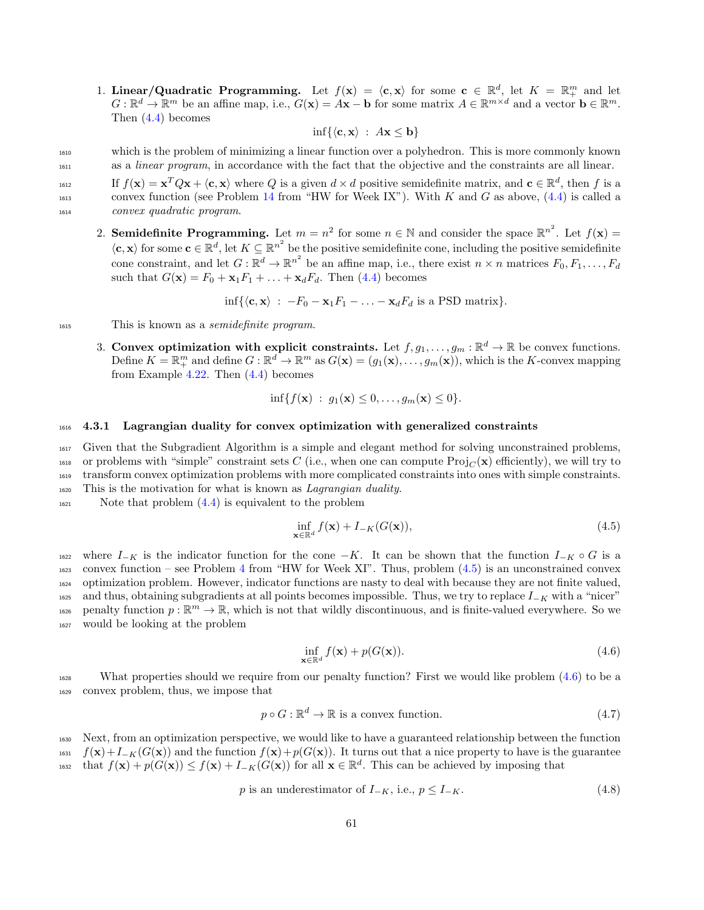1. **Linear/Quadratic Programming.** Let $f(\mathbf{x}) = \langle \mathbf{c}, \mathbf{x} \rangle$ for some $\mathbf{c} \in \mathbb{R}^d$, let $K = \mathbb{R}^m_+$ and let $G : \mathbb{R}^d \to \mathbb{R}^m$ be an affine map, i.e., $G(\mathbf{x}) = A\mathbf{x} - \mathbf{b}$ for some matrix $A \in \mathbb{R}^{m\times d}$ and a vector $\mathbf{b} \in \mathbb{R}^m$. Then (4.4) becomes

$$\inf\{\langle \mathbf{c}, \mathbf{x} \rangle \ : \ A\mathbf{x} \leq \mathbf{b}\}$$

which is the problem of minimizing a linear function over a polyhedron. This is more commonly known as a *linear program*, in accordance with the fact that the objective and the constraints are all linear.

If $f(\mathbf{x}) = \mathbf{x}^T Q\mathbf{x} + \langle \mathbf{c}, \mathbf{x} \rangle$ where $Q$ is a given $d \times d$ positive semidefinite matrix, and $\mathbf{c} \in \mathbb{R}^d$, then $f$ is a convex function (see Problem 14 from "HW for Week IX"). With $K$ and $G$ as above, (4.4) is called a *convex quadratic program*.

2. **Semidefinite Programming.** Let $m = n^2$ for some $n \in \mathbb{N}$ and consider the space $\mathbb{R}^{n^2}$. Let $f(\mathbf{x}) = \langle \mathbf{c}, \mathbf{x} \rangle$ for some $\mathbf{c} \in \mathbb{R}^d$, let $K \subseteq \mathbb{R}^{n^2}$ be the positive semidefinite cone, including the positive semidefinite cone constraint, and let $G : \mathbb{R}^d \to \mathbb{R}^{n^2}$ be an affine map, i.e., there exist $n \times n$ matrices $F_0, F_1, \ldots, F_d$ such that $G(\mathbf{x}) = F_0 + \mathbf{x}_1 F_1 + \ldots + \mathbf{x}_d F_d$. Then (4.4) becomes

$$\inf\{\langle \mathbf{c}, \mathbf{x} \rangle \ : \ -F_0 - \mathbf{x}_1 F_1 - \ldots - \mathbf{x}_d F_d \text{ is a PSD matrix}\}.$$

This is known as a *semidefinite program*.

3. **Convex optimization with explicit constraints.** Let $f, g_1, \ldots, g_m : \mathbb{R}^d \to \mathbb{R}$ be convex functions. Define $K = \mathbb{R}^m_+$ and define $G : \mathbb{R}^d \to \mathbb{R}^m$ as $G(\mathbf{x}) = (g_1(\mathbf{x}), \ldots, g_m(\mathbf{x}))$, which is the $K$-convex mapping from Example 4.22. Then (4.4) becomes

$$\inf\{f(\mathbf{x}) \ : \ g_1(\mathbf{x}) \leq 0, \ldots, g_m(\mathbf{x}) \leq 0\}.$$

### 4.3.1 Lagrangian duality for convex optimization with generalized constraints

Given that the Subgradient Algorithm is a simple and elegant method for solving unconstrained problems, or problems with "simple" constraint sets $C$ (i.e., when one can compute $\text{Proj}_C(\mathbf{x})$ efficiently), we will try to transform convex optimization problems with more complicated constraints into ones with simple constraints. This is the motivation for what is known as *Lagrangian duality*.

Note that problem (4.4) is equivalent to the problem

$$\inf_{\mathbf{x}\in\mathbb{R}^d} f(\mathbf{x}) + I_{-K}(G(\mathbf{x})), \tag{4.5}$$

where $I_{-K}$ is the indicator function for the cone $-K$. It can be shown that the function $I_{-K} \circ G$ is a convex function – see Problem 4 from "HW for Week XI". Thus, problem (4.5) is an unconstrained convex optimization problem. However, indicator functions are nasty to deal with because they are not finite valued, and thus, obtaining subgradients at all points becomes impossible. Thus, we try to replace $I_{-K}$ with a "nicer" penalty function $p : \mathbb{R}^m \to \mathbb{R}$, which is not that wildly discontinuous, and is finite-valued everywhere. So we would be looking at the problem

$$\inf_{\mathbf{x}\in\mathbb{R}^d} f(\mathbf{x}) + p(G(\mathbf{x})). \tag{4.6}$$

What properties should we require from our penalty function? First we would like problem (4.6) to be a convex problem, thus, we impose that

$$p \circ G : \mathbb{R}^d \to \mathbb{R} \text{ is a convex function.} \tag{4.7}$$

Next, from an optimization perspective, we would like to have a guaranteed relationship between the function $f(\mathbf{x})+I_{-K}(G(\mathbf{x}))$ and the function $f(\mathbf{x})+p(G(\mathbf{x}))$. It turns out that a nice property to have is the guarantee that $f(\mathbf{x}) + p(G(\mathbf{x})) \leq f(\mathbf{x}) + I_{-K}(G(\mathbf{x}))$ for all $\mathbf{x} \in \mathbb{R}^d$. This can be achieved by imposing that

$$p \text{ is an underestimator of } I_{-K}, \text{ i.e., } p \leq I_{-K}. \tag{4.8}$$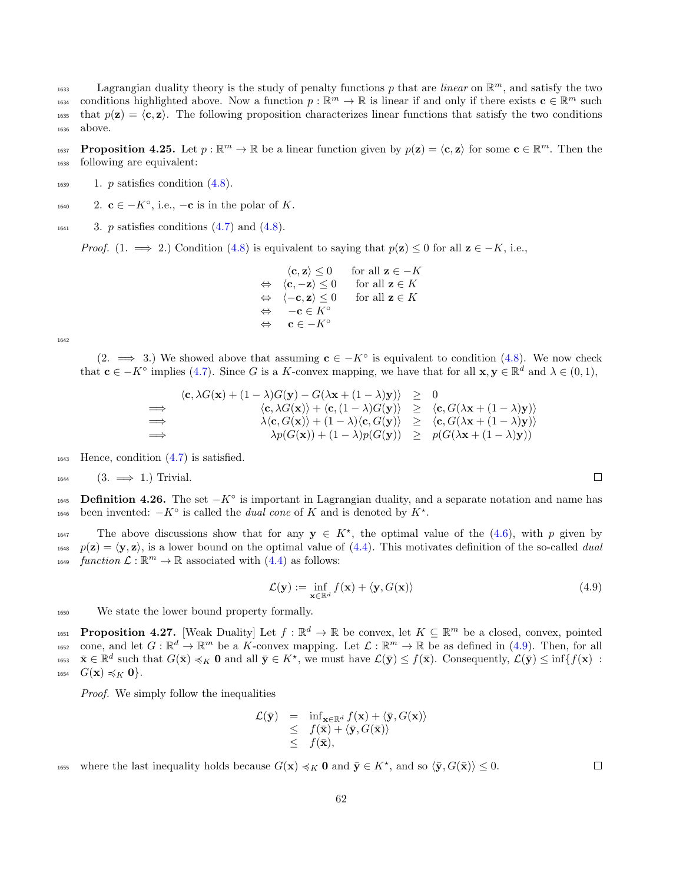Lagrangian duality theory is the study of penalty functions $p$ that are *linear* on $\mathbb{R}^m$, and satisfy the two conditions highlighted above. Now a function $p : \mathbb{R}^m \to \mathbb{R}$ is linear if and only if there exists $\mathbf{c} \in \mathbb{R}^m$ such that $p(\mathbf{z}) = \langle \mathbf{c}, \mathbf{z} \rangle$. The following proposition characterizes linear functions that satisfy the two conditions above.

**Proposition 4.25.** Let $p : \mathbb{R}^m \to \mathbb{R}$ be a linear function given by $p(\mathbf{z}) = \langle \mathbf{c}, \mathbf{z} \rangle$ for some $\mathbf{c} \in \mathbb{R}^m$. Then the following are equivalent:

1. $p$ satisfies condition (4.8).
2. $\mathbf{c} \in -K^\circ$, i.e., $-\mathbf{c}$ is in the polar of $K$.
3. $p$ satisfies conditions (4.7) and (4.8).

*Proof.* (1. $\implies$ 2.) Condition (4.8) is equivalent to saying that $p(\mathbf{z}) \leq 0$ for all $\mathbf{z} \in -K$, i.e.,

$$
\begin{array}{rll}
& \langle \mathbf{c}, \mathbf{z} \rangle \leq 0 & \text{for all } \mathbf{z} \in -K \\
\Leftrightarrow & \langle \mathbf{c}, -\mathbf{z} \rangle \leq 0 & \text{for all } \mathbf{z} \in K \\
\Leftrightarrow & \langle -\mathbf{c}, \mathbf{z} \rangle \leq 0 & \text{for all } \mathbf{z} \in K \\
\Leftrightarrow & -\mathbf{c} \in K^\circ & \\
\Leftrightarrow & \mathbf{c} \in -K^\circ &
\end{array}
$$

(2. $\implies$ 3.) We showed above that assuming $\mathbf{c} \in -K^\circ$ is equivalent to condition (4.8). We now check that $\mathbf{c} \in -K^\circ$ implies (4.7). Since $G$ is a $K$-convex mapping, we have that for all $\mathbf{x}, \mathbf{y} \in \mathbb{R}^d$ and $\lambda \in (0, 1)$,

$$
\begin{array}{rrcl}
& \langle \mathbf{c}, \lambda G(\mathbf{x}) + (1-\lambda)G(\mathbf{y}) - G(\lambda\mathbf{x} + (1-\lambda)\mathbf{y}) \rangle & \geq & 0 \\
\implies & \langle \mathbf{c}, \lambda G(\mathbf{x}) \rangle + \langle \mathbf{c}, (1-\lambda)G(\mathbf{y}) \rangle & \geq & \langle \mathbf{c}, G(\lambda\mathbf{x} + (1-\lambda)\mathbf{y}) \rangle \\
\implies & \lambda \langle \mathbf{c}, G(\mathbf{x}) \rangle + (1-\lambda) \langle \mathbf{c}, G(\mathbf{y}) \rangle & \geq & \langle \mathbf{c}, G(\lambda\mathbf{x} + (1-\lambda)\mathbf{y}) \rangle \\
\implies & \lambda p(G(\mathbf{x})) + (1-\lambda) p(G(\mathbf{y})) & \geq & p(G(\lambda\mathbf{x} + (1-\lambda)\mathbf{y}))
\end{array}
$$

Hence, condition (4.7) is satisfied.

(3. $\implies$ 1.) Trivial. $\square$

**Definition 4.26.** The set $-K^\circ$ is important in Lagrangian duality, and a separate notation and name has been invented: $-K^\circ$ is called the *dual cone* of $K$ and is denoted by $K^\star$.

The above discussions show that for any $\mathbf{y} \in K^\star$, the optimal value of the (4.6), with $p$ given by $p(\mathbf{z}) = \langle \mathbf{y}, \mathbf{z} \rangle$, is a lower bound on the optimal value of (4.4). This motivates definition of the so-called *dual function* $\mathcal{L} : \mathbb{R}^m \to \mathbb{R}$ associated with (4.4) as follows:

$$
\mathcal{L}(\mathbf{y}) := \inf_{\mathbf{x} \in \mathbb{R}^d} f(\mathbf{x}) + \langle \mathbf{y}, G(\mathbf{x}) \rangle \tag{4.9}
$$

We state the lower bound property formally.

**Proposition 4.27.** [Weak Duality] Let $f : \mathbb{R}^d \to \mathbb{R}$ be convex, let $K \subseteq \mathbb{R}^m$ be a closed, convex, pointed cone, and let $G : \mathbb{R}^d \to \mathbb{R}^m$ be a $K$-convex mapping. Let $\mathcal{L} : \mathbb{R}^m \to \mathbb{R}$ be as defined in (4.9). Then, for all $\bar{\mathbf{x}} \in \mathbb{R}^d$ such that $G(\bar{\mathbf{x}}) \preccurlyeq_K \mathbf{0}$ and all $\bar{\mathbf{y}} \in K^\star$, we must have $\mathcal{L}(\bar{\mathbf{y}}) \leq f(\bar{\mathbf{x}})$. Consequently, $\mathcal{L}(\bar{\mathbf{y}}) \leq \inf\{f(\mathbf{x}) : G(\mathbf{x}) \preccurlyeq_K \mathbf{0}\}$.

*Proof.* We simply follow the inequalities

$$
\begin{array}{rcl}
\mathcal{L}(\bar{\mathbf{y}}) & = & \inf_{\mathbf{x} \in \mathbb{R}^d} f(\mathbf{x}) + \langle \bar{\mathbf{y}}, G(\mathbf{x}) \rangle \\
& \leq & f(\bar{\mathbf{x}}) + \langle \bar{\mathbf{y}}, G(\bar{\mathbf{x}}) \rangle \\
& \leq & f(\bar{\mathbf{x}}),
\end{array}
$$

where the last inequality holds because $G(\mathbf{x}) \preccurlyeq_K \mathbf{0}$ and $\bar{\mathbf{y}} \in K^\star$, and so $\langle \bar{\mathbf{y}}, G(\bar{\mathbf{x}}) \rangle \leq 0$. $\square$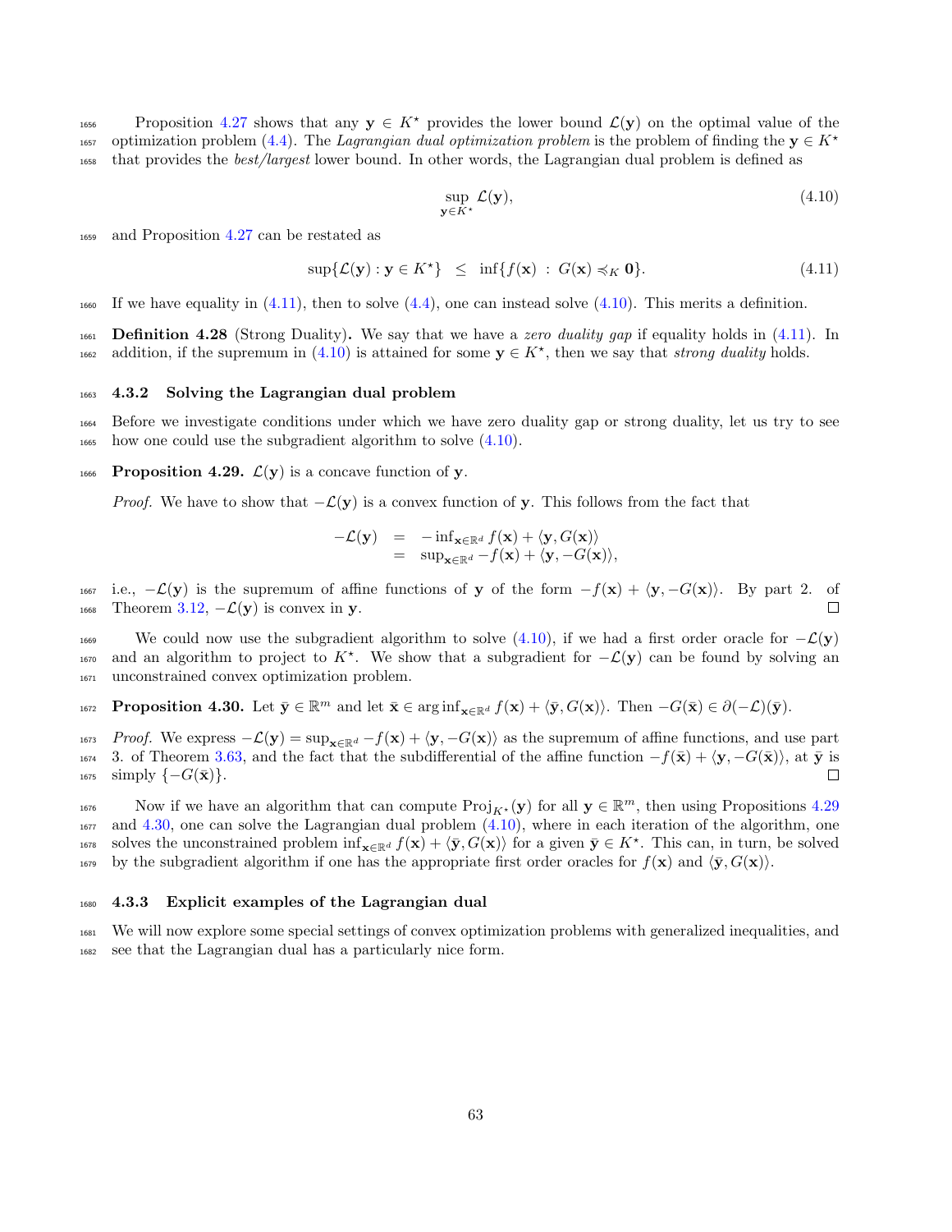Proposition 4.27 shows that any $\mathbf{y} \in K^\star$ provides the lower bound $\mathcal{L}(\mathbf{y})$ on the optimal value of the optimization problem (4.4). The *Lagrangian dual optimization problem* is the problem of finding the $\mathbf{y} \in K^\star$ that provides the *best/largest* lower bound. In other words, the Lagrangian dual problem is defined as

$$\sup_{\mathbf{y} \in K^\star} \mathcal{L}(\mathbf{y}), \tag{4.10}$$

and Proposition 4.27 can be restated as

$$\sup\{\mathcal{L}(\mathbf{y}) : \mathbf{y} \in K^\star\} \;\; \leq \;\; \inf\{f(\mathbf{x}) \; : \; G(\mathbf{x}) \preccurlyeq_K \mathbf{0}\}. \tag{4.11}$$

If we have equality in (4.11), then to solve (4.4), one can instead solve (4.10). This merits a definition.

**Definition 4.28** (Strong Duality)**.** We say that we have a *zero duality gap* if equality holds in (4.11). In addition, if the supremum in (4.10) is attained for some $\mathbf{y} \in K^\star$, then we say that *strong duality* holds.

### 4.3.2 Solving the Lagrangian dual problem

Before we investigate conditions under which we have zero duality gap or strong duality, let us try to see how one could use the subgradient algorithm to solve (4.10).

**Proposition 4.29.** $\mathcal{L}(\mathbf{y})$ *is a concave function of* $\mathbf{y}$*.*

*Proof.* We have to show that $-\mathcal{L}(\mathbf{y})$ is a convex function of $\mathbf{y}$. This follows from the fact that

$$\begin{array}{rcl} -\mathcal{L}(\mathbf{y}) & = & -\inf_{\mathbf{x}\in\mathbb{R}^d} f(\mathbf{x}) + \langle \mathbf{y}, G(\mathbf{x})\rangle \\ & = & \sup_{\mathbf{x}\in\mathbb{R}^d} -f(\mathbf{x}) + \langle \mathbf{y}, -G(\mathbf{x})\rangle, \end{array}$$

i.e., $-\mathcal{L}(\mathbf{y})$ is the supremum of affine functions of $\mathbf{y}$ of the form $-f(\mathbf{x}) + \langle \mathbf{y}, -G(\mathbf{x})\rangle$. By part 2. of Theorem 3.12, $-\mathcal{L}(\mathbf{y})$ is convex in $\mathbf{y}$. ◻

We could now use the subgradient algorithm to solve (4.10), if we had a first order oracle for $-\mathcal{L}(\mathbf{y})$ and an algorithm to project to $K^\star$. We show that a subgradient for $-\mathcal{L}(\mathbf{y})$ can be found by solving an unconstrained convex optimization problem.

**Proposition 4.30.** *Let* $\bar{\mathbf{y}} \in \mathbb{R}^m$ *and let* $\bar{\mathbf{x}} \in \arg\inf_{\mathbf{x}\in\mathbb{R}^d} f(\mathbf{x}) + \langle \bar{\mathbf{y}}, G(\mathbf{x})\rangle$*. Then* $-G(\bar{\mathbf{x}}) \in \partial(-\mathcal{L})(\bar{\mathbf{y}})$*.*

*Proof.* We express $-\mathcal{L}(\mathbf{y}) = \sup_{\mathbf{x}\in\mathbb{R}^d} -f(\mathbf{x}) + \langle \mathbf{y}, -G(\mathbf{x})\rangle$ as the supremum of affine functions, and use part 3. of Theorem 3.63, and the fact that the subdifferential of the affine function $-f(\bar{\mathbf{x}}) + \langle \mathbf{y}, -G(\bar{\mathbf{x}})\rangle$, at $\bar{\mathbf{y}}$ is simply $\{-G(\bar{\mathbf{x}})\}$. ◻

Now if we have an algorithm that can compute $\mathrm{Proj}_{K^\star}(\mathbf{y})$ for all $\mathbf{y} \in \mathbb{R}^m$, then using Propositions 4.29 and 4.30, one can solve the Lagrangian dual problem (4.10), where in each iteration of the algorithm, one solves the unconstrained problem $\inf_{\mathbf{x}\in\mathbb{R}^d} f(\mathbf{x}) + \langle \bar{\mathbf{y}}, G(\mathbf{x})\rangle$ for a given $\bar{\mathbf{y}} \in K^\star$. This can, in turn, be solved by the subgradient algorithm if one has the appropriate first order oracles for $f(\mathbf{x})$ and $\langle \bar{\mathbf{y}}, G(\mathbf{x})\rangle$.

### 4.3.3 Explicit examples of the Lagrangian dual

We will now explore some special settings of convex optimization problems with generalized inequalities, and see that the Lagrangian dual has a particularly nice form.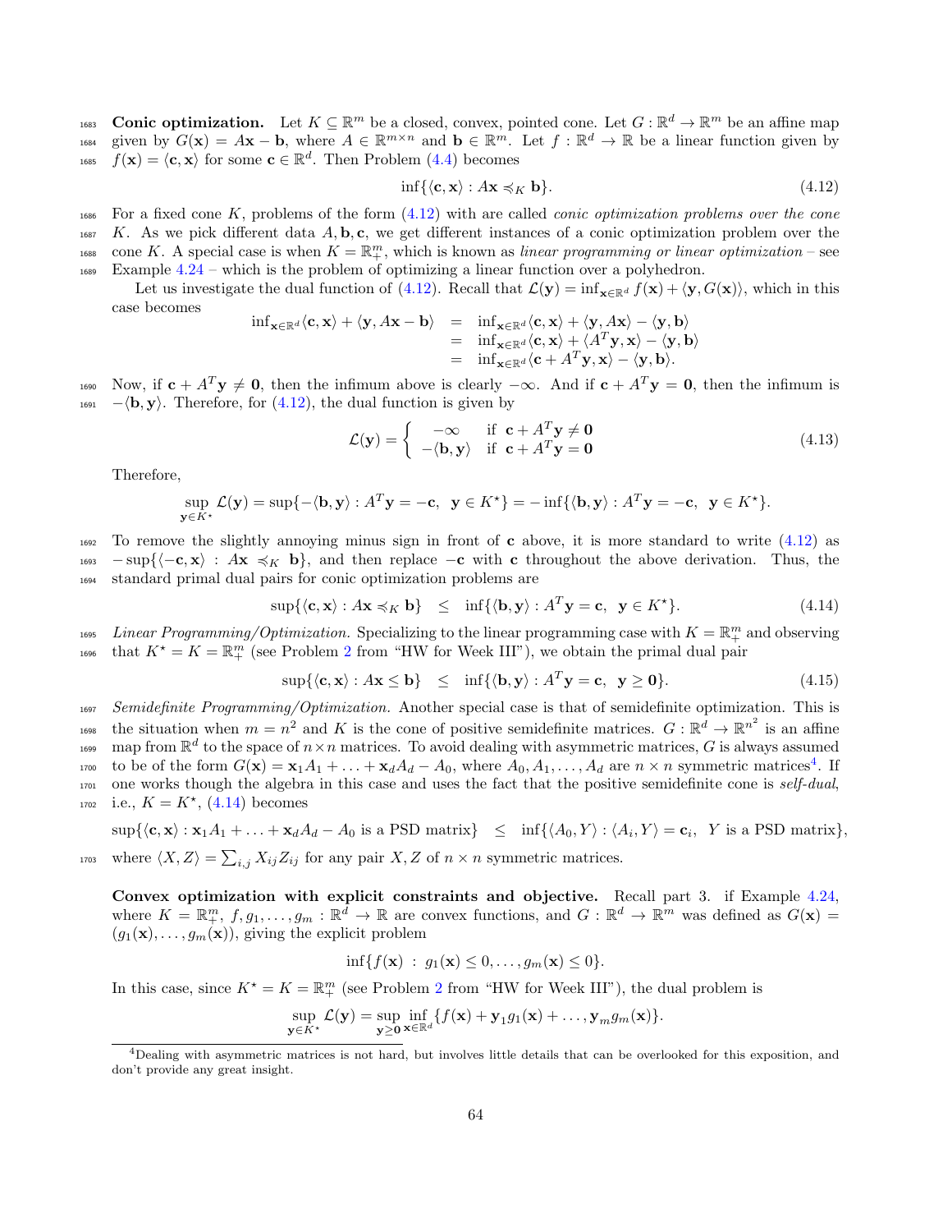**Conic optimization.** Let $K \subseteq \mathbb{R}^m$ be a closed, convex, pointed cone. Let $G : \mathbb{R}^d \to \mathbb{R}^m$ be an affine map given by $G(\mathbf{x}) = A\mathbf{x} - \mathbf{b}$, where $A \in \mathbb{R}^{m\times n}$ and $\mathbf{b} \in \mathbb{R}^m$. Let $f : \mathbb{R}^d \to \mathbb{R}$ be a linear function given by $f(\mathbf{x}) = \langle \mathbf{c}, \mathbf{x}\rangle$ for some $\mathbf{c} \in \mathbb{R}^d$. Then Problem (4.4) becomes

$$\inf\{\langle \mathbf{c}, \mathbf{x}\rangle : A\mathbf{x} \preccurlyeq_K \mathbf{b}\}. \tag{4.12}$$

For a fixed cone $K$, problems of the form (4.12) with are called *conic optimization problems over the cone $K$*. As we pick different data $A, \mathbf{b}, \mathbf{c}$, we get different instances of a conic optimization problem over the cone $K$. A special case is when $K = \mathbb{R}^m_+$, which is known as *linear programming or linear optimization* – see Example 4.24 – which is the problem of optimizing a linear function over a polyhedron.

Let us investigate the dual function of (4.12). Recall that $\mathcal{L}(\mathbf{y}) = \inf_{\mathbf{x}\in\mathbb{R}^d} f(\mathbf{x}) + \langle \mathbf{y}, G(\mathbf{x})\rangle$, which in this case becomes

$$\begin{aligned}
\inf_{\mathbf{x}\in\mathbb{R}^d}\langle \mathbf{c}, \mathbf{x}\rangle + \langle \mathbf{y}, A\mathbf{x} - \mathbf{b}\rangle &= \inf_{\mathbf{x}\in\mathbb{R}^d}\langle \mathbf{c}, \mathbf{x}\rangle + \langle \mathbf{y}, A\mathbf{x}\rangle - \langle \mathbf{y}, \mathbf{b}\rangle \\
&= \inf_{\mathbf{x}\in\mathbb{R}^d}\langle \mathbf{c}, \mathbf{x}\rangle + \langle A^T\mathbf{y}, \mathbf{x}\rangle - \langle \mathbf{y}, \mathbf{b}\rangle \\
&= \inf_{\mathbf{x}\in\mathbb{R}^d}\langle \mathbf{c} + A^T\mathbf{y}, \mathbf{x}\rangle - \langle \mathbf{y}, \mathbf{b}\rangle.
\end{aligned}$$

Now, if $\mathbf{c} + A^T\mathbf{y} \neq \mathbf{0}$, then the infimum above is clearly $-\infty$. And if $\mathbf{c} + A^T\mathbf{y} = \mathbf{0}$, then the infimum is $-\langle \mathbf{b}, \mathbf{y}\rangle$. Therefore, for (4.12), the dual function is given by

$$\mathcal{L}(\mathbf{y}) = \left\{ \begin{array}{cl} -\infty & \text{if } \mathbf{c} + A^T\mathbf{y} \neq \mathbf{0} \\ -\langle \mathbf{b}, \mathbf{y}\rangle & \text{if } \mathbf{c} + A^T\mathbf{y} = \mathbf{0} \end{array}\right. \tag{4.13}$$

Therefore,

$$\sup_{\mathbf{y}\in K^\star} \mathcal{L}(\mathbf{y}) = \sup\{-\langle \mathbf{b}, \mathbf{y}\rangle : A^T\mathbf{y} = -\mathbf{c},\ \ \mathbf{y} \in K^\star\} = -\inf\{\langle \mathbf{b}, \mathbf{y}\rangle : A^T\mathbf{y} = -\mathbf{c},\ \ \mathbf{y} \in K^\star\}.$$

To remove the slightly annoying minus sign in front of $\mathbf{c}$ above, it is more standard to write (4.12) as $-\sup\{\langle -\mathbf{c}, \mathbf{x}\rangle : A\mathbf{x} \preccurlyeq_K \mathbf{b}\}$, and then replace $-\mathbf{c}$ with $\mathbf{c}$ throughout the above derivation. Thus, the standard primal dual pairs for conic optimization problems are

$$\sup\{\langle \mathbf{c}, \mathbf{x}\rangle : A\mathbf{x} \preccurlyeq_K \mathbf{b}\} \quad \leq \quad \inf\{\langle \mathbf{b}, \mathbf{y}\rangle : A^T\mathbf{y} = \mathbf{c},\ \ \mathbf{y} \in K^\star\}. \tag{4.14}$$

*Linear Programming/Optimization.* Specializing to the linear programming case with $K = \mathbb{R}^m_+$ and observing that $K^\star = K = \mathbb{R}^m_+$ (see Problem 2 from "HW for Week III"), we obtain the primal dual pair

$$\sup\{\langle \mathbf{c}, \mathbf{x}\rangle : A\mathbf{x} \leq \mathbf{b}\} \quad \leq \quad \inf\{\langle \mathbf{b}, \mathbf{y}\rangle : A^T\mathbf{y} = \mathbf{c},\ \ \mathbf{y} \geq \mathbf{0}\}. \tag{4.15}$$

*Semidefinite Programming/Optimization.* Another special case is that of semidefinite optimization. This is the situation when $m = n^2$ and $K$ is the cone of positive semidefinite matrices. $G : \mathbb{R}^d \to \mathbb{R}^{n^2}$ is an affine map from $\mathbb{R}^d$ to the space of $n\times n$ matrices. To avoid dealing with asymmetric matrices, $G$ is always assumed to be of the form $G(\mathbf{x}) = \mathbf{x}_1 A_1 + \ldots + \mathbf{x}_d A_d - A_0$, where $A_0, A_1, \ldots, A_d$ are $n \times n$ symmetric matrices[4]. If one works though the algebra in this case and uses the fact that the positive semidefinite cone is *self-dual*, i.e., $K = K^\star$, (4.14) becomes

$$\sup\{\langle \mathbf{c}, \mathbf{x}\rangle : \mathbf{x}_1 A_1 + \ldots + \mathbf{x}_d A_d - A_0 \text{ is a PSD matrix}\} \quad \leq \quad \inf\{\langle A_0, Y\rangle : \langle A_i, Y\rangle = \mathbf{c}_i,\ \ Y \text{ is a PSD matrix}\},$$

where $\langle X, Z\rangle = \sum_{i,j} X_{ij}Z_{ij}$ for any pair $X, Z$ of $n \times n$ symmetric matrices.

**Convex optimization with explicit constraints and objective.** Recall part 3. if Example 4.24, where $K = \mathbb{R}^m_+$, $f, g_1, \ldots, g_m : \mathbb{R}^d \to \mathbb{R}$ are convex functions, and $G : \mathbb{R}^d \to \mathbb{R}^m$ was defined as $G(\mathbf{x}) = (g_1(\mathbf{x}), \ldots, g_m(\mathbf{x}))$, giving the explicit problem

$$\inf\{f(\mathbf{x})\ :\ g_1(\mathbf{x}) \leq 0, \ldots, g_m(\mathbf{x}) \leq 0\}.$$

In this case, since $K^\star = K = \mathbb{R}^m_+$ (see Problem 2 from "HW for Week III"), the dual problem is

$$\sup_{\mathbf{y}\in K^\star} \mathcal{L}(\mathbf{y}) = \sup_{\mathbf{y}\geq\mathbf{0}} \inf_{\mathbf{x}\in\mathbb{R}^d} \{f(\mathbf{x}) + \mathbf{y}_1 g_1(\mathbf{x}) + \ldots, \mathbf{y}_m g_m(\mathbf{x})\}.$$

[4] Dealing with asymmetric matrices is not hard, but involves little details that can be overlooked for this exposition, and don't provide any great insight.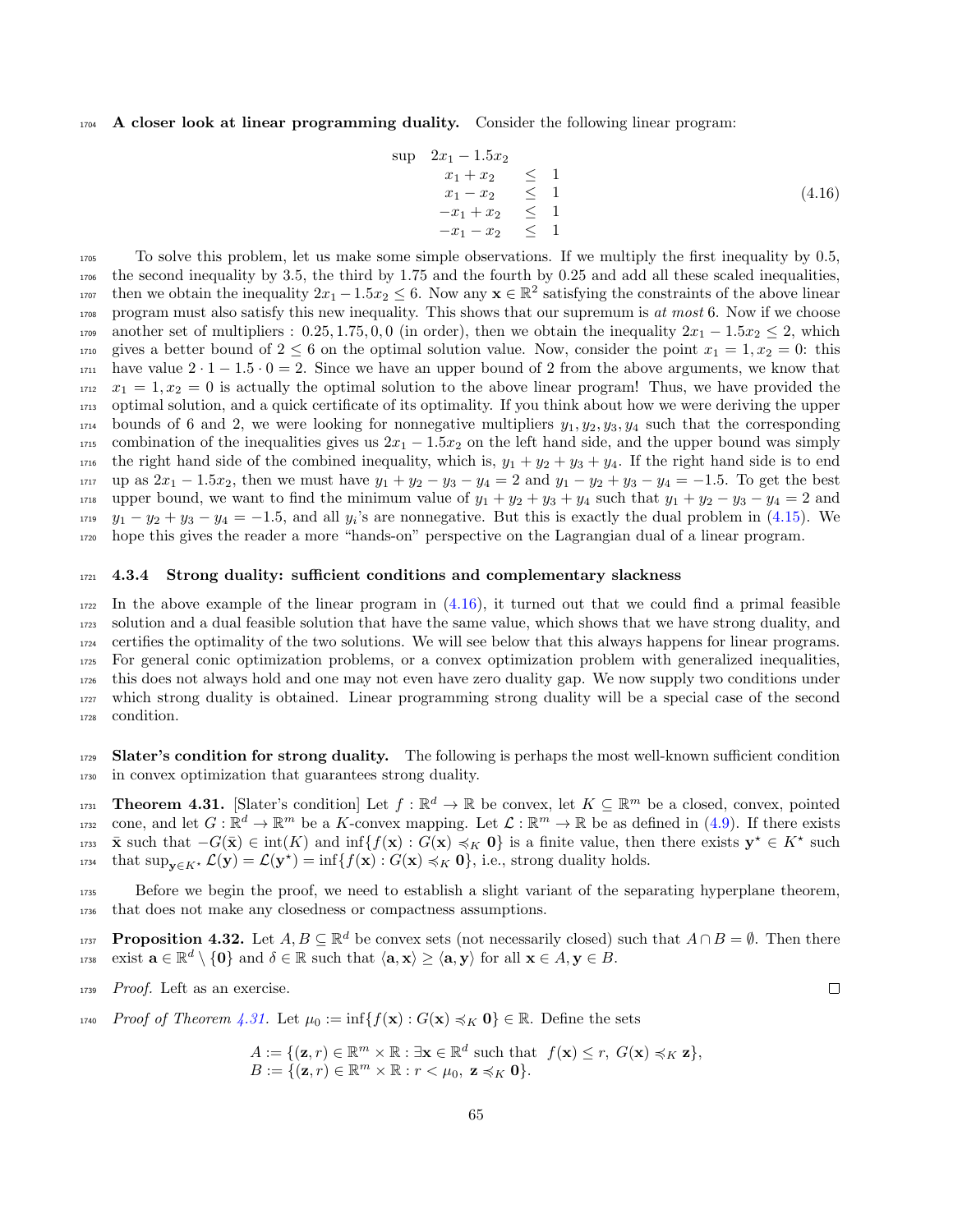**A closer look at linear programming duality.** Consider the following linear program:

$$
\begin{array}{rll}
\sup & 2x_1 - 1.5x_2 & \\
& x_1 + x_2 & \leq 1 \\
& x_1 - x_2 & \leq 1 \\
& -x_1 + x_2 & \leq 1 \\
& -x_1 - x_2 & \leq 1
\end{array}
\tag{4.16}
$$

To solve this problem, let us make some simple observations. If we multiply the first inequality by 0.5, the second inequality by 3.5, the third by 1.75 and the fourth by 0.25 and add all these scaled inequalities, then we obtain the inequality $2x_1 - 1.5x_2 \leq 6$. Now any $\mathbf{x} \in \mathbb{R}^2$ satisfying the constraints of the above linear program must also satisfy this new inequality. This shows that our supremum is *at most* 6. Now if we choose another set of multipliers : $0.25, 1.75, 0, 0$ (in order), then we obtain the inequality $2x_1 - 1.5x_2 \leq 2$, which gives a better bound of $2 \leq 6$ on the optimal solution value. Now, consider the point $x_1 = 1, x_2 = 0$: this have value $2 \cdot 1 - 1.5 \cdot 0 = 2$. Since we have an upper bound of 2 from the above arguments, we know that $x_1 = 1, x_2 = 0$ is actually the optimal solution to the above linear program! Thus, we have provided the optimal solution, and a quick certificate of its optimality. If you think about how we were deriving the upper bounds of 6 and 2, we were looking for nonnegative multipliers $y_1, y_2, y_3, y_4$ such that the corresponding combination of the inequalities gives us $2x_1 - 1.5x_2$ on the left hand side, and the upper bound was simply the right hand side of the combined inequality, which is, $y_1 + y_2 + y_3 + y_4$. If the right hand side is to end up as $2x_1 - 1.5x_2$, then we must have $y_1 + y_2 - y_3 - y_4 = 2$ and $y_1 - y_2 + y_3 - y_4 = -1.5$. To get the best upper bound, we want to find the minimum value of $y_1 + y_2 + y_3 + y_4$ such that $y_1 + y_2 - y_3 - y_4 = 2$ and $y_1 - y_2 + y_3 - y_4 = -1.5$, and all $y_i$'s are nonnegative. But this is exactly the dual problem in (4.15). We hope this gives the reader a more "hands-on" perspective on the Lagrangian dual of a linear program.

### 4.3.4 Strong duality: sufficient conditions and complementary slackness

In the above example of the linear program in (4.16), it turned out that we could find a primal feasible solution and a dual feasible solution that have the same value, which shows that we have strong duality, and certifies the optimality of the two solutions. We will see below that this always happens for linear programs. For general conic optimization problems, or a convex optimization problem with generalized inequalities, this does not always hold and one may not even have zero duality gap. We now supply two conditions under which strong duality is obtained. Linear programming strong duality will be a special case of the second condition.

**Slater's condition for strong duality.** The following is perhaps the most well-known sufficient condition in convex optimization that guarantees strong duality.

**Theorem 4.31.** [Slater's condition] Let $f : \mathbb{R}^d \to \mathbb{R}$ be convex, let $K \subseteq \mathbb{R}^m$ be a closed, convex, pointed cone, and let $G : \mathbb{R}^d \to \mathbb{R}^m$ be a $K$-convex mapping. Let $\mathcal{L} : \mathbb{R}^m \to \mathbb{R}$ be as defined in (4.9). If there exists $\bar{\mathbf{x}}$ such that $-G(\bar{\mathbf{x}}) \in \mathrm{int}(K)$ and $\inf\{f(\mathbf{x}) : G(\mathbf{x}) \preccurlyeq_K \mathbf{0}\}$ is a finite value, then there exists $\mathbf{y}^\star \in K^\star$ such that $\sup_{\mathbf{y} \in K^\star} \mathcal{L}(\mathbf{y}) = \mathcal{L}(\mathbf{y}^\star) = \inf\{f(\mathbf{x}) : G(\mathbf{x}) \preccurlyeq_K \mathbf{0}\}$, i.e., strong duality holds.

Before we begin the proof, we need to establish a slight variant of the separating hyperplane theorem, that does not make any closedness or compactness assumptions.

**Proposition 4.32.** Let $A, B \subseteq \mathbb{R}^d$ be convex sets (not necessarily closed) such that $A \cap B = \emptyset$. Then there exist $\mathbf{a} \in \mathbb{R}^d \setminus \{\mathbf{0}\}$ and $\delta \in \mathbb{R}$ such that $\langle \mathbf{a}, \mathbf{x} \rangle \geq \langle \mathbf{a}, \mathbf{y} \rangle$ for all $\mathbf{x} \in A, \mathbf{y} \in B$.

*Proof.* Left as an exercise. □

*Proof of Theorem 4.31.* Let $\mu_0 := \inf\{f(\mathbf{x}) : G(\mathbf{x}) \preccurlyeq_K \mathbf{0}\} \in \mathbb{R}$. Define the sets

$$
\begin{aligned}
A &:= \{(\mathbf{z}, r) \in \mathbb{R}^m \times \mathbb{R} : \exists \mathbf{x} \in \mathbb{R}^d \text{ such that } f(\mathbf{x}) \leq r,\ G(\mathbf{x}) \preccurlyeq_K \mathbf{z}\}, \\
B &:= \{(\mathbf{z}, r) \in \mathbb{R}^m \times \mathbb{R} : r < \mu_0,\ \mathbf{z} \preccurlyeq_K \mathbf{0}\}.
\end{aligned}
$$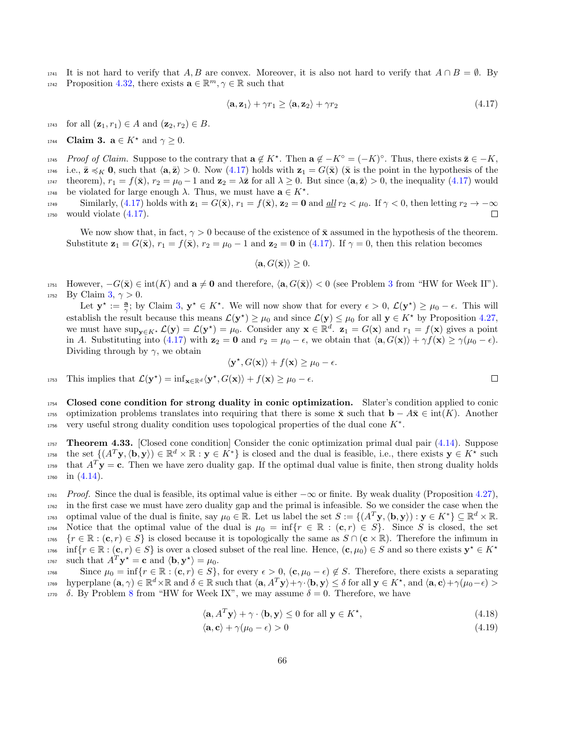It is not hard to verify that $A, B$ are convex. Moreover, it is also not hard to verify that $A \cap B = \emptyset$. By Proposition 4.32, there exists $\mathbf{a} \in \mathbb{R}^m, \gamma \in \mathbb{R}$ such that

$$\langle \mathbf{a}, \mathbf{z}_1 \rangle + \gamma r_1 \geq \langle \mathbf{a}, \mathbf{z}_2 \rangle + \gamma r_2 \tag{4.17}$$

for all $(\mathbf{z}_1, r_1) \in A$ and $(\mathbf{z}_2, r_2) \in B$.

**Claim 3.** $\mathbf{a} \in K^\star$ and $\gamma \geq 0$.

*Proof of Claim.* Suppose to the contrary that $\mathbf{a} \notin K^\star$. Then $\mathbf{a} \notin -K^\circ = (-K)^\circ$. Thus, there exists $\bar{\mathbf{z}} \in -K$, i.e., $\bar{\mathbf{z}} \preccurlyeq_K \mathbf{0}$, such that $\langle \mathbf{a}, \bar{\mathbf{z}} \rangle > 0$. Now (4.17) holds with $\mathbf{z}_1 = G(\bar{\mathbf{x}})$ ($\bar{\mathbf{x}}$ is the point in the hypothesis of the theorem), $r_1 = f(\bar{\mathbf{x}})$, $r_2 = \mu_0 - 1$ and $\mathbf{z}_2 = \lambda \bar{\mathbf{z}}$ for all $\lambda \geq 0$. But since $\langle \mathbf{a}, \bar{\mathbf{z}} \rangle > 0$, the inequality (4.17) would be violated for large enough $\lambda$. Thus, we must have $\mathbf{a} \in K^\star$.

Similarly, (4.17) holds with $\mathbf{z}_1 = G(\bar{\mathbf{x}})$, $r_1 = f(\bar{\mathbf{x}})$, $\mathbf{z}_2 = \mathbf{0}$ and <u>*all*</u> $r_2 < \mu_0$. If $\gamma < 0$, then letting $r_2 \to -\infty$ would violate (4.17). $\square$

We now show that, in fact, $\gamma > 0$ because of the existence of $\bar{\mathbf{x}}$ assumed in the hypothesis of the theorem. Substitute $\mathbf{z}_1 = G(\bar{\mathbf{x}})$, $r_1 = f(\bar{\mathbf{x}})$, $r_2 = \mu_0 - 1$ and $\mathbf{z}_2 = \mathbf{0}$ in (4.17). If $\gamma = 0$, then this relation becomes

$$\langle \mathbf{a}, G(\bar{\mathbf{x}}) \rangle \geq 0.$$

However, $-G(\bar{\mathbf{x}}) \in \text{int}(K)$ and $\mathbf{a} \neq \mathbf{0}$ and therefore, $\langle \mathbf{a}, G(\bar{\mathbf{x}}) \rangle < 0$ (see Problem 3 from "HW for Week II"). By Claim 3, $\gamma > 0$.

Let $\mathbf{y}^\star := \frac{\mathbf{a}}{\gamma}$; by Claim 3, $\mathbf{y}^\star \in K^\star$. We will now show that for every $\epsilon > 0$, $\mathcal{L}(\mathbf{y}^\star) \geq \mu_0 - \epsilon$. This will establish the result because this means $\mathcal{L}(\mathbf{y}^\star) \geq \mu_0$ and since $\mathcal{L}(\mathbf{y}) \leq \mu_0$ for all $\mathbf{y} \in K^\star$ by Proposition 4.27, we must have $\sup_{\mathbf{y} \in K^\star} \mathcal{L}(\mathbf{y}) = \mathcal{L}(\mathbf{y}^\star) = \mu_0$. Consider any $\mathbf{x} \in \mathbb{R}^d$. $\mathbf{z}_1 = G(\mathbf{x})$ and $r_1 = f(\mathbf{x})$ gives a point in $A$. Substituting into (4.17) with $\mathbf{z}_2 = \mathbf{0}$ and $r_2 = \mu_0 - \epsilon$, we obtain that $\langle \mathbf{a}, G(\mathbf{x}) \rangle + \gamma f(\mathbf{x}) \geq \gamma(\mu_0 - \epsilon)$. Dividing through by $\gamma$, we obtain

$$\langle \mathbf{y}^\star, G(\mathbf{x}) \rangle + f(\mathbf{x}) \geq \mu_0 - \epsilon.$$

This implies that $\mathcal{L}(\mathbf{y}^\star) = \inf_{\mathbf{x} \in \mathbb{R}^d} \langle \mathbf{y}^\star, G(\mathbf{x}) \rangle + f(\mathbf{x}) \geq \mu_0 - \epsilon$. $\square$

**Closed cone condition for strong duality in conic optimization.** Slater's condition applied to conic optimization problems translates into requiring that there is some $\bar{\mathbf{x}}$ such that $\mathbf{b} - A\bar{\mathbf{x}} \in \text{int}(K)$. Another very useful strong duality condition uses topological properties of the dual cone $K^*$.

**Theorem 4.33.** [Closed cone condition] Consider the conic optimization primal dual pair (4.14). Suppose the set $\{(A^T\mathbf{y}, \langle \mathbf{b}, \mathbf{y} \rangle) \in \mathbb{R}^d \times \mathbb{R} : \mathbf{y} \in K^*\}$ is closed and the dual is feasible, i.e., there exists $\mathbf{y} \in K^\star$ such that $A^T\mathbf{y} = \mathbf{c}$. Then we have zero duality gap. If the optimal dual value is finite, then strong duality holds in (4.14).

*Proof.* Since the dual is feasible, its optimal value is either $-\infty$ or finite. By weak duality (Proposition 4.27), in the first case we must have zero duality gap and the primal is infeasible. So we consider the case when the optimal value of the dual is finite, say $\mu_0 \in \mathbb{R}$. Let us label the set $S := \{(A^T\mathbf{y}, \langle \mathbf{b}, \mathbf{y} \rangle) : \mathbf{y} \in K^*\} \subseteq \mathbb{R}^d \times \mathbb{R}$. Notice that the optimal value of the dual is $\mu_0 = \inf\{r \in \mathbb{R} : (\mathbf{c}, r) \in S\}$. Since $S$ is closed, the set $\{r \in \mathbb{R} : (\mathbf{c}, r) \in S\}$ is closed because it is topologically the same as $S \cap (\mathbf{c} \times \mathbb{R})$. Therefore the infimum in $\inf\{r \in \mathbb{R} : (\mathbf{c}, r) \in S\}$ is over a closed subset of the real line. Hence, $(\mathbf{c}, \mu_0) \in S$ and so there exists $\mathbf{y}^\star \in K^\star$ such that $A^T\mathbf{y}^\star = \mathbf{c}$ and $\langle \mathbf{b}, \mathbf{y}^\star \rangle = \mu_0$.

Since $\mu_0 = \inf\{r \in \mathbb{R} : (\mathbf{c}, r) \in S\}$, for every $\epsilon > 0$, $(\mathbf{c}, \mu_0 - \epsilon) \notin S$. Therefore, there exists a separating hyperplane $(\mathbf{a}, \gamma) \in \mathbb{R}^d \times \mathbb{R}$ and $\delta \in \mathbb{R}$ such that $\langle \mathbf{a}, A^T\mathbf{y} \rangle + \gamma \cdot \langle \mathbf{b}, \mathbf{y} \rangle \leq \delta$ for all $\mathbf{y} \in K^\star$, and $\langle \mathbf{a}, \mathbf{c} \rangle + \gamma(\mu_0 - \epsilon) > \delta$. By Problem 8 from "HW for Week IX", we may assume $\delta = 0$. Therefore, we have

$$\langle \mathbf{a}, A^T\mathbf{y} \rangle + \gamma \cdot \langle \mathbf{b}, \mathbf{y} \rangle \leq 0 \text{ for all } \mathbf{y} \in K^\star, \tag{4.18}$$

$$\langle \mathbf{a}, \mathbf{c} \rangle + \gamma(\mu_0 - \epsilon) > 0 \tag{4.19}$$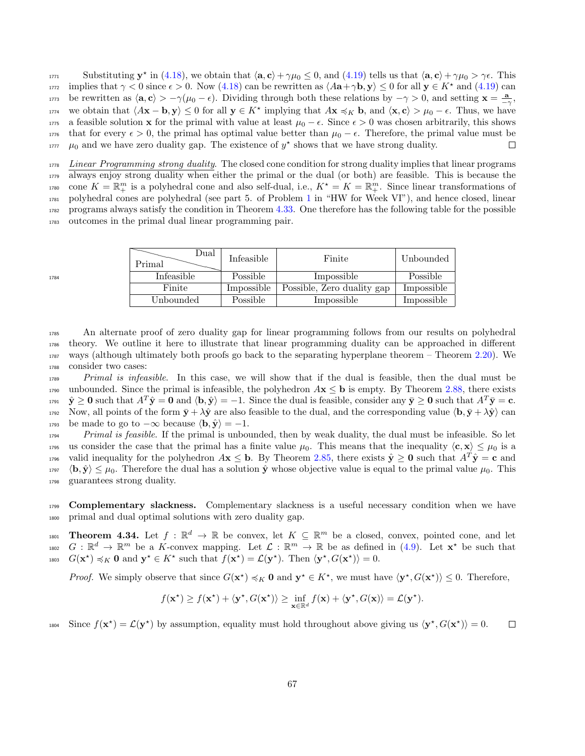Substituting $\mathbf{y}^\star$ in (4.18), we obtain that $\langle \mathbf{a}, \mathbf{c}\rangle + \gamma\mu_0 \le 0$, and (4.19) tells us that $\langle \mathbf{a}, \mathbf{c}\rangle + \gamma\mu_0 > \gamma\epsilon$. This implies that $\gamma < 0$ since $\epsilon > 0$. Now (4.18) can be rewritten as $\langle A\mathbf{a} + \gamma\mathbf{b}, \mathbf{y}\rangle \le 0$ for all $\mathbf{y} \in K^\star$ and (4.19) can be rewritten as $\langle \mathbf{a}, \mathbf{c}\rangle > -\gamma(\mu_0 - \epsilon)$. Dividing through both these relations by $-\gamma > 0$, and setting $\mathbf{x} = \frac{\mathbf{a}}{-\gamma}$, we obtain that $\langle A\mathbf{x} - \mathbf{b}, \mathbf{y}\rangle \le 0$ for all $\mathbf{y} \in K^\star$ implying that $A\mathbf{x} \preccurlyeq_K \mathbf{b}$, and $\langle \mathbf{x}, \mathbf{c}\rangle > \mu_0 - \epsilon$. Thus, we have a feasible solution $\mathbf{x}$ for the primal with value at least $\mu_0 - \epsilon$. Since $\epsilon > 0$ was chosen arbitrarily, this shows that for every $\epsilon > 0$, the primal has optimal value better than $\mu_0 - \epsilon$. Therefore, the primal value must be $\mu_0$ and we have zero duality gap. The existence of $y^\star$ shows that we have strong duality. □

*Linear Programming strong duality*. The closed cone condition for strong duality implies that linear programs always enjoy strong duality when either the primal or the dual (or both) are feasible. This is because the cone $K = \mathbb{R}^m_+$ is a polyhedral cone and also self-dual, i.e., $K^\star = K = \mathbb{R}^m_+$. Since linear transformations of polyhedral cones are polyhedral (see part 5. of Problem 1 in "HW for Week VI"), and hence closed, linear programs always satisfy the condition in Theorem 4.33. One therefore has the following table for the possible outcomes in the primal dual linear programming pair.

| Primal \ Dual | Infeasible | Finite | Unbounded |
|---|---|---|---|
| Infeasible | Possible | Impossible | Possible |
| Finite | Impossible | Possible, Zero duality gap | Impossible |
| Unbounded | Possible | Impossible | Impossible |

An alternate proof of zero duality gap for linear programming follows from our results on polyhedral theory. We outline it here to illustrate that linear programming duality can be approached in different ways (although ultimately both proofs go back to the separating hyperplane theorem – Theorem 2.20). We consider two cases:

*Primal is infeasible.* In this case, we will show that if the dual is feasible, then the dual must be unbounded. Since the primal is infeasible, the polyhedron $A\mathbf{x} \le \mathbf{b}$ is empty. By Theorem 2.88, there exists $\hat{\mathbf{y}} \ge \mathbf{0}$ such that $A^T\hat{\mathbf{y}} = \mathbf{0}$ and $\langle \mathbf{b}, \hat{\mathbf{y}}\rangle = -1$. Since the dual is feasible, consider any $\bar{\mathbf{y}} \ge \mathbf{0}$ such that $A^T\bar{\mathbf{y}} = \mathbf{c}$. Now, all points of the form $\bar{\mathbf{y}} + \lambda\hat{\mathbf{y}}$ are also feasible to the dual, and the corresponding value $\langle \mathbf{b}, \bar{\mathbf{y}} + \lambda\hat{\mathbf{y}}\rangle$ can be made to go to $-\infty$ because $\langle \mathbf{b}, \hat{\mathbf{y}}\rangle = -1$.

*Primal is feasible.* If the primal is unbounded, then by weak duality, the dual must be infeasible. So let us consider the case that the primal has a finite value $\mu_0$. This means that the inequality $\langle \mathbf{c}, \mathbf{x}\rangle \le \mu_0$ is a valid inequality for the polyhedron $A\mathbf{x} \le \mathbf{b}$. By Theorem 2.85, there exists $\hat{\mathbf{y}} \ge \mathbf{0}$ such that $A^T\hat{\mathbf{y}} = \mathbf{c}$ and $\langle \mathbf{b}, \hat{\mathbf{y}}\rangle \le \mu_0$. Therefore the dual has a solution $\hat{\mathbf{y}}$ whose objective value is equal to the primal value $\mu_0$. This guarantees strong duality.

**Complementary slackness.** Complementary slackness is a useful necessary condition when we have primal and dual optimal solutions with zero duality gap.

**Theorem 4.34.** Let $f : \mathbb{R}^d \to \mathbb{R}$ be convex, let $K \subseteq \mathbb{R}^m$ be a closed, convex, pointed cone, and let $G : \mathbb{R}^d \to \mathbb{R}^m$ be a $K$-convex mapping. Let $\mathcal{L} : \mathbb{R}^m \to \mathbb{R}$ be as defined in (4.9). Let $\mathbf{x}^\star$ be such that $G(\mathbf{x}^\star) \preccurlyeq_K \mathbf{0}$ and $\mathbf{y}^\star \in K^\star$ such that $f(\mathbf{x}^\star) = \mathcal{L}(\mathbf{y}^\star)$. Then $\langle \mathbf{y}^\star, G(\mathbf{x}^\star)\rangle = 0$.

*Proof.* We simply observe that since $G(\mathbf{x}^\star) \preccurlyeq_K \mathbf{0}$ and $\mathbf{y}^\star \in K^\star$, we must have $\langle \mathbf{y}^\star, G(\mathbf{x}^\star)\rangle \le 0$. Therefore,

$$f(\mathbf{x}^\star) \ge f(\mathbf{x}^\star) + \langle \mathbf{y}^\star, G(\mathbf{x}^\star)\rangle \ge \inf_{\mathbf{x}\in\mathbb{R}^d} f(\mathbf{x}) + \langle \mathbf{y}^\star, G(\mathbf{x})\rangle = \mathcal{L}(\mathbf{y}^\star).$$

Since $f(\mathbf{x}^\star) = \mathcal{L}(\mathbf{y}^\star)$ by assumption, equality must hold throughout above giving us $\langle \mathbf{y}^\star, G(\mathbf{x}^\star)\rangle = 0$. □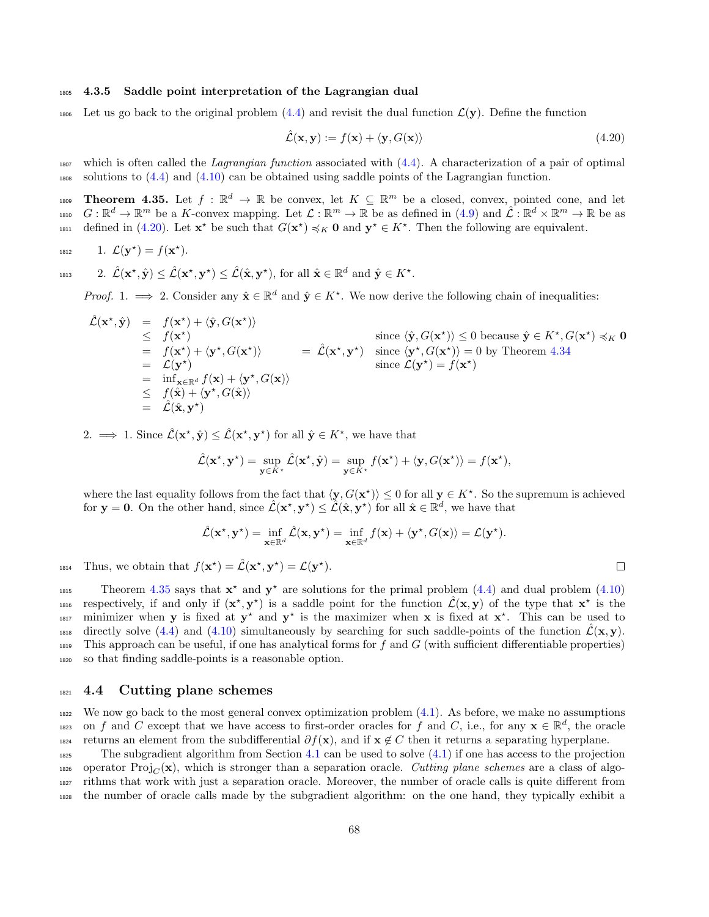### 4.3.5 Saddle point interpretation of the Lagrangian dual

Let us go back to the original problem (4.4) and revisit the dual function $\mathcal{L}(\mathbf{y})$. Define the function

$$\hat{\mathcal{L}}(\mathbf{x}, \mathbf{y}) := f(\mathbf{x}) + \langle \mathbf{y}, G(\mathbf{x}) \rangle \tag{4.20}$$

which is often called the *Lagrangian function* associated with (4.4). A characterization of a pair of optimal solutions to (4.4) and (4.10) can be obtained using saddle points of the Lagrangian function.

**Theorem 4.35.** Let $f : \mathbb{R}^d \to \mathbb{R}$ be convex, let $K \subseteq \mathbb{R}^m$ be a closed, convex, pointed cone, and let $G : \mathbb{R}^d \to \mathbb{R}^m$ be a $K$-convex mapping. Let $\mathcal{L} : \mathbb{R}^m \to \mathbb{R}$ be as defined in (4.9) and $\hat{\mathcal{L}} : \mathbb{R}^d \times \mathbb{R}^m \to \mathbb{R}$ be as defined in (4.20). Let $\mathbf{x}^\star$ be such that $G(\mathbf{x}^\star) \preccurlyeq_K \mathbf{0}$ and $\mathbf{y}^\star \in K^\star$. Then the following are equivalent.

1. $\mathcal{L}(\mathbf{y}^\star) = f(\mathbf{x}^\star)$.
2. $\hat{\mathcal{L}}(\mathbf{x}^\star, \hat{\mathbf{y}}) \leq \hat{\mathcal{L}}(\mathbf{x}^\star, \mathbf{y}^\star) \leq \hat{\mathcal{L}}(\hat{\mathbf{x}}, \mathbf{y}^\star)$, for all $\hat{\mathbf{x}} \in \mathbb{R}^d$ and $\hat{\mathbf{y}} \in K^\star$.

*Proof.* 1. $\implies$ 2. Consider any $\hat{\mathbf{x}} \in \mathbb{R}^d$ and $\hat{\mathbf{y}} \in K^\star$. We now derive the following chain of inequalities:

$$\begin{array}{rcll}
\hat{\mathcal{L}}(\mathbf{x}^\star, \hat{\mathbf{y}}) & = & f(\mathbf{x}^\star) + \langle \hat{\mathbf{y}}, G(\mathbf{x}^\star) \rangle & \\
& \leq & f(\mathbf{x}^\star) & \text{since } \langle \hat{\mathbf{y}}, G(\mathbf{x}^\star) \rangle \leq 0 \text{ because } \hat{\mathbf{y}} \in K^\star, G(\mathbf{x}^\star) \preccurlyeq_K \mathbf{0} \\
& = & f(\mathbf{x}^\star) + \langle \mathbf{y}^\star, G(\mathbf{x}^\star) \rangle \quad = \hat{\mathcal{L}}(\mathbf{x}^\star, \mathbf{y}^\star) & \text{since } \langle \mathbf{y}^\star, G(\mathbf{x}^\star) \rangle = 0 \text{ by Theorem 4.34} \\
& = & \mathcal{L}(\mathbf{y}^\star) & \text{since } \mathcal{L}(\mathbf{y}^\star) = f(\mathbf{x}^\star) \\
& = & \inf_{\mathbf{x} \in \mathbb{R}^d} f(\mathbf{x}) + \langle \mathbf{y}^\star, G(\mathbf{x}) \rangle & \\
& \leq & f(\hat{\mathbf{x}}) + \langle \mathbf{y}^\star, G(\hat{\mathbf{x}}) \rangle & \\
& = & \hat{\mathcal{L}}(\hat{\mathbf{x}}, \mathbf{y}^\star) &
\end{array}$$

2. $\implies$ 1. Since $\hat{\mathcal{L}}(\mathbf{x}^\star, \hat{\mathbf{y}}) \leq \hat{\mathcal{L}}(\mathbf{x}^\star, \mathbf{y}^\star)$ for all $\hat{\mathbf{y}} \in K^\star$, we have that

$$\hat{\mathcal{L}}(\mathbf{x}^\star, \mathbf{y}^\star) = \sup_{\mathbf{y} \in K^\star} \hat{\mathcal{L}}(\mathbf{x}^\star, \hat{\mathbf{y}}) = \sup_{\mathbf{y} \in K^\star} f(\mathbf{x}^\star) + \langle \mathbf{y}, G(\mathbf{x}^\star) \rangle = f(\mathbf{x}^\star),$$

where the last equality follows from the fact that $\langle \mathbf{y}, G(\mathbf{x}^\star) \rangle \leq 0$ for all $\mathbf{y} \in K^\star$. So the supremum is achieved for $\mathbf{y} = \mathbf{0}$. On the other hand, since $\hat{\mathcal{L}}(\mathbf{x}^\star, \mathbf{y}^\star) \leq \hat{\mathcal{L}}(\hat{\mathbf{x}}, \mathbf{y}^\star)$ for all $\hat{\mathbf{x}} \in \mathbb{R}^d$, we have that

$$\hat{\mathcal{L}}(\mathbf{x}^\star, \mathbf{y}^\star) = \inf_{\mathbf{x} \in \mathbb{R}^d} \hat{\mathcal{L}}(\mathbf{x}, \mathbf{y}^\star) = \inf_{\mathbf{x} \in \mathbb{R}^d} f(\mathbf{x}) + \langle \mathbf{y}^\star, G(\mathbf{x}) \rangle = \mathcal{L}(\mathbf{y}^\star).$$

Thus, we obtain that $f(\mathbf{x}^\star) = \hat{\mathcal{L}}(\mathbf{x}^\star, \mathbf{y}^\star) = \mathcal{L}(\mathbf{y}^\star)$. $\square$

Theorem 4.35 says that $\mathbf{x}^\star$ and $\mathbf{y}^\star$ are solutions for the primal problem (4.4) and dual problem (4.10) respectively, if and only if $(\mathbf{x}^\star, \mathbf{y}^\star)$ is a saddle point for the function $\hat{\mathcal{L}}(\mathbf{x}, \mathbf{y})$ of the type that $\mathbf{x}^\star$ is the minimizer when $\mathbf{y}$ is fixed at $\mathbf{y}^\star$ and $\mathbf{y}^\star$ is the maximizer when $\mathbf{x}$ is fixed at $\mathbf{x}^\star$. This can be used to directly solve (4.4) and (4.10) simultaneously by searching for such saddle-points of the function $\hat{\mathcal{L}}(\mathbf{x}, \mathbf{y})$. This approach can be useful, if one has analytical forms for $f$ and $G$ (with sufficient differentiable properties) so that finding saddle-points is a reasonable option.

## 4.4 Cutting plane schemes

We now go back to the most general convex optimization problem (4.1). As before, we make no assumptions on $f$ and $C$ except that we have access to first-order oracles for $f$ and $C$, i.e., for any $\mathbf{x} \in \mathbb{R}^d$, the oracle returns an element from the subdifferential $\partial f(\mathbf{x})$, and if $\mathbf{x} \notin C$ then it returns a separating hyperplane.

The subgradient algorithm from Section 4.1 can be used to solve (4.1) if one has access to the projection operator $\text{Proj}_C(\mathbf{x})$, which is stronger than a separation oracle. *Cutting plane schemes* are a class of algorithms that work with just a separation oracle. Moreover, the number of oracle calls is quite different from the number of oracle calls made by the subgradient algorithm: on the one hand, they typically exhibit a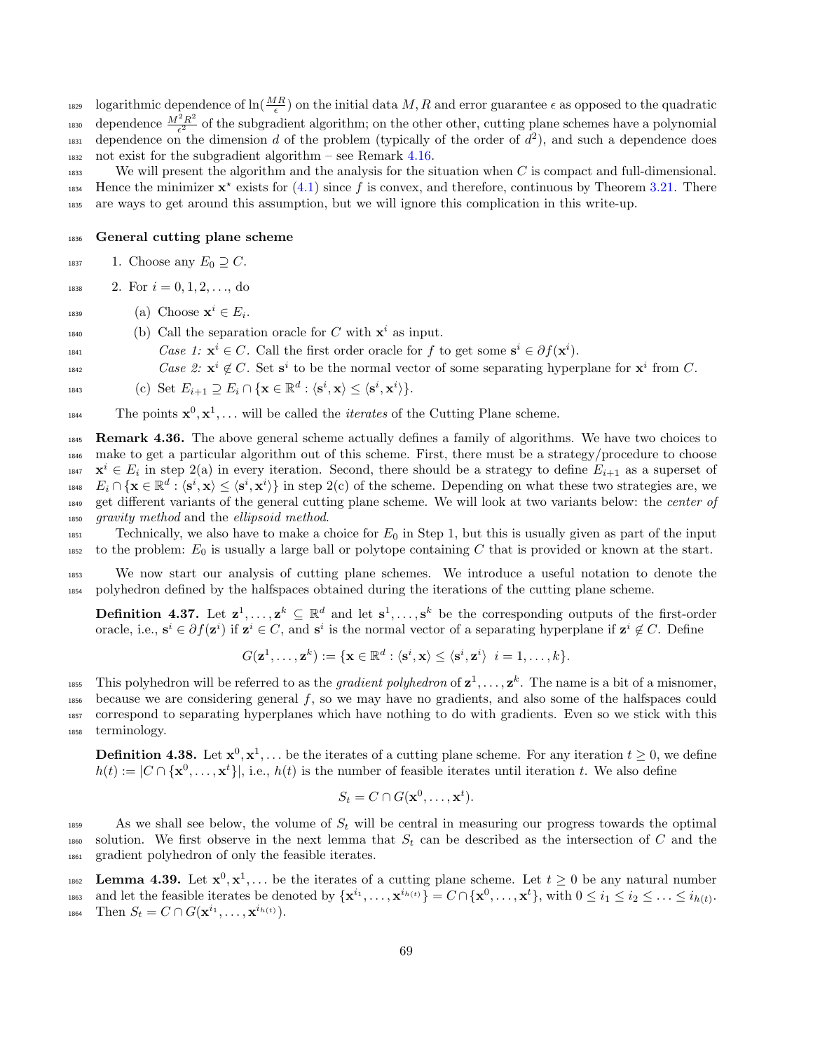logarithmic dependence of $\ln(\frac{MR}{\epsilon})$ on the initial data $M, R$ and error guarantee $\epsilon$ as opposed to the quadratic dependence $\frac{M^2R^2}{\epsilon^2}$ of the subgradient algorithm; on the other other, cutting plane schemes have a polynomial dependence on the dimension $d$ of the problem (typically of the order of $d^2$), and such a dependence does not exist for the subgradient algorithm – see Remark 4.16.

We will present the algorithm and the analysis for the situation when $C$ is compact and full-dimensional. Hence the minimizer $\mathbf{x}^\star$ exists for (4.1) since $f$ is convex, and therefore, continuous by Theorem 3.21. There are ways to get around this assumption, but we will ignore this complication in this write-up.

**General cutting plane scheme**

1. Choose any $E_0 \supseteq C$.
2. For $i = 0, 1, 2, \ldots$, do
   (a) Choose $\mathbf{x}^i \in E_i$.
   (b) Call the separation oracle for $C$ with $\mathbf{x}^i$ as input.
   *Case 1:* $\mathbf{x}^i \in C$. Call the first order oracle for $f$ to get some $\mathbf{s}^i \in \partial f(\mathbf{x}^i)$.
   *Case 2:* $\mathbf{x}^i \notin C$. Set $\mathbf{s}^i$ to be the normal vector of some separating hyperplane for $\mathbf{x}^i$ from $C$.
   (c) Set $E_{i+1} \supseteq E_i \cap \{\mathbf{x} \in \mathbb{R}^d : \langle \mathbf{s}^i, \mathbf{x} \rangle \leq \langle \mathbf{s}^i, \mathbf{x}^i \rangle\}$.

The points $\mathbf{x}^0, \mathbf{x}^1, \ldots$ will be called the *iterates* of the Cutting Plane scheme.

**Remark 4.36.** The above general scheme actually defines a family of algorithms. We have two choices to make to get a particular algorithm out of this scheme. First, there must be a strategy/procedure to choose $\mathbf{x}^i \in E_i$ in step 2(a) in every iteration. Second, there should be a strategy to define $E_{i+1}$ as a superset of $E_i \cap \{\mathbf{x} \in \mathbb{R}^d : \langle \mathbf{s}^i, \mathbf{x} \rangle \leq \langle \mathbf{s}^i, \mathbf{x}^i \rangle\}$ in step 2(c) of the scheme. Depending on what these two strategies are, we get different variants of the general cutting plane scheme. We will look at two variants below: the *center of gravity method* and the *ellipsoid method*.

Technically, we also have to make a choice for $E_0$ in Step 1, but this is usually given as part of the input to the problem: $E_0$ is usually a large ball or polytope containing $C$ that is provided or known at the start.

We now start our analysis of cutting plane schemes. We introduce a useful notation to denote the polyhedron defined by the halfspaces obtained during the iterations of the cutting plane scheme.

**Definition 4.37.** Let $\mathbf{z}^1, \ldots, \mathbf{z}^k \subseteq \mathbb{R}^d$ and let $\mathbf{s}^1, \ldots, \mathbf{s}^k$ be the corresponding outputs of the first-order oracle, i.e., $\mathbf{s}^i \in \partial f(\mathbf{z}^i)$ if $\mathbf{z}^i \in C$, and $\mathbf{s}^i$ is the normal vector of a separating hyperplane if $\mathbf{z}^i \notin C$. Define

$$G(\mathbf{z}^1, \ldots, \mathbf{z}^k) := \{\mathbf{x} \in \mathbb{R}^d : \langle \mathbf{s}^i, \mathbf{x} \rangle \leq \langle \mathbf{s}^i, \mathbf{z}^i \rangle \;\; i = 1, \ldots, k\}.$$

This polyhedron will be referred to as the *gradient polyhedron* of $\mathbf{z}^1, \ldots, \mathbf{z}^k$. The name is a bit of a misnomer, because we are considering general $f$, so we may have no gradients, and also some of the halfspaces could correspond to separating hyperplanes which have nothing to do with gradients. Even so we stick with this terminology.

**Definition 4.38.** Let $\mathbf{x}^0, \mathbf{x}^1, \ldots$ be the iterates of a cutting plane scheme. For any iteration $t \geq 0$, we define $h(t) := |C \cap \{\mathbf{x}^0, \ldots, \mathbf{x}^t\}|$, i.e., $h(t)$ is the number of feasible iterates until iteration $t$. We also define

$$S_t = C \cap G(\mathbf{x}^0, \ldots, \mathbf{x}^t).$$

As we shall see below, the volume of $S_t$ will be central in measuring our progress towards the optimal solution. We first observe in the next lemma that $S_t$ can be described as the intersection of $C$ and the gradient polyhedron of only the feasible iterates.

**Lemma 4.39.** Let $\mathbf{x}^0, \mathbf{x}^1, \ldots$ be the iterates of a cutting plane scheme. Let $t \geq 0$ be any natural number and let the feasible iterates be denoted by $\{\mathbf{x}^{i_1}, \ldots, \mathbf{x}^{i_{h(t)}}\} = C \cap \{\mathbf{x}^0, \ldots, \mathbf{x}^t\}$, with $0 \leq i_1 \leq i_2 \leq \ldots \leq i_{h(t)}$. Then $S_t = C \cap G(\mathbf{x}^{i_1}, \ldots, \mathbf{x}^{i_{h(t)}})$.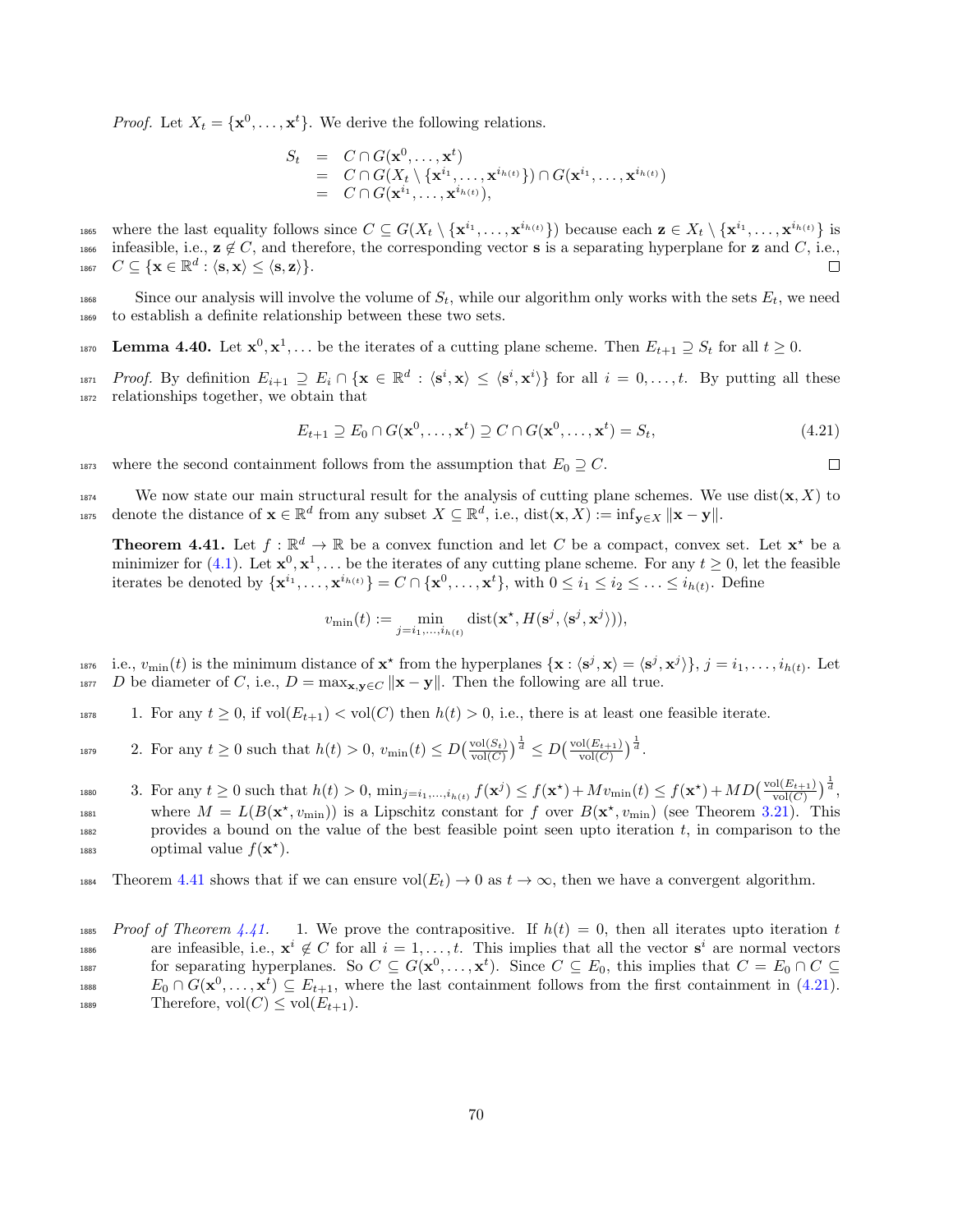*Proof.* Let $X_t = \{\mathbf{x}^0, \ldots, \mathbf{x}^t\}$. We derive the following relations.

$$
\begin{aligned}
S_t &= C \cap G(\mathbf{x}^0, \ldots, \mathbf{x}^t) \\
&= C \cap G(X_t \setminus \{\mathbf{x}^{i_1}, \ldots, \mathbf{x}^{i_{h(t)}}\}) \cap G(\mathbf{x}^{i_1}, \ldots, \mathbf{x}^{i_{h(t)}}) \\
&= C \cap G(\mathbf{x}^{i_1}, \ldots, \mathbf{x}^{i_{h(t)}}),
\end{aligned}
$$

where the last equality follows since $C \subseteq G(X_t \setminus \{\mathbf{x}^{i_1}, \ldots, \mathbf{x}^{i_{h(t)}}\})$ because each $\mathbf{z} \in X_t \setminus \{\mathbf{x}^{i_1}, \ldots, \mathbf{x}^{i_{h(t)}}\}$ is infeasible, i.e., $\mathbf{z} \notin C$, and therefore, the corresponding vector $\mathbf{s}$ is a separating hyperplane for $\mathbf{z}$ and $C$, i.e., $C \subseteq \{\mathbf{x} \in \mathbb{R}^d : \langle \mathbf{s}, \mathbf{x} \rangle \leq \langle \mathbf{s}, \mathbf{z} \rangle\}$. □

Since our analysis will involve the volume of $S_t$, while our algorithm only works with the sets $E_t$, we need to establish a definite relationship between these two sets.

**Lemma 4.40.** Let $\mathbf{x}^0, \mathbf{x}^1, \ldots$ be the iterates of a cutting plane scheme. Then $E_{t+1} \supseteq S_t$ for all $t \geq 0$.

*Proof.* By definition $E_{i+1} \supseteq E_i \cap \{\mathbf{x} \in \mathbb{R}^d : \langle \mathbf{s}^i, \mathbf{x} \rangle \leq \langle \mathbf{s}^i, \mathbf{x}^i \rangle\}$ for all $i = 0, \ldots, t$. By putting all these relationships together, we obtain that

$$
E_{t+1} \supseteq E_0 \cap G(\mathbf{x}^0, \ldots, \mathbf{x}^t) \supseteq C \cap G(\mathbf{x}^0, \ldots, \mathbf{x}^t) = S_t, \tag{4.21}
$$

where the second containment follows from the assumption that $E_0 \supseteq C$. □

We now state our main structural result for the analysis of cutting plane schemes. We use $\text{dist}(\mathbf{x}, X)$ to denote the distance of $\mathbf{x} \in \mathbb{R}^d$ from any subset $X \subseteq \mathbb{R}^d$, i.e., $\text{dist}(\mathbf{x}, X) := \inf_{\mathbf{y} \in X} \|\mathbf{x} - \mathbf{y}\|$.

**Theorem 4.41.** Let $f : \mathbb{R}^d \to \mathbb{R}$ be a convex function and let $C$ be a compact, convex set. Let $\mathbf{x}^\star$ be a minimizer for (4.1). Let $\mathbf{x}^0, \mathbf{x}^1, \ldots$ be the iterates of any cutting plane scheme. For any $t \geq 0$, let the feasible iterates be denoted by $\{\mathbf{x}^{i_1}, \ldots, \mathbf{x}^{i_{h(t)}}\} = C \cap \{\mathbf{x}^0, \ldots, \mathbf{x}^t\}$, with $0 \leq i_1 \leq i_2 \leq \ldots \leq i_{h(t)}$. Define

$$
v_{\min}(t) := \min_{j = i_1, \ldots, i_{h(t)}} \text{dist}(\mathbf{x}^\star, H(\mathbf{s}^j, \langle \mathbf{s}^j, \mathbf{x}^j \rangle)),
$$

i.e., $v_{\min}(t)$ is the minimum distance of $\mathbf{x}^\star$ from the hyperplanes $\{\mathbf{x} : \langle \mathbf{s}^j, \mathbf{x} \rangle = \langle \mathbf{s}^j, \mathbf{x}^j \rangle\}$, $j = i_1, \ldots, i_{h(t)}$. Let $D$ be diameter of $C$, i.e., $D = \max_{\mathbf{x}, \mathbf{y} \in C} \|\mathbf{x} - \mathbf{y}\|$. Then the following are all true.

1. For any $t \geq 0$, if $\text{vol}(E_{t+1}) < \text{vol}(C)$ then $h(t) > 0$, i.e., there is at least one feasible iterate.
2. For any $t \geq 0$ such that $h(t) > 0$, $v_{\min}(t) \leq D\big(\frac{\text{vol}(S_t)}{\text{vol}(C)}\big)^{\frac{1}{d}} \leq D\big(\frac{\text{vol}(E_{t+1})}{\text{vol}(C)}\big)^{\frac{1}{d}}$.
3. For any $t \geq 0$ such that $h(t) > 0$, $\min_{j = i_1, \ldots, i_{h(t)}} f(\mathbf{x}^j) \leq f(\mathbf{x}^\star) + M v_{\min}(t) \leq f(\mathbf{x}^\star) + MD\big(\frac{\text{vol}(E_{t+1})}{\text{vol}(C)}\big)^{\frac{1}{d}}$, where $M = L(B(\mathbf{x}^\star, v_{\min}))$ is a Lipschitz constant for $f$ over $B(\mathbf{x}^\star, v_{\min})$ (see Theorem 3.21). This provides a bound on the value of the best feasible point seen upto iteration $t$, in comparison to the optimal value $f(\mathbf{x}^\star)$.

Theorem 4.41 shows that if we can ensure $\text{vol}(E_t) \to 0$ as $t \to \infty$, then we have a convergent algorithm.

*Proof of Theorem 4.41.*

1. We prove the contrapositive. If $h(t) = 0$, then all iterates upto iteration $t$ are infeasible, i.e., $\mathbf{x}^i \notin C$ for all $i = 1, \ldots, t$. This implies that all the vector $\mathbf{s}^i$ are normal vectors for separating hyperplanes. So $C \subseteq G(\mathbf{x}^0, \ldots, \mathbf{x}^t)$. Since $C \subseteq E_0$, this implies that $C = E_0 \cap C \subseteq E_0 \cap G(\mathbf{x}^0, \ldots, \mathbf{x}^t) \subseteq E_{t+1}$, where the last containment follows from the first containment in (4.21). Therefore, $\text{vol}(C) \leq \text{vol}(E_{t+1})$.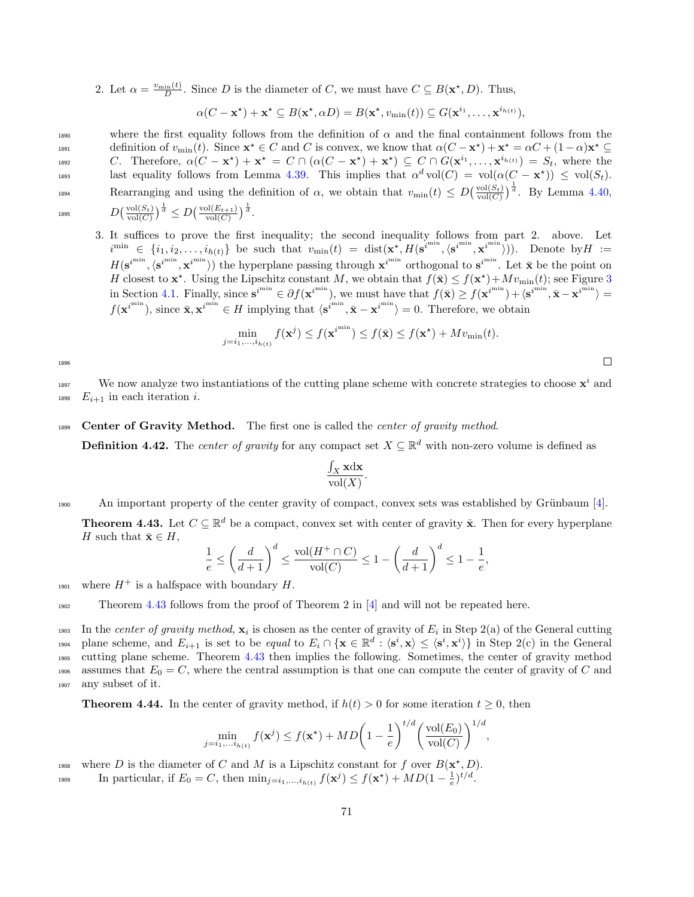2. Let $\alpha = \frac{v_{\min}(t)}{D}$. Since $D$ is the diameter of $C$, we must have $C \subseteq B(\mathbf{x}^\star, D)$. Thus,

$$\alpha(C - \mathbf{x}^\star) + \mathbf{x}^\star \subseteq B(\mathbf{x}^\star, \alpha D) = B(\mathbf{x}^\star, v_{\min}(t)) \subseteq G(\mathbf{x}^{i_1}, \ldots, \mathbf{x}^{i_{h(t)}}),$$

where the first equality follows from the definition of $\alpha$ and the final containment follows from the definition of $v_{\min}(t)$. Since $\mathbf{x}^\star \in C$ and $C$ is convex, we know that $\alpha(C - \mathbf{x}^\star) + \mathbf{x}^\star = \alpha C + (1-\alpha)\mathbf{x}^\star \subseteq C$. Therefore, $\alpha(C - \mathbf{x}^\star) + \mathbf{x}^\star = C \cap (\alpha(C - \mathbf{x}^\star) + \mathbf{x}^\star) \subseteq C \cap G(\mathbf{x}^{i_1}, \ldots, \mathbf{x}^{i_{h(t)}}) = S_t$, where the last equality follows from Lemma 4.39. This implies that $\alpha^d \operatorname{vol}(C) = \operatorname{vol}(\alpha(C - \mathbf{x}^\star)) \leq \operatorname{vol}(S_t)$. Rearranging and using the definition of $\alpha$, we obtain that $v_{\min}(t) \leq D\big(\frac{\operatorname{vol}(S_t)}{\operatorname{vol}(C)}\big)^{\frac{1}{d}}$. By Lemma 4.40, $D\big(\frac{\operatorname{vol}(S_t)}{\operatorname{vol}(C)}\big)^{\frac{1}{d}} \leq D\big(\frac{\operatorname{vol}(E_{t+1})}{\operatorname{vol}(C)}\big)^{\frac{1}{d}}$.

3. It suffices to prove the first inequality; the second inequality follows from part 2. above. Let $i^{\min} \in \{i_1, i_2, \ldots, i_{h(t)}\}$ be such that $v_{\min}(t) = \operatorname{dist}(\mathbf{x}^\star, H(\mathbf{s}^{i^{\min}}, \langle \mathbf{s}^{i^{\min}}, \mathbf{x}^{i^{\min}}\rangle))$. Denote by$H := H(\mathbf{s}^{i^{\min}}, \langle \mathbf{s}^{i^{\min}}, \mathbf{x}^{i^{\min}}\rangle)$ the hyperplane passing through $\mathbf{x}^{i^{\min}}$ orthogonal to $\mathbf{s}^{i^{\min}}$. Let $\bar{\mathbf{x}}$ be the point on $H$ closest to $\mathbf{x}^\star$. Using the Lipschitz constant $M$, we obtain that $f(\bar{\mathbf{x}}) \leq f(\mathbf{x}^\star) + M v_{\min}(t)$; see Figure 3 in Section 4.1. Finally, since $\mathbf{s}^{i^{\min}} \in \partial f(\mathbf{x}^{i^{\min}})$, we must have that $f(\bar{\mathbf{x}}) \geq f(\mathbf{x}^{i^{\min}}) + \langle \mathbf{s}^{i^{\min}}, \bar{\mathbf{x}} - \mathbf{x}^{i^{\min}}\rangle = f(\mathbf{x}^{i^{\min}})$, since $\bar{\mathbf{x}}, \mathbf{x}^{i^{\min}} \in H$ implying that $\langle \mathbf{s}^{i^{\min}}, \bar{\mathbf{x}} - \mathbf{x}^{i^{\min}}\rangle = 0$. Therefore, we obtain

$$\min_{j = i_1, \ldots, i_{h(t)}} f(\mathbf{x}^j) \leq f(\mathbf{x}^{i^{\min}}) \leq f(\bar{\mathbf{x}}) \leq f(\mathbf{x}^\star) + M v_{\min}(t).$$

□

We now analyze two instantiations of the cutting plane scheme with concrete strategies to choose $\mathbf{x}^i$ and $E_{i+1}$ in each iteration $i$.

**Center of Gravity Method.** The first one is called the *center of gravity method*.

**Definition 4.42.** The *center of gravity* for any compact set $X \subseteq \mathbb{R}^d$ with non-zero volume is defined as

$$\frac{\int_X \mathbf{x} d\mathbf{x}}{\operatorname{vol}(X)}.$$

An important property of the center gravity of compact, convex sets was established by Grünbaum [4].

**Theorem 4.43.** Let $C \subseteq \mathbb{R}^d$ be a compact, convex set with center of gravity $\bar{\mathbf{x}}$. Then for every hyperplane $H$ such that $\bar{\mathbf{x}} \in H$,

$$\frac{1}{e} \leq \left(\frac{d}{d+1}\right)^d \leq \frac{\operatorname{vol}(H^+ \cap C)}{\operatorname{vol}(C)} \leq 1 - \left(\frac{d}{d+1}\right)^d \leq 1 - \frac{1}{e},$$

where $H^+$ is a halfspace with boundary $H$.

Theorem 4.43 follows from the proof of Theorem 2 in [4] and will not be repeated here.

In the *center of gravity method*, $\mathbf{x}_i$ is chosen as the center of gravity of $E_i$ in Step 2(a) of the General cutting plane scheme, and $E_{i+1}$ is set to be *equal* to $E_i \cap \{\mathbf{x} \in \mathbb{R}^d : \langle \mathbf{s}^i, \mathbf{x}\rangle \leq \langle \mathbf{s}^i, \mathbf{x}^i\rangle\}$ in Step 2(c) in the General cutting plane scheme. Theorem 4.43 then implies the following. Sometimes, the center of gravity method assumes that $E_0 = C$, where the central assumption is that one can compute the center of gravity of $C$ and any subset of it.

**Theorem 4.44.** In the center of gravity method, if $h(t) > 0$ for some iteration $t \geq 0$, then

$$\min_{j = i_1, \ldots i_{h(t)}} f(\mathbf{x}^j) \leq f(\mathbf{x}^\star) + MD\left(1 - \frac{1}{e}\right)^{t/d}\left(\frac{\operatorname{vol}(E_0)}{\operatorname{vol}(C)}\right)^{1/d},$$

where $D$ is the diameter of $C$ and $M$ is a Lipschitz constant for $f$ over $B(\mathbf{x}^\star, D)$.

In particular, if $E_0 = C$, then $\min_{j = i_1, \ldots, i_{h(t)}} f(\mathbf{x}^j) \leq f(\mathbf{x}^\star) + MD(1 - \frac{1}{e})^{t/d}$.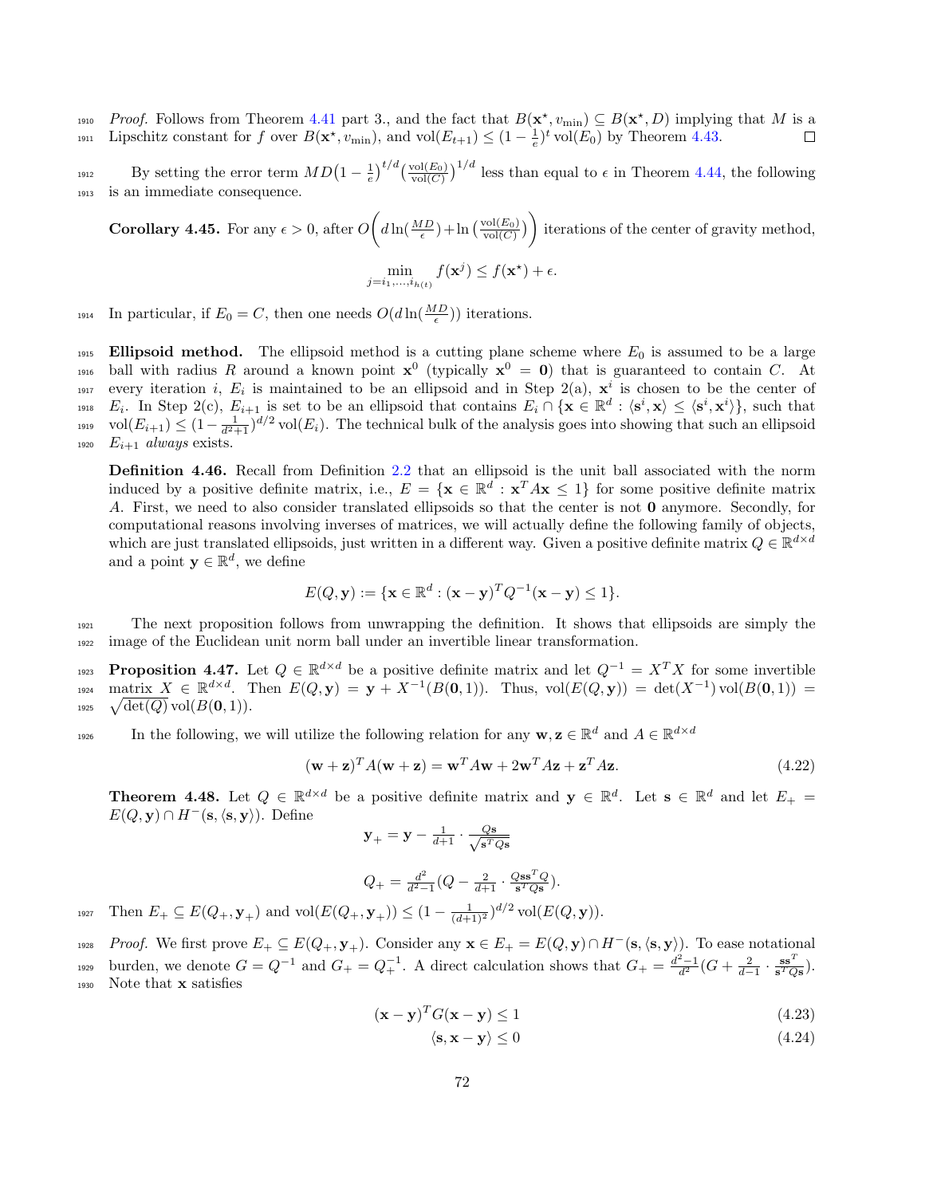*Proof.* Follows from Theorem 4.41 part 3., and the fact that $B(\mathbf{x}^\star, v_{\min}) \subseteq B(\mathbf{x}^\star, D)$ implying that $M$ is a Lipschitz constant for $f$ over $B(\mathbf{x}^\star, v_{\min})$, and $\text{vol}(E_{t+1}) \leq (1 - \frac{1}{e})^t \text{vol}(E_0)$ by Theorem 4.43. □

By setting the error term $MD\big(1 - \frac{1}{e}\big)^{t/d}\big(\frac{\text{vol}(E_0)}{\text{vol}(C)}\big)^{1/d}$ less than equal to $\epsilon$ in Theorem 4.44, the following is an immediate consequence.

**Corollary 4.45.** For any $\epsilon > 0$, after $O\bigg(d\ln(\frac{MD}{\epsilon}) + \ln\big(\frac{\text{vol}(E_0)}{\text{vol}(C)}\big)\bigg)$ iterations of the center of gravity method,

$$\min_{j=i_1,\ldots,i_{h(t)}} f(\mathbf{x}^j) \leq f(\mathbf{x}^\star) + \epsilon.$$

In particular, if $E_0 = C$, then one needs $O(d\ln(\frac{MD}{\epsilon}))$ iterations.

**Ellipsoid method.** The ellipsoid method is a cutting plane scheme where $E_0$ is assumed to be a large ball with radius $R$ around a known point $\mathbf{x}^0$ (typically $\mathbf{x}^0 = \mathbf{0}$) that is guaranteed to contain $C$. At every iteration $i$, $E_i$ is maintained to be an ellipsoid and in Step 2(a), $\mathbf{x}^i$ is chosen to be the center of $E_i$. In Step 2(c), $E_{i+1}$ is set to be an ellipsoid that contains $E_i \cap \{\mathbf{x} \in \mathbb{R}^d : \langle \mathbf{s}^i, \mathbf{x}\rangle \leq \langle \mathbf{s}^i, \mathbf{x}^i\rangle\}$, such that $\text{vol}(E_{i+1}) \leq (1 - \frac{1}{d^2+1})^{d/2}\text{vol}(E_i)$. The technical bulk of the analysis goes into showing that such an ellipsoid $E_{i+1}$ *always* exists.

**Definition 4.46.** Recall from Definition 2.2 that an ellipsoid is the unit ball associated with the norm induced by a positive definite matrix, i.e., $E = \{\mathbf{x} \in \mathbb{R}^d : \mathbf{x}^T A\mathbf{x} \leq 1\}$ for some positive definite matrix $A$. First, we need to also consider translated ellipsoids so that the center is not $\mathbf{0}$ anymore. Secondly, for computational reasons involving inverses of matrices, we will actually define the following family of objects, which are just translated ellipsoids, just written in a different way. Given a positive definite matrix $Q \in \mathbb{R}^{d\times d}$ and a point $\mathbf{y} \in \mathbb{R}^d$, we define

$$E(Q, \mathbf{y}) := \{\mathbf{x} \in \mathbb{R}^d : (\mathbf{x} - \mathbf{y})^T Q^{-1}(\mathbf{x} - \mathbf{y}) \leq 1\}.$$

The next proposition follows from unwrapping the definition. It shows that ellipsoids are simply the image of the Euclidean unit norm ball under an invertible linear transformation.

**Proposition 4.47.** Let $Q \in \mathbb{R}^{d\times d}$ be a positive definite matrix and let $Q^{-1} = X^T X$ for some invertible matrix $X \in \mathbb{R}^{d\times d}$. Then $E(Q, \mathbf{y}) = \mathbf{y} + X^{-1}(B(\mathbf{0}, 1))$. Thus, $\text{vol}(E(Q, \mathbf{y})) = \det(X^{-1})\text{vol}(B(\mathbf{0}, 1)) = \sqrt{\det(Q)}\,\text{vol}(B(\mathbf{0}, 1))$.

In the following, we will utilize the following relation for any $\mathbf{w}, \mathbf{z} \in \mathbb{R}^d$ and $A \in \mathbb{R}^{d\times d}$

$$(\mathbf{w} + \mathbf{z})^T A(\mathbf{w} + \mathbf{z}) = \mathbf{w}^T A\mathbf{w} + 2\mathbf{w}^T A\mathbf{z} + \mathbf{z}^T A\mathbf{z}. \tag{4.22}$$

**Theorem 4.48.** Let $Q \in \mathbb{R}^{d\times d}$ be a positive definite matrix and $\mathbf{y} \in \mathbb{R}^d$. Let $\mathbf{s} \in \mathbb{R}^d$ and let $E_+ = E(Q, \mathbf{y}) \cap H^-(\mathbf{s}, \langle \mathbf{s}, \mathbf{y}\rangle)$. Define

$$\mathbf{y}_+ = \mathbf{y} - \tfrac{1}{d+1} \cdot \tfrac{Q\mathbf{s}}{\sqrt{\mathbf{s}^T Q\mathbf{s}}}$$

$$Q_+ = \tfrac{d^2}{d^2-1}\big(Q - \tfrac{2}{d+1} \cdot \tfrac{Q\mathbf{s}\mathbf{s}^T Q}{\mathbf{s}^T Q\mathbf{s}}\big).$$

Then $E_+ \subseteq E(Q_+, \mathbf{y}_+)$ and $\text{vol}(E(Q_+, \mathbf{y}_+)) \leq (1 - \frac{1}{(d+1)^2})^{d/2}\text{vol}(E(Q, \mathbf{y}))$.

*Proof.* We first prove $E_+ \subseteq E(Q_+, \mathbf{y}_+)$. Consider any $\mathbf{x} \in E_+ = E(Q, \mathbf{y}) \cap H^-(\mathbf{s}, \langle \mathbf{s}, \mathbf{y}\rangle)$. To ease notational burden, we denote $G = Q^{-1}$ and $G_+ = Q_+^{-1}$. A direct calculation shows that $G_+ = \frac{d^2-1}{d^2}(G + \frac{2}{d-1} \cdot \frac{\mathbf{s}\mathbf{s}^T}{\mathbf{s}^T Q\mathbf{s}})$. Note that $\mathbf{x}$ satisfies

$$(\mathbf{x} - \mathbf{y})^T G(\mathbf{x} - \mathbf{y}) \leq 1 \tag{4.23}$$

$$\langle \mathbf{s}, \mathbf{x} - \mathbf{y}\rangle \leq 0 \tag{4.24}$$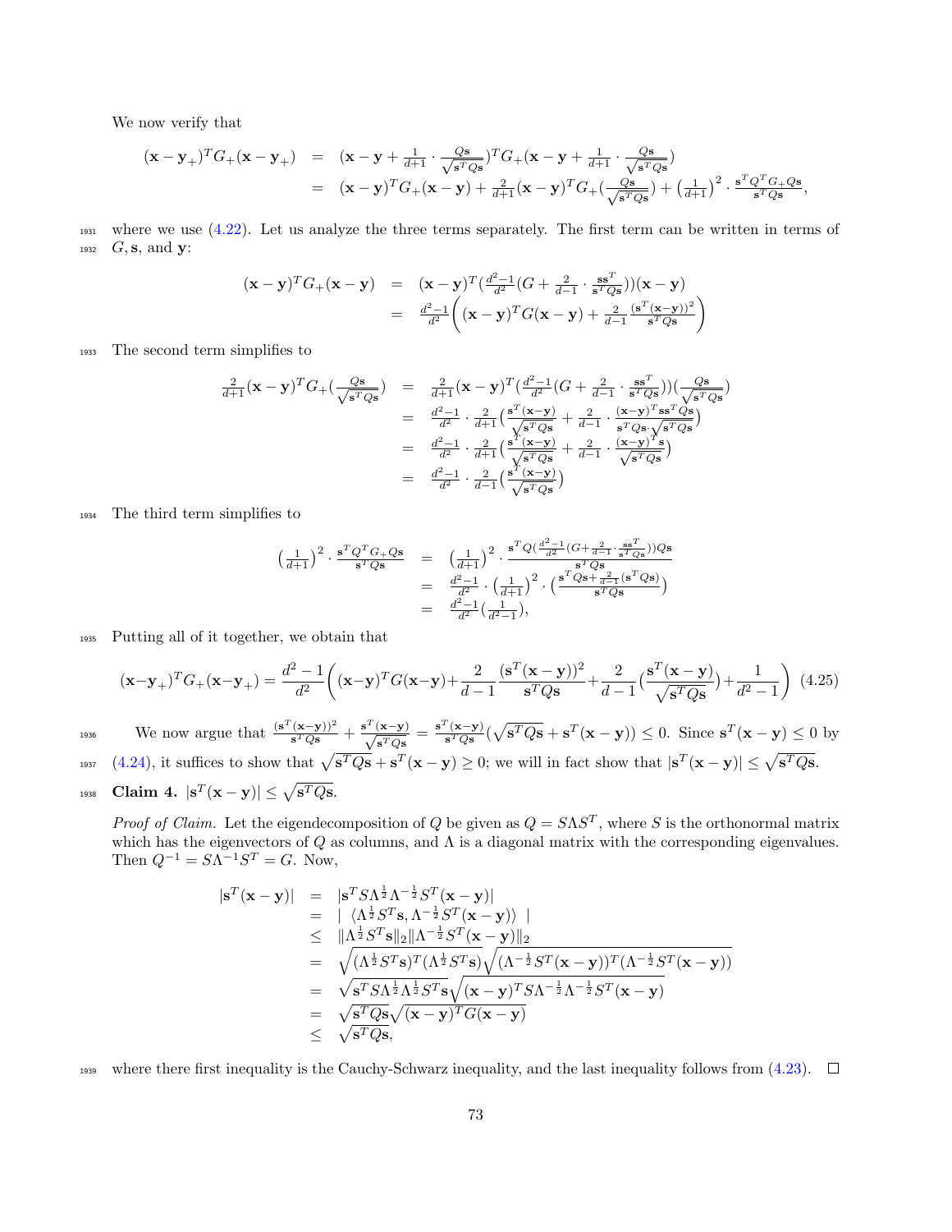We now verify that

$$
\begin{aligned}
(\mathbf{x}-\mathbf{y}_+)^T G_+ (\mathbf{x}-\mathbf{y}_+) &= (\mathbf{x}-\mathbf{y} + \tfrac{1}{d+1}\cdot \tfrac{Q\mathbf{s}}{\sqrt{\mathbf{s}^T Q\mathbf{s}}})^T G_+ (\mathbf{x}-\mathbf{y} + \tfrac{1}{d+1}\cdot \tfrac{Q\mathbf{s}}{\sqrt{\mathbf{s}^T Q\mathbf{s}}}) \\
&= (\mathbf{x}-\mathbf{y})^T G_+ (\mathbf{x}-\mathbf{y}) + \tfrac{2}{d+1}(\mathbf{x}-\mathbf{y})^T G_+ (\tfrac{Q\mathbf{s}}{\sqrt{\mathbf{s}^T Q\mathbf{s}}}) + \left(\tfrac{1}{d+1}\right)^2 \cdot \tfrac{\mathbf{s}^T Q^T G_+ Q\mathbf{s}}{\mathbf{s}^T Q\mathbf{s}},
\end{aligned}
$$

where we use (4.22). Let us analyze the three terms separately. The first term can be written in terms of $G, \mathbf{s}$, and $\mathbf{y}$:

$$
\begin{aligned}
(\mathbf{x}-\mathbf{y})^T G_+ (\mathbf{x}-\mathbf{y}) &= (\mathbf{x}-\mathbf{y})^T (\tfrac{d^2-1}{d^2}(G + \tfrac{2}{d-1}\cdot \tfrac{\mathbf{s}\mathbf{s}^T}{\mathbf{s}^T Q\mathbf{s}}))(\mathbf{x}-\mathbf{y}) \\
&= \tfrac{d^2-1}{d^2}\left((\mathbf{x}-\mathbf{y})^T G (\mathbf{x}-\mathbf{y}) + \tfrac{2}{d-1}\tfrac{(\mathbf{s}^T(\mathbf{x}-\mathbf{y}))^2}{\mathbf{s}^T Q\mathbf{s}}\right)
\end{aligned}
$$

The second term simplifies to

$$
\begin{aligned}
\tfrac{2}{d+1}(\mathbf{x}-\mathbf{y})^T G_+ (\tfrac{Q\mathbf{s}}{\sqrt{\mathbf{s}^T Q\mathbf{s}}}) &= \tfrac{2}{d+1}(\mathbf{x}-\mathbf{y})^T (\tfrac{d^2-1}{d^2}(G + \tfrac{2}{d-1}\cdot \tfrac{\mathbf{s}\mathbf{s}^T}{\mathbf{s}^T Q\mathbf{s}}))(\tfrac{Q\mathbf{s}}{\sqrt{\mathbf{s}^T Q\mathbf{s}}}) \\
&= \tfrac{d^2-1}{d^2}\cdot \tfrac{2}{d+1}(\tfrac{\mathbf{s}^T(\mathbf{x}-\mathbf{y})}{\sqrt{\mathbf{s}^T Q\mathbf{s}}} + \tfrac{2}{d-1}\cdot \tfrac{(\mathbf{x}-\mathbf{y})^T \mathbf{s}\mathbf{s}^T Q\mathbf{s}}{\mathbf{s}^T Q\mathbf{s}\cdot\sqrt{\mathbf{s}^T Q\mathbf{s}}}) \\
&= \tfrac{d^2-1}{d^2}\cdot \tfrac{2}{d+1}(\tfrac{\mathbf{s}^T(\mathbf{x}-\mathbf{y})}{\sqrt{\mathbf{s}^T Q\mathbf{s}}} + \tfrac{2}{d-1}\cdot \tfrac{(\mathbf{x}-\mathbf{y})^T \mathbf{s}}{\sqrt{\mathbf{s}^T Q\mathbf{s}}}) \\
&= \tfrac{d^2-1}{d^2}\cdot \tfrac{2}{d-1}(\tfrac{\mathbf{s}^T(\mathbf{x}-\mathbf{y})}{\sqrt{\mathbf{s}^T Q\mathbf{s}}})
\end{aligned}
$$

The third term simplifies to

$$
\begin{aligned}
\left(\tfrac{1}{d+1}\right)^2 \cdot \tfrac{\mathbf{s}^T Q^T G_+ Q\mathbf{s}}{\mathbf{s}^T Q\mathbf{s}} &= \left(\tfrac{1}{d+1}\right)^2 \cdot \tfrac{\mathbf{s}^T Q(\frac{d^2-1}{d^2}(G + \frac{2}{d-1}\cdot\frac{\mathbf{s}\mathbf{s}^T}{\mathbf{s}^T Q\mathbf{s}}))Q\mathbf{s}}{\mathbf{s}^T Q\mathbf{s}} \\
&= \tfrac{d^2-1}{d^2}\cdot \left(\tfrac{1}{d+1}\right)^2 \cdot \left(\tfrac{\mathbf{s}^T Q\mathbf{s} + \frac{2}{d-1}(\mathbf{s}^T Q\mathbf{s})}{\mathbf{s}^T Q\mathbf{s}}\right) \\
&= \tfrac{d^2-1}{d^2}(\tfrac{1}{d^2-1}),
\end{aligned}
$$

Putting all of it together, we obtain that

$$
(\mathbf{x}-\mathbf{y}_+)^T G_+ (\mathbf{x}-\mathbf{y}_+) = \frac{d^2-1}{d^2}\left((\mathbf{x}-\mathbf{y})^T G (\mathbf{x}-\mathbf{y}) + \frac{2}{d-1}\frac{(\mathbf{s}^T(\mathbf{x}-\mathbf{y}))^2}{\mathbf{s}^T Q\mathbf{s}} + \frac{2}{d-1}(\frac{\mathbf{s}^T(\mathbf{x}-\mathbf{y})}{\sqrt{\mathbf{s}^T Q\mathbf{s}}}) + \frac{1}{d^2-1}\right) \quad (4.25)
$$

We now argue that $\frac{(\mathbf{s}^T(\mathbf{x}-\mathbf{y}))^2}{\mathbf{s}^T Q\mathbf{s}} + \frac{\mathbf{s}^T(\mathbf{x}-\mathbf{y})}{\sqrt{\mathbf{s}^T Q\mathbf{s}}} = \frac{\mathbf{s}^T(\mathbf{x}-\mathbf{y})}{\mathbf{s}^T Q\mathbf{s}}(\sqrt{\mathbf{s}^T Q\mathbf{s}} + \mathbf{s}^T(\mathbf{x}-\mathbf{y})) \leq 0$. Since $\mathbf{s}^T(\mathbf{x}-\mathbf{y}) \leq 0$ by (4.24), it suffices to show that $\sqrt{\mathbf{s}^T Q\mathbf{s}} + \mathbf{s}^T(\mathbf{x}-\mathbf{y}) \geq 0$; we will in fact show that $|\mathbf{s}^T(\mathbf{x}-\mathbf{y})| \leq \sqrt{\mathbf{s}^T Q\mathbf{s}}$.

**Claim 4.** $|\mathbf{s}^T(\mathbf{x}-\mathbf{y})| \leq \sqrt{\mathbf{s}^T Q\mathbf{s}}$.

*Proof of Claim.* Let the eigendecomposition of $Q$ be given as $Q = S\Lambda S^T$, where $S$ is the orthonormal matrix which has the eigenvectors of $Q$ as columns, and $\Lambda$ is a diagonal matrix with the corresponding eigenvalues. Then $Q^{-1} = S\Lambda^{-1}S^T = G$. Now,

$$
\begin{aligned}
|\mathbf{s}^T(\mathbf{x}-\mathbf{y})| &= |\mathbf{s}^T S\Lambda^{\frac{1}{2}}\Lambda^{-\frac{1}{2}}S^T(\mathbf{x}-\mathbf{y})| \\
&= |\ \langle \Lambda^{\frac{1}{2}}S^T\mathbf{s}, \Lambda^{-\frac{1}{2}}S^T(\mathbf{x}-\mathbf{y})\rangle\ | \\
&\leq \|\Lambda^{\frac{1}{2}}S^T\mathbf{s}\|_2 \|\Lambda^{-\frac{1}{2}}S^T(\mathbf{x}-\mathbf{y})\|_2 \\
&= \sqrt{(\Lambda^{\frac{1}{2}}S^T\mathbf{s})^T(\Lambda^{\frac{1}{2}}S^T\mathbf{s})}\sqrt{(\Lambda^{-\frac{1}{2}}S^T(\mathbf{x}-\mathbf{y}))^T(\Lambda^{-\frac{1}{2}}S^T(\mathbf{x}-\mathbf{y}))} \\
&= \sqrt{\mathbf{s}^T S\Lambda^{\frac{1}{2}}\Lambda^{\frac{1}{2}}S^T\mathbf{s}}\sqrt{(\mathbf{x}-\mathbf{y})^T S\Lambda^{-\frac{1}{2}}\Lambda^{-\frac{1}{2}}S^T(\mathbf{x}-\mathbf{y})} \\
&= \sqrt{\mathbf{s}^T Q\mathbf{s}}\sqrt{(\mathbf{x}-\mathbf{y})^T G(\mathbf{x}-\mathbf{y})} \\
&\leq \sqrt{\mathbf{s}^T Q\mathbf{s}},
\end{aligned}
$$

where there first inequality is the Cauchy-Schwarz inequality, and the last inequality follows from (4.23). □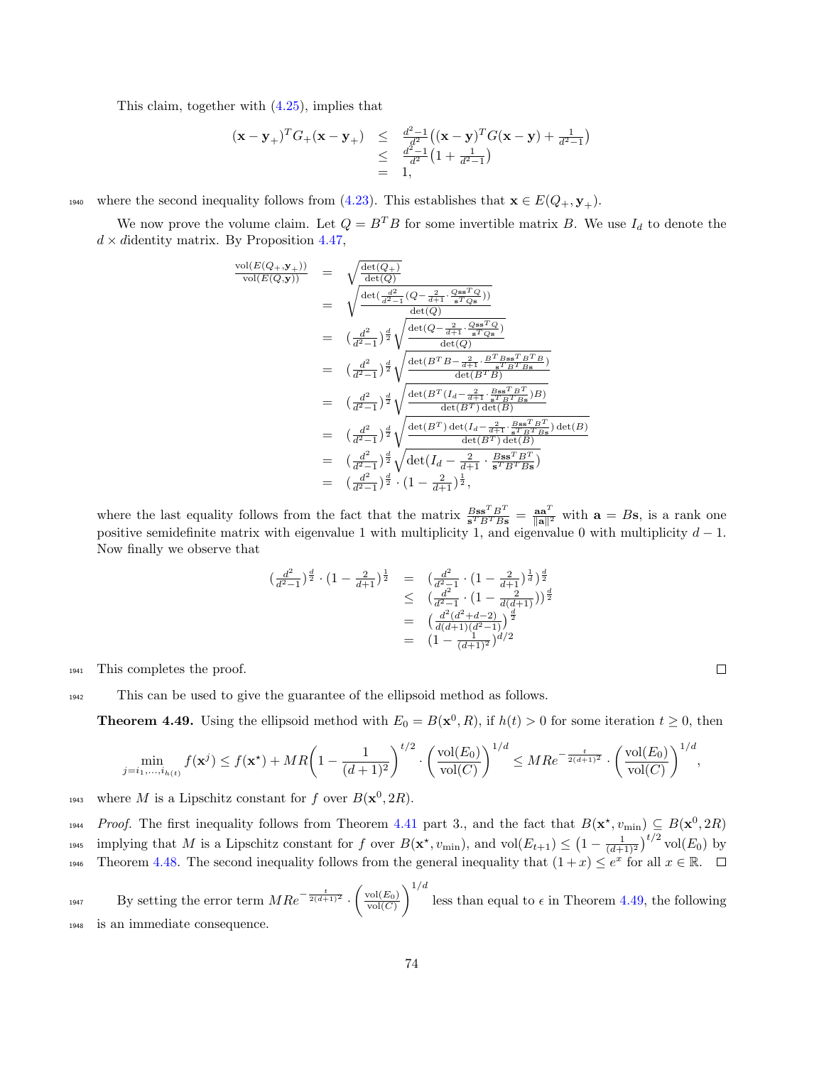This claim, together with (4.25), implies that

$$
\begin{array}{rcl}
(\mathbf{x}-\mathbf{y}_+)^T G_+(\mathbf{x}-\mathbf{y}_+) & \leq & \frac{d^2-1}{d^2}\big((\mathbf{x}-\mathbf{y})^T G(\mathbf{x}-\mathbf{y}) + \frac{1}{d^2-1}\big) \\
& \leq & \frac{d^2-1}{d^2}\big(1 + \frac{1}{d^2-1}\big) \\
& = & 1,
\end{array}
$$

where the second inequality follows from (4.23). This establishes that $\mathbf{x} \in E(Q_+, \mathbf{y}_+)$.

We now prove the volume claim. Let $Q = B^T B$ for some invertible matrix $B$. We use $I_d$ to denote the $d \times d$identity matrix. By Proposition 4.47,

$$
\begin{array}{rcl}
\frac{\mathrm{vol}(E(Q_+,\mathbf{y}_+))}{\mathrm{vol}(E(Q,\mathbf{y}))} & = & \sqrt{\frac{\det(Q_+)}{\det(Q)}} \\
& = & \sqrt{\frac{\det(\frac{d^2}{d^2-1}(Q - \frac{2}{d+1}\cdot\frac{Q\mathbf{s}\mathbf{s}^T Q}{\mathbf{s}^T Q\mathbf{s}}))}{\det(Q)}} \\
& = & (\frac{d^2}{d^2-1})^{\frac{d}{2}}\sqrt{\frac{\det(Q - \frac{2}{d+1}\cdot\frac{Q\mathbf{s}\mathbf{s}^T Q}{\mathbf{s}^T Q\mathbf{s}})}{\det(Q)}} \\
& = & (\frac{d^2}{d^2-1})^{\frac{d}{2}}\sqrt{\frac{\det(B^T B - \frac{2}{d+1}\cdot\frac{B^T B\mathbf{s}\mathbf{s}^T B^T B}{\mathbf{s}^T B^T B\mathbf{s}})}{\det(B^T B)}} \\
& = & (\frac{d^2}{d^2-1})^{\frac{d}{2}}\sqrt{\frac{\det(B^T (I_d - \frac{2}{d+1}\cdot\frac{B\mathbf{s}\mathbf{s}^T B^T}{\mathbf{s}^T B^T B\mathbf{s}})B)}{\det(B^T)\det(B)}} \\
& = & (\frac{d^2}{d^2-1})^{\frac{d}{2}}\sqrt{\frac{\det(B^T)\det(I_d - \frac{2}{d+1}\cdot\frac{B\mathbf{s}\mathbf{s}^T B^T}{\mathbf{s}^T B^T B\mathbf{s}})\det(B)}{\det(B^T)\det(B)}} \\
& = & (\frac{d^2}{d^2-1})^{\frac{d}{2}}\sqrt{\det(I_d - \frac{2}{d+1}\cdot\frac{B\mathbf{s}\mathbf{s}^T B^T}{\mathbf{s}^T B^T B\mathbf{s}})} \\
& = & (\frac{d^2}{d^2-1})^{\frac{d}{2}}\cdot(1-\frac{2}{d+1})^{\frac{1}{2}},
\end{array}
$$

where the last equality follows from the fact that the matrix $\frac{B\mathbf{s}\mathbf{s}^T B^T}{\mathbf{s}^T B^T B\mathbf{s}} = \frac{\mathbf{a}\mathbf{a}^T}{\|\mathbf{a}\|^2}$ with $\mathbf{a} = B\mathbf{s}$, is a rank one positive semidefinite matrix with eigenvalue 1 with multiplicity 1, and eigenvalue 0 with multiplicity $d-1$. Now finally we observe that

$$
\begin{array}{rcl}
(\frac{d^2}{d^2-1})^{\frac{d}{2}}\cdot(1-\frac{2}{d+1})^{\frac{1}{2}} & = & (\frac{d^2}{d^2-1}\cdot(1-\frac{2}{d+1})^{\frac{1}{d}})^{\frac{d}{2}} \\
& \leq & (\frac{d^2}{d^2-1}\cdot(1-\frac{2}{d(d+1)}))^{\frac{d}{2}} \\
& = & \big(\frac{d^2(d^2+d-2)}{d(d+1)(d^2-1)}\big)^{\frac{d}{2}} \\
& = & (1-\frac{1}{(d+1)^2})^{d/2}
\end{array}
$$

This completes the proof. ◻

This can be used to give the guarantee of the ellipsoid method as follows.

**Theorem 4.49.** Using the ellipsoid method with $E_0 = B(\mathbf{x}^0, R)$, if $h(t) > 0$ for some iteration $t \geq 0$, then

$$
\min_{j=i_1,\ldots,i_{h(t)}} f(\mathbf{x}^j) \leq f(\mathbf{x}^\star) + MR\Big(1-\frac{1}{(d+1)^2}\Big)^{t/2}\cdot\left(\frac{\mathrm{vol}(E_0)}{\mathrm{vol}(C)}\right)^{1/d} \leq MRe^{-\frac{t}{2(d+1)^2}}\cdot\left(\frac{\mathrm{vol}(E_0)}{\mathrm{vol}(C)}\right)^{1/d},
$$

where $M$ is a Lipschitz constant for $f$ over $B(\mathbf{x}^0, 2R)$.

*Proof.* The first inequality follows from Theorem 4.41 part 3., and the fact that $B(\mathbf{x}^\star, v_{\min}) \subseteq B(\mathbf{x}^0, 2R)$ implying that $M$ is a Lipschitz constant for $f$ over $B(\mathbf{x}^\star, v_{\min})$, and $\mathrm{vol}(E_{t+1}) \leq \big(1-\frac{1}{(d+1)^2}\big)^{t/2}\mathrm{vol}(E_0)$ by Theorem 4.48. The second inequality follows from the general inequality that $(1+x) \leq e^x$ for all $x \in \mathbb{R}$. ◻

By setting the error term $MRe^{-\frac{t}{2(d+1)^2}}\cdot\left(\frac{\mathrm{vol}(E_0)}{\mathrm{vol}(C)}\right)^{1/d}$ less than equal to $\epsilon$ in Theorem 4.49, the following is an immediate consequence.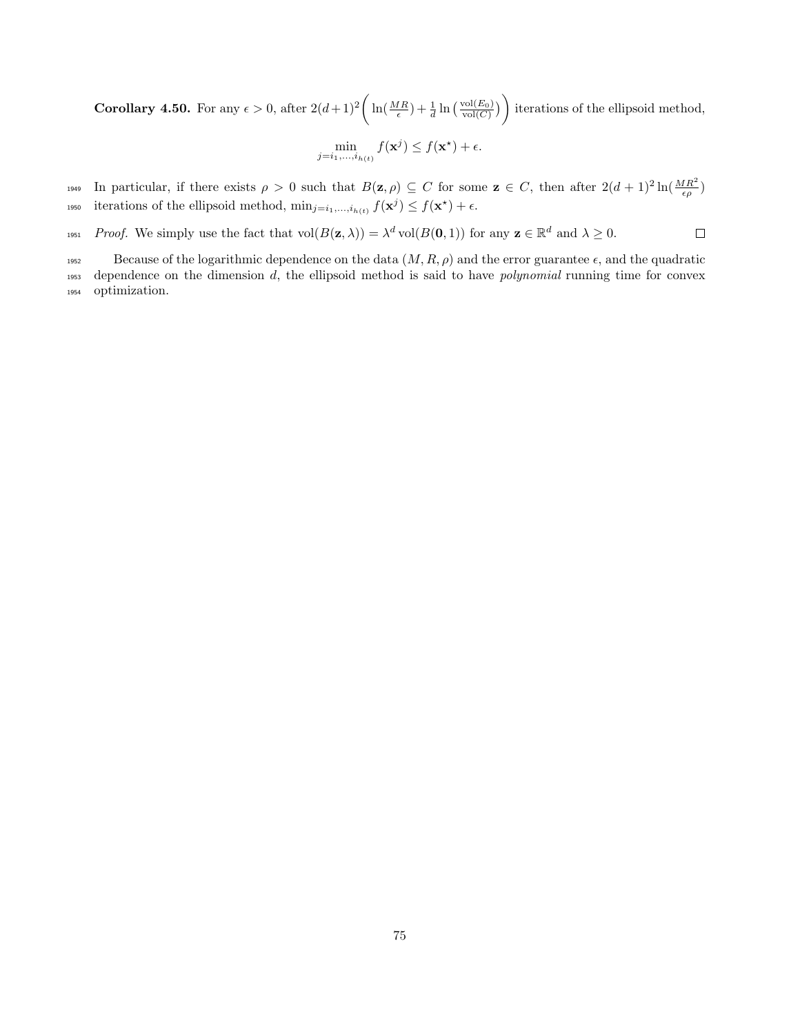**Corollary 4.50.** For any $\epsilon > 0$, after $2(d+1)^2\Bigg(\ln(\frac{MR}{\epsilon}) + \frac{1}{d}\ln\big(\frac{\text{vol}(E_0)}{\text{vol}(C)}\big)\Bigg)$ iterations of the ellipsoid method,

$$\min_{j=i_1,\ldots,i_{h(t)}} f(\mathbf{x}^j) \leq f(\mathbf{x}^\star) + \epsilon.$$

In particular, if there exists $\rho > 0$ such that $B(\mathbf{z}, \rho) \subseteq C$ for some $\mathbf{z} \in C$, then after $2(d+1)^2 \ln(\frac{MR^2}{\epsilon\rho})$ iterations of the ellipsoid method, $\min_{j=i_1,\ldots,i_{h(t)}} f(\mathbf{x}^j) \leq f(\mathbf{x}^\star) + \epsilon$.

*Proof.* We simply use the fact that $\text{vol}(B(\mathbf{z}, \lambda)) = \lambda^d \text{vol}(B(\mathbf{0}, 1))$ for any $\mathbf{z} \in \mathbb{R}^d$ and $\lambda \geq 0$. $\square$

Because of the logarithmic dependence on the data $(M, R, \rho)$ and the error guarantee $\epsilon$, and the quadratic dependence on the dimension $d$, the ellipsoid method is said to have *polynomial* running time for convex optimization.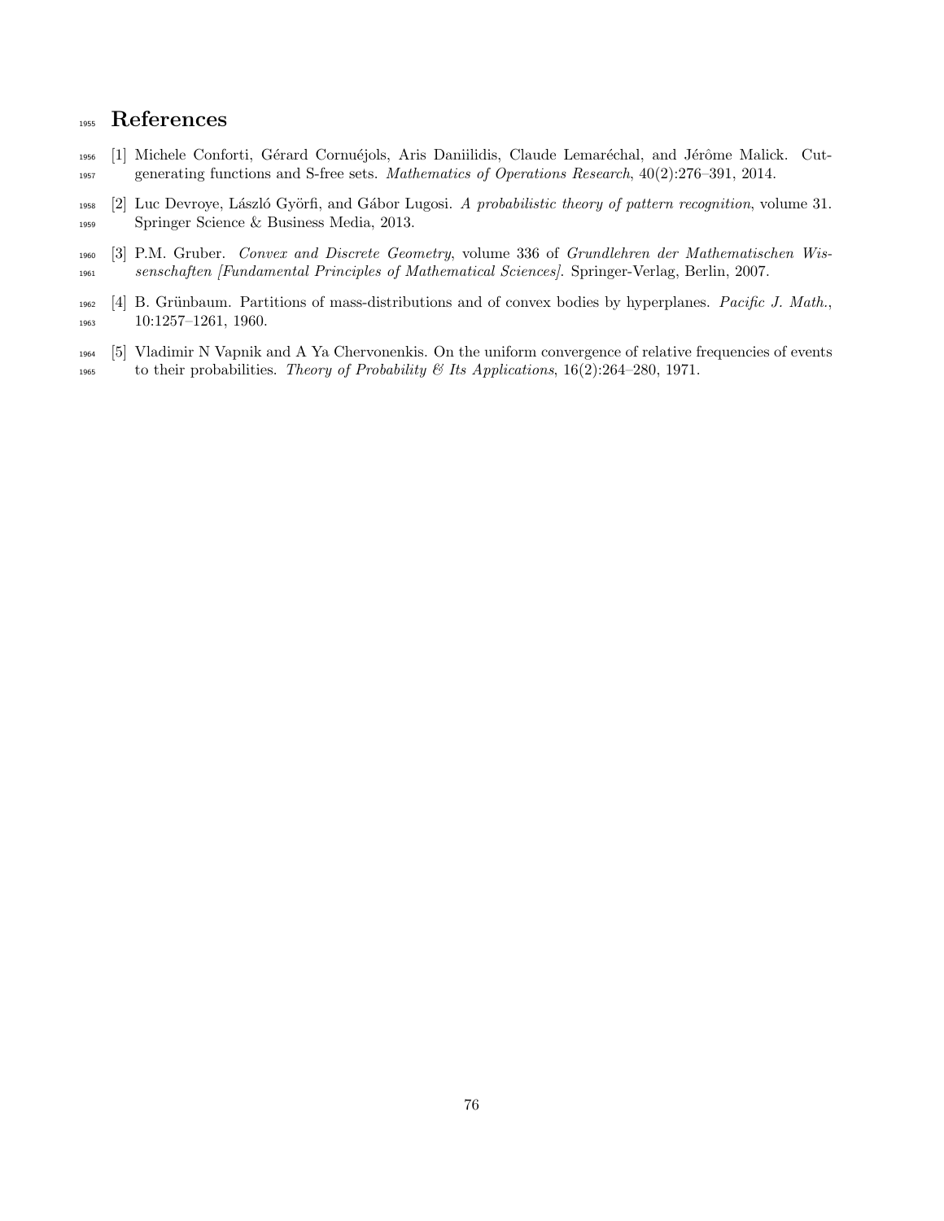# References

[1] Michele Conforti, Gérard Cornuéjols, Aris Daniilidis, Claude Lemaréchal, and Jérôme Malick. Cut-generating functions and S-free sets. *Mathematics of Operations Research*, 40(2):276–391, 2014.

[2] Luc Devroye, László Györfi, and Gábor Lugosi. *A probabilistic theory of pattern recognition*, volume 31. Springer Science & Business Media, 2013.

[3] P.M. Gruber. *Convex and Discrete Geometry*, volume 336 of *Grundlehren der Mathematischen Wissenschaften [Fundamental Principles of Mathematical Sciences]*. Springer-Verlag, Berlin, 2007.

[4] B. Grünbaum. Partitions of mass-distributions and of convex bodies by hyperplanes. *Pacific J. Math.*, 10:1257–1261, 1960.

[5] Vladimir N Vapnik and A Ya Chervonenkis. On the uniform convergence of relative frequencies of events to their probabilities. *Theory of Probability & Its Applications*, 16(2):264–280, 1971.